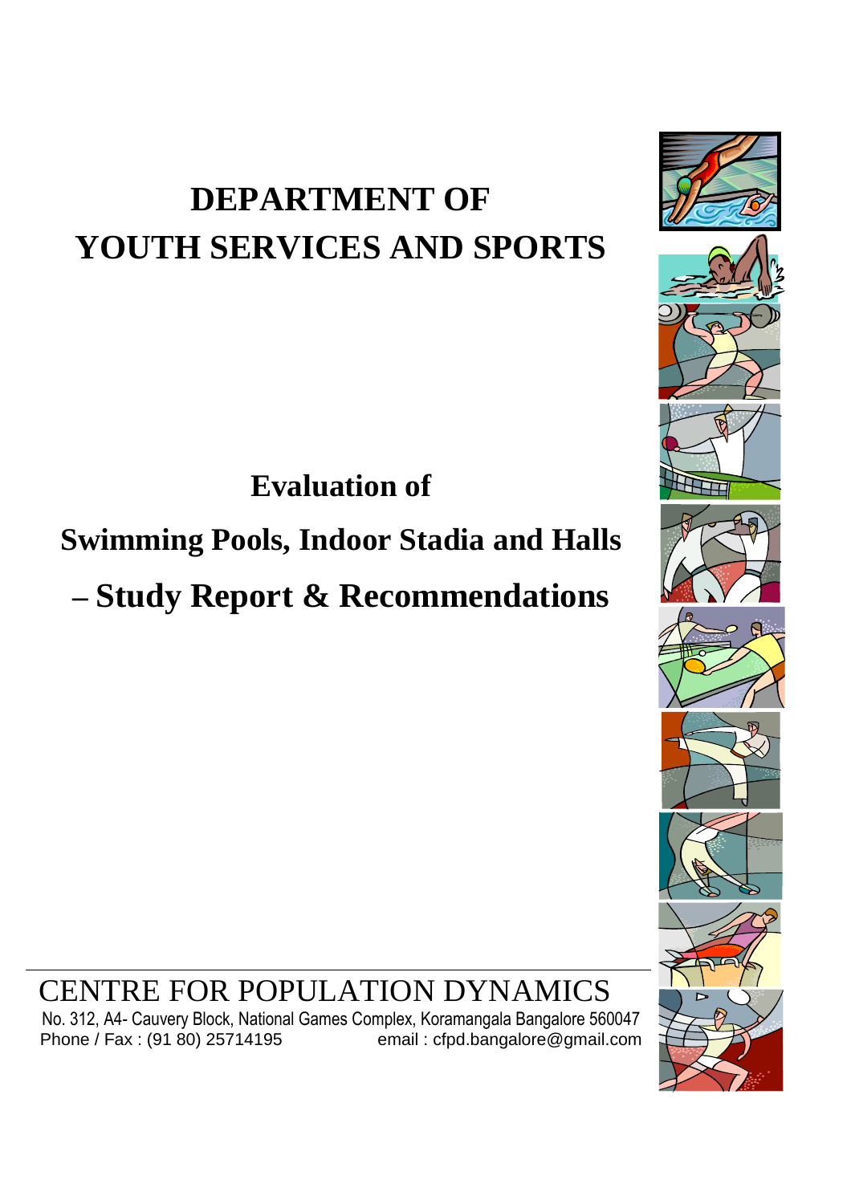# DEPARTMENT OF YOUTH SERVICES AND SPORTS

## Evaluation of

## Swimming Pools, Indoor Stadia and Halls – Study Report & Recommendations

CENTRE FOR POPULATION DYNAMICS

No. 312, A4- Cauvery Block, National Games Complex, Koramangala Bangalore 560047

Phone / Fax : (91 80) 25714195 email : cfpd.bangalore@gmail.com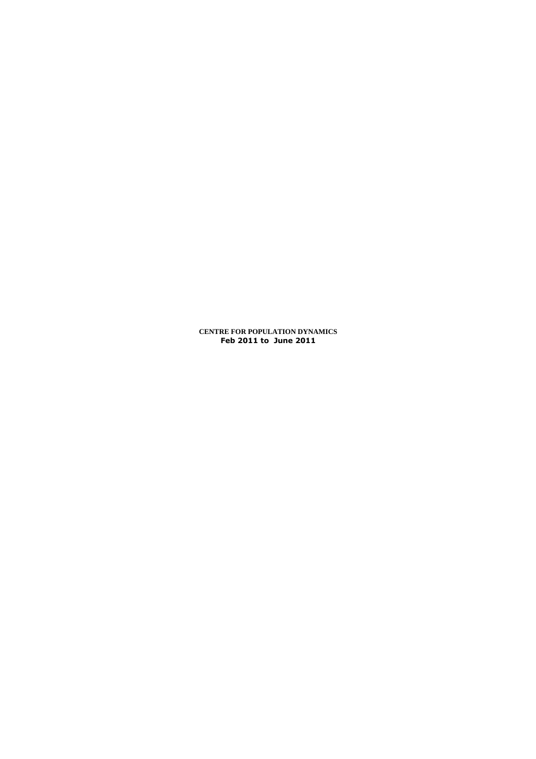**CENTRE FOR POPULATION DYNAMICS**
**Feb 2011 to June 2011**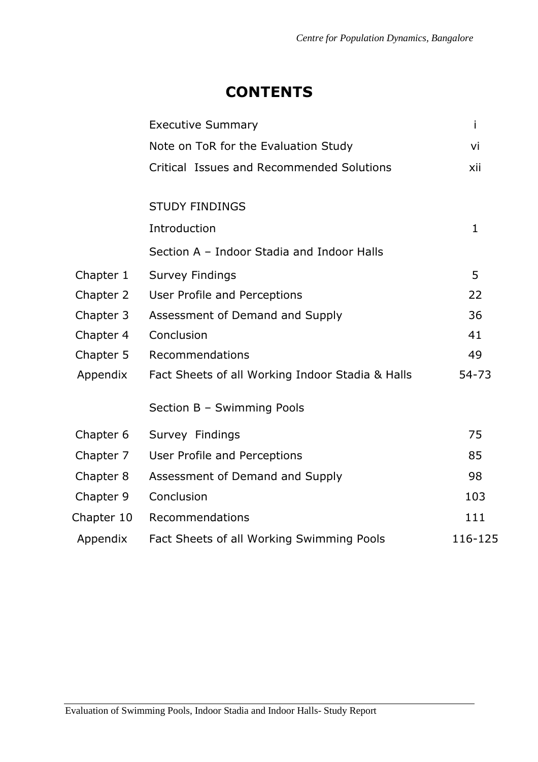# CONTENTS

| | | |
|---|---|---|
| | Executive Summary | i |
| | Note on ToR for the Evaluation Study | vi |
| | Critical Issues and Recommended Solutions | xii |
| | STUDY FINDINGS | |
| | Introduction | 1 |
| | Section A – Indoor Stadia and Indoor Halls | |
| Chapter 1 | Survey Findings | 5 |
| Chapter 2 | User Profile and Perceptions | 22 |
| Chapter 3 | Assessment of Demand and Supply | 36 |
| Chapter 4 | Conclusion | 41 |
| Chapter 5 | Recommendations | 49 |
| Appendix | Fact Sheets of all Working Indoor Stadia & Halls | 54-73 |
| | Section B – Swimming Pools | |
| Chapter 6 | Survey Findings | 75 |
| Chapter 7 | User Profile and Perceptions | 85 |
| Chapter 8 | Assessment of Demand and Supply | 98 |
| Chapter 9 | Conclusion | 103 |
| Chapter 10 | Recommendations | 111 |
| Appendix | Fact Sheets of all Working Swimming Pools | 116-125 |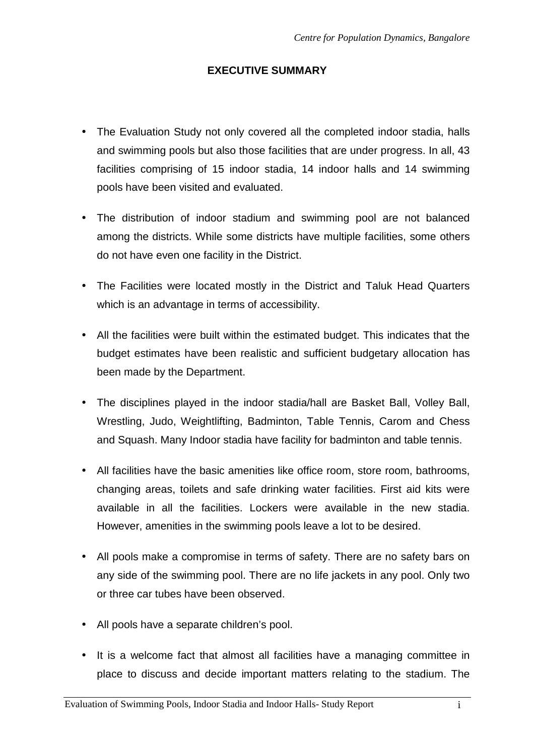## EXECUTIVE SUMMARY

- The Evaluation Study not only covered all the completed indoor stadia, halls and swimming pools but also those facilities that are under progress. In all, 43 facilities comprising of 15 indoor stadia, 14 indoor halls and 14 swimming pools have been visited and evaluated.
- The distribution of indoor stadium and swimming pool are not balanced among the districts. While some districts have multiple facilities, some others do not have even one facility in the District.
- The Facilities were located mostly in the District and Taluk Head Quarters which is an advantage in terms of accessibility.
- All the facilities were built within the estimated budget. This indicates that the budget estimates have been realistic and sufficient budgetary allocation has been made by the Department.
- The disciplines played in the indoor stadia/hall are Basket Ball, Volley Ball, Wrestling, Judo, Weightlifting, Badminton, Table Tennis, Carom and Chess and Squash. Many Indoor stadia have facility for badminton and table tennis.
- All facilities have the basic amenities like office room, store room, bathrooms, changing areas, toilets and safe drinking water facilities. First aid kits were available in all the facilities. Lockers were available in the new stadia. However, amenities in the swimming pools leave a lot to be desired.
- All pools make a compromise in terms of safety. There are no safety bars on any side of the swimming pool. There are no life jackets in any pool. Only two or three car tubes have been observed.
- All pools have a separate children's pool.
- It is a welcome fact that almost all facilities have a managing committee in place to discuss and decide important matters relating to the stadium. The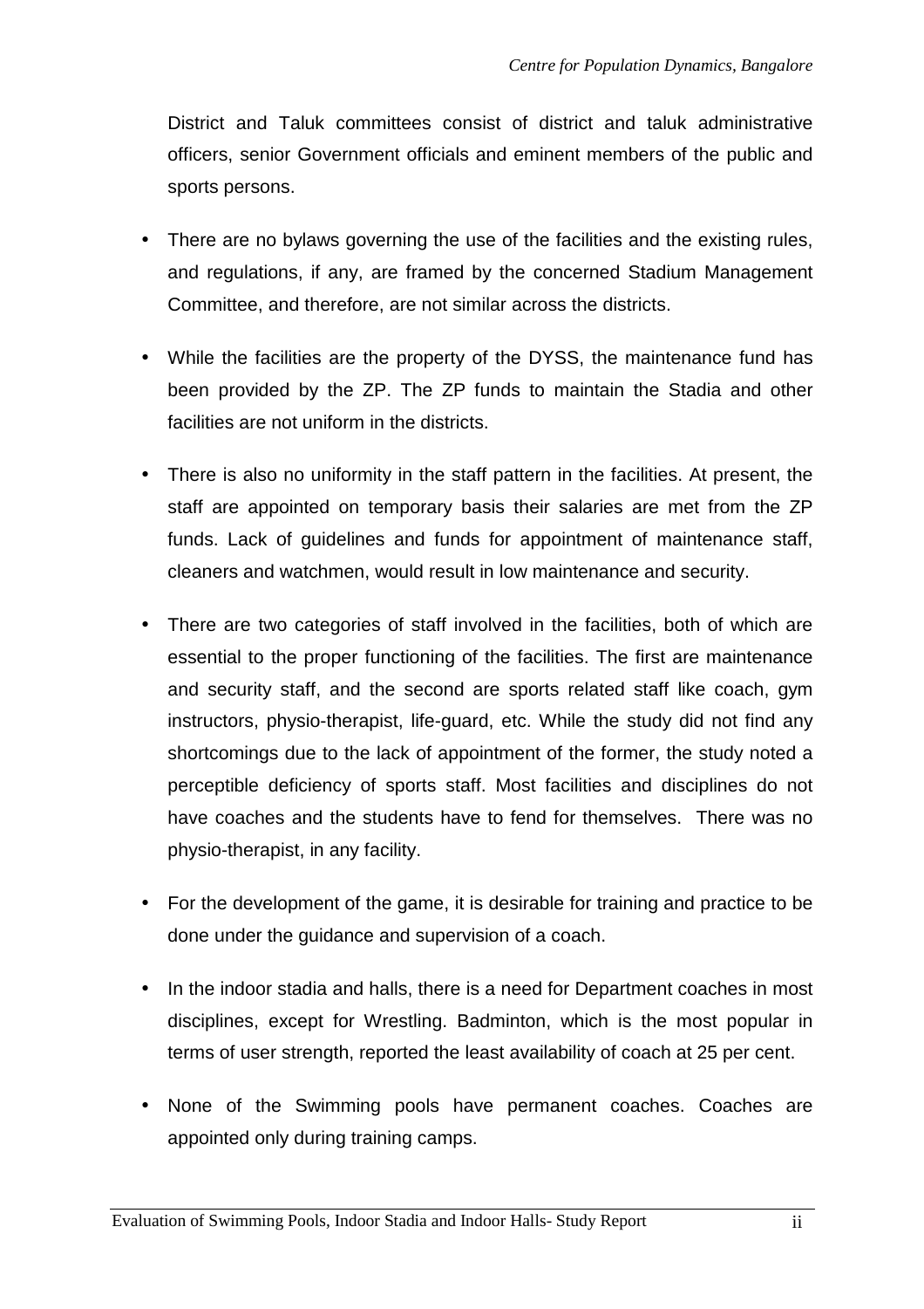District and Taluk committees consist of district and taluk administrative officers, senior Government officials and eminent members of the public and sports persons.

- There are no bylaws governing the use of the facilities and the existing rules, and regulations, if any, are framed by the concerned Stadium Management Committee, and therefore, are not similar across the districts.

- While the facilities are the property of the DYSS, the maintenance fund has been provided by the ZP. The ZP funds to maintain the Stadia and other facilities are not uniform in the districts.

- There is also no uniformity in the staff pattern in the facilities. At present, the staff are appointed on temporary basis their salaries are met from the ZP funds. Lack of guidelines and funds for appointment of maintenance staff, cleaners and watchmen, would result in low maintenance and security.

- There are two categories of staff involved in the facilities, both of which are essential to the proper functioning of the facilities. The first are maintenance and security staff, and the second are sports related staff like coach, gym instructors, physio-therapist, life-guard, etc. While the study did not find any shortcomings due to the lack of appointment of the former, the study noted a perceptible deficiency of sports staff. Most facilities and disciplines do not have coaches and the students have to fend for themselves. There was no physio-therapist, in any facility.

- For the development of the game, it is desirable for training and practice to be done under the guidance and supervision of a coach.

- In the indoor stadia and halls, there is a need for Department coaches in most disciplines, except for Wrestling. Badminton, which is the most popular in terms of user strength, reported the least availability of coach at 25 per cent.

- None of the Swimming pools have permanent coaches. Coaches are appointed only during training camps.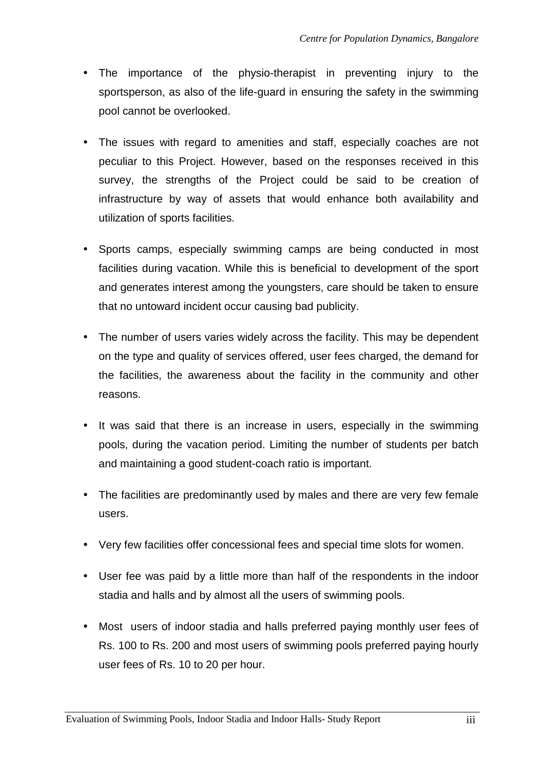- The importance of the physio-therapist in preventing injury to the sportsperson, as also of the life-guard in ensuring the safety in the swimming pool cannot be overlooked.

- The issues with regard to amenities and staff, especially coaches are not peculiar to this Project. However, based on the responses received in this survey, the strengths of the Project could be said to be creation of infrastructure by way of assets that would enhance both availability and utilization of sports facilities.

- Sports camps, especially swimming camps are being conducted in most facilities during vacation. While this is beneficial to development of the sport and generates interest among the youngsters, care should be taken to ensure that no untoward incident occur causing bad publicity.

- The number of users varies widely across the facility. This may be dependent on the type and quality of services offered, user fees charged, the demand for the facilities, the awareness about the facility in the community and other reasons.

- It was said that there is an increase in users, especially in the swimming pools, during the vacation period. Limiting the number of students per batch and maintaining a good student-coach ratio is important.

- The facilities are predominantly used by males and there are very few female users.

- Very few facilities offer concessional fees and special time slots for women.

- User fee was paid by a little more than half of the respondents in the indoor stadia and halls and by almost all the users of swimming pools.

- Most users of indoor stadia and halls preferred paying monthly user fees of Rs. 100 to Rs. 200 and most users of swimming pools preferred paying hourly user fees of Rs. 10 to 20 per hour.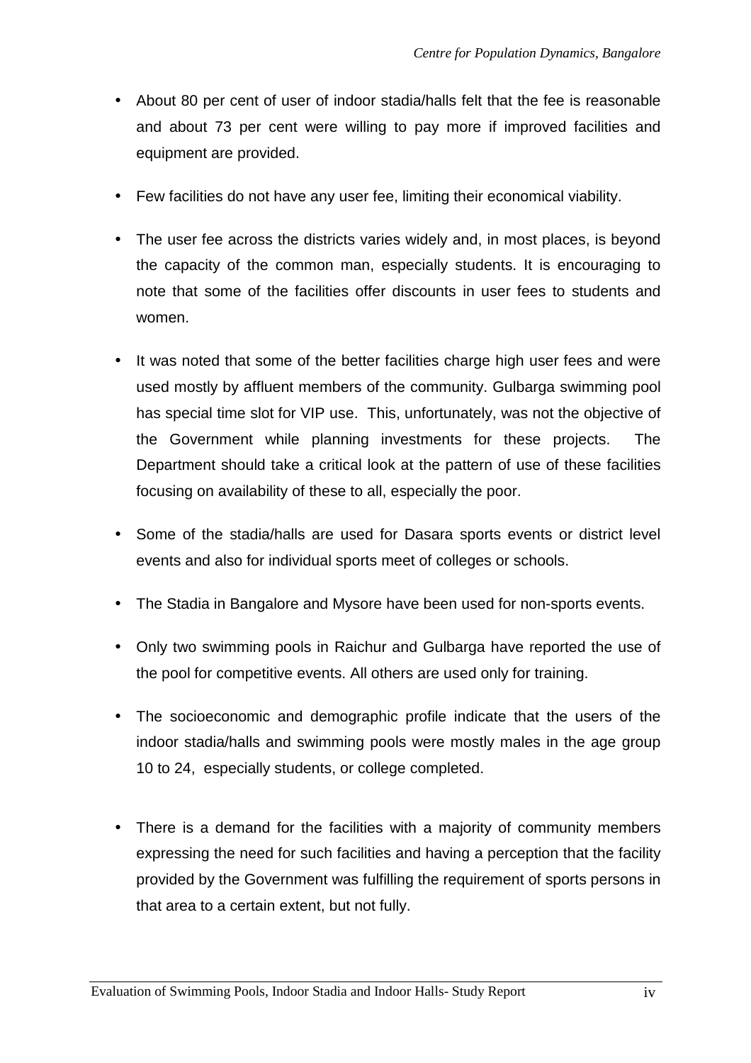- About 80 per cent of user of indoor stadia/halls felt that the fee is reasonable and about 73 per cent were willing to pay more if improved facilities and equipment are provided.
- Few facilities do not have any user fee, limiting their economical viability.
- The user fee across the districts varies widely and, in most places, is beyond the capacity of the common man, especially students. It is encouraging to note that some of the facilities offer discounts in user fees to students and women.
- It was noted that some of the better facilities charge high user fees and were used mostly by affluent members of the community. Gulbarga swimming pool has special time slot for VIP use. This, unfortunately, was not the objective of the Government while planning investments for these projects. The Department should take a critical look at the pattern of use of these facilities focusing on availability of these to all, especially the poor.
- Some of the stadia/halls are used for Dasara sports events or district level events and also for individual sports meet of colleges or schools.
- The Stadia in Bangalore and Mysore have been used for non-sports events.
- Only two swimming pools in Raichur and Gulbarga have reported the use of the pool for competitive events. All others are used only for training.
- The socioeconomic and demographic profile indicate that the users of the indoor stadia/halls and swimming pools were mostly males in the age group 10 to 24, especially students, or college completed.
- There is a demand for the facilities with a majority of community members expressing the need for such facilities and having a perception that the facility provided by the Government was fulfilling the requirement of sports persons in that area to a certain extent, but not fully.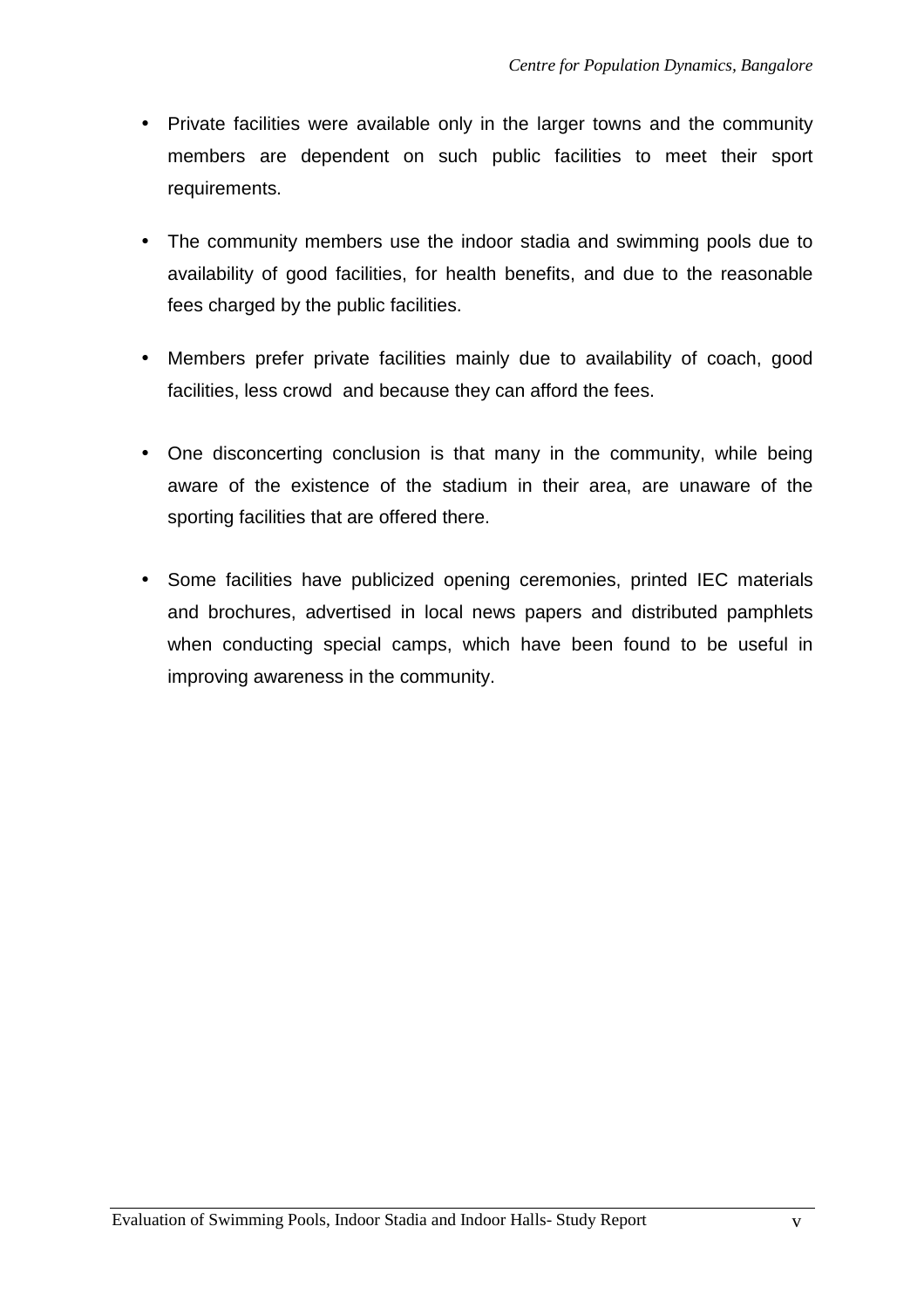- Private facilities were available only in the larger towns and the community members are dependent on such public facilities to meet their sport requirements.

- The community members use the indoor stadia and swimming pools due to availability of good facilities, for health benefits, and due to the reasonable fees charged by the public facilities.

- Members prefer private facilities mainly due to availability of coach, good facilities, less crowd and because they can afford the fees.

- One disconcerting conclusion is that many in the community, while being aware of the existence of the stadium in their area, are unaware of the sporting facilities that are offered there.

- Some facilities have publicized opening ceremonies, printed IEC materials and brochures, advertised in local news papers and distributed pamphlets when conducting special camps, which have been found to be useful in improving awareness in the community.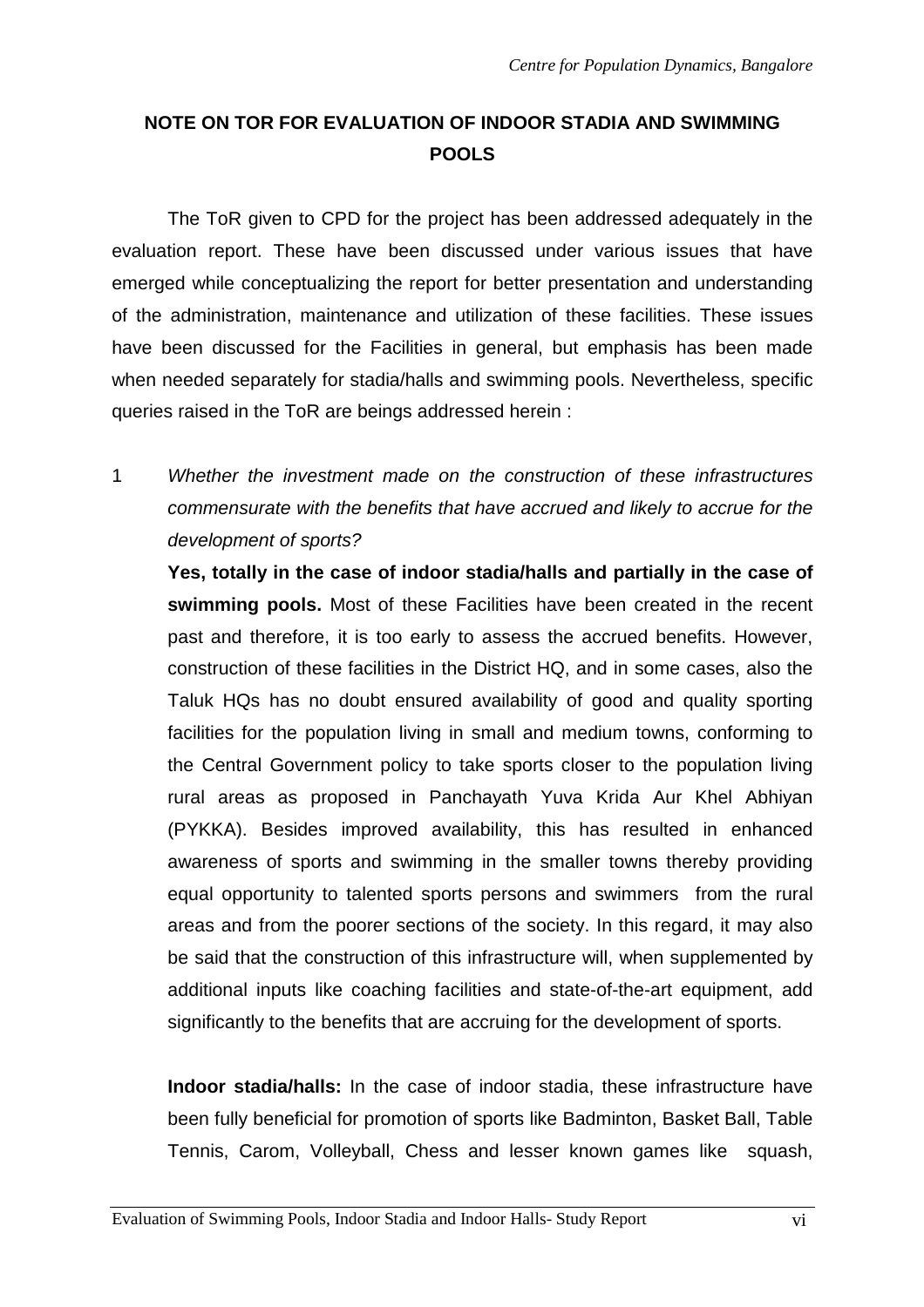## NOTE ON TOR FOR EVALUATION OF INDOOR STADIA AND SWIMMING POOLS

The ToR given to CPD for the project has been addressed adequately in the evaluation report. These have been discussed under various issues that have emerged while conceptualizing the report for better presentation and understanding of the administration, maintenance and utilization of these facilities. These issues have been discussed for the Facilities in general, but emphasis has been made when needed separately for stadia/halls and swimming pools. Nevertheless, specific queries raised in the ToR are beings addressed herein :

1 *Whether the investment made on the construction of these infrastructures commensurate with the benefits that have accrued and likely to accrue for the development of sports?*

**Yes, totally in the case of indoor stadia/halls and partially in the case of swimming pools.** Most of these Facilities have been created in the recent past and therefore, it is too early to assess the accrued benefits. However, construction of these facilities in the District HQ, and in some cases, also the Taluk HQs has no doubt ensured availability of good and quality sporting facilities for the population living in small and medium towns, conforming to the Central Government policy to take sports closer to the population living rural areas as proposed in Panchayath Yuva Krida Aur Khel Abhiyan (PYKKA). Besides improved availability, this has resulted in enhanced awareness of sports and swimming in the smaller towns thereby providing equal opportunity to talented sports persons and swimmers from the rural areas and from the poorer sections of the society. In this regard, it may also be said that the construction of this infrastructure will, when supplemented by additional inputs like coaching facilities and state-of-the-art equipment, add significantly to the benefits that are accruing for the development of sports.

**Indoor stadia/halls:** In the case of indoor stadia, these infrastructure have been fully beneficial for promotion of sports like Badminton, Basket Ball, Table Tennis, Carom, Volleyball, Chess and lesser known games like squash,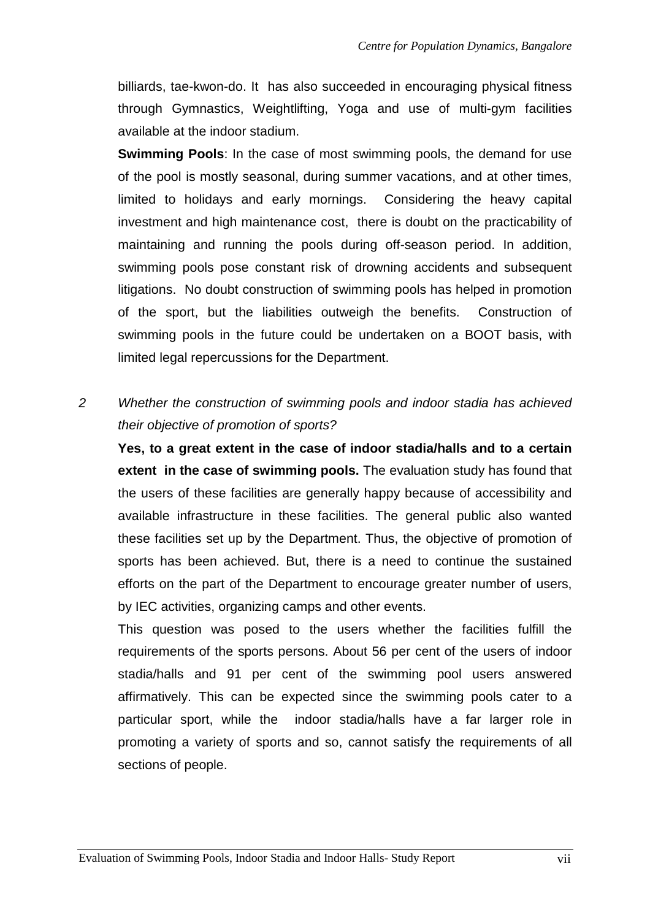billiards, tae-kwon-do. It has also succeeded in encouraging physical fitness through Gymnastics, Weightlifting, Yoga and use of multi-gym facilities available at the indoor stadium.

**Swimming Pools**: In the case of most swimming pools, the demand for use of the pool is mostly seasonal, during summer vacations, and at other times, limited to holidays and early mornings. Considering the heavy capital investment and high maintenance cost, there is doubt on the practicability of maintaining and running the pools during off-season period. In addition, swimming pools pose constant risk of drowning accidents and subsequent litigations. No doubt construction of swimming pools has helped in promotion of the sport, but the liabilities outweigh the benefits. Construction of swimming pools in the future could be undertaken on a BOOT basis, with limited legal repercussions for the Department.

2 *Whether the construction of swimming pools and indoor stadia has achieved their objective of promotion of sports?*

**Yes, to a great extent in the case of indoor stadia/halls and to a certain extent in the case of swimming pools.** The evaluation study has found that the users of these facilities are generally happy because of accessibility and available infrastructure in these facilities. The general public also wanted these facilities set up by the Department. Thus, the objective of promotion of sports has been achieved. But, there is a need to continue the sustained efforts on the part of the Department to encourage greater number of users, by IEC activities, organizing camps and other events.

This question was posed to the users whether the facilities fulfill the requirements of the sports persons. About 56 per cent of the users of indoor stadia/halls and 91 per cent of the swimming pool users answered affirmatively. This can be expected since the swimming pools cater to a particular sport, while the indoor stadia/halls have a far larger role in promoting a variety of sports and so, cannot satisfy the requirements of all sections of people.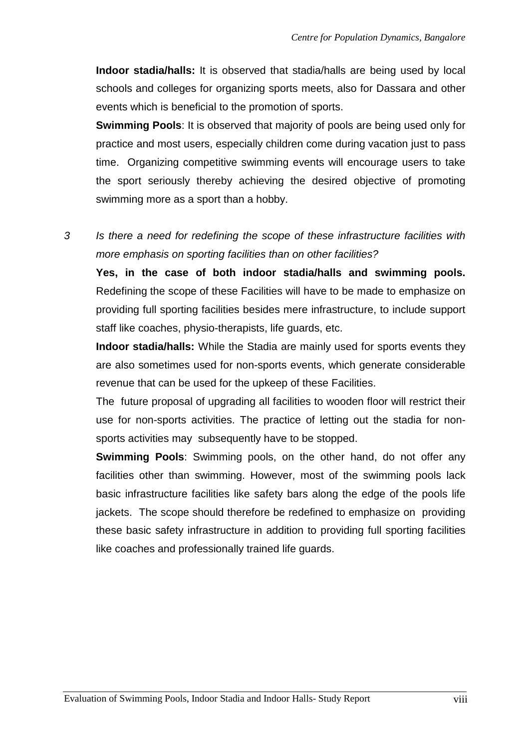**Indoor stadia/halls:** It is observed that stadia/halls are being used by local schools and colleges for organizing sports meets, also for Dassara and other events which is beneficial to the promotion of sports.

**Swimming Pools**: It is observed that majority of pools are being used only for practice and most users, especially children come during vacation just to pass time. Organizing competitive swimming events will encourage users to take the sport seriously thereby achieving the desired objective of promoting swimming more as a sport than a hobby.

3 *Is there a need for redefining the scope of these infrastructure facilities with more emphasis on sporting facilities than on other facilities?*

**Yes, in the case of both indoor stadia/halls and swimming pools.** Redefining the scope of these Facilities will have to be made to emphasize on providing full sporting facilities besides mere infrastructure, to include support staff like coaches, physio-therapists, life guards, etc.

**Indoor stadia/halls:** While the Stadia are mainly used for sports events they are also sometimes used for non-sports events, which generate considerable revenue that can be used for the upkeep of these Facilities.

The future proposal of upgrading all facilities to wooden floor will restrict their use for non-sports activities. The practice of letting out the stadia for non-sports activities may subsequently have to be stopped.

**Swimming Pools**: Swimming pools, on the other hand, do not offer any facilities other than swimming. However, most of the swimming pools lack basic infrastructure facilities like safety bars along the edge of the pools life jackets. The scope should therefore be redefined to emphasize on providing these basic safety infrastructure in addition to providing full sporting facilities like coaches and professionally trained life guards.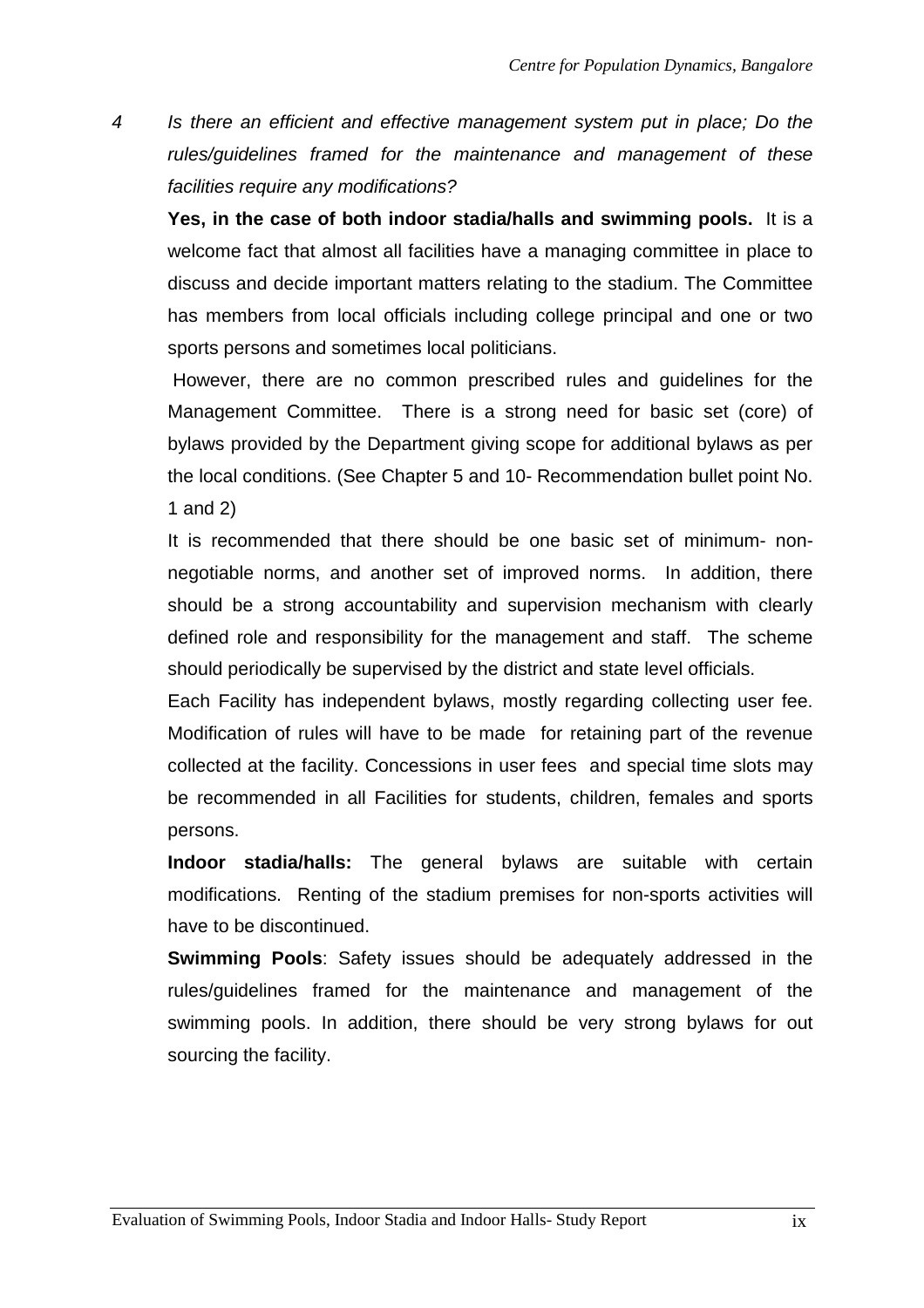4 *Is there an efficient and effective management system put in place; Do the rules/guidelines framed for the maintenance and management of these facilities require any modifications?*

**Yes, in the case of both indoor stadia/halls and swimming pools.** It is a welcome fact that almost all facilities have a managing committee in place to discuss and decide important matters relating to the stadium. The Committee has members from local officials including college principal and one or two sports persons and sometimes local politicians.

However, there are no common prescribed rules and guidelines for the Management Committee. There is a strong need for basic set (core) of bylaws provided by the Department giving scope for additional bylaws as per the local conditions. (See Chapter 5 and 10- Recommendation bullet point No. 1 and 2)

It is recommended that there should be one basic set of minimum- non-negotiable norms, and another set of improved norms. In addition, there should be a strong accountability and supervision mechanism with clearly defined role and responsibility for the management and staff. The scheme should periodically be supervised by the district and state level officials.

Each Facility has independent bylaws, mostly regarding collecting user fee. Modification of rules will have to be made for retaining part of the revenue collected at the facility. Concessions in user fees and special time slots may be recommended in all Facilities for students, children, females and sports persons.

**Indoor stadia/halls:** The general bylaws are suitable with certain modifications. Renting of the stadium premises for non-sports activities will have to be discontinued.

**Swimming Pools**: Safety issues should be adequately addressed in the rules/guidelines framed for the maintenance and management of the swimming pools. In addition, there should be very strong bylaws for out sourcing the facility.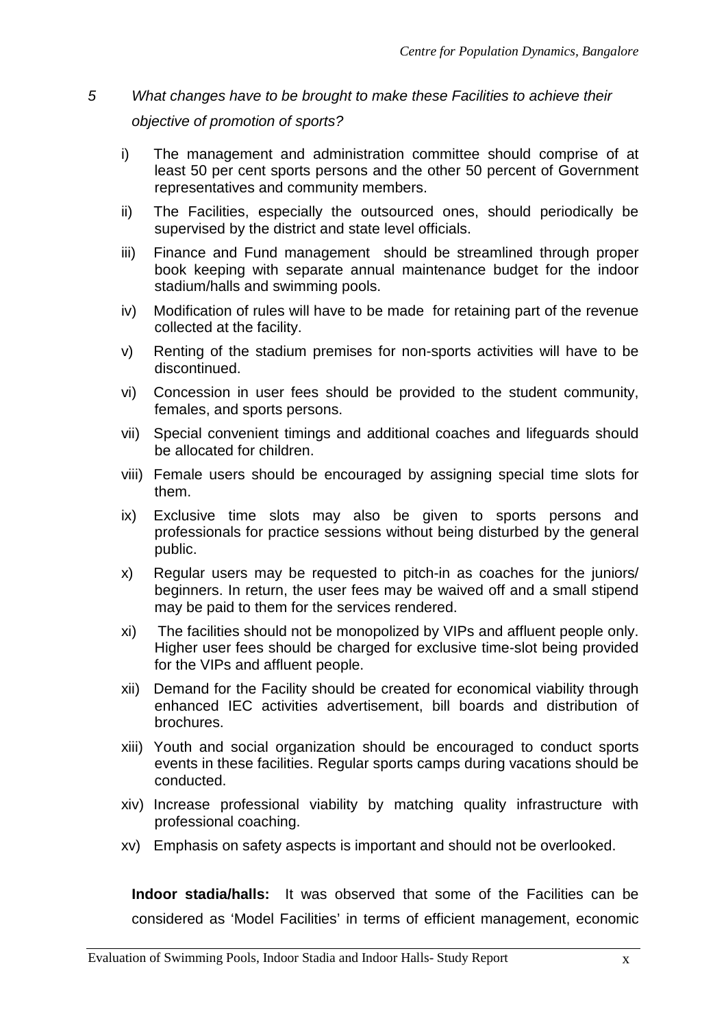*5 What changes have to be brought to make these Facilities to achieve their objective of promotion of sports?*

i) The management and administration committee should comprise of at least 50 per cent sports persons and the other 50 percent of Government representatives and community members.

ii) The Facilities, especially the outsourced ones, should periodically be supervised by the district and state level officials.

iii) Finance and Fund management should be streamlined through proper book keeping with separate annual maintenance budget for the indoor stadium/halls and swimming pools.

iv) Modification of rules will have to be made for retaining part of the revenue collected at the facility.

v) Renting of the stadium premises for non-sports activities will have to be discontinued.

vi) Concession in user fees should be provided to the student community, females, and sports persons.

vii) Special convenient timings and additional coaches and lifeguards should be allocated for children.

viii) Female users should be encouraged by assigning special time slots for them.

ix) Exclusive time slots may also be given to sports persons and professionals for practice sessions without being disturbed by the general public.

x) Regular users may be requested to pitch-in as coaches for the juniors/ beginners. In return, the user fees may be waived off and a small stipend may be paid to them for the services rendered.

xi) The facilities should not be monopolized by VIPs and affluent people only. Higher user fees should be charged for exclusive time-slot being provided for the VIPs and affluent people.

xii) Demand for the Facility should be created for economical viability through enhanced IEC activities advertisement, bill boards and distribution of brochures.

xiii) Youth and social organization should be encouraged to conduct sports events in these facilities. Regular sports camps during vacations should be conducted.

xiv) Increase professional viability by matching quality infrastructure with professional coaching.

xv) Emphasis on safety aspects is important and should not be overlooked.

**Indoor stadia/halls:** It was observed that some of the Facilities can be considered as 'Model Facilities' in terms of efficient management, economic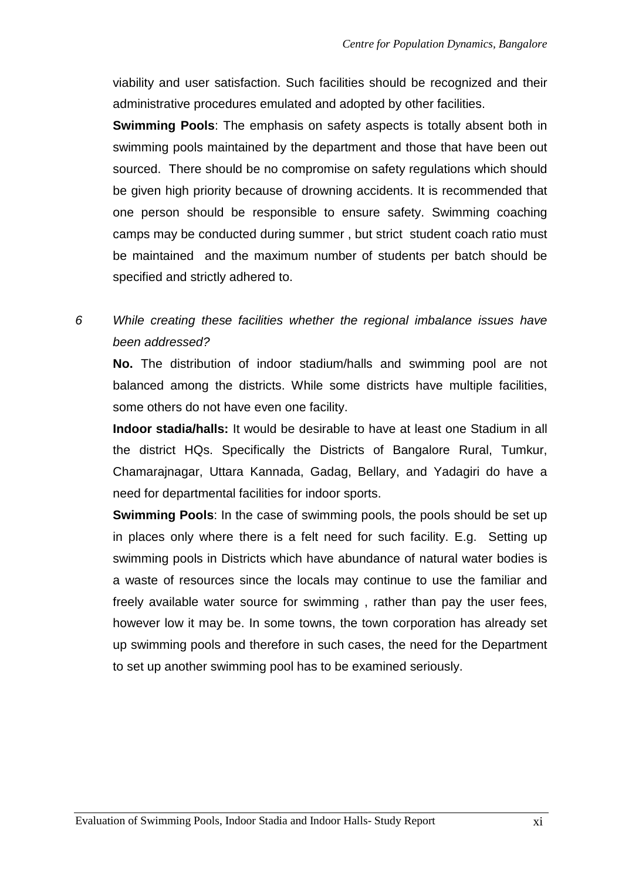viability and user satisfaction. Such facilities should be recognized and their administrative procedures emulated and adopted by other facilities.

**Swimming Pools**: The emphasis on safety aspects is totally absent both in swimming pools maintained by the department and those that have been out sourced. There should be no compromise on safety regulations which should be given high priority because of drowning accidents. It is recommended that one person should be responsible to ensure safety. Swimming coaching camps may be conducted during summer , but strict student coach ratio must be maintained and the maximum number of students per batch should be specified and strictly adhered to.

6 *While creating these facilities whether the regional imbalance issues have been addressed?*

**No.** The distribution of indoor stadium/halls and swimming pool are not balanced among the districts. While some districts have multiple facilities, some others do not have even one facility.

**Indoor stadia/halls:** It would be desirable to have at least one Stadium in all the district HQs. Specifically the Districts of Bangalore Rural, Tumkur, Chamarajnagar, Uttara Kannada, Gadag, Bellary, and Yadagiri do have a need for departmental facilities for indoor sports.

**Swimming Pools**: In the case of swimming pools, the pools should be set up in places only where there is a felt need for such facility. E.g. Setting up swimming pools in Districts which have abundance of natural water bodies is a waste of resources since the locals may continue to use the familiar and freely available water source for swimming , rather than pay the user fees, however low it may be. In some towns, the town corporation has already set up swimming pools and therefore in such cases, the need for the Department to set up another swimming pool has to be examined seriously.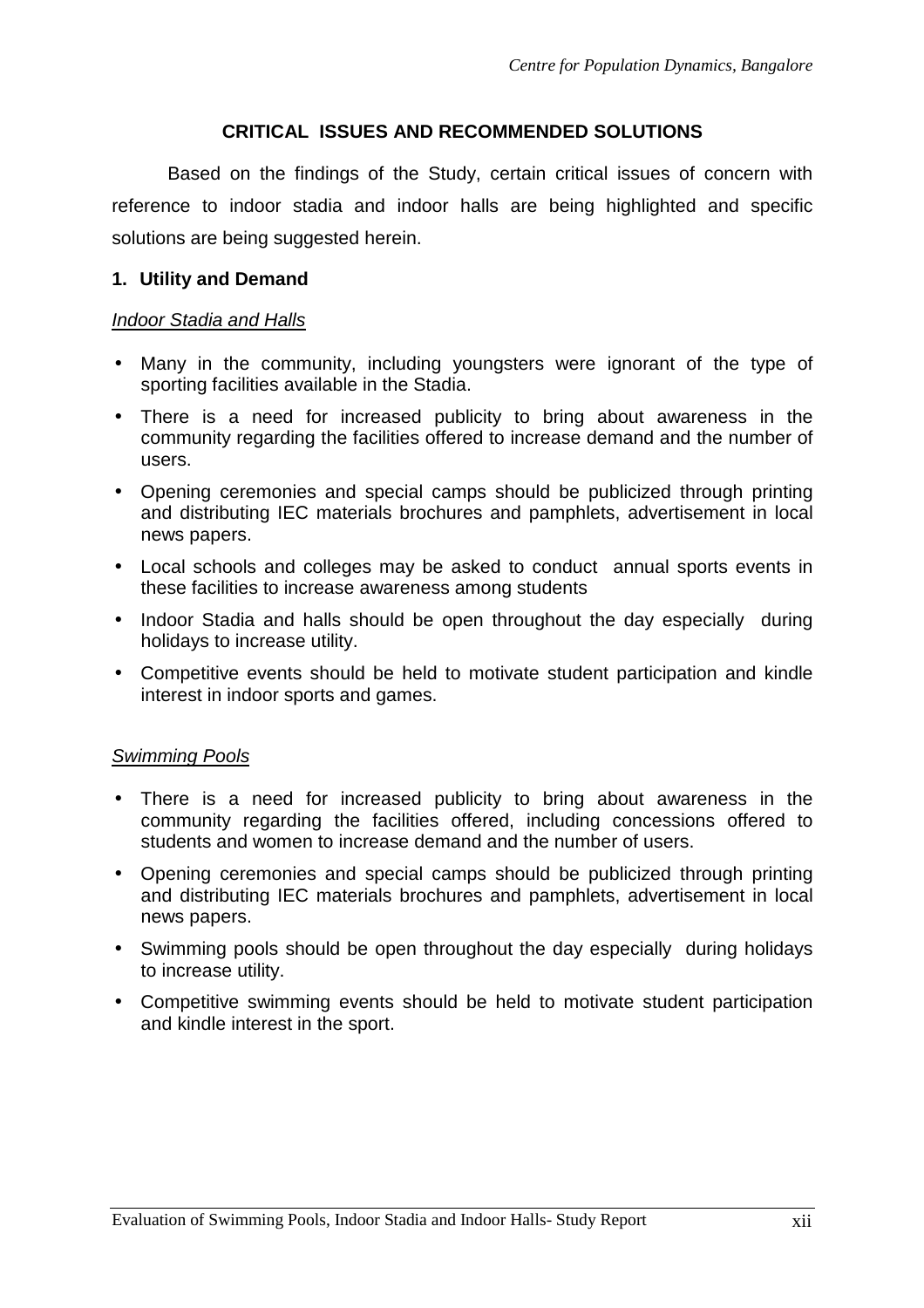## CRITICAL ISSUES AND RECOMMENDED SOLUTIONS

Based on the findings of the Study, certain critical issues of concern with reference to indoor stadia and indoor halls are being highlighted and specific solutions are being suggested herein.

### 1. Utility and Demand

*Indoor Stadia and Halls*

- Many in the community, including youngsters were ignorant of the type of sporting facilities available in the Stadia.
- There is a need for increased publicity to bring about awareness in the community regarding the facilities offered to increase demand and the number of users.
- Opening ceremonies and special camps should be publicized through printing and distributing IEC materials brochures and pamphlets, advertisement in local news papers.
- Local schools and colleges may be asked to conduct annual sports events in these facilities to increase awareness among students
- Indoor Stadia and halls should be open throughout the day especially during holidays to increase utility.
- Competitive events should be held to motivate student participation and kindle interest in indoor sports and games.

*Swimming Pools*

- There is a need for increased publicity to bring about awareness in the community regarding the facilities offered, including concessions offered to students and women to increase demand and the number of users.
- Opening ceremonies and special camps should be publicized through printing and distributing IEC materials brochures and pamphlets, advertisement in local news papers.
- Swimming pools should be open throughout the day especially during holidays to increase utility.
- Competitive swimming events should be held to motivate student participation and kindle interest in the sport.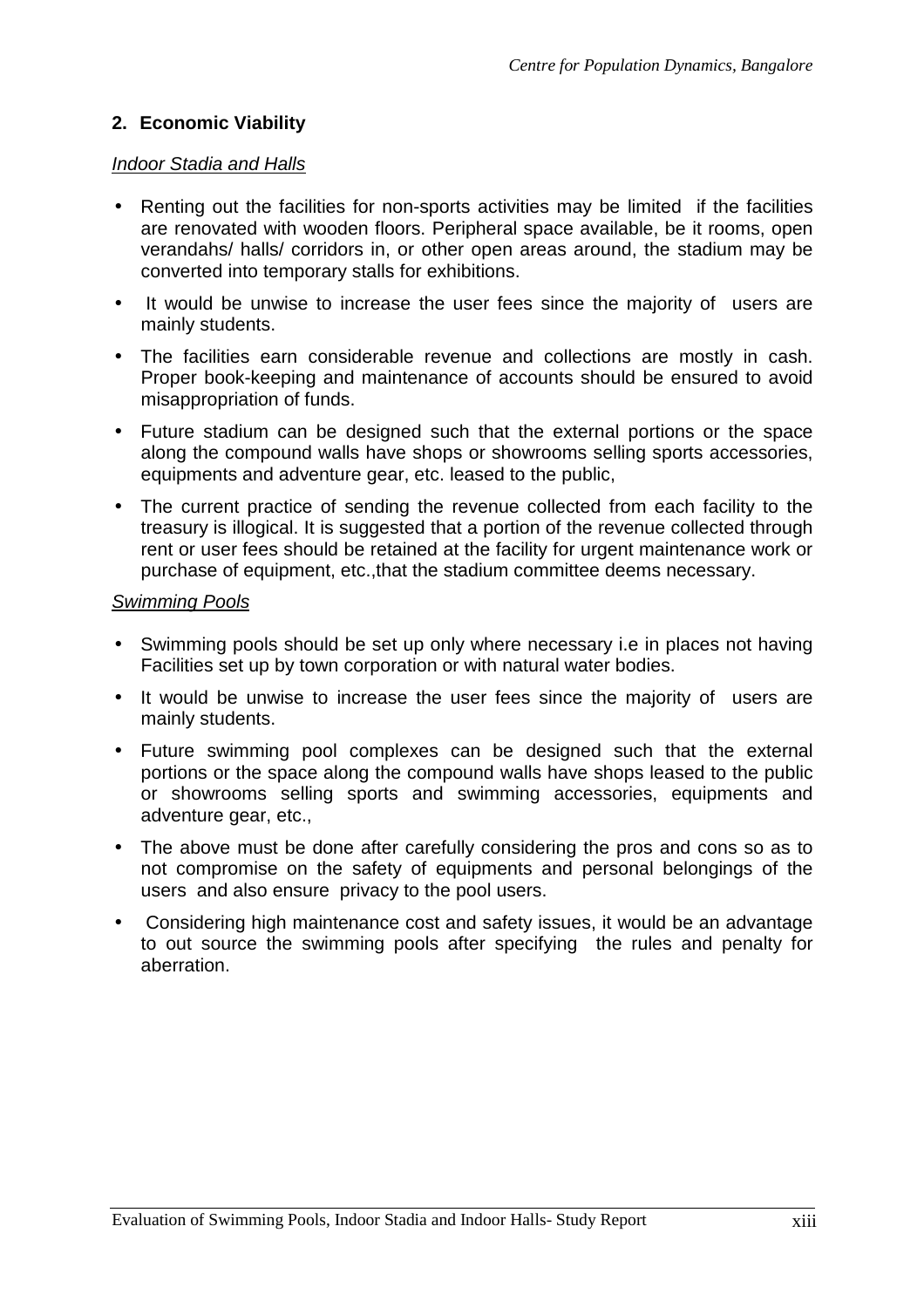## 2. Economic Viability

*Indoor Stadia and Halls*

- Renting out the facilities for non-sports activities may be limited if the facilities are renovated with wooden floors. Peripheral space available, be it rooms, open verandahs/ halls/ corridors in, or other open areas around, the stadium may be converted into temporary stalls for exhibitions.
- It would be unwise to increase the user fees since the majority of users are mainly students.
- The facilities earn considerable revenue and collections are mostly in cash. Proper book-keeping and maintenance of accounts should be ensured to avoid misappropriation of funds.
- Future stadium can be designed such that the external portions or the space along the compound walls have shops or showrooms selling sports accessories, equipments and adventure gear, etc. leased to the public,
- The current practice of sending the revenue collected from each facility to the treasury is illogical. It is suggested that a portion of the revenue collected through rent or user fees should be retained at the facility for urgent maintenance work or purchase of equipment, etc.,that the stadium committee deems necessary.

*Swimming Pools*

- Swimming pools should be set up only where necessary i.e in places not having Facilities set up by town corporation or with natural water bodies.
- It would be unwise to increase the user fees since the majority of users are mainly students.
- Future swimming pool complexes can be designed such that the external portions or the space along the compound walls have shops leased to the public or showrooms selling sports and swimming accessories, equipments and adventure gear, etc.,
- The above must be done after carefully considering the pros and cons so as to not compromise on the safety of equipments and personal belongings of the users and also ensure privacy to the pool users.
- Considering high maintenance cost and safety issues, it would be an advantage to out source the swimming pools after specifying the rules and penalty for aberration.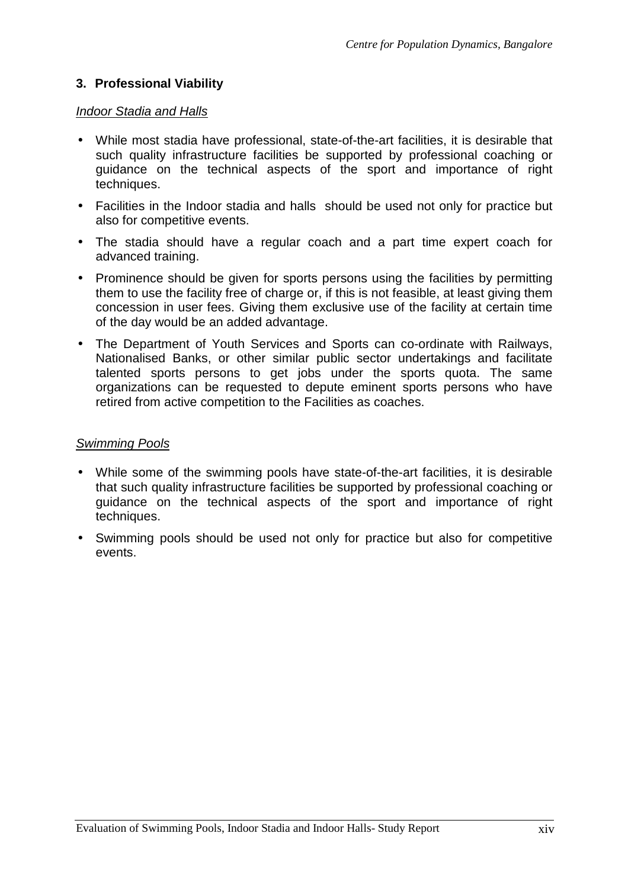### 3. Professional Viability

*Indoor Stadia and Halls*

- While most stadia have professional, state-of-the-art facilities, it is desirable that such quality infrastructure facilities be supported by professional coaching or guidance on the technical aspects of the sport and importance of right techniques.
- Facilities in the Indoor stadia and halls should be used not only for practice but also for competitive events.
- The stadia should have a regular coach and a part time expert coach for advanced training.
- Prominence should be given for sports persons using the facilities by permitting them to use the facility free of charge or, if this is not feasible, at least giving them concession in user fees. Giving them exclusive use of the facility at certain time of the day would be an added advantage.
- The Department of Youth Services and Sports can co-ordinate with Railways, Nationalised Banks, or other similar public sector undertakings and facilitate talented sports persons to get jobs under the sports quota. The same organizations can be requested to depute eminent sports persons who have retired from active competition to the Facilities as coaches.

*Swimming Pools*

- While some of the swimming pools have state-of-the-art facilities, it is desirable that such quality infrastructure facilities be supported by professional coaching or guidance on the technical aspects of the sport and importance of right techniques.
- Swimming pools should be used not only for practice but also for competitive events.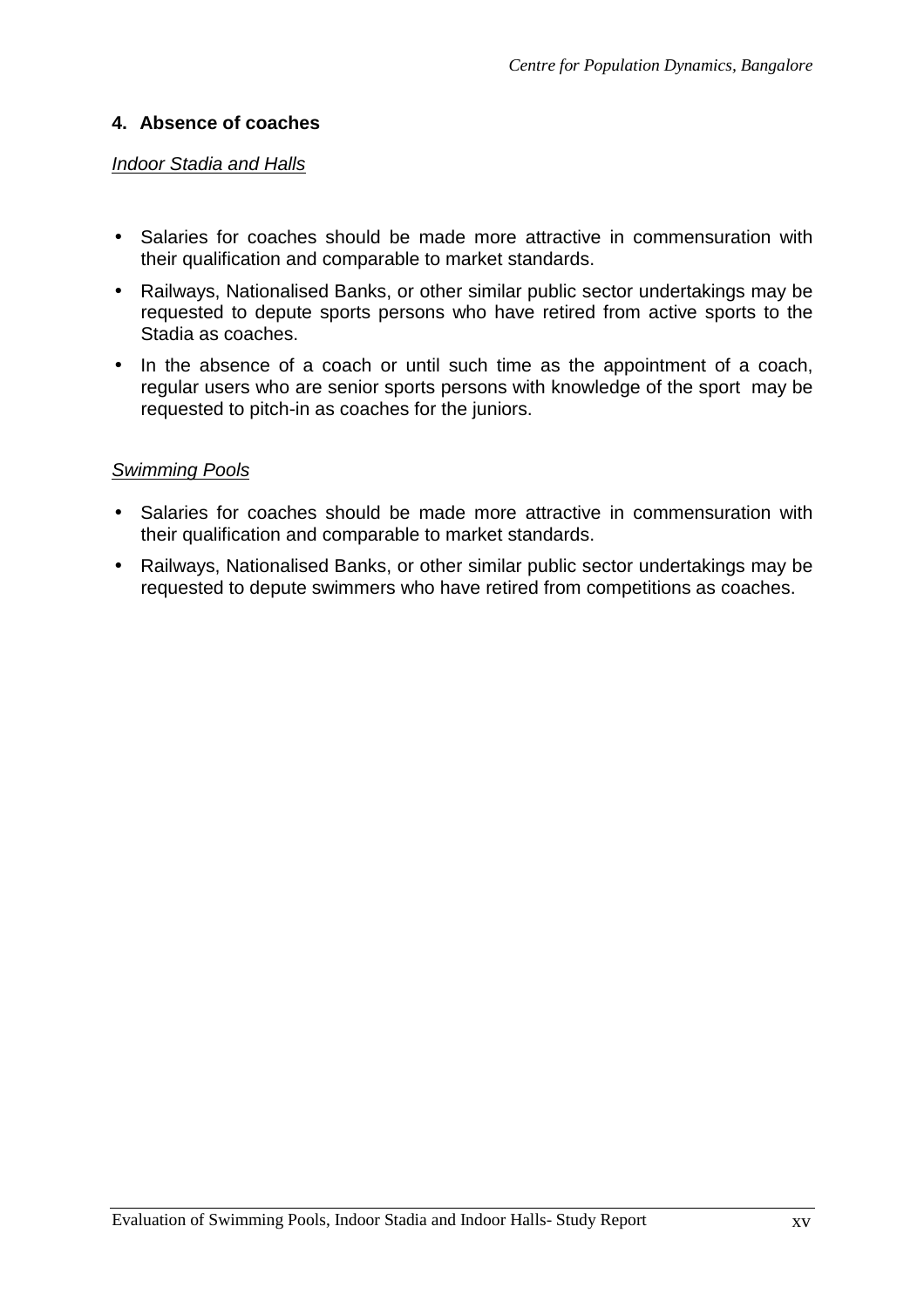**4. Absence of coaches**

*Indoor Stadia and Halls*

- Salaries for coaches should be made more attractive in commensuration with their qualification and comparable to market standards.
- Railways, Nationalised Banks, or other similar public sector undertakings may be requested to depute sports persons who have retired from active sports to the Stadia as coaches.
- In the absence of a coach or until such time as the appointment of a coach, regular users who are senior sports persons with knowledge of the sport may be requested to pitch-in as coaches for the juniors.

*Swimming Pools*

- Salaries for coaches should be made more attractive in commensuration with their qualification and comparable to market standards.
- Railways, Nationalised Banks, or other similar public sector undertakings may be requested to depute swimmers who have retired from competitions as coaches.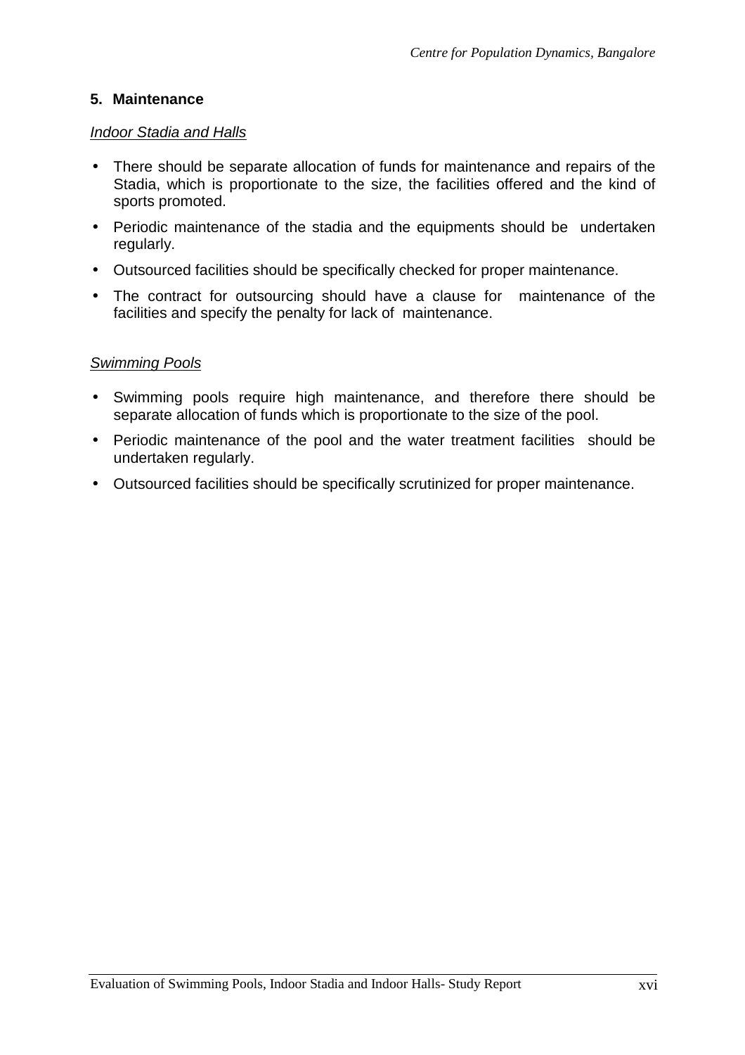## 5. Maintenance

*Indoor Stadia and Halls*

- There should be separate allocation of funds for maintenance and repairs of the Stadia, which is proportionate to the size, the facilities offered and the kind of sports promoted.
- Periodic maintenance of the stadia and the equipments should be undertaken regularly.
- Outsourced facilities should be specifically checked for proper maintenance.
- The contract for outsourcing should have a clause for maintenance of the facilities and specify the penalty for lack of maintenance.

*Swimming Pools*

- Swimming pools require high maintenance, and therefore there should be separate allocation of funds which is proportionate to the size of the pool.
- Periodic maintenance of the pool and the water treatment facilities should be undertaken regularly.
- Outsourced facilities should be specifically scrutinized for proper maintenance.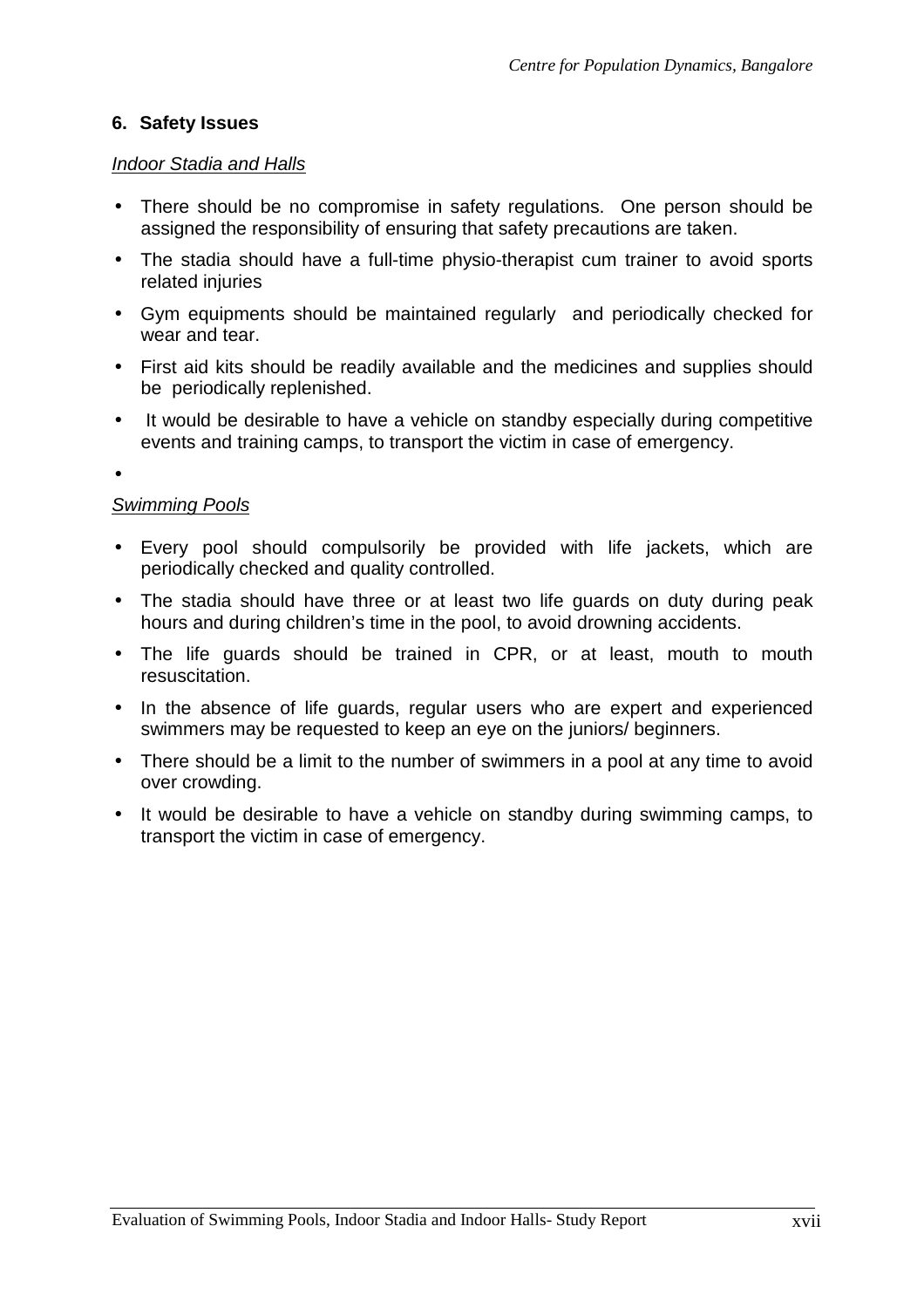## 6. Safety Issues

*Indoor Stadia and Halls*

- There should be no compromise in safety regulations. One person should be assigned the responsibility of ensuring that safety precautions are taken.
- The stadia should have a full-time physio-therapist cum trainer to avoid sports related injuries
- Gym equipments should be maintained regularly and periodically checked for wear and tear.
- First aid kits should be readily available and the medicines and supplies should be periodically replenished.
- It would be desirable to have a vehicle on standby especially during competitive events and training camps, to transport the victim in case of emergency.

*Swimming Pools*

- Every pool should compulsorily be provided with life jackets, which are periodically checked and quality controlled.
- The stadia should have three or at least two life guards on duty during peak hours and during children's time in the pool, to avoid drowning accidents.
- The life guards should be trained in CPR, or at least, mouth to mouth resuscitation.
- In the absence of life guards, regular users who are expert and experienced swimmers may be requested to keep an eye on the juniors/ beginners.
- There should be a limit to the number of swimmers in a pool at any time to avoid over crowding.
- It would be desirable to have a vehicle on standby during swimming camps, to transport the victim in case of emergency.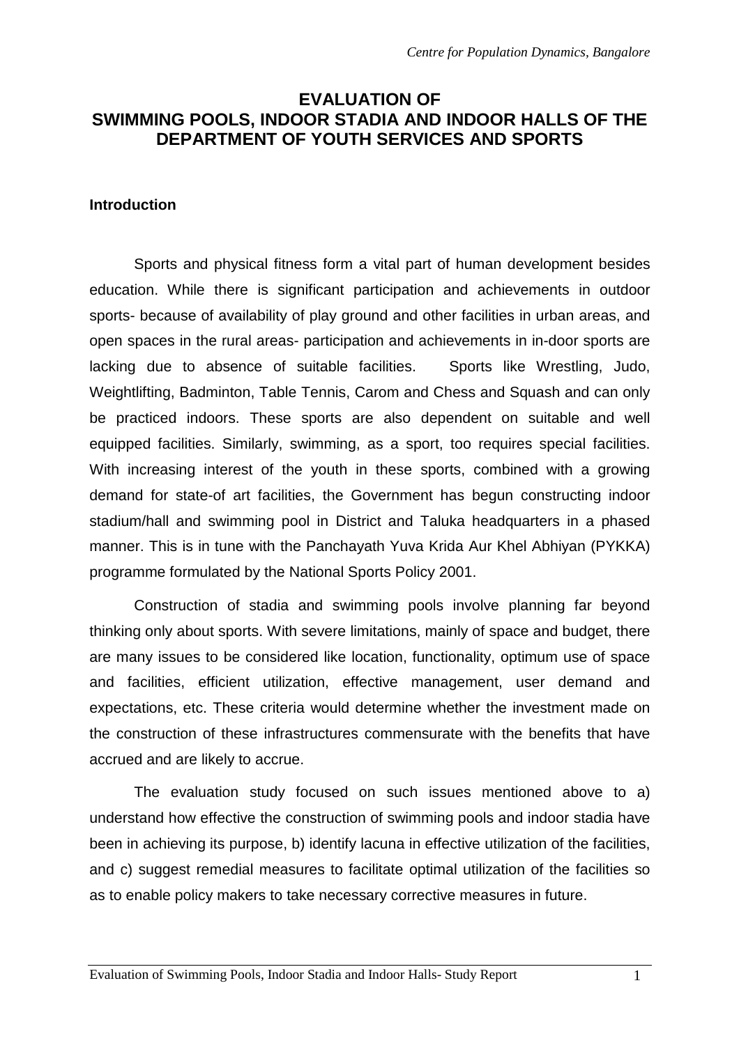# EVALUATION OF SWIMMING POOLS, INDOOR STADIA AND INDOOR HALLS OF THE DEPARTMENT OF YOUTH SERVICES AND SPORTS

## Introduction

Sports and physical fitness form a vital part of human development besides education. While there is significant participation and achievements in outdoor sports- because of availability of play ground and other facilities in urban areas, and open spaces in the rural areas- participation and achievements in in-door sports are lacking due to absence of suitable facilities. Sports like Wrestling, Judo, Weightlifting, Badminton, Table Tennis, Carom and Chess and Squash and can only be practiced indoors. These sports are also dependent on suitable and well equipped facilities. Similarly, swimming, as a sport, too requires special facilities. With increasing interest of the youth in these sports, combined with a growing demand for state-of art facilities, the Government has begun constructing indoor stadium/hall and swimming pool in District and Taluka headquarters in a phased manner. This is in tune with the Panchayath Yuva Krida Aur Khel Abhiyan (PYKKA) programme formulated by the National Sports Policy 2001.

Construction of stadia and swimming pools involve planning far beyond thinking only about sports. With severe limitations, mainly of space and budget, there are many issues to be considered like location, functionality, optimum use of space and facilities, efficient utilization, effective management, user demand and expectations, etc. These criteria would determine whether the investment made on the construction of these infrastructures commensurate with the benefits that have accrued and are likely to accrue.

The evaluation study focused on such issues mentioned above to a) understand how effective the construction of swimming pools and indoor stadia have been in achieving its purpose, b) identify lacuna in effective utilization of the facilities, and c) suggest remedial measures to facilitate optimal utilization of the facilities so as to enable policy makers to take necessary corrective measures in future.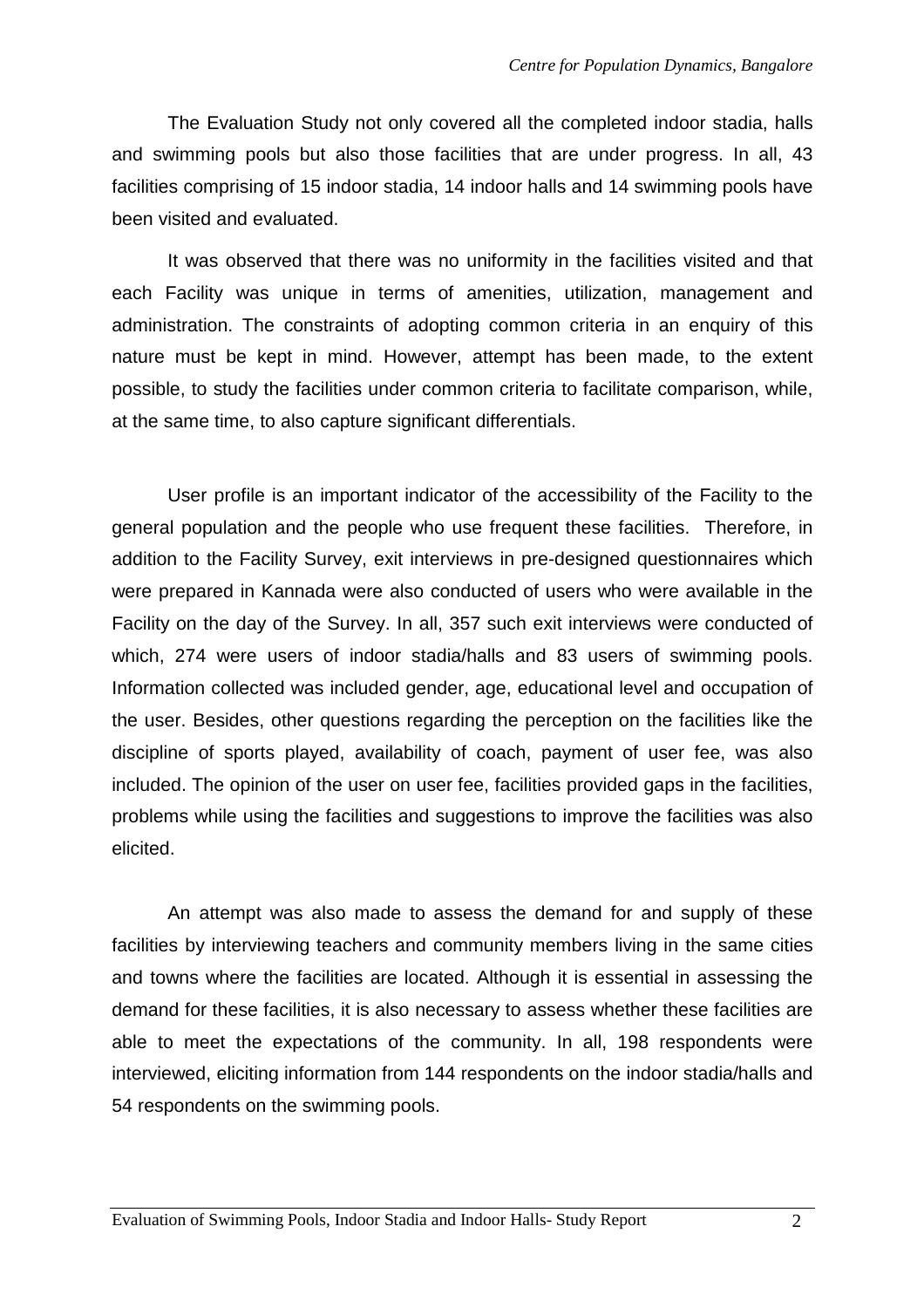The Evaluation Study not only covered all the completed indoor stadia, halls and swimming pools but also those facilities that are under progress. In all, 43 facilities comprising of 15 indoor stadia, 14 indoor halls and 14 swimming pools have been visited and evaluated.

It was observed that there was no uniformity in the facilities visited and that each Facility was unique in terms of amenities, utilization, management and administration. The constraints of adopting common criteria in an enquiry of this nature must be kept in mind. However, attempt has been made, to the extent possible, to study the facilities under common criteria to facilitate comparison, while, at the same time, to also capture significant differentials.

User profile is an important indicator of the accessibility of the Facility to the general population and the people who use frequent these facilities. Therefore, in addition to the Facility Survey, exit interviews in pre-designed questionnaires which were prepared in Kannada were also conducted of users who were available in the Facility on the day of the Survey. In all, 357 such exit interviews were conducted of which, 274 were users of indoor stadia/halls and 83 users of swimming pools. Information collected was included gender, age, educational level and occupation of the user. Besides, other questions regarding the perception on the facilities like the discipline of sports played, availability of coach, payment of user fee, was also included. The opinion of the user on user fee, facilities provided gaps in the facilities, problems while using the facilities and suggestions to improve the facilities was also elicited.

An attempt was also made to assess the demand for and supply of these facilities by interviewing teachers and community members living in the same cities and towns where the facilities are located. Although it is essential in assessing the demand for these facilities, it is also necessary to assess whether these facilities are able to meet the expectations of the community. In all, 198 respondents were interviewed, eliciting information from 144 respondents on the indoor stadia/halls and 54 respondents on the swimming pools.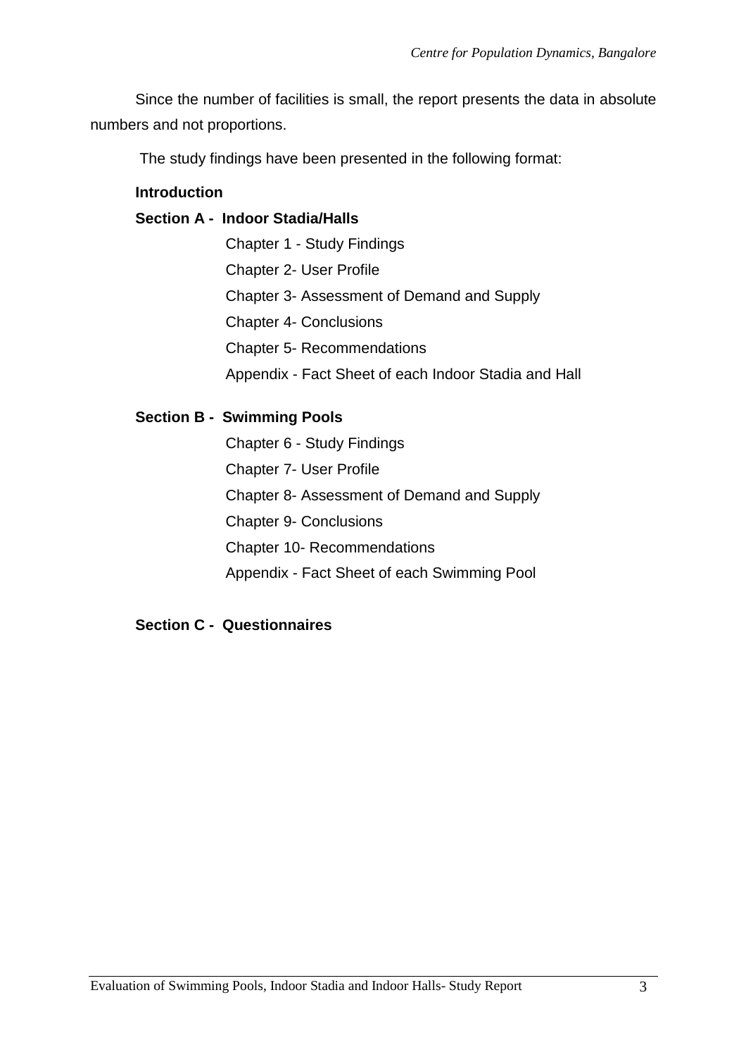Since the number of facilities is small, the report presents the data in absolute numbers and not proportions.

The study findings have been presented in the following format:

**Introduction**

**Section A - Indoor Stadia/Halls**

- Chapter 1 - Study Findings
- Chapter 2- User Profile
- Chapter 3- Assessment of Demand and Supply
- Chapter 4- Conclusions
- Chapter 5- Recommendations
- Appendix - Fact Sheet of each Indoor Stadia and Hall

**Section B - Swimming Pools**

- Chapter 6 - Study Findings
- Chapter 7- User Profile
- Chapter 8- Assessment of Demand and Supply
- Chapter 9- Conclusions
- Chapter 10- Recommendations
- Appendix - Fact Sheet of each Swimming Pool

**Section C - Questionnaires**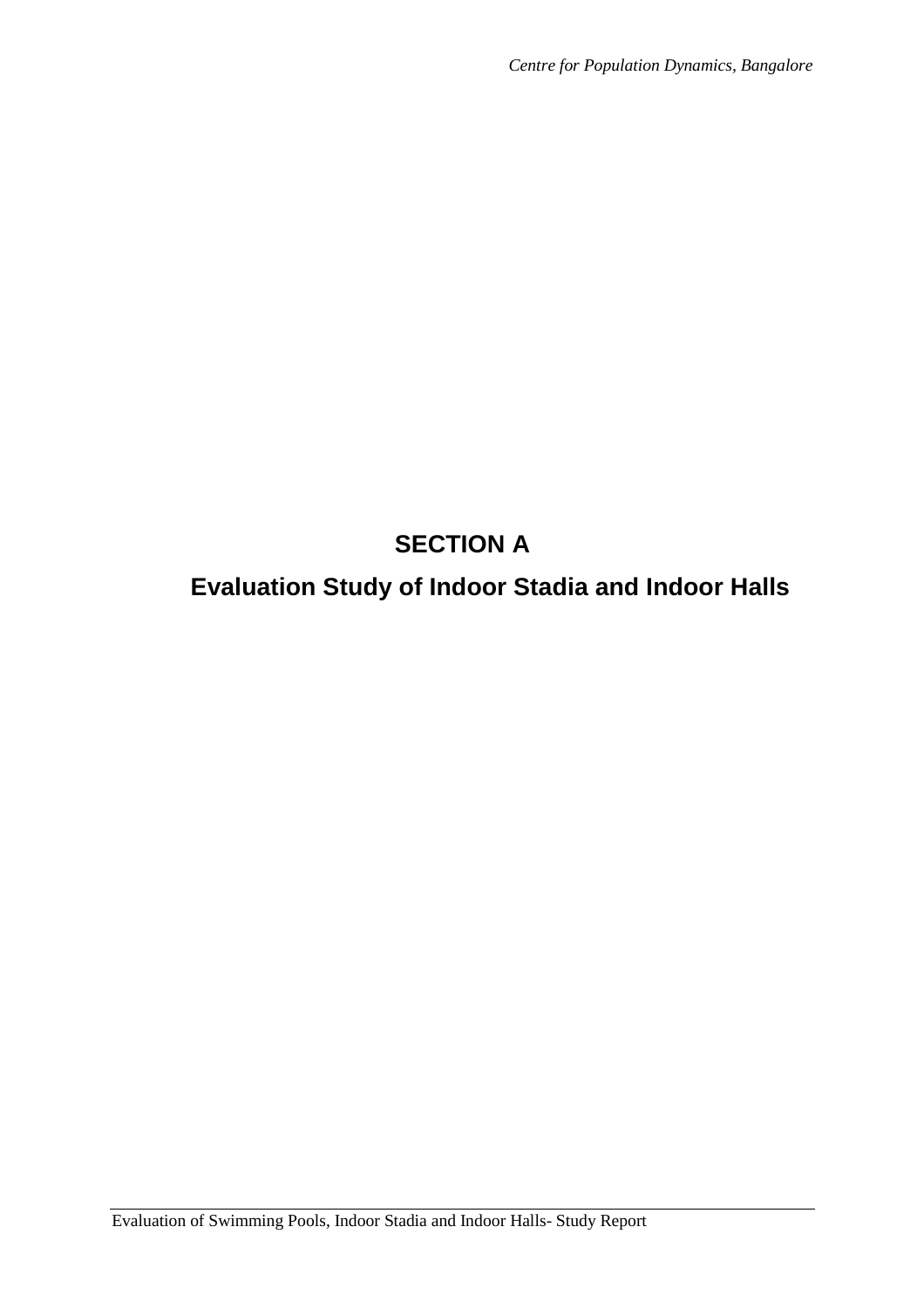# SECTION A

## Evaluation Study of Indoor Stadia and Indoor Halls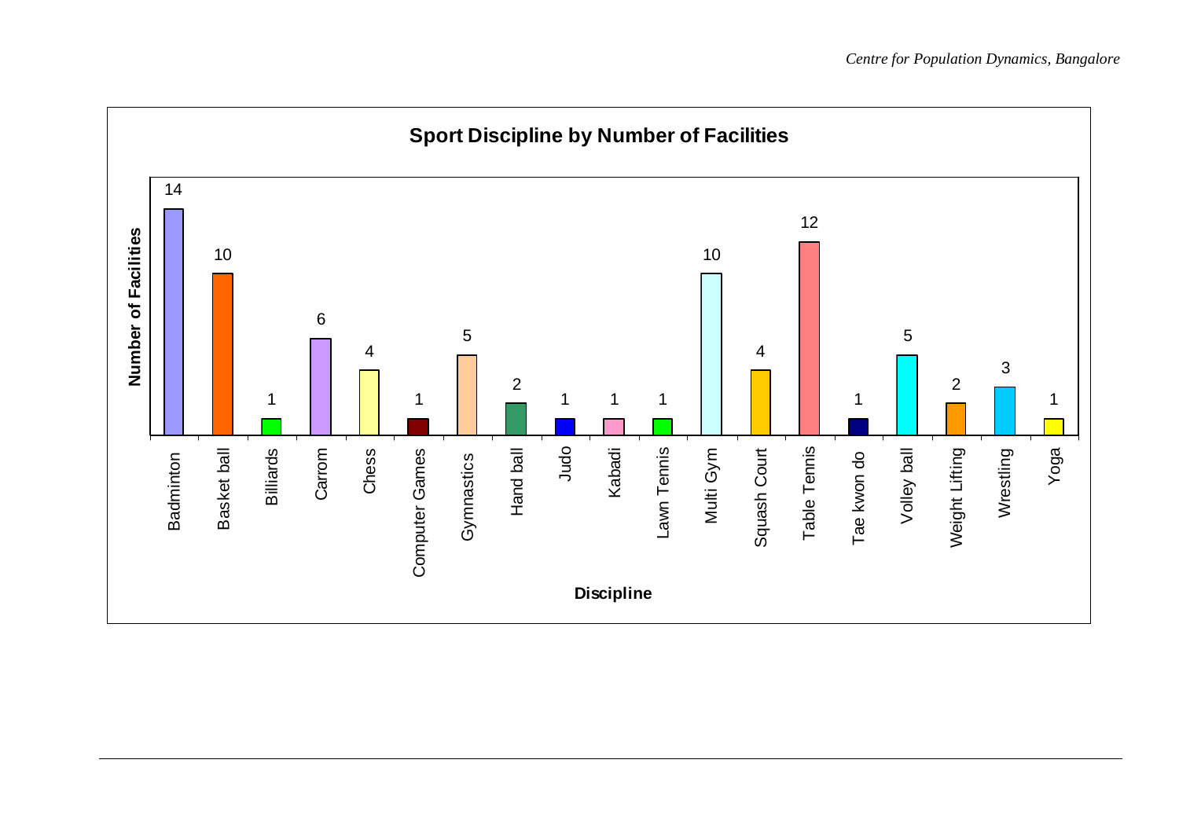**Sport Discipline by Number of Facilities**

| Discipline | Number of Facilities |
|---|---|
| Badminton | 14 |
| Basket ball | 10 |
| Billiards | 1 |
| Carrom | 6 |
| Chess | 4 |
| Computer Games | 1 |
| Gymnastics | 5 |
| Hand ball | 2 |
| Judo | 1 |
| Kabadi | 1 |
| Lawn Tennis | 1 |
| Multi Gym | 10 |
| Squash Court | 4 |
| Table Tennis | 12 |
| Tae kwon do | 1 |
| Volley ball | 5 |
| Weight Lifting | 2 |
| Wrestling | 3 |
| Yoga | 1 |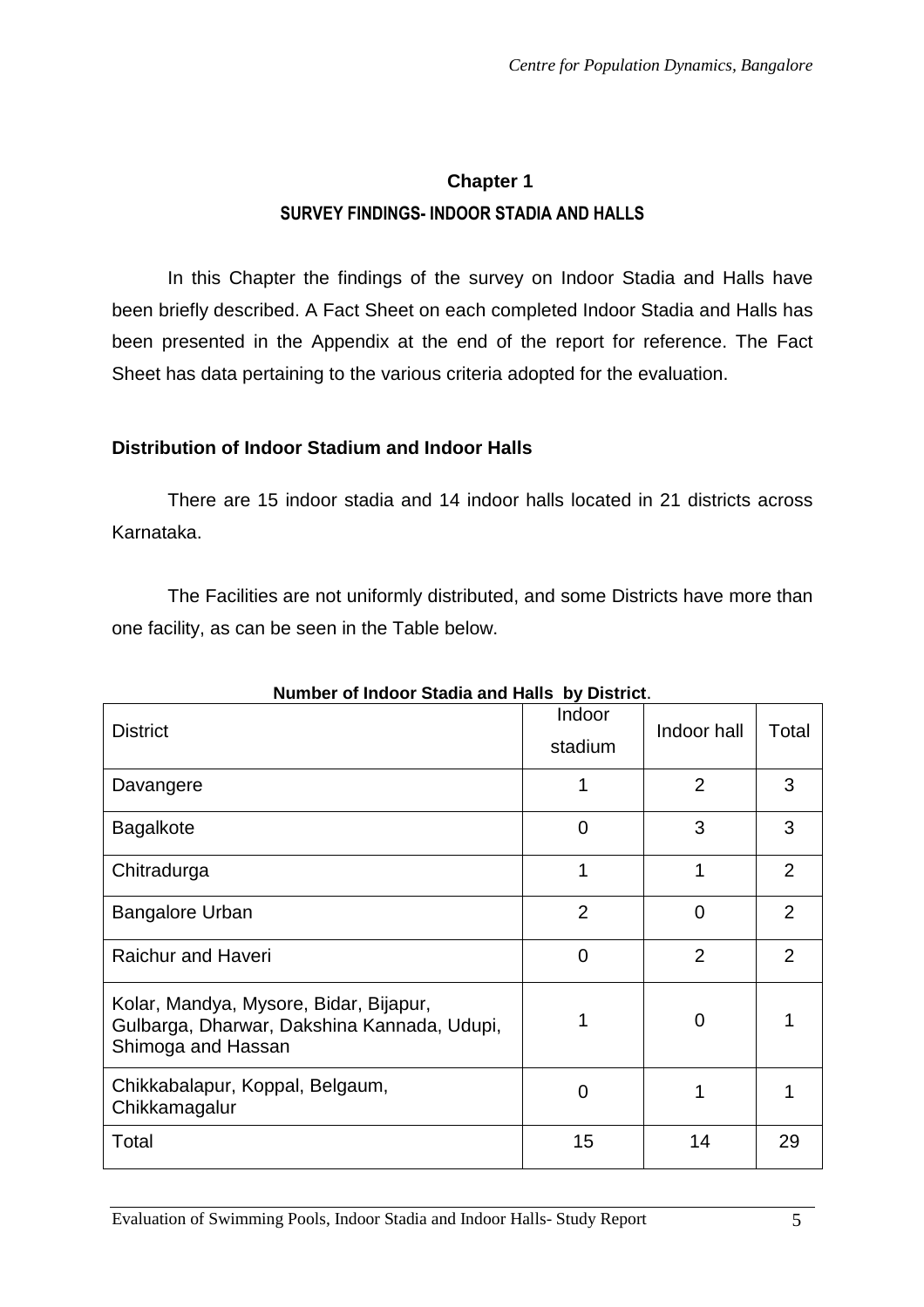# Chapter 1

## SURVEY FINDINGS- INDOOR STADIA AND HALLS

In this Chapter the findings of the survey on Indoor Stadia and Halls have been briefly described. A Fact Sheet on each completed Indoor Stadia and Halls has been presented in the Appendix at the end of the report for reference. The Fact Sheet has data pertaining to the various criteria adopted for the evaluation.

### Distribution of Indoor Stadium and Indoor Halls

There are 15 indoor stadia and 14 indoor halls located in 21 districts across Karnataka.

The Facilities are not uniformly distributed, and some Districts have more than one facility, as can be seen in the Table below.

**Number of Indoor Stadia and Halls by District**.

| District | Indoor stadium | Indoor hall | Total |
|---|---|---|---|
| Davangere | 1 | 2 | 3 |
| Bagalkote | 0 | 3 | 3 |
| Chitradurga | 1 | 1 | 2 |
| Bangalore Urban | 2 | 0 | 2 |
| Raichur and Haveri | 0 | 2 | 2 |
| Kolar, Mandya, Mysore, Bidar, Bijapur, Gulbarga, Dharwar, Dakshina Kannada, Udupi, Shimoga and Hassan | 1 | 0 | 1 |
| Chikkabalapur, Koppal, Belgaum, Chikkamagalur | 0 | 1 | 1 |
| Total | 15 | 14 | 29 |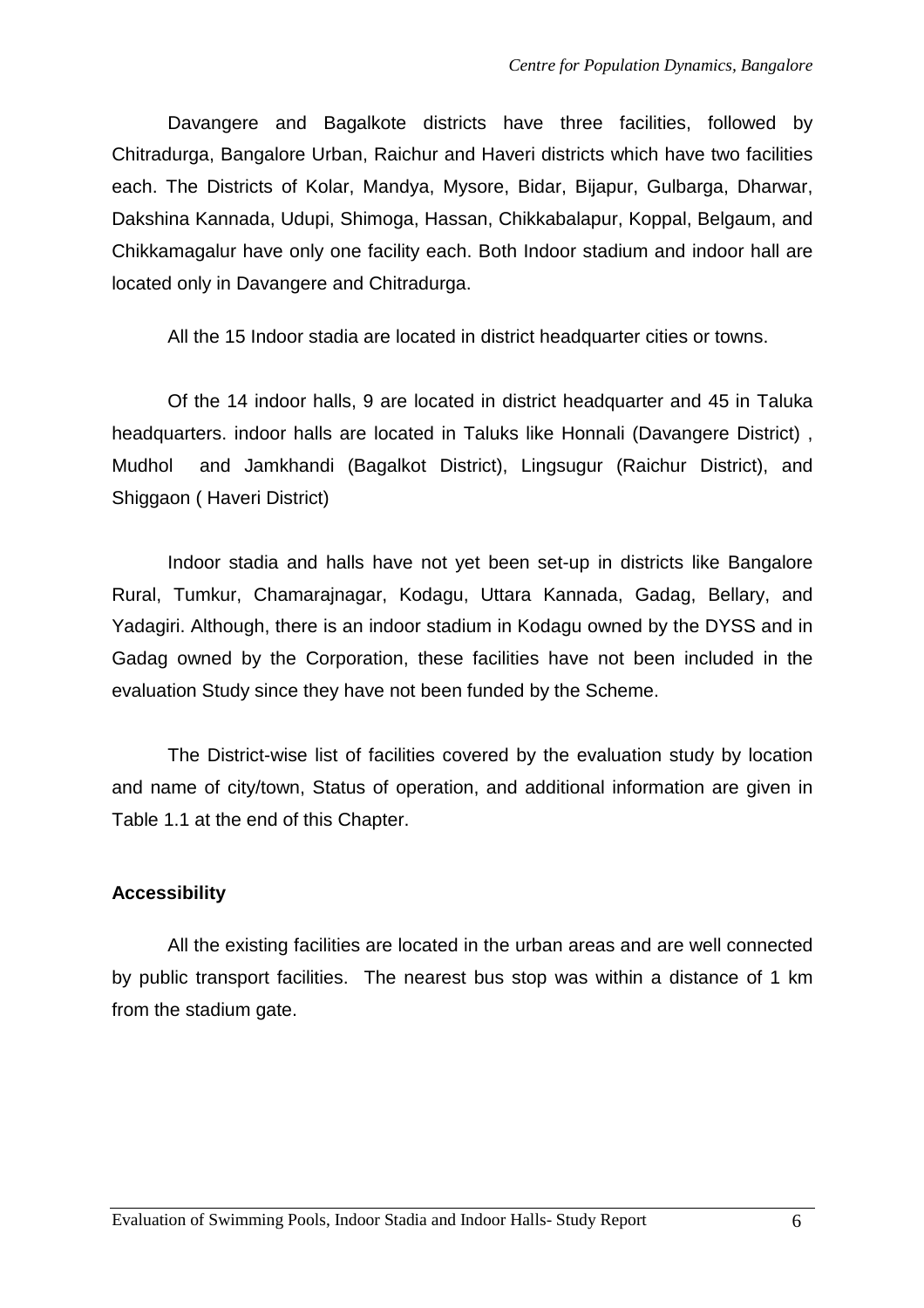Davangere and Bagalkote districts have three facilities, followed by Chitradurga, Bangalore Urban, Raichur and Haveri districts which have two facilities each. The Districts of Kolar, Mandya, Mysore, Bidar, Bijapur, Gulbarga, Dharwar, Dakshina Kannada, Udupi, Shimoga, Hassan, Chikkabalapur, Koppal, Belgaum, and Chikkamagalur have only one facility each. Both Indoor stadium and indoor hall are located only in Davangere and Chitradurga.

All the 15 Indoor stadia are located in district headquarter cities or towns.

Of the 14 indoor halls, 9 are located in district headquarter and 45 in Taluka headquarters. indoor halls are located in Taluks like Honnali (Davangere District) , Mudhol and Jamkhandi (Bagalkot District), Lingsugur (Raichur District), and Shiggaon ( Haveri District)

Indoor stadia and halls have not yet been set-up in districts like Bangalore Rural, Tumkur, Chamarajnagar, Kodagu, Uttara Kannada, Gadag, Bellary, and Yadagiri. Although, there is an indoor stadium in Kodagu owned by the DYSS and in Gadag owned by the Corporation, these facilities have not been included in the evaluation Study since they have not been funded by the Scheme.

The District-wise list of facilities covered by the evaluation study by location and name of city/town, Status of operation, and additional information are given in Table 1.1 at the end of this Chapter.

**Accessibility**

All the existing facilities are located in the urban areas and are well connected by public transport facilities. The nearest bus stop was within a distance of 1 km from the stadium gate.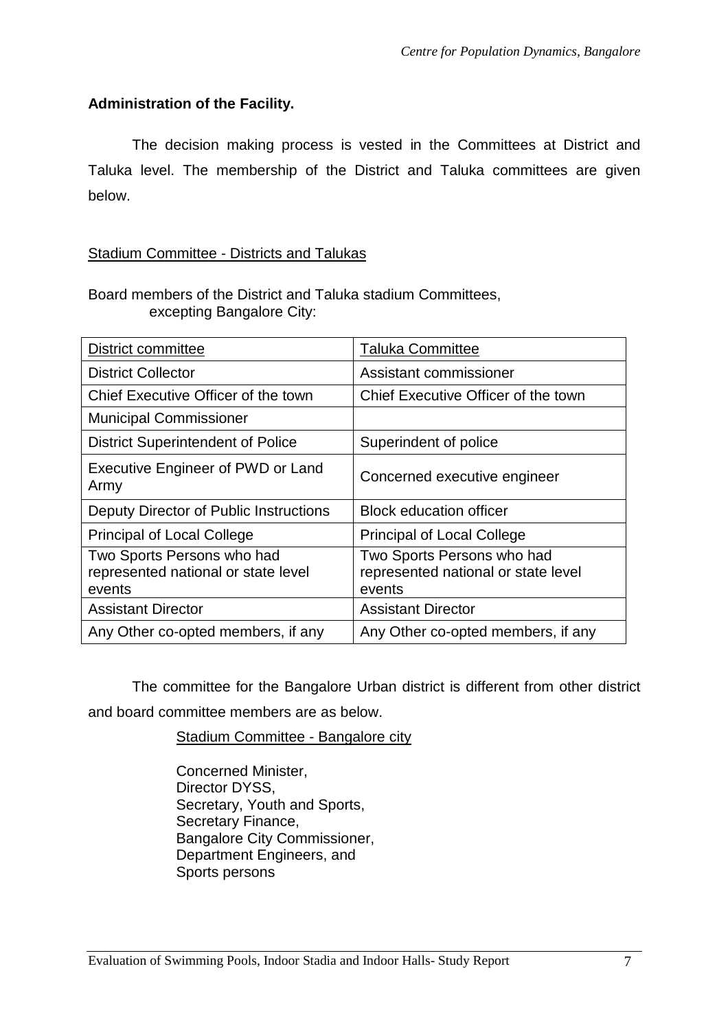**Administration of the Facility.**

The decision making process is vested in the Committees at District and Taluka level. The membership of the District and Taluka committees are given below.

Stadium Committee - Districts and Talukas

Board members of the District and Taluka stadium Committees, excepting Bangalore City:

| District committee | Taluka Committee |
|---|---|
| District Collector | Assistant commissioner |
| Chief Executive Officer of the town | Chief Executive Officer of the town |
| Municipal Commissioner | |
| District Superintendent of Police | Superindent of police |
| Executive Engineer of PWD or Land Army | Concerned executive engineer |
| Deputy Director of Public Instructions | Block education officer |
| Principal of Local College | Principal of Local College |
| Two Sports Persons who had represented national or state level events | Two Sports Persons who had represented national or state level events |
| Assistant Director | Assistant Director |
| Any Other co-opted members, if any | Any Other co-opted members, if any |

The committee for the Bangalore Urban district is different from other district and board committee members are as below.

Stadium Committee - Bangalore city

Concerned Minister,
Director DYSS,
Secretary, Youth and Sports,
Secretary Finance,
Bangalore City Commissioner,
Department Engineers, and
Sports persons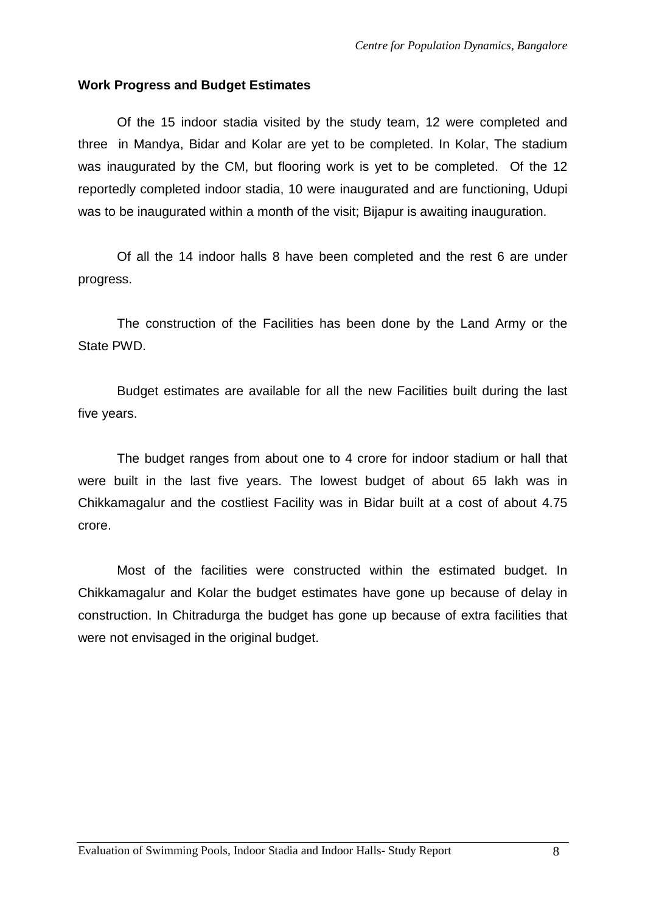### Work Progress and Budget Estimates

Of the 15 indoor stadia visited by the study team, 12 were completed and three in Mandya, Bidar and Kolar are yet to be completed. In Kolar, The stadium was inaugurated by the CM, but flooring work is yet to be completed. Of the 12 reportedly completed indoor stadia, 10 were inaugurated and are functioning, Udupi was to be inaugurated within a month of the visit; Bijapur is awaiting inauguration.

Of all the 14 indoor halls 8 have been completed and the rest 6 are under progress.

The construction of the Facilities has been done by the Land Army or the State PWD.

Budget estimates are available for all the new Facilities built during the last five years.

The budget ranges from about one to 4 crore for indoor stadium or hall that were built in the last five years. The lowest budget of about 65 lakh was in Chikkamagalur and the costliest Facility was in Bidar built at a cost of about 4.75 crore.

Most of the facilities were constructed within the estimated budget. In Chikkamagalur and Kolar the budget estimates have gone up because of delay in construction. In Chitradurga the budget has gone up because of extra facilities that were not envisaged in the original budget.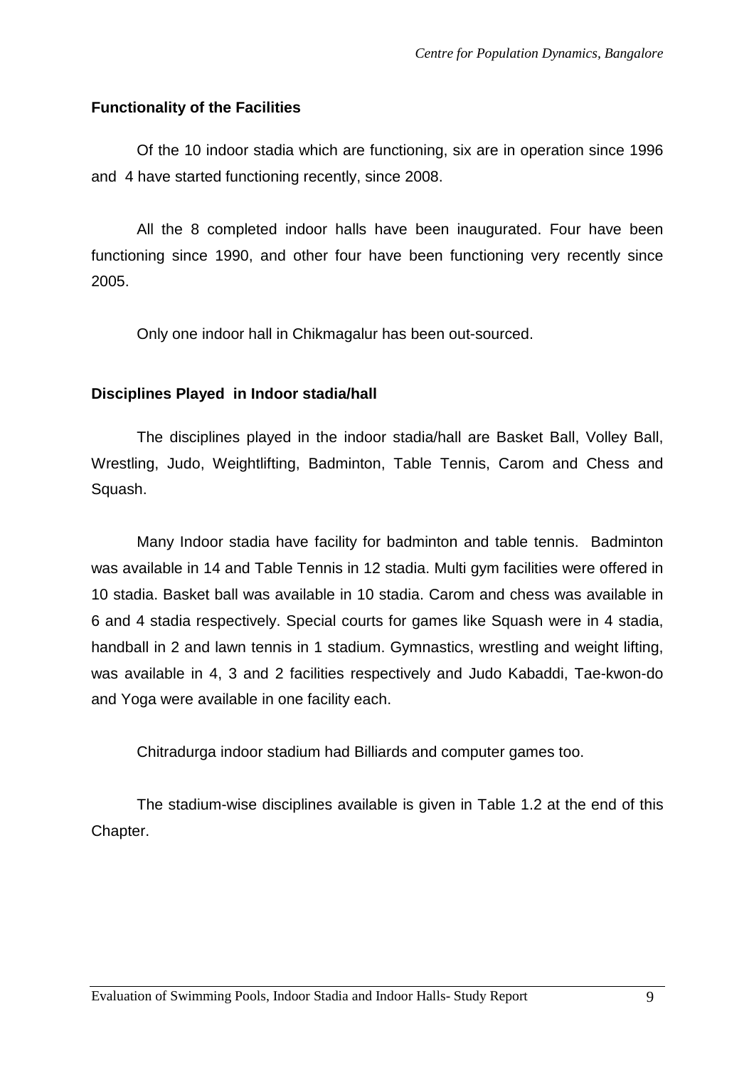### Functionality of the Facilities

Of the 10 indoor stadia which are functioning, six are in operation since 1996 and 4 have started functioning recently, since 2008.

All the 8 completed indoor halls have been inaugurated. Four have been functioning since 1990, and other four have been functioning very recently since 2005.

Only one indoor hall in Chikmagalur has been out-sourced.

### Disciplines Played in Indoor stadia/hall

The disciplines played in the indoor stadia/hall are Basket Ball, Volley Ball, Wrestling, Judo, Weightlifting, Badminton, Table Tennis, Carom and Chess and Squash.

Many Indoor stadia have facility for badminton and table tennis. Badminton was available in 14 and Table Tennis in 12 stadia. Multi gym facilities were offered in 10 stadia. Basket ball was available in 10 stadia. Carom and chess was available in 6 and 4 stadia respectively. Special courts for games like Squash were in 4 stadia, handball in 2 and lawn tennis in 1 stadium. Gymnastics, wrestling and weight lifting, was available in 4, 3 and 2 facilities respectively and Judo Kabaddi, Tae-kwon-do and Yoga were available in one facility each.

Chitradurga indoor stadium had Billiards and computer games too.

The stadium-wise disciplines available is given in Table 1.2 at the end of this Chapter.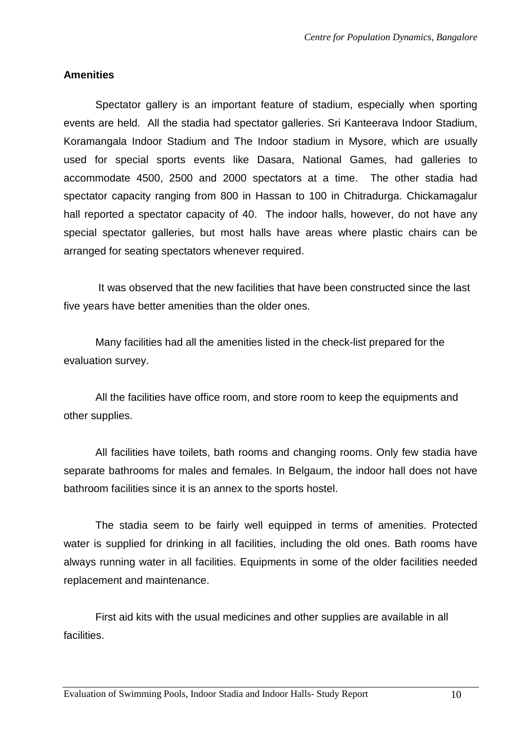**Amenities**

Spectator gallery is an important feature of stadium, especially when sporting events are held. All the stadia had spectator galleries. Sri Kanteerava Indoor Stadium, Koramangala Indoor Stadium and The Indoor stadium in Mysore, which are usually used for special sports events like Dasara, National Games, had galleries to accommodate 4500, 2500 and 2000 spectators at a time. The other stadia had spectator capacity ranging from 800 in Hassan to 100 in Chitradurga. Chickamagalur hall reported a spectator capacity of 40. The indoor halls, however, do not have any special spectator galleries, but most halls have areas where plastic chairs can be arranged for seating spectators whenever required.

It was observed that the new facilities that have been constructed since the last five years have better amenities than the older ones.

Many facilities had all the amenities listed in the check-list prepared for the evaluation survey.

All the facilities have office room, and store room to keep the equipments and other supplies.

All facilities have toilets, bath rooms and changing rooms. Only few stadia have separate bathrooms for males and females. In Belgaum, the indoor hall does not have bathroom facilities since it is an annex to the sports hostel.

The stadia seem to be fairly well equipped in terms of amenities. Protected water is supplied for drinking in all facilities, including the old ones. Bath rooms have always running water in all facilities. Equipments in some of the older facilities needed replacement and maintenance.

First aid kits with the usual medicines and other supplies are available in all facilities.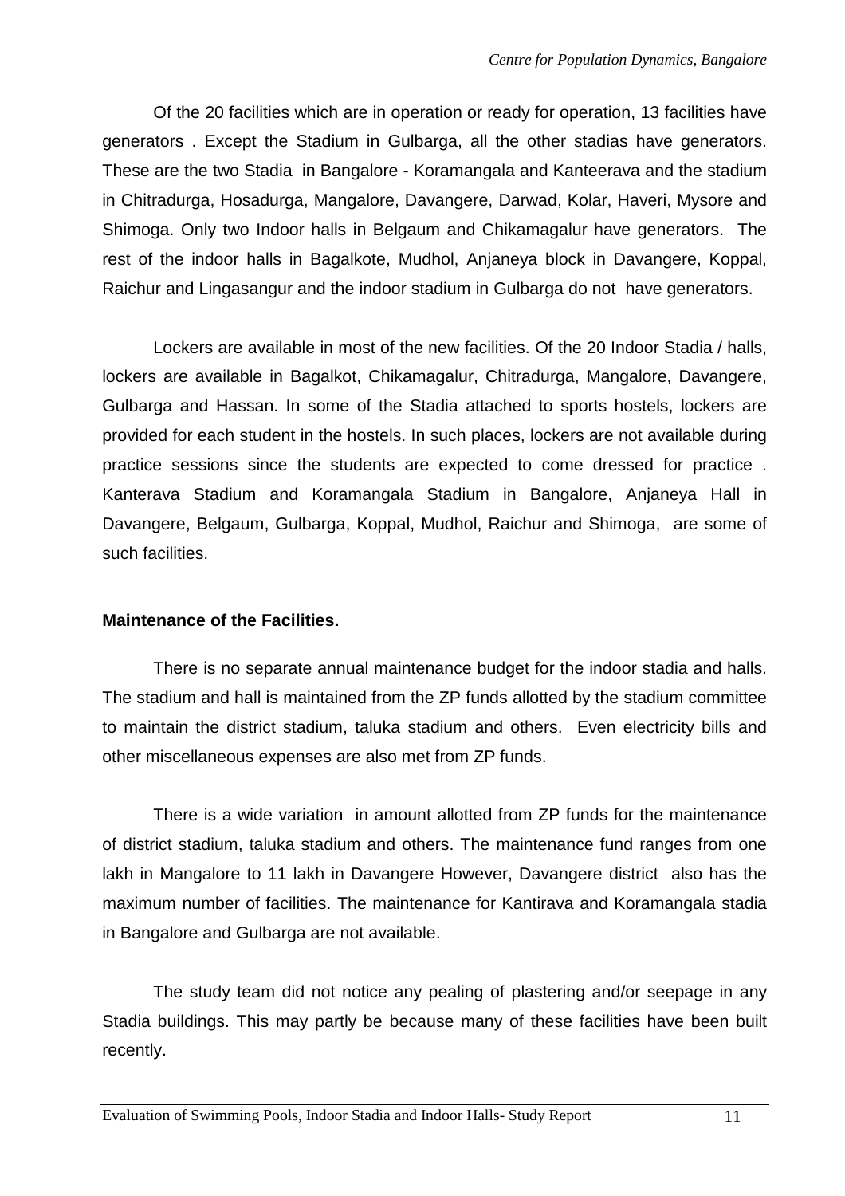Of the 20 facilities which are in operation or ready for operation, 13 facilities have generators . Except the Stadium in Gulbarga, all the other stadias have generators. These are the two Stadia in Bangalore - Koramangala and Kanteerava and the stadium in Chitradurga, Hosadurga, Mangalore, Davangere, Darwad, Kolar, Haveri, Mysore and Shimoga. Only two Indoor halls in Belgaum and Chikamagalur have generators. The rest of the indoor halls in Bagalkote, Mudhol, Anjaneya block in Davangere, Koppal, Raichur and Lingasangur and the indoor stadium in Gulbarga do not have generators.

Lockers are available in most of the new facilities. Of the 20 Indoor Stadia / halls, lockers are available in Bagalkot, Chikamagalur, Chitradurga, Mangalore, Davangere, Gulbarga and Hassan. In some of the Stadia attached to sports hostels, lockers are provided for each student in the hostels. In such places, lockers are not available during practice sessions since the students are expected to come dressed for practice . Kanterava Stadium and Koramangala Stadium in Bangalore, Anjaneya Hall in Davangere, Belgaum, Gulbarga, Koppal, Mudhol, Raichur and Shimoga, are some of such facilities.

**Maintenance of the Facilities.**

There is no separate annual maintenance budget for the indoor stadia and halls. The stadium and hall is maintained from the ZP funds allotted by the stadium committee to maintain the district stadium, taluka stadium and others. Even electricity bills and other miscellaneous expenses are also met from ZP funds.

There is a wide variation in amount allotted from ZP funds for the maintenance of district stadium, taluka stadium and others. The maintenance fund ranges from one lakh in Mangalore to 11 lakh in Davangere However, Davangere district also has the maximum number of facilities. The maintenance for Kantirava and Koramangala stadia in Bangalore and Gulbarga are not available.

The study team did not notice any pealing of plastering and/or seepage in any Stadia buildings. This may partly be because many of these facilities have been built recently.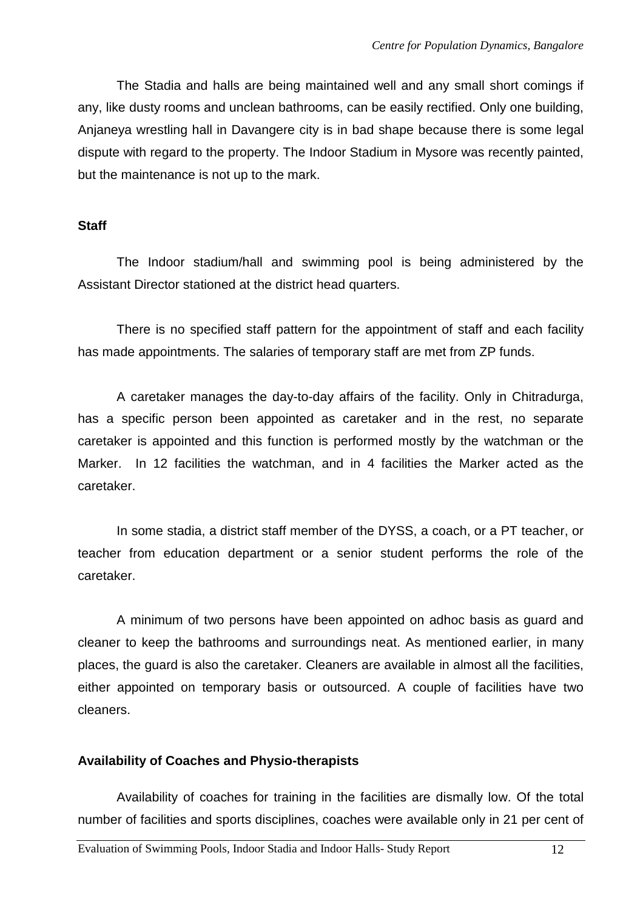The Stadia and halls are being maintained well and any small short comings if any, like dusty rooms and unclean bathrooms, can be easily rectified. Only one building, Anjaneya wrestling hall in Davangere city is in bad shape because there is some legal dispute with regard to the property. The Indoor Stadium in Mysore was recently painted, but the maintenance is not up to the mark.

**Staff**

The Indoor stadium/hall and swimming pool is being administered by the Assistant Director stationed at the district head quarters.

There is no specified staff pattern for the appointment of staff and each facility has made appointments. The salaries of temporary staff are met from ZP funds.

A caretaker manages the day-to-day affairs of the facility. Only in Chitradurga, has a specific person been appointed as caretaker and in the rest, no separate caretaker is appointed and this function is performed mostly by the watchman or the Marker. In 12 facilities the watchman, and in 4 facilities the Marker acted as the caretaker.

In some stadia, a district staff member of the DYSS, a coach, or a PT teacher, or teacher from education department or a senior student performs the role of the caretaker.

A minimum of two persons have been appointed on adhoc basis as guard and cleaner to keep the bathrooms and surroundings neat. As mentioned earlier, in many places, the guard is also the caretaker. Cleaners are available in almost all the facilities, either appointed on temporary basis or outsourced. A couple of facilities have two cleaners.

**Availability of Coaches and Physio-therapists**

Availability of coaches for training in the facilities are dismally low. Of the total number of facilities and sports disciplines, coaches were available only in 21 per cent of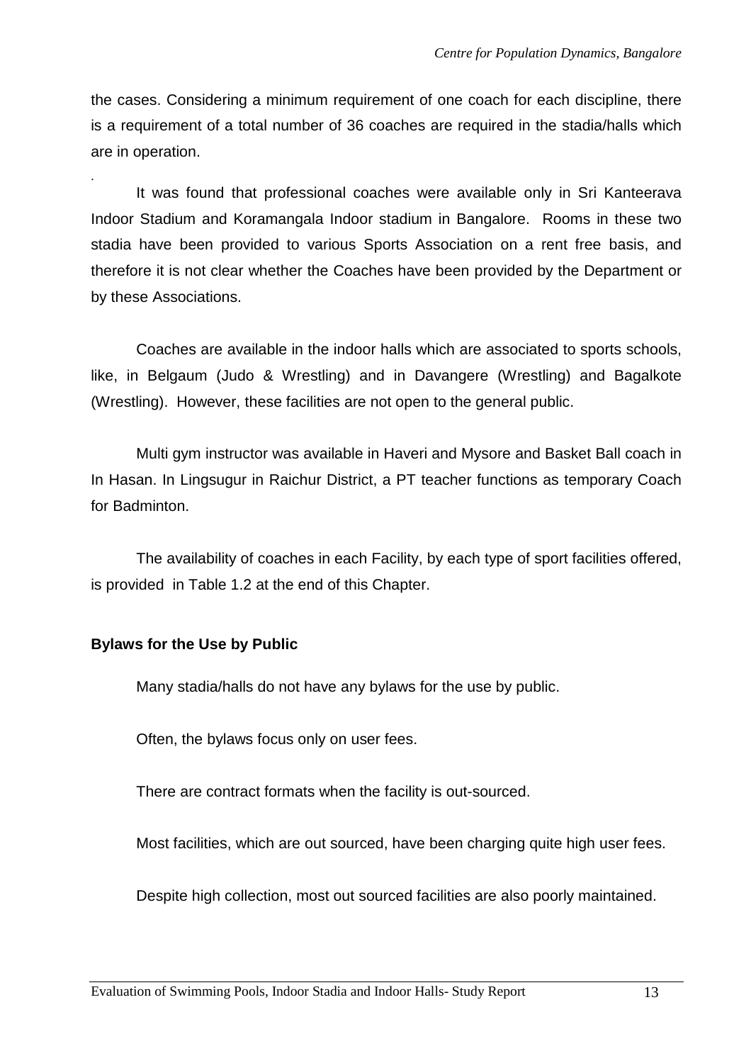the cases. Considering a minimum requirement of one coach for each discipline, there is a requirement of a total number of 36 coaches are required in the stadia/halls which are in operation.

.

It was found that professional coaches were available only in Sri Kanteerava Indoor Stadium and Koramangala Indoor stadium in Bangalore. Rooms in these two stadia have been provided to various Sports Association on a rent free basis, and therefore it is not clear whether the Coaches have been provided by the Department or by these Associations.

Coaches are available in the indoor halls which are associated to sports schools, like, in Belgaum (Judo & Wrestling) and in Davangere (Wrestling) and Bagalkote (Wrestling). However, these facilities are not open to the general public.

Multi gym instructor was available in Haveri and Mysore and Basket Ball coach in In Hasan. In Lingsugur in Raichur District, a PT teacher functions as temporary Coach for Badminton.

The availability of coaches in each Facility, by each type of sport facilities offered, is provided in Table 1.2 at the end of this Chapter.

**Bylaws for the Use by Public**

Many stadia/halls do not have any bylaws for the use by public.

Often, the bylaws focus only on user fees.

There are contract formats when the facility is out-sourced.

Most facilities, which are out sourced, have been charging quite high user fees.

Despite high collection, most out sourced facilities are also poorly maintained.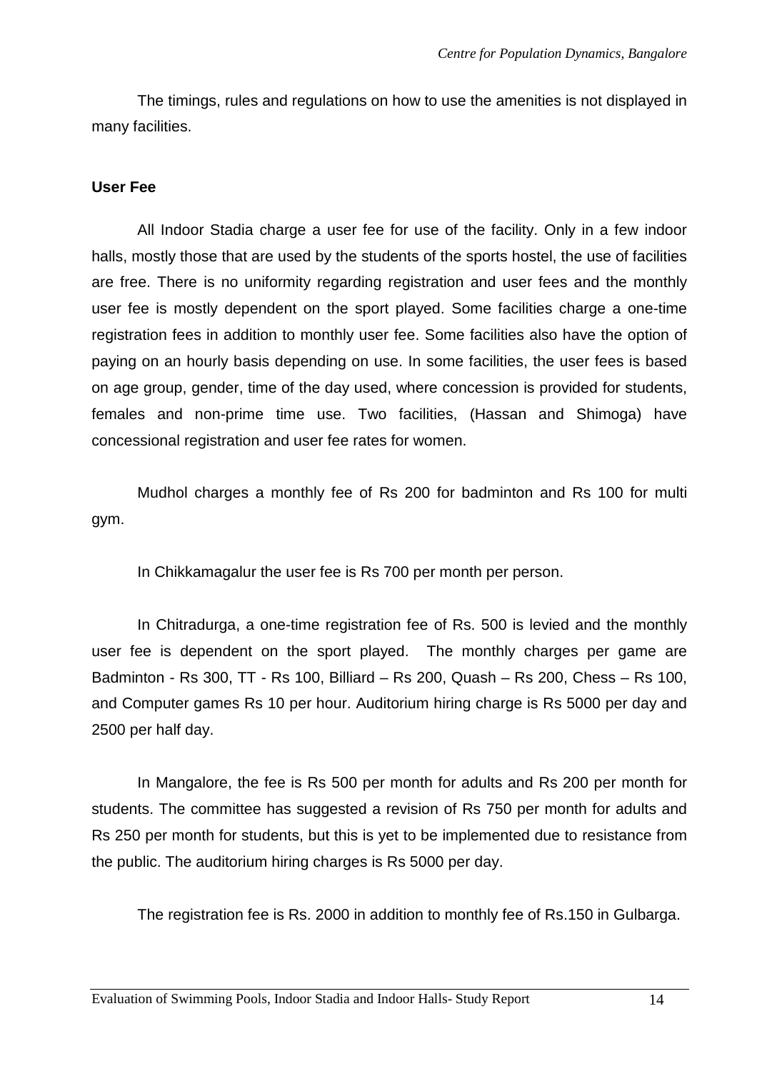The timings, rules and regulations on how to use the amenities is not displayed in many facilities.

**User Fee**

All Indoor Stadia charge a user fee for use of the facility. Only in a few indoor halls, mostly those that are used by the students of the sports hostel, the use of facilities are free. There is no uniformity regarding registration and user fees and the monthly user fee is mostly dependent on the sport played. Some facilities charge a one-time registration fees in addition to monthly user fee. Some facilities also have the option of paying on an hourly basis depending on use. In some facilities, the user fees is based on age group, gender, time of the day used, where concession is provided for students, females and non-prime time use. Two facilities, (Hassan and Shimoga) have concessional registration and user fee rates for women.

Mudhol charges a monthly fee of Rs 200 for badminton and Rs 100 for multi gym.

In Chikkamagalur the user fee is Rs 700 per month per person.

In Chitradurga, a one-time registration fee of Rs. 500 is levied and the monthly user fee is dependent on the sport played. The monthly charges per game are Badminton - Rs 300, TT - Rs 100, Billiard – Rs 200, Quash – Rs 200, Chess – Rs 100, and Computer games Rs 10 per hour. Auditorium hiring charge is Rs 5000 per day and 2500 per half day.

In Mangalore, the fee is Rs 500 per month for adults and Rs 200 per month for students. The committee has suggested a revision of Rs 750 per month for adults and Rs 250 per month for students, but this is yet to be implemented due to resistance from the public. The auditorium hiring charges is Rs 5000 per day.

The registration fee is Rs. 2000 in addition to monthly fee of Rs.150 in Gulbarga.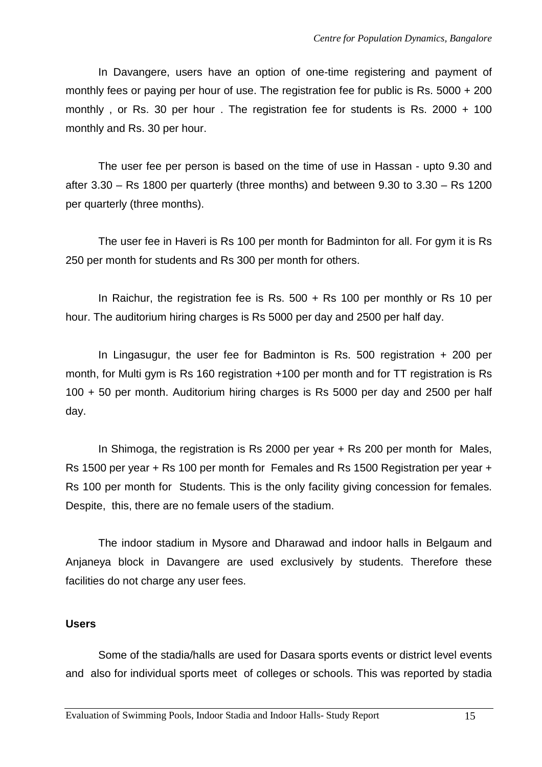In Davangere, users have an option of one-time registering and payment of monthly fees or paying per hour of use. The registration fee for public is Rs. 5000 + 200 monthly , or Rs. 30 per hour . The registration fee for students is Rs. 2000 + 100 monthly and Rs. 30 per hour.

The user fee per person is based on the time of use in Hassan - upto 9.30 and after 3.30 – Rs 1800 per quarterly (three months) and between 9.30 to 3.30 – Rs 1200 per quarterly (three months).

The user fee in Haveri is Rs 100 per month for Badminton for all. For gym it is Rs 250 per month for students and Rs 300 per month for others.

In Raichur, the registration fee is Rs. 500 + Rs 100 per monthly or Rs 10 per hour. The auditorium hiring charges is Rs 5000 per day and 2500 per half day.

In Lingasugur, the user fee for Badminton is Rs. 500 registration + 200 per month, for Multi gym is Rs 160 registration +100 per month and for TT registration is Rs 100 + 50 per month. Auditorium hiring charges is Rs 5000 per day and 2500 per half day.

In Shimoga, the registration is Rs 2000 per year + Rs 200 per month for Males, Rs 1500 per year + Rs 100 per month for Females and Rs 1500 Registration per year + Rs 100 per month for Students. This is the only facility giving concession for females. Despite, this, there are no female users of the stadium.

The indoor stadium in Mysore and Dharawad and indoor halls in Belgaum and Anjaneya block in Davangere are used exclusively by students. Therefore these facilities do not charge any user fees.

**Users**

Some of the stadia/halls are used for Dasara sports events or district level events and also for individual sports meet of colleges or schools. This was reported by stadia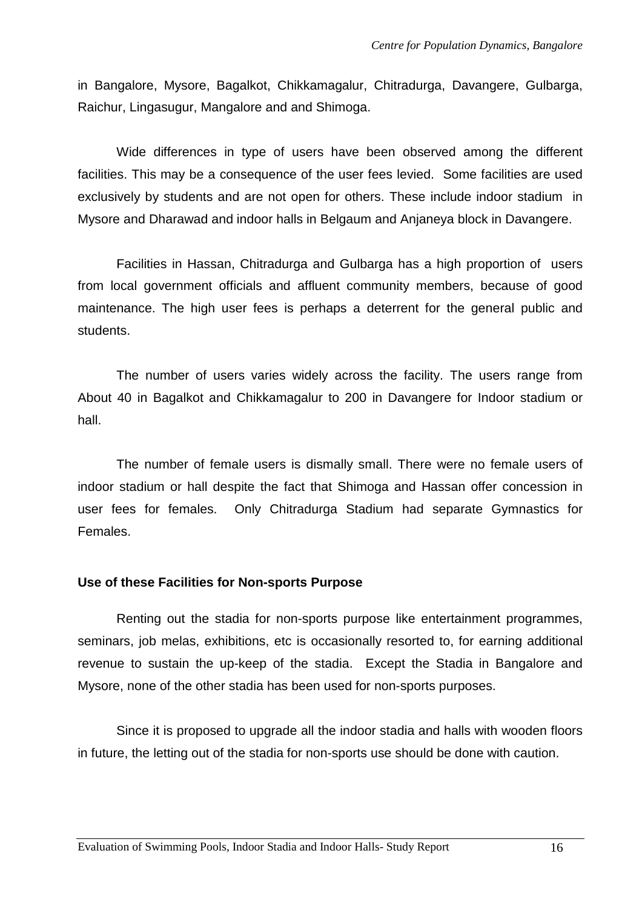in Bangalore, Mysore, Bagalkot, Chikkamagalur, Chitradurga, Davangere, Gulbarga, Raichur, Lingasugur, Mangalore and and Shimoga.

Wide differences in type of users have been observed among the different facilities. This may be a consequence of the user fees levied. Some facilities are used exclusively by students and are not open for others. These include indoor stadium in Mysore and Dharawad and indoor halls in Belgaum and Anjaneya block in Davangere.

Facilities in Hassan, Chitradurga and Gulbarga has a high proportion of users from local government officials and affluent community members, because of good maintenance. The high user fees is perhaps a deterrent for the general public and students.

The number of users varies widely across the facility. The users range from About 40 in Bagalkot and Chikkamagalur to 200 in Davangere for Indoor stadium or hall.

The number of female users is dismally small. There were no female users of indoor stadium or hall despite the fact that Shimoga and Hassan offer concession in user fees for females. Only Chitradurga Stadium had separate Gymnastics for Females.

**Use of these Facilities for Non-sports Purpose**

Renting out the stadia for non-sports purpose like entertainment programmes, seminars, job melas, exhibitions, etc is occasionally resorted to, for earning additional revenue to sustain the up-keep of the stadia. Except the Stadia in Bangalore and Mysore, none of the other stadia has been used for non-sports purposes.

Since it is proposed to upgrade all the indoor stadia and halls with wooden floors in future, the letting out of the stadia for non-sports use should be done with caution.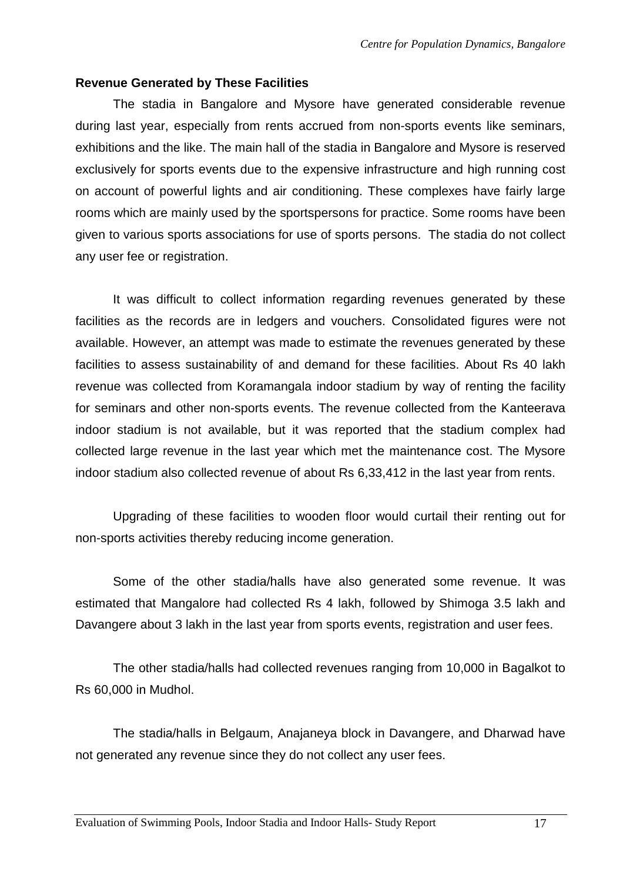**Revenue Generated by These Facilities**

The stadia in Bangalore and Mysore have generated considerable revenue during last year, especially from rents accrued from non-sports events like seminars, exhibitions and the like. The main hall of the stadia in Bangalore and Mysore is reserved exclusively for sports events due to the expensive infrastructure and high running cost on account of powerful lights and air conditioning. These complexes have fairly large rooms which are mainly used by the sportspersons for practice. Some rooms have been given to various sports associations for use of sports persons. The stadia do not collect any user fee or registration.

It was difficult to collect information regarding revenues generated by these facilities as the records are in ledgers and vouchers. Consolidated figures were not available. However, an attempt was made to estimate the revenues generated by these facilities to assess sustainability of and demand for these facilities. About Rs 40 lakh revenue was collected from Koramangala indoor stadium by way of renting the facility for seminars and other non-sports events. The revenue collected from the Kanteerava indoor stadium is not available, but it was reported that the stadium complex had collected large revenue in the last year which met the maintenance cost. The Mysore indoor stadium also collected revenue of about Rs 6,33,412 in the last year from rents.

Upgrading of these facilities to wooden floor would curtail their renting out for non-sports activities thereby reducing income generation.

Some of the other stadia/halls have also generated some revenue. It was estimated that Mangalore had collected Rs 4 lakh, followed by Shimoga 3.5 lakh and Davangere about 3 lakh in the last year from sports events, registration and user fees.

The other stadia/halls had collected revenues ranging from 10,000 in Bagalkot to Rs 60,000 in Mudhol.

The stadia/halls in Belgaum, Anajaneya block in Davangere, and Dharwad have not generated any revenue since they do not collect any user fees.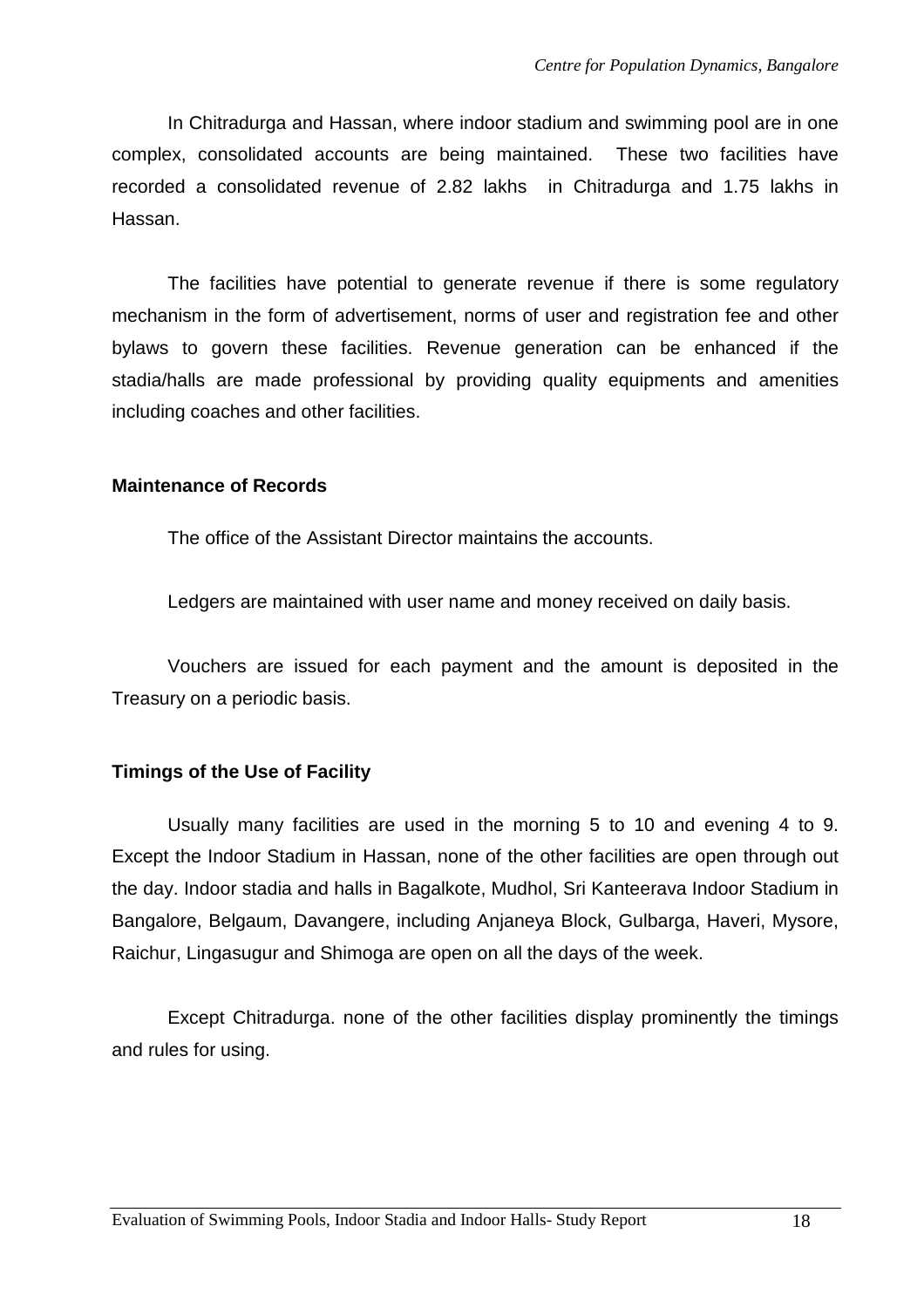In Chitradurga and Hassan, where indoor stadium and swimming pool are in one complex, consolidated accounts are being maintained. These two facilities have recorded a consolidated revenue of 2.82 lakhs in Chitradurga and 1.75 lakhs in Hassan.

The facilities have potential to generate revenue if there is some regulatory mechanism in the form of advertisement, norms of user and registration fee and other bylaws to govern these facilities. Revenue generation can be enhanced if the stadia/halls are made professional by providing quality equipments and amenities including coaches and other facilities.

**Maintenance of Records**

The office of the Assistant Director maintains the accounts.

Ledgers are maintained with user name and money received on daily basis.

Vouchers are issued for each payment and the amount is deposited in the Treasury on a periodic basis.

**Timings of the Use of Facility**

Usually many facilities are used in the morning 5 to 10 and evening 4 to 9. Except the Indoor Stadium in Hassan, none of the other facilities are open through out the day. Indoor stadia and halls in Bagalkote, Mudhol, Sri Kanteerava Indoor Stadium in Bangalore, Belgaum, Davangere, including Anjaneya Block, Gulbarga, Haveri, Mysore, Raichur, Lingasugur and Shimoga are open on all the days of the week.

Except Chitradurga. none of the other facilities display prominently the timings and rules for using.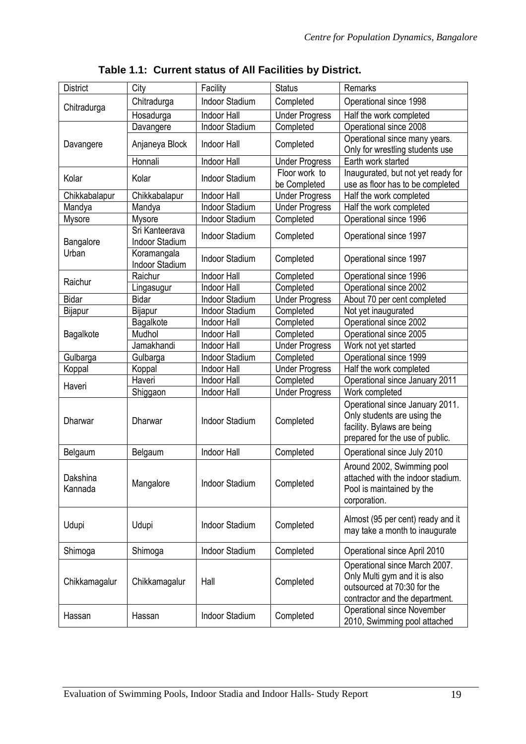**Table 1.1: Current status of All Facilities by District.**

| District | City | Facility | Status | Remarks |
|---|---|---|---|---|
| Chitradurga | Chitradurga | Indoor Stadium | Completed | Operational since 1998 |
| | Hosadurga | Indoor Hall | Under Progress | Half the work completed |
| Davangere | Davangere | Indoor Stadium | Completed | Operational since 2008 |
| | Anjaneya Block | Indoor Hall | Completed | Operational since many years. Only for wrestling students use |
| | Honnali | Indoor Hall | Under Progress | Earth work started |
| Kolar | Kolar | Indoor Stadium | Floor work to be Completed | Inaugurated, but not yet ready for use as floor has to be completed |
| Chikkabalapur | Chikkabalapur | Indoor Hall | Under Progress | Half the work completed |
| Mandya | Mandya | Indoor Stadium | Under Progress | Half the work completed |
| Mysore | Mysore | Indoor Stadium | Completed | Operational since 1996 |
| Bangalore Urban | Sri Kanteerava Indoor Stadium | Indoor Stadium | Completed | Operational since 1997 |
| | Koramangala Indoor Stadium | Indoor Stadium | Completed | Operational since 1997 |
| Raichur | Raichur | Indoor Hall | Completed | Operational since 1996 |
| | Lingasugur | Indoor Hall | Completed | Operational since 2002 |
| Bidar | Bidar | Indoor Stadium | Under Progress | About 70 per cent completed |
| Bijapur | Bijapur | Indoor Stadium | Completed | Not yet inaugurated |
| Bagalkote | Bagalkote | Indoor Hall | Completed | Operational since 2002 |
| | Mudhol | Indoor Hall | Completed | Operational since 2005 |
| | Jamakhandi | Indoor Hall | Under Progress | Work not yet started |
| Gulbarga | Gulbarga | Indoor Stadium | Completed | Operational since 1999 |
| Koppal | Koppal | Indoor Hall | Under Progress | Half the work completed |
| Haveri | Haveri | Indoor Hall | Completed | Operational since January 2011 |
| | Shiggaon | Indoor Hall | Under Progress | Work completed |
| Dharwar | Dharwar | Indoor Stadium | Completed | Operational since January 2011. Only students are using the facility. Bylaws are being prepared for the use of public. |
| Belgaum | Belgaum | Indoor Hall | Completed | Operational since July 2010 |
| Dakshina Kannada | Mangalore | Indoor Stadium | Completed | Around 2002, Swimming pool attached with the indoor stadium. Pool is maintained by the corporation. |
| Udupi | Udupi | Indoor Stadium | Completed | Almost (95 per cent) ready and it may take a month to inaugurate |
| Shimoga | Shimoga | Indoor Stadium | Completed | Operational since April 2010 |
| Chikkamagalur | Chikkamagalur | Hall | Completed | Operational since March 2007. Only Multi gym and it is also outsourced at 70:30 for the contractor and the department. |
| Hassan | Hassan | Indoor Stadium | Completed | Operational since November 2010, Swimming pool attached |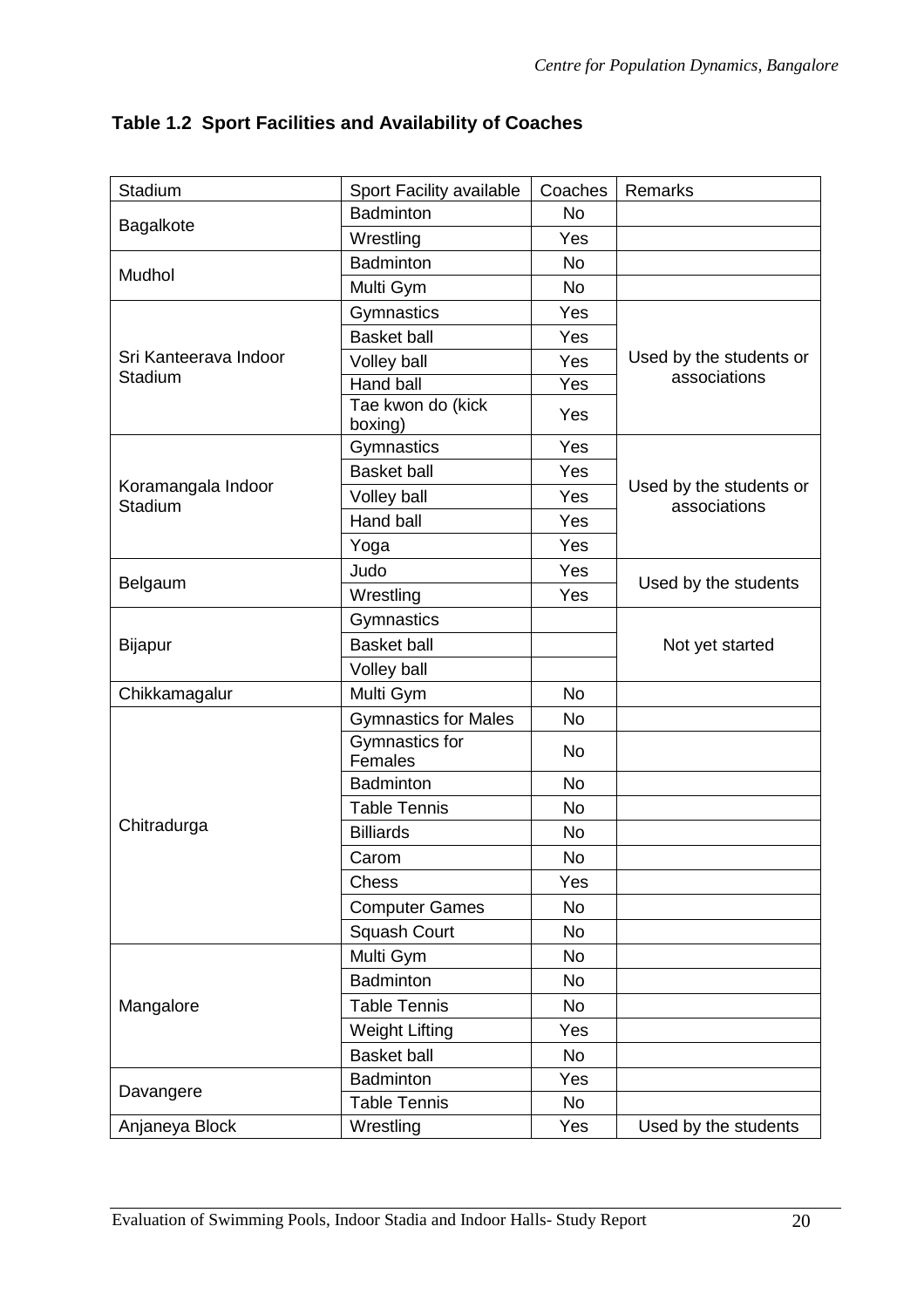**Table 1.2 Sport Facilities and Availability of Coaches**

| Stadium | Sport Facility available | Coaches | Remarks |
|---|---|---|---|
| Bagalkote | Badminton | No | |
| | Wrestling | Yes | |
| Mudhol | Badminton | No | |
| | Multi Gym | No | |
| Sri Kanteerava Indoor Stadium | Gymnastics | Yes | Used by the students or associations |
| | Basket ball | Yes | |
| | Volley ball | Yes | |
| | Hand ball | Yes | |
| | Tae kwon do (kick boxing) | Yes | |
| Koramangala Indoor Stadium | Gymnastics | Yes | Used by the students or associations |
| | Basket ball | Yes | |
| | Volley ball | Yes | |
| | Hand ball | Yes | |
| | Yoga | Yes | |
| Belgaum | Judo | Yes | Used by the students |
| | Wrestling | Yes | |
| Bijapur | Gymnastics | | Not yet started |
| | Basket ball | | |
| | Volley ball | | |
| Chikkamagalur | Multi Gym | No | |
| Chitradurga | Gymnastics for Males | No | |
| | Gymnastics for Females | No | |
| | Badminton | No | |
| | Table Tennis | No | |
| | Billiards | No | |
| | Carom | No | |
| | Chess | Yes | |
| | Computer Games | No | |
| | Squash Court | No | |
| Mangalore | Multi Gym | No | |
| | Badminton | No | |
| | Table Tennis | No | |
| | Weight Lifting | Yes | |
| | Basket ball | No | |
| Davangere | Badminton | Yes | |
| | Table Tennis | No | |
| Anjaneya Block | Wrestling | Yes | Used by the students |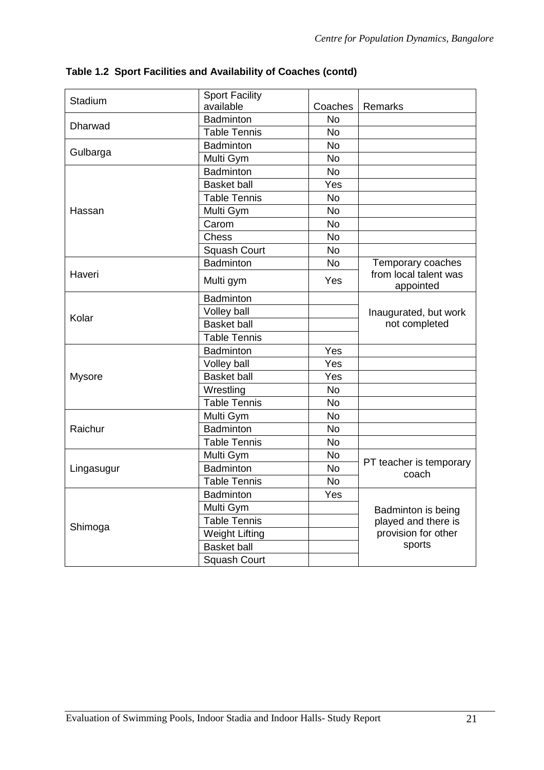**Table 1.2 Sport Facilities and Availability of Coaches (contd)**

| Stadium | Sport Facility available | Coaches | Remarks |
|---|---|---|---|
| Dharwad | Badminton | No | |
| | Table Tennis | No | |
| Gulbarga | Badminton | No | |
| | Multi Gym | No | |
| Hassan | Badminton | No | |
| | Basket ball | Yes | |
| | Table Tennis | No | |
| | Multi Gym | No | |
| | Carom | No | |
| | Chess | No | |
| | Squash Court | No | |
| Haveri | Badminton | No | Temporary coaches from local talent was appointed |
| | Multi gym | Yes | |
| Kolar | Badminton | | Inaugurated, but work not completed |
| | Volley ball | | |
| | Basket ball | | |
| | Table Tennis | | |
| Mysore | Badminton | Yes | |
| | Volley ball | Yes | |
| | Basket ball | Yes | |
| | Wrestling | No | |
| | Table Tennis | No | |
| Raichur | Multi Gym | No | |
| | Badminton | No | |
| | Table Tennis | No | |
| Lingasugur | Multi Gym | No | PT teacher is temporary coach |
| | Badminton | No | |
| | Table Tennis | No | |
| Shimoga | Badminton | Yes | Badminton is being played and there is provision for other sports |
| | Multi Gym | | |
| | Table Tennis | | |
| | Weight Lifting | | |
| | Basket ball | | |
| | Squash Court | | |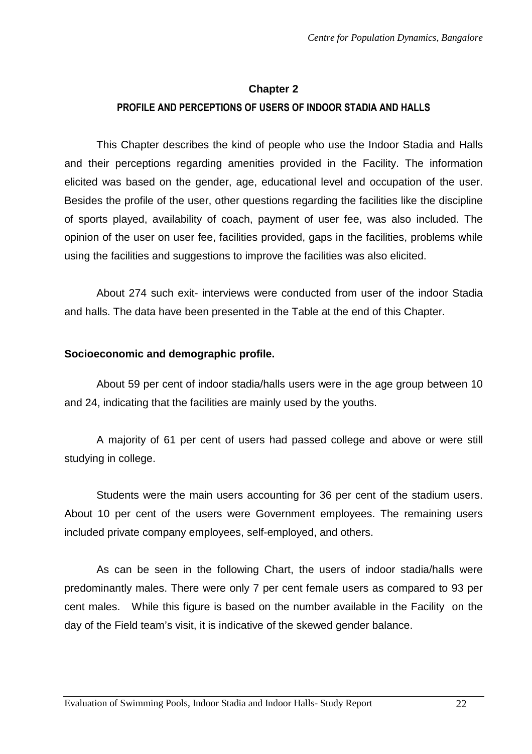## Chapter 2

### PROFILE AND PERCEPTIONS OF USERS OF INDOOR STADIA AND HALLS

This Chapter describes the kind of people who use the Indoor Stadia and Halls and their perceptions regarding amenities provided in the Facility. The information elicited was based on the gender, age, educational level and occupation of the user. Besides the profile of the user, other questions regarding the facilities like the discipline of sports played, availability of coach, payment of user fee, was also included. The opinion of the user on user fee, facilities provided, gaps in the facilities, problems while using the facilities and suggestions to improve the facilities was also elicited.

About 274 such exit- interviews were conducted from user of the indoor Stadia and halls. The data have been presented in the Table at the end of this Chapter.

**Socioeconomic and demographic profile.**

About 59 per cent of indoor stadia/halls users were in the age group between 10 and 24, indicating that the facilities are mainly used by the youths.

A majority of 61 per cent of users had passed college and above or were still studying in college.

Students were the main users accounting for 36 per cent of the stadium users. About 10 per cent of the users were Government employees. The remaining users included private company employees, self-employed, and others.

As can be seen in the following Chart, the users of indoor stadia/halls were predominantly males. There were only 7 per cent female users as compared to 93 per cent males. While this figure is based on the number available in the Facility on the day of the Field team's visit, it is indicative of the skewed gender balance.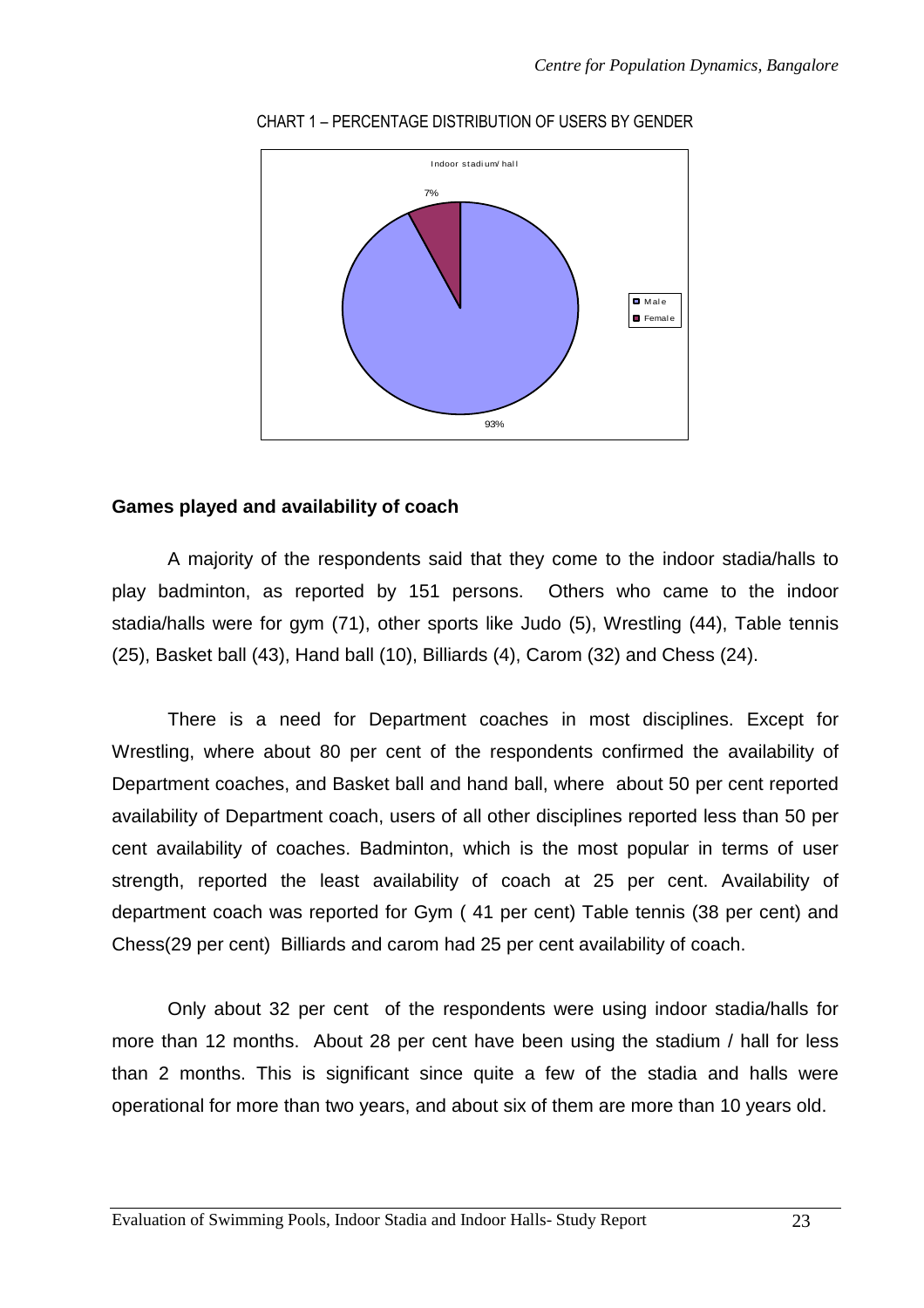CHART 1 – PERCENTAGE DISTRIBUTION OF USERS BY GENDER

Indoor stadium/ hall

7%

93%

Male
Female

**Games played and availability of coach**

A majority of the respondents said that they come to the indoor stadia/halls to play badminton, as reported by 151 persons. Others who came to the indoor stadia/halls were for gym (71), other sports like Judo (5), Wrestling (44), Table tennis (25), Basket ball (43), Hand ball (10), Billiards (4), Carom (32) and Chess (24).

There is a need for Department coaches in most disciplines. Except for Wrestling, where about 80 per cent of the respondents confirmed the availability of Department coaches, and Basket ball and hand ball, where about 50 per cent reported availability of Department coach, users of all other disciplines reported less than 50 per cent availability of coaches. Badminton, which is the most popular in terms of user strength, reported the least availability of coach at 25 per cent. Availability of department coach was reported for Gym ( 41 per cent) Table tennis (38 per cent) and Chess(29 per cent) Billiards and carom had 25 per cent availability of coach.

Only about 32 per cent of the respondents were using indoor stadia/halls for more than 12 months. About 28 per cent have been using the stadium / hall for less than 2 months. This is significant since quite a few of the stadia and halls were operational for more than two years, and about six of them are more than 10 years old.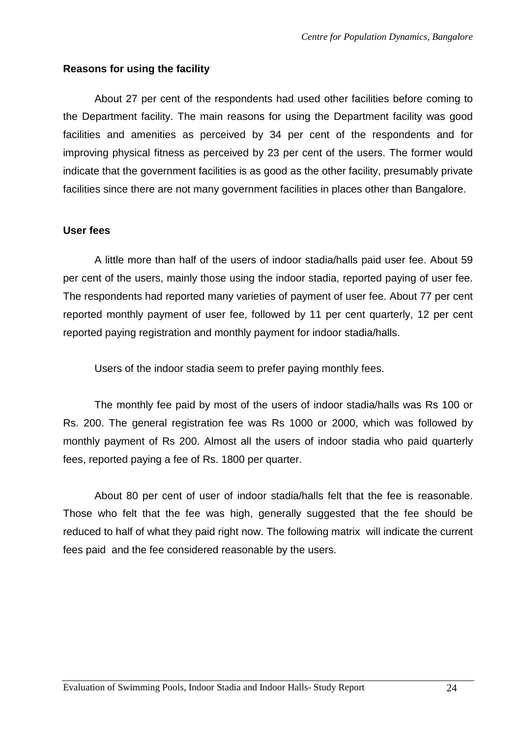**Reasons for using the facility**

About 27 per cent of the respondents had used other facilities before coming to the Department facility. The main reasons for using the Department facility was good facilities and amenities as perceived by 34 per cent of the respondents and for improving physical fitness as perceived by 23 per cent of the users. The former would indicate that the government facilities is as good as the other facility, presumably private facilities since there are not many government facilities in places other than Bangalore.

**User fees**

A little more than half of the users of indoor stadia/halls paid user fee. About 59 per cent of the users, mainly those using the indoor stadia, reported paying of user fee. The respondents had reported many varieties of payment of user fee. About 77 per cent reported monthly payment of user fee, followed by 11 per cent quarterly, 12 per cent reported paying registration and monthly payment for indoor stadia/halls.

Users of the indoor stadia seem to prefer paying monthly fees.

The monthly fee paid by most of the users of indoor stadia/halls was Rs 100 or Rs. 200. The general registration fee was Rs 1000 or 2000, which was followed by monthly payment of Rs 200. Almost all the users of indoor stadia who paid quarterly fees, reported paying a fee of Rs. 1800 per quarter.

About 80 per cent of user of indoor stadia/halls felt that the fee is reasonable. Those who felt that the fee was high, generally suggested that the fee should be reduced to half of what they paid right now. The following matrix will indicate the current fees paid and the fee considered reasonable by the users.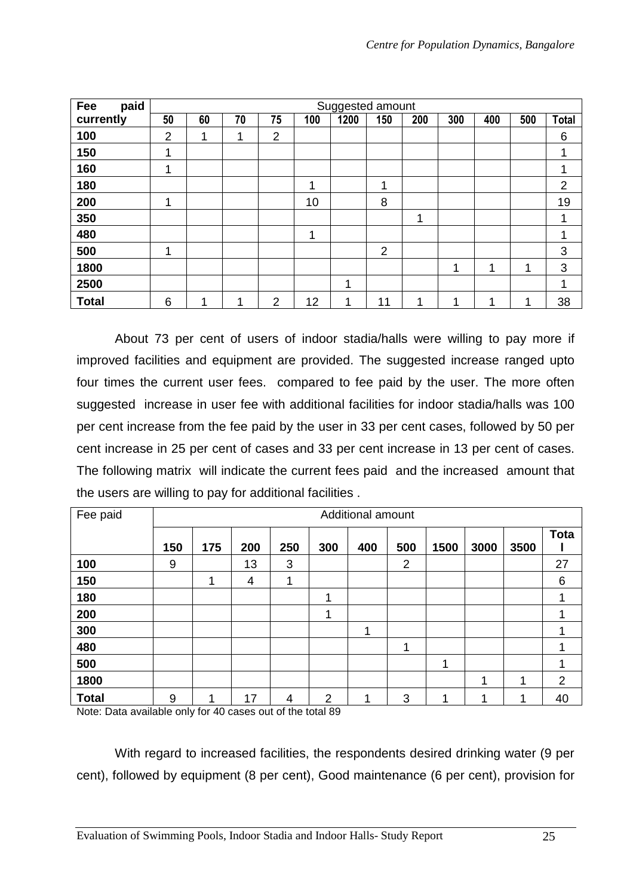| Fee paid currently | Suggested amount | | | | | | | | | | | |
|---|---|---|---|---|---|---|---|---|---|---|---|---|
| | 50 | 60 | 70 | 75 | 100 | 1200 | 150 | 200 | 300 | 400 | 500 | Total |
| **100** | 2 | 1 | 1 | 2 | | | | | | | | 6 |
| **150** | 1 | | | | | | | | | | | 1 |
| **160** | 1 | | | | | | | | | | | 1 |
| **180** | | | | | 1 | | 1 | | | | | 2 |
| **200** | 1 | | | | 10 | | 8 | | | | | 19 |
| **350** | | | | | | | | 1 | | | | 1 |
| **480** | | | | | 1 | | | | | | | 1 |
| **500** | 1 | | | | | | 2 | | | | | 3 |
| **1800** | | | | | | | | | 1 | 1 | 1 | 3 |
| **2500** | | | | | | 1 | | | | | | 1 |
| **Total** | 6 | 1 | 1 | 2 | 12 | 1 | 11 | 1 | 1 | 1 | 1 | 38 |

About 73 per cent of users of indoor stadia/halls were willing to pay more if improved facilities and equipment are provided. The suggested increase ranged upto four times the current user fees. compared to fee paid by the user. The more often suggested increase in user fee with additional facilities for indoor stadia/halls was 100 per cent increase from the fee paid by the user in 33 per cent cases, followed by 50 per cent increase in 25 per cent of cases and 33 per cent increase in 13 per cent of cases. The following matrix will indicate the current fees paid and the increased amount that the users are willing to pay for additional facilities .

| Fee paid | Additional amount | | | | | | | | | | |
|---|---|---|---|---|---|---|---|---|---|---|---|
| | 150 | 175 | 200 | 250 | 300 | 400 | 500 | 1500 | 3000 | 3500 | Total |
| **100** | 9 | | 13 | 3 | | | 2 | | | | 27 |
| **150** | | 1 | 4 | 1 | | | | | | | 6 |
| **180** | | | | | 1 | | | | | | 1 |
| **200** | | | | | 1 | | | | | | 1 |
| **300** | | | | | | 1 | | | | | 1 |
| **480** | | | | | | | 1 | | | | 1 |
| **500** | | | | | | | | 1 | | | 1 |
| **1800** | | | | | | | | | 1 | 1 | 2 |
| **Total** | 9 | 1 | 17 | 4 | 2 | 1 | 3 | 1 | 1 | 1 | 40 |

Note: Data available only for 40 cases out of the total 89

With regard to increased facilities, the respondents desired drinking water (9 per cent), followed by equipment (8 per cent), Good maintenance (6 per cent), provision for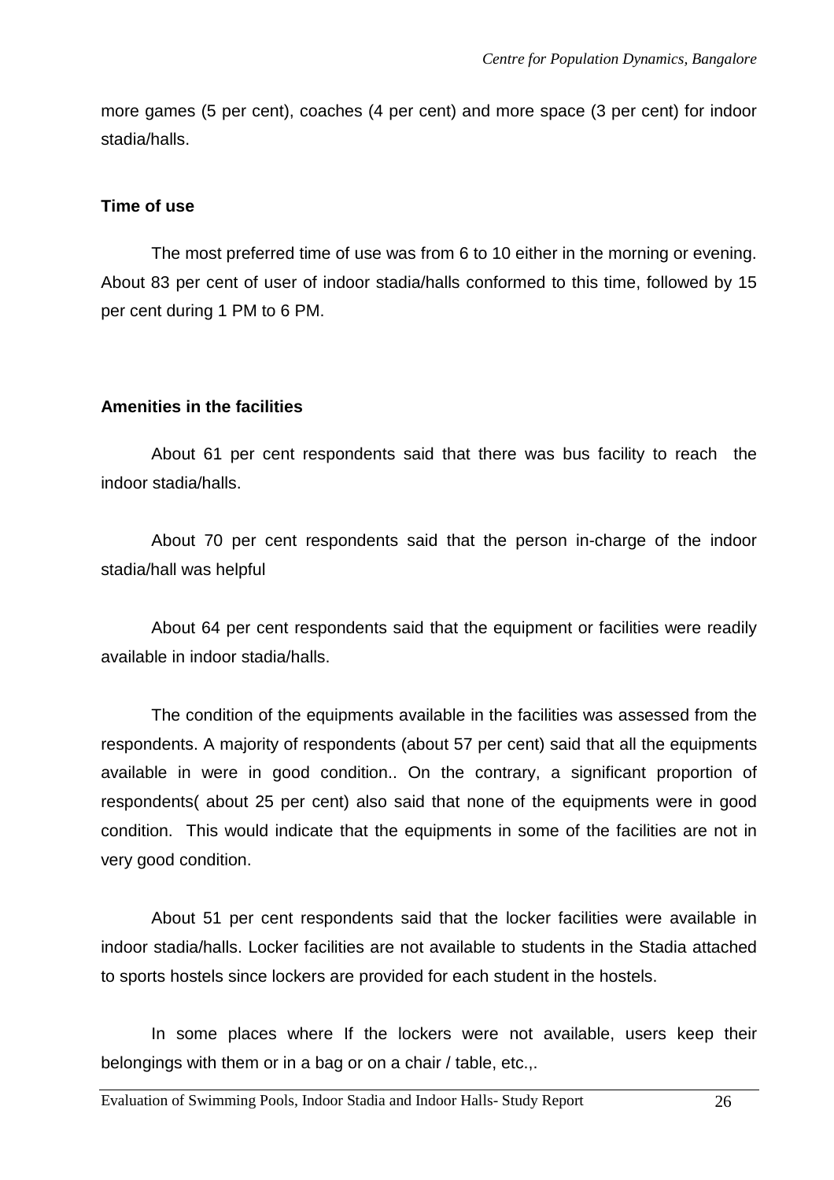more games (5 per cent), coaches (4 per cent) and more space (3 per cent) for indoor stadia/halls.

**Time of use**

The most preferred time of use was from 6 to 10 either in the morning or evening. About 83 per cent of user of indoor stadia/halls conformed to this time, followed by 15 per cent during 1 PM to 6 PM.

**Amenities in the facilities**

About 61 per cent respondents said that there was bus facility to reach the indoor stadia/halls.

About 70 per cent respondents said that the person in-charge of the indoor stadia/hall was helpful

About 64 per cent respondents said that the equipment or facilities were readily available in indoor stadia/halls.

The condition of the equipments available in the facilities was assessed from the respondents. A majority of respondents (about 57 per cent) said that all the equipments available in were in good condition.. On the contrary, a significant proportion of respondents( about 25 per cent) also said that none of the equipments were in good condition. This would indicate that the equipments in some of the facilities are not in very good condition.

About 51 per cent respondents said that the locker facilities were available in indoor stadia/halls. Locker facilities are not available to students in the Stadia attached to sports hostels since lockers are provided for each student in the hostels.

In some places where If the lockers were not available, users keep their belongings with them or in a bag or on a chair / table, etc.,.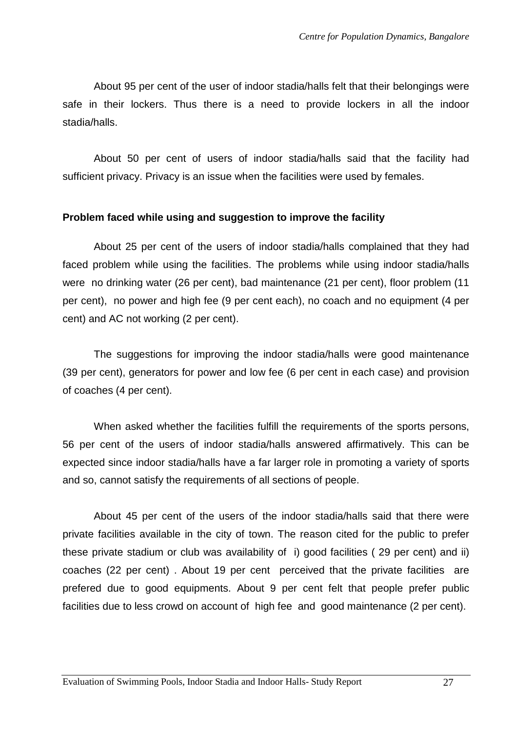About 95 per cent of the user of indoor stadia/halls felt that their belongings were safe in their lockers. Thus there is a need to provide lockers in all the indoor stadia/halls.

About 50 per cent of users of indoor stadia/halls said that the facility had sufficient privacy. Privacy is an issue when the facilities were used by females.

**Problem faced while using and suggestion to improve the facility**

About 25 per cent of the users of indoor stadia/halls complained that they had faced problem while using the facilities. The problems while using indoor stadia/halls were no drinking water (26 per cent), bad maintenance (21 per cent), floor problem (11 per cent), no power and high fee (9 per cent each), no coach and no equipment (4 per cent) and AC not working (2 per cent).

The suggestions for improving the indoor stadia/halls were good maintenance (39 per cent), generators for power and low fee (6 per cent in each case) and provision of coaches (4 per cent).

When asked whether the facilities fulfill the requirements of the sports persons, 56 per cent of the users of indoor stadia/halls answered affirmatively. This can be expected since indoor stadia/halls have a far larger role in promoting a variety of sports and so, cannot satisfy the requirements of all sections of people.

About 45 per cent of the users of the indoor stadia/halls said that there were private facilities available in the city of town. The reason cited for the public to prefer these private stadium or club was availability of i) good facilities ( 29 per cent) and ii) coaches (22 per cent) . About 19 per cent perceived that the private facilities are prefered due to good equipments. About 9 per cent felt that people prefer public facilities due to less crowd on account of high fee and good maintenance (2 per cent).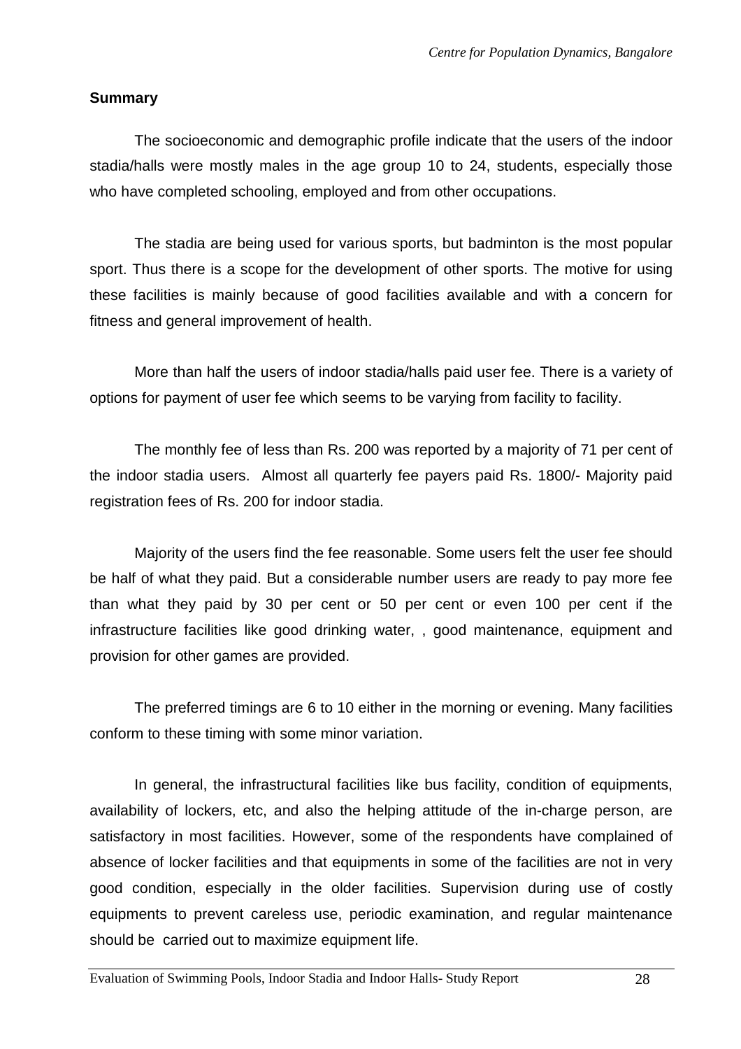**Summary**

The socioeconomic and demographic profile indicate that the users of the indoor stadia/halls were mostly males in the age group 10 to 24, students, especially those who have completed schooling, employed and from other occupations.

The stadia are being used for various sports, but badminton is the most popular sport. Thus there is a scope for the development of other sports. The motive for using these facilities is mainly because of good facilities available and with a concern for fitness and general improvement of health.

More than half the users of indoor stadia/halls paid user fee. There is a variety of options for payment of user fee which seems to be varying from facility to facility.

The monthly fee of less than Rs. 200 was reported by a majority of 71 per cent of the indoor stadia users. Almost all quarterly fee payers paid Rs. 1800/- Majority paid registration fees of Rs. 200 for indoor stadia.

Majority of the users find the fee reasonable. Some users felt the user fee should be half of what they paid. But a considerable number users are ready to pay more fee than what they paid by 30 per cent or 50 per cent or even 100 per cent if the infrastructure facilities like good drinking water, , good maintenance, equipment and provision for other games are provided.

The preferred timings are 6 to 10 either in the morning or evening. Many facilities conform to these timing with some minor variation.

In general, the infrastructural facilities like bus facility, condition of equipments, availability of lockers, etc, and also the helping attitude of the in-charge person, are satisfactory in most facilities. However, some of the respondents have complained of absence of locker facilities and that equipments in some of the facilities are not in very good condition, especially in the older facilities. Supervision during use of costly equipments to prevent careless use, periodic examination, and regular maintenance should be carried out to maximize equipment life.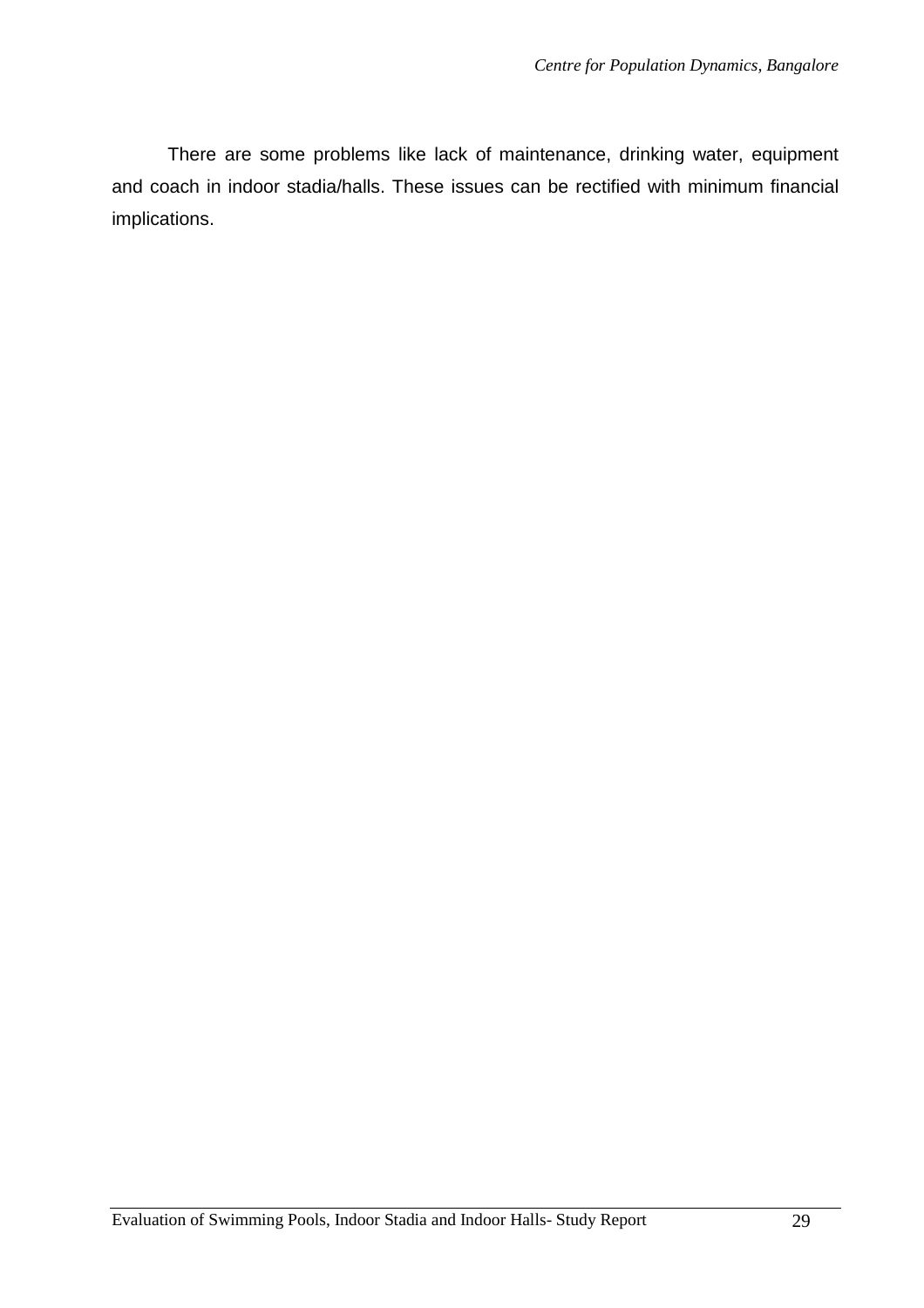There are some problems like lack of maintenance, drinking water, equipment and coach in indoor stadia/halls. These issues can be rectified with minimum financial implications.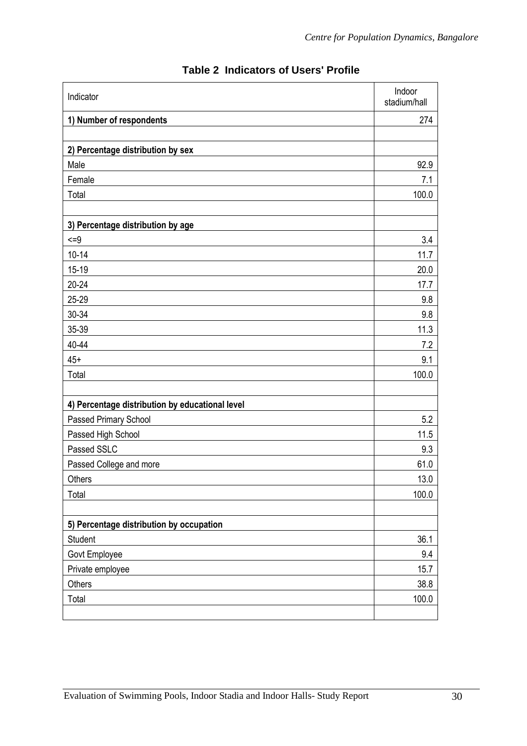**Table 2 Indicators of Users' Profile**

| Indicator | Indoor stadium/hall |
|---|---|
| **1) Number of respondents** | 274 |
| | |
| **2) Percentage distribution by sex** | |
| Male | 92.9 |
| Female | 7.1 |
| Total | 100.0 |
| | |
| **3) Percentage distribution by age** | |
| <=9 | 3.4 |
| 10-14 | 11.7 |
| 15-19 | 20.0 |
| 20-24 | 17.7 |
| 25-29 | 9.8 |
| 30-34 | 9.8 |
| 35-39 | 11.3 |
| 40-44 | 7.2 |
| 45+ | 9.1 |
| Total | 100.0 |
| | |
| **4) Percentage distribution by educational level** | |
| Passed Primary School | 5.2 |
| Passed High School | 11.5 |
| Passed SSLC | 9.3 |
| Passed College and more | 61.0 |
| Others | 13.0 |
| Total | 100.0 |
| | |
| **5) Percentage distribution by occupation** | |
| Student | 36.1 |
| Govt Employee | 9.4 |
| Private employee | 15.7 |
| Others | 38.8 |
| Total | 100.0 |
| | |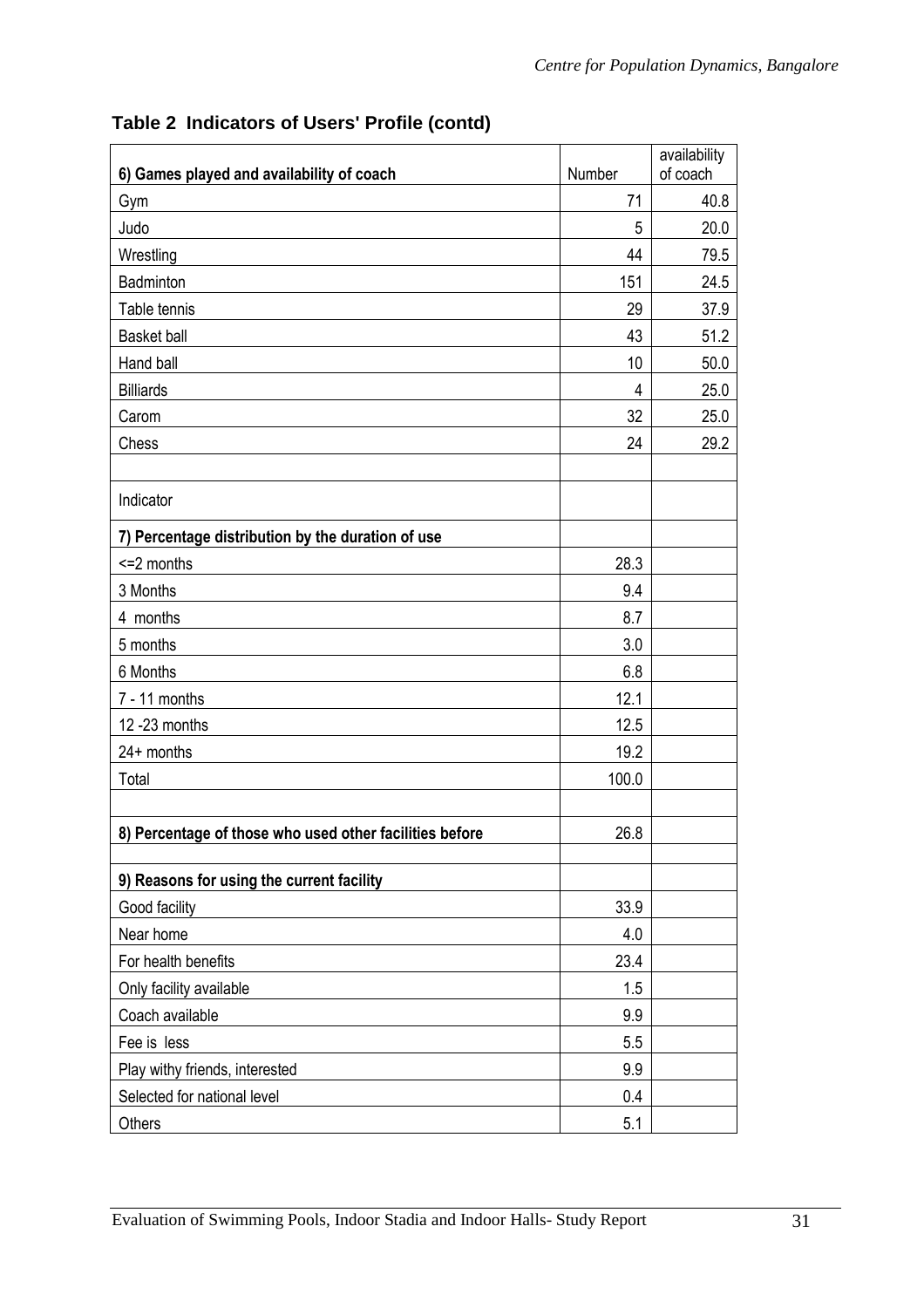**Table 2 Indicators of Users' Profile (contd)**

| **6) Games played and availability of coach** | Number | availability of coach |
|---|---|---|
| Gym | 71 | 40.8 |
| Judo | 5 | 20.0 |
| Wrestling | 44 | 79.5 |
| Badminton | 151 | 24.5 |
| Table tennis | 29 | 37.9 |
| Basket ball | 43 | 51.2 |
| Hand ball | 10 | 50.0 |
| Billiards | 4 | 25.0 |
| Carom | 32 | 25.0 |
| Chess | 24 | 29.2 |
| | | |
| Indicator | | |
| **7) Percentage distribution by the duration of use** | | |
| <=2 months | 28.3 | |
| 3 Months | 9.4 | |
| 4 months | 8.7 | |
| 5 months | 3.0 | |
| 6 Months | 6.8 | |
| 7 - 11 months | 12.1 | |
| 12 -23 months | 12.5 | |
| 24+ months | 19.2 | |
| Total | 100.0 | |
| | | |
| **8) Percentage of those who used other facilities before** | 26.8 | |
| | | |
| **9) Reasons for using the current facility** | | |
| Good facility | 33.9 | |
| Near home | 4.0 | |
| For health benefits | 23.4 | |
| Only facility available | 1.5 | |
| Coach available | 9.9 | |
| Fee is less | 5.5 | |
| Play withy friends, interested | 9.9 | |
| Selected for national level | 0.4 | |
| Others | 5.1 | |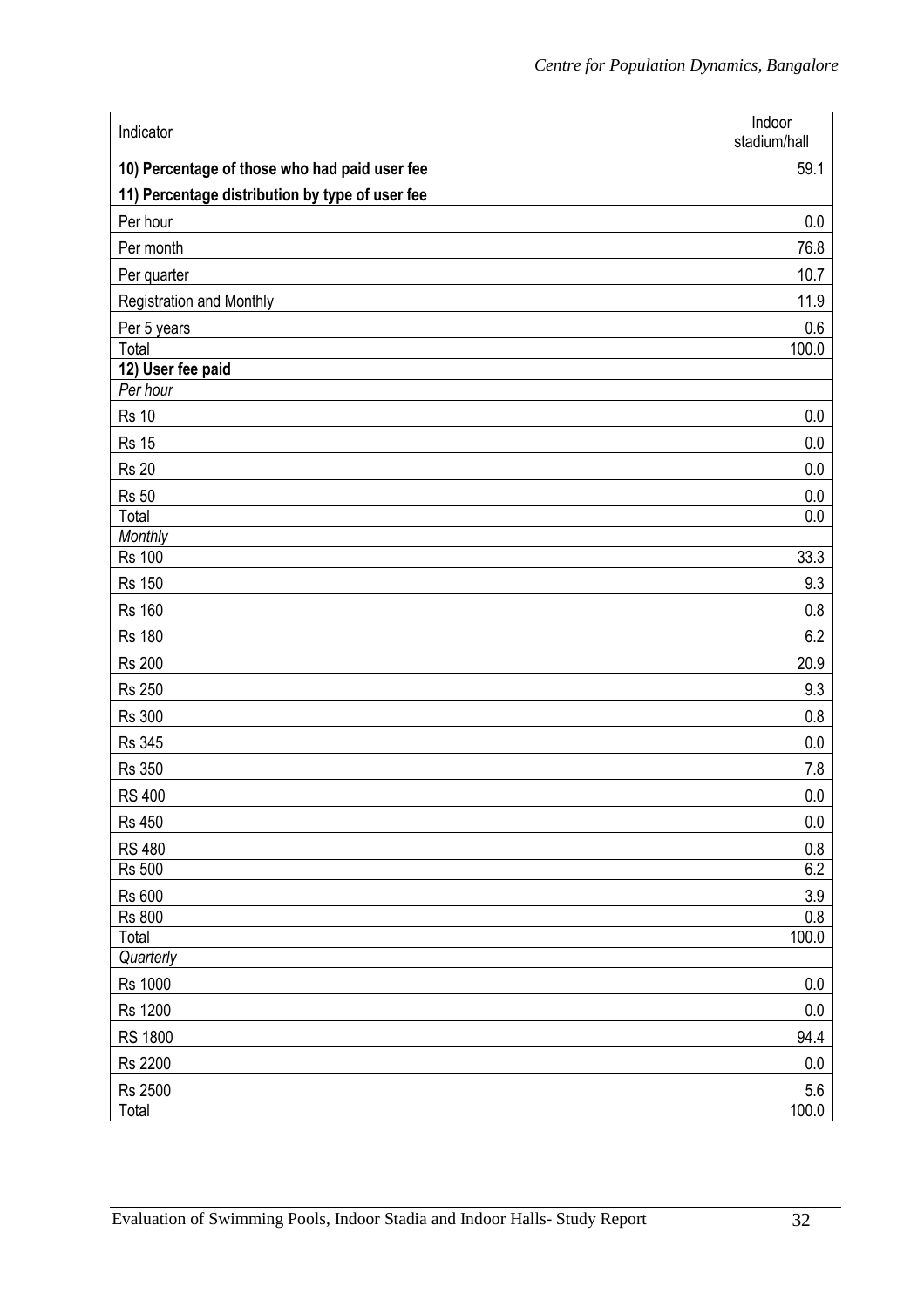| Indicator | Indoor stadium/hall |
|---|---|
| **10) Percentage of those who had paid user fee** | 59.1 |
| **11) Percentage distribution by type of user fee** | |
| Per hour | 0.0 |
| Per month | 76.8 |
| Per quarter | 10.7 |
| Registration and Monthly | 11.9 |
| Per 5 years | 0.6 |
| Total | 100.0 |
| **12) User fee paid** | |
| *Per hour* | |
| Rs 10 | 0.0 |
| Rs 15 | 0.0 |
| Rs 20 | 0.0 |
| Rs 50 | 0.0 |
| Total | 0.0 |
| *Monthly* | |
| Rs 100 | 33.3 |
| Rs 150 | 9.3 |
| Rs 160 | 0.8 |
| Rs 180 | 6.2 |
| Rs 200 | 20.9 |
| Rs 250 | 9.3 |
| Rs 300 | 0.8 |
| Rs 345 | 0.0 |
| Rs 350 | 7.8 |
| RS 400 | 0.0 |
| Rs 450 | 0.0 |
| RS 480 | 0.8 |
| Rs 500 | 6.2 |
| Rs 600 | 3.9 |
| Rs 800 | 0.8 |
| Total | 100.0 |
| *Quarterly* | |
| Rs 1000 | 0.0 |
| Rs 1200 | 0.0 |
| RS 1800 | 94.4 |
| Rs 2200 | 0.0 |
| Rs 2500 | 5.6 |
| Total | 100.0 |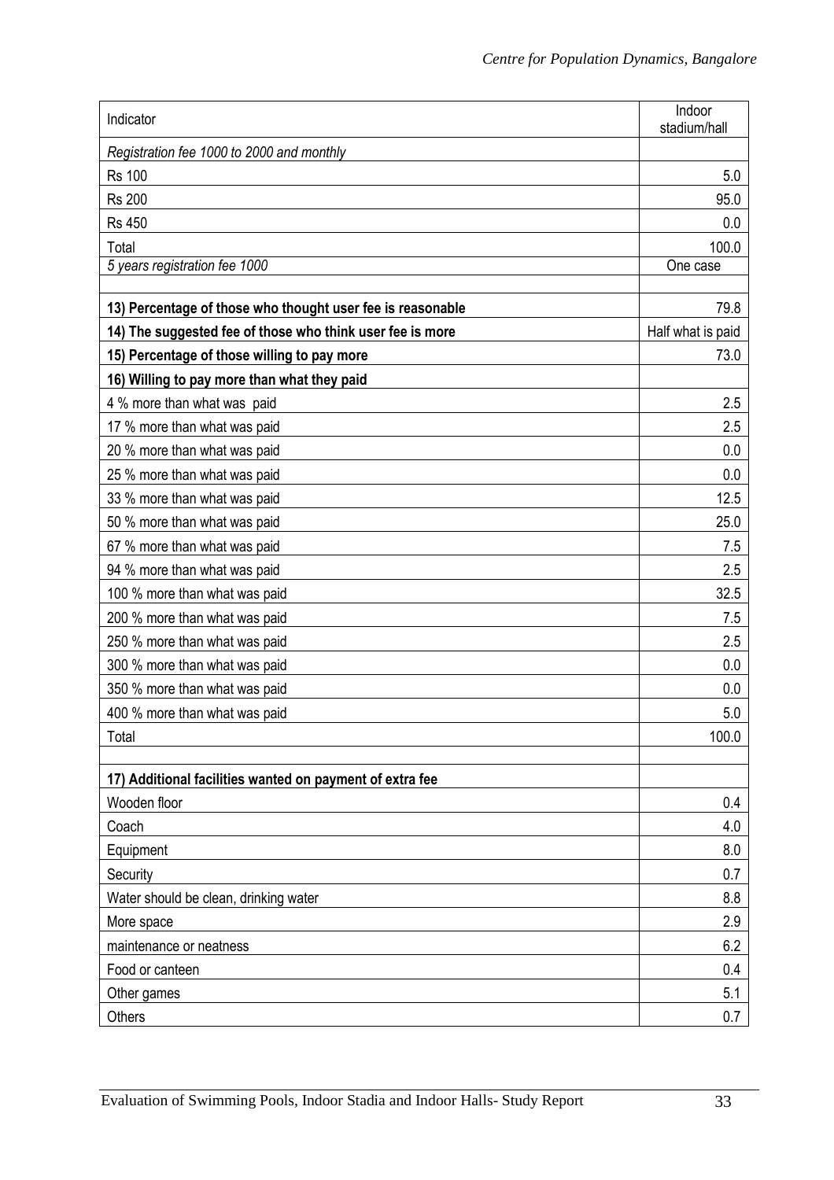| Indicator | Indoor stadium/hall |
| --- | --- |
| *Registration fee 1000 to 2000 and monthly* | |
| Rs 100 | 5.0 |
| Rs 200 | 95.0 |
| Rs 450 | 0.0 |
| Total | 100.0 |
| *5 years registration fee 1000* | One case |
| | |
| **13) Percentage of those who thought user fee is reasonable** | 79.8 |
| **14) The suggested fee of those who think user fee is more** | Half what is paid |
| **15) Percentage of those willing to pay more** | 73.0 |
| **16) Willing to pay more than what they paid** | |
| 4 % more than what was paid | 2.5 |
| 17 % more than what was paid | 2.5 |
| 20 % more than what was paid | 0.0 |
| 25 % more than what was paid | 0.0 |
| 33 % more than what was paid | 12.5 |
| 50 % more than what was paid | 25.0 |
| 67 % more than what was paid | 7.5 |
| 94 % more than what was paid | 2.5 |
| 100 % more than what was paid | 32.5 |
| 200 % more than what was paid | 7.5 |
| 250 % more than what was paid | 2.5 |
| 300 % more than what was paid | 0.0 |
| 350 % more than what was paid | 0.0 |
| 400 % more than what was paid | 5.0 |
| Total | 100.0 |
| | |
| **17) Additional facilities wanted on payment of extra fee** | |
| Wooden floor | 0.4 |
| Coach | 4.0 |
| Equipment | 8.0 |
| Security | 0.7 |
| Water should be clean, drinking water | 8.8 |
| More space | 2.9 |
| maintenance or neatness | 6.2 |
| Food or canteen | 0.4 |
| Other games | 5.1 |
| Others | 0.7 |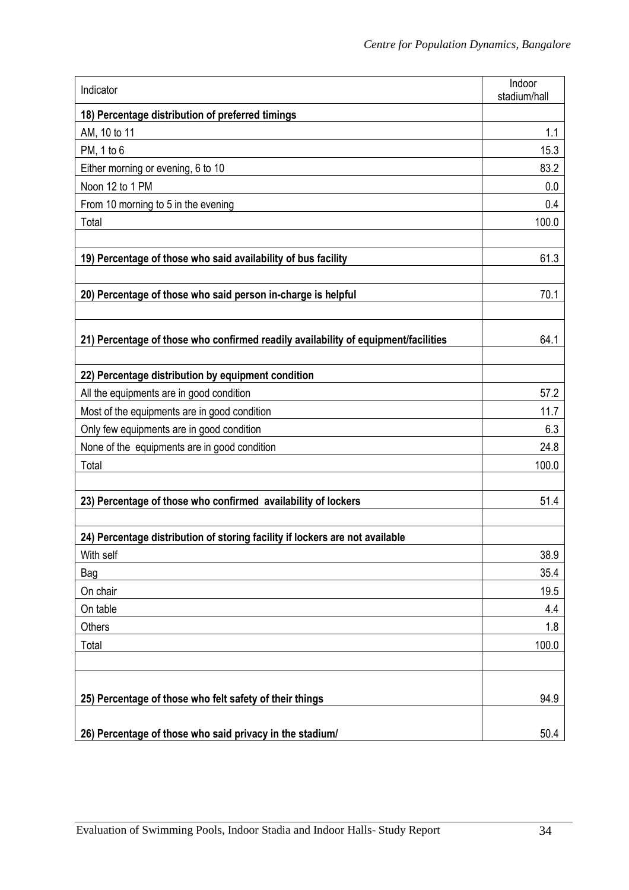| Indicator | Indoor stadium/hall |
|---|---|
| **18) Percentage distribution of preferred timings** | |
| AM, 10 to 11 | 1.1 |
| PM, 1 to 6 | 15.3 |
| Either morning or evening, 6 to 10 | 83.2 |
| Noon 12 to 1 PM | 0.0 |
| From 10 morning to 5 in the evening | 0.4 |
| Total | 100.0 |
| | |
| **19) Percentage of those who said availability of bus facility** | 61.3 |
| | |
| **20) Percentage of those who said person in-charge is helpful** | 70.1 |
| | |
| **21) Percentage of those who confirmed readily availability of equipment/facilities** | 64.1 |
| | |
| **22) Percentage distribution by equipment condition** | |
| All the equipments are in good condition | 57.2 |
| Most of the equipments are in good condition | 11.7 |
| Only few equipments are in good condition | 6.3 |
| None of the equipments are in good condition | 24.8 |
| Total | 100.0 |
| | |
| **23) Percentage of those who confirmed availability of lockers** | 51.4 |
| | |
| **24) Percentage distribution of storing facility if lockers are not available** | |
| With self | 38.9 |
| Bag | 35.4 |
| On chair | 19.5 |
| On table | 4.4 |
| Others | 1.8 |
| Total | 100.0 |
| | |
| **25) Percentage of those who felt safety of their things** | 94.9 |
| **26) Percentage of those who said privacy in the stadium/** | 50.4 |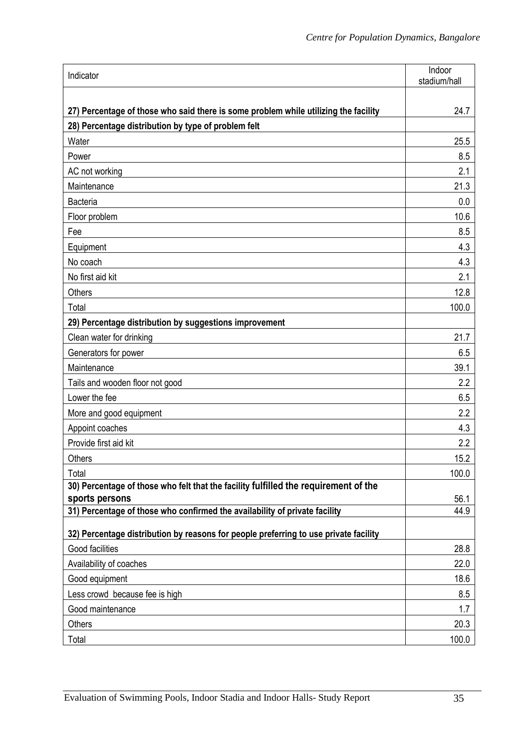| Indicator | Indoor stadium/hall |
|---|---|
| **27) Percentage of those who said there is some problem while utilizing the facility** | 24.7 |
| **28) Percentage distribution by type of problem felt** | |
| Water | 25.5 |
| Power | 8.5 |
| AC not working | 2.1 |
| Maintenance | 21.3 |
| Bacteria | 0.0 |
| Floor problem | 10.6 |
| Fee | 8.5 |
| Equipment | 4.3 |
| No coach | 4.3 |
| No first aid kit | 2.1 |
| Others | 12.8 |
| Total | 100.0 |
| **29) Percentage distribution by suggestions improvement** | |
| Clean water for drinking | 21.7 |
| Generators for power | 6.5 |
| Maintenance | 39.1 |
| Tails and wooden floor not good | 2.2 |
| Lower the fee | 6.5 |
| More and good equipment | 2.2 |
| Appoint coaches | 4.3 |
| Provide first aid kit | 2.2 |
| Others | 15.2 |
| Total | 100.0 |
| **30) Percentage of those who felt that the facility fulfilled the requirement of the sports persons** | 56.1 |
| **31) Percentage of those who confirmed the availability of private facility** | 44.9 |
| **32) Percentage distribution by reasons for people preferring to use private facility** | |
| Good facilities | 28.8 |
| Availability of coaches | 22.0 |
| Good equipment | 18.6 |
| Less crowd because fee is high | 8.5 |
| Good maintenance | 1.7 |
| Others | 20.3 |
| Total | 100.0 |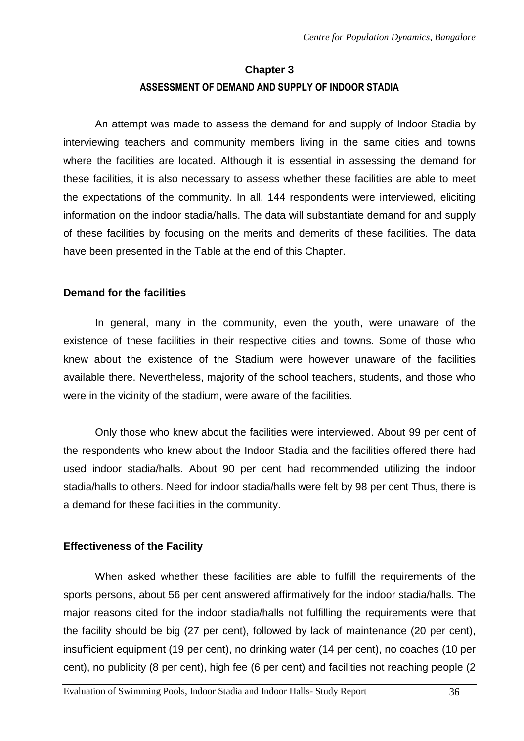# Chapter 3

## ASSESSMENT OF DEMAND AND SUPPLY OF INDOOR STADIA

An attempt was made to assess the demand for and supply of Indoor Stadia by interviewing teachers and community members living in the same cities and towns where the facilities are located. Although it is essential in assessing the demand for these facilities, it is also necessary to assess whether these facilities are able to meet the expectations of the community. In all, 144 respondents were interviewed, eliciting information on the indoor stadia/halls. The data will substantiate demand for and supply of these facilities by focusing on the merits and demerits of these facilities. The data have been presented in the Table at the end of this Chapter.

### Demand for the facilities

In general, many in the community, even the youth, were unaware of the existence of these facilities in their respective cities and towns. Some of those who knew about the existence of the Stadium were however unaware of the facilities available there. Nevertheless, majority of the school teachers, students, and those who were in the vicinity of the stadium, were aware of the facilities.

Only those who knew about the facilities were interviewed. About 99 per cent of the respondents who knew about the Indoor Stadia and the facilities offered there had used indoor stadia/halls. About 90 per cent had recommended utilizing the indoor stadia/halls to others. Need for indoor stadia/halls were felt by 98 per cent Thus, there is a demand for these facilities in the community.

### Effectiveness of the Facility

When asked whether these facilities are able to fulfill the requirements of the sports persons, about 56 per cent answered affirmatively for the indoor stadia/halls. The major reasons cited for the indoor stadia/halls not fulfilling the requirements were that the facility should be big (27 per cent), followed by lack of maintenance (20 per cent), insufficient equipment (19 per cent), no drinking water (14 per cent), no coaches (10 per cent), no publicity (8 per cent), high fee (6 per cent) and facilities not reaching people (2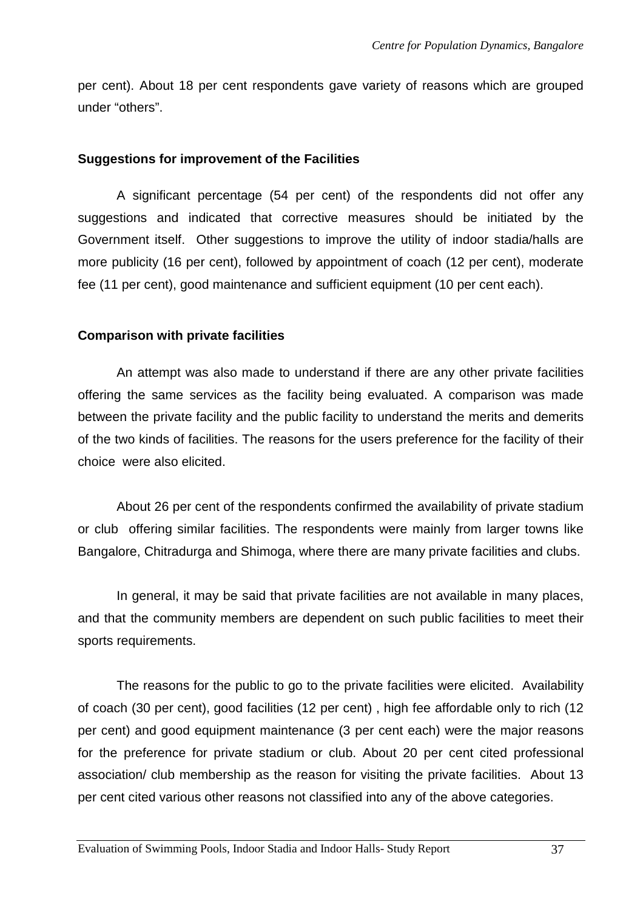per cent). About 18 per cent respondents gave variety of reasons which are grouped under “others”.

**Suggestions for improvement of the Facilities**

A significant percentage (54 per cent) of the respondents did not offer any suggestions and indicated that corrective measures should be initiated by the Government itself. Other suggestions to improve the utility of indoor stadia/halls are more publicity (16 per cent), followed by appointment of coach (12 per cent), moderate fee (11 per cent), good maintenance and sufficient equipment (10 per cent each).

**Comparison with private facilities**

An attempt was also made to understand if there are any other private facilities offering the same services as the facility being evaluated. A comparison was made between the private facility and the public facility to understand the merits and demerits of the two kinds of facilities. The reasons for the users preference for the facility of their choice were also elicited.

About 26 per cent of the respondents confirmed the availability of private stadium or club offering similar facilities. The respondents were mainly from larger towns like Bangalore, Chitradurga and Shimoga, where there are many private facilities and clubs.

In general, it may be said that private facilities are not available in many places, and that the community members are dependent on such public facilities to meet their sports requirements.

The reasons for the public to go to the private facilities were elicited. Availability of coach (30 per cent), good facilities (12 per cent) , high fee affordable only to rich (12 per cent) and good equipment maintenance (3 per cent each) were the major reasons for the preference for private stadium or club. About 20 per cent cited professional association/ club membership as the reason for visiting the private facilities. About 13 per cent cited various other reasons not classified into any of the above categories.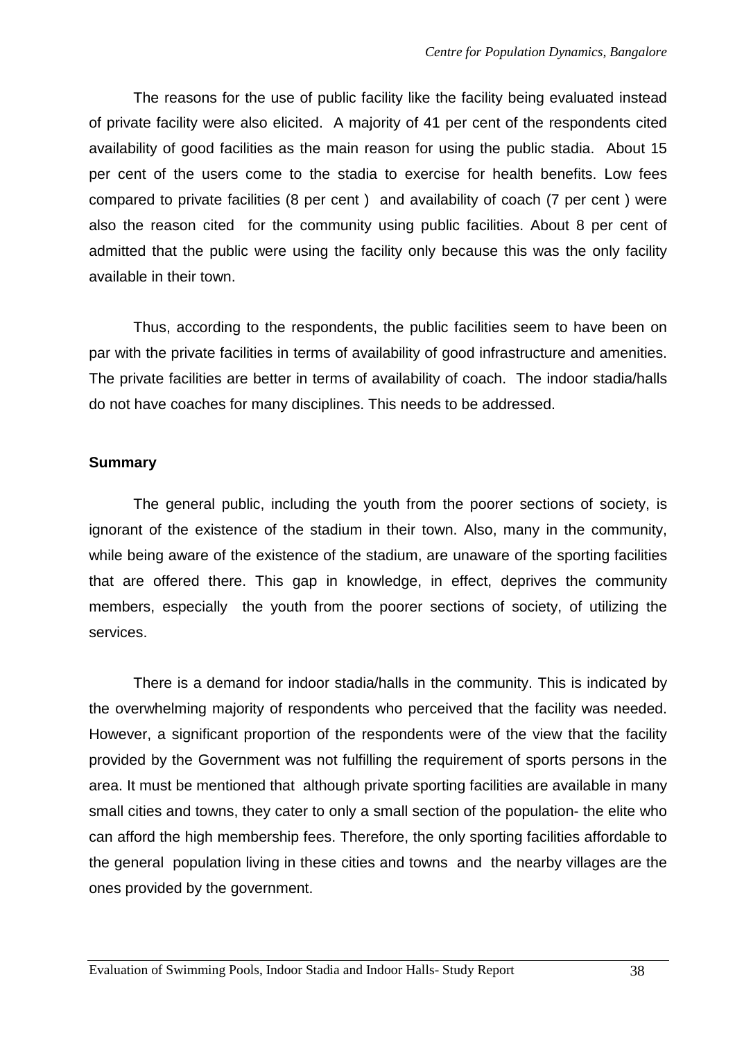The reasons for the use of public facility like the facility being evaluated instead of private facility were also elicited. A majority of 41 per cent of the respondents cited availability of good facilities as the main reason for using the public stadia. About 15 per cent of the users come to the stadia to exercise for health benefits. Low fees compared to private facilities (8 per cent ) and availability of coach (7 per cent ) were also the reason cited for the community using public facilities. About 8 per cent of admitted that the public were using the facility only because this was the only facility available in their town.

Thus, according to the respondents, the public facilities seem to have been on par with the private facilities in terms of availability of good infrastructure and amenities. The private facilities are better in terms of availability of coach. The indoor stadia/halls do not have coaches for many disciplines. This needs to be addressed.

**Summary**

The general public, including the youth from the poorer sections of society, is ignorant of the existence of the stadium in their town. Also, many in the community, while being aware of the existence of the stadium, are unaware of the sporting facilities that are offered there. This gap in knowledge, in effect, deprives the community members, especially the youth from the poorer sections of society, of utilizing the services.

There is a demand for indoor stadia/halls in the community. This is indicated by the overwhelming majority of respondents who perceived that the facility was needed. However, a significant proportion of the respondents were of the view that the facility provided by the Government was not fulfilling the requirement of sports persons in the area. It must be mentioned that although private sporting facilities are available in many small cities and towns, they cater to only a small section of the population- the elite who can afford the high membership fees. Therefore, the only sporting facilities affordable to the general population living in these cities and towns and the nearby villages are the ones provided by the government.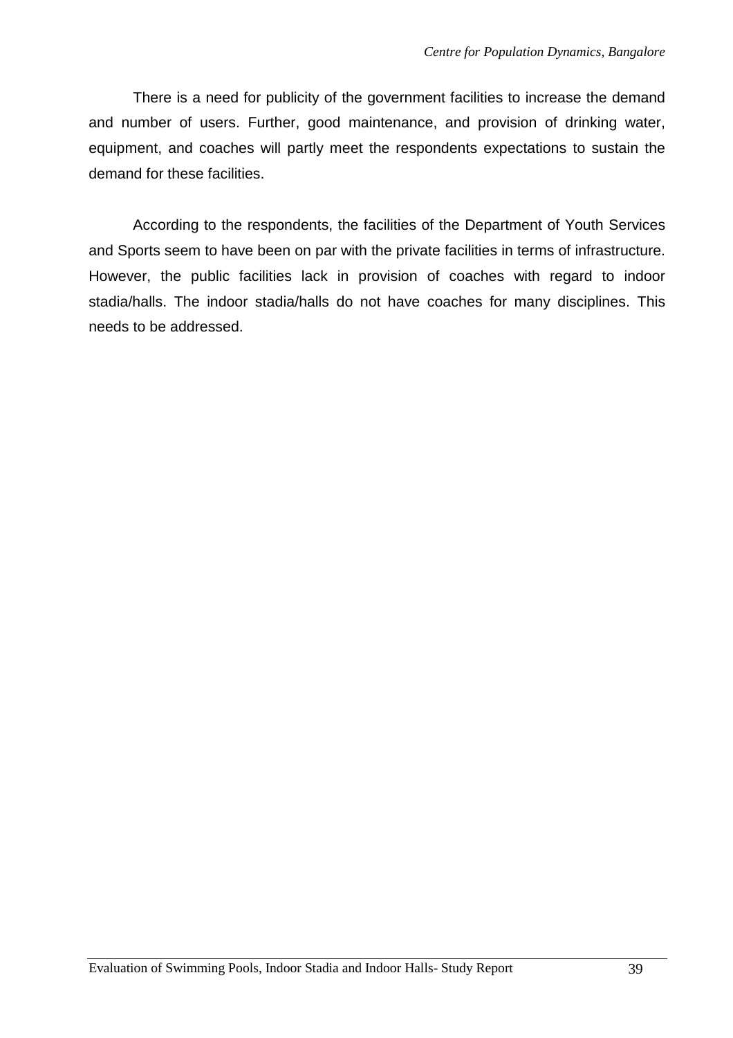There is a need for publicity of the government facilities to increase the demand and number of users. Further, good maintenance, and provision of drinking water, equipment, and coaches will partly meet the respondents expectations to sustain the demand for these facilities.

According to the respondents, the facilities of the Department of Youth Services and Sports seem to have been on par with the private facilities in terms of infrastructure. However, the public facilities lack in provision of coaches with regard to indoor stadia/halls. The indoor stadia/halls do not have coaches for many disciplines. This needs to be addressed.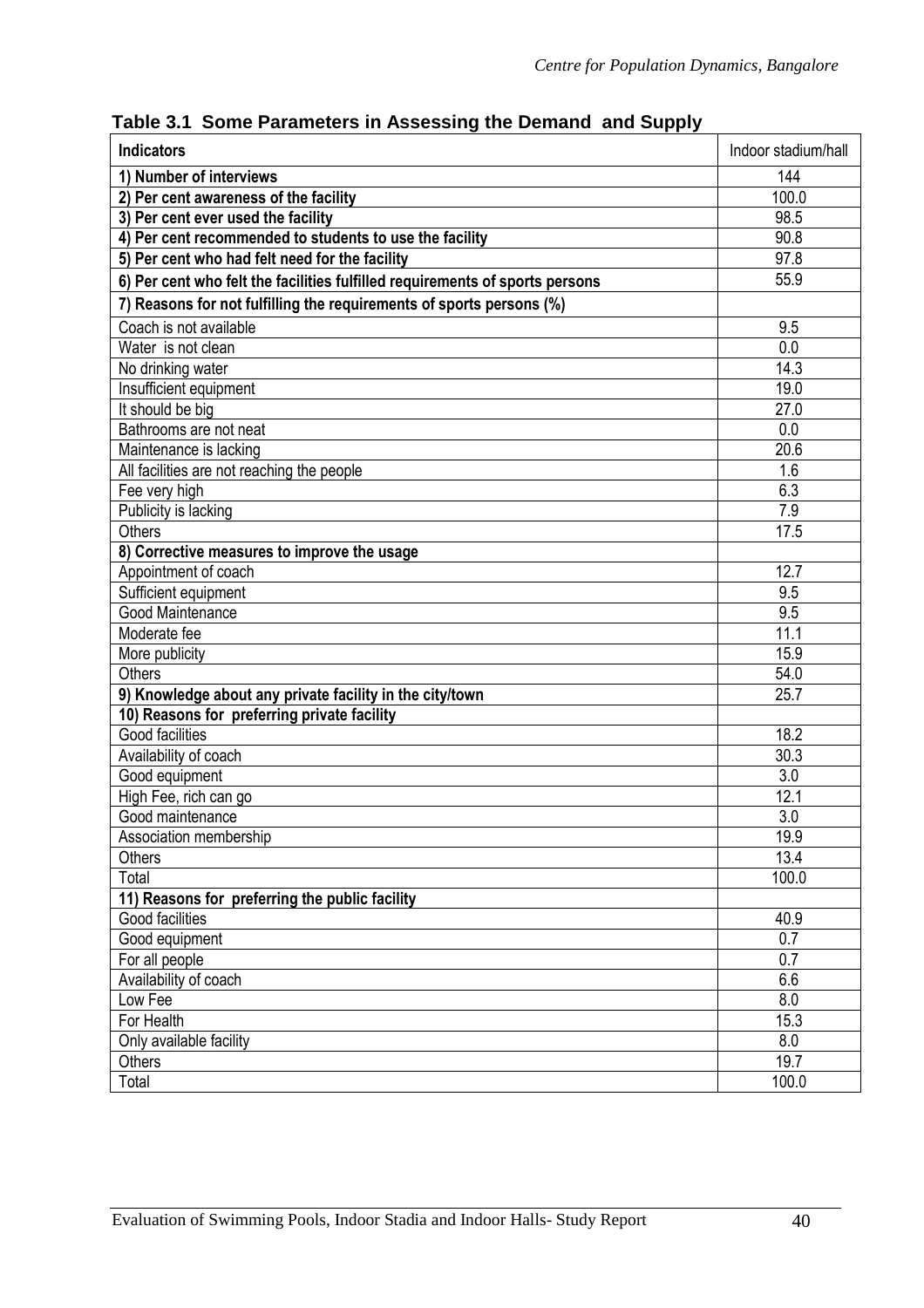**Table 3.1 Some Parameters in Assessing the Demand and Supply**

| Indicators | Indoor stadium/hall |
|---|---|
| **1) Number of interviews** | 144 |
| **2) Per cent awareness of the facility** | 100.0 |
| **3) Per cent ever used the facility** | 98.5 |
| **4) Per cent recommended to students to use the facility** | 90.8 |
| **5) Per cent who had felt need for the facility** | 97.8 |
| **6) Per cent who felt the facilities fulfilled requirements of sports persons** | 55.9 |
| **7) Reasons for not fulfilling the requirements of sports persons (%)** | |
| Coach is not available | 9.5 |
| Water is not clean | 0.0 |
| No drinking water | 14.3 |
| Insufficient equipment | 19.0 |
| It should be big | 27.0 |
| Bathrooms are not neat | 0.0 |
| Maintenance is lacking | 20.6 |
| All facilities are not reaching the people | 1.6 |
| Fee very high | 6.3 |
| Publicity is lacking | 7.9 |
| Others | 17.5 |
| **8) Corrective measures to improve the usage** | |
| Appointment of coach | 12.7 |
| Sufficient equipment | 9.5 |
| Good Maintenance | 9.5 |
| Moderate fee | 11.1 |
| More publicity | 15.9 |
| Others | 54.0 |
| **9) Knowledge about any private facility in the city/town** | 25.7 |
| **10) Reasons for preferring private facility** | |
| Good facilities | 18.2 |
| Availability of coach | 30.3 |
| Good equipment | 3.0 |
| High Fee, rich can go | 12.1 |
| Good maintenance | 3.0 |
| Association membership | 19.9 |
| Others | 13.4 |
| Total | 100.0 |
| **11) Reasons for preferring the public facility** | |
| Good facilities | 40.9 |
| Good equipment | 0.7 |
| For all people | 0.7 |
| Availability of coach | 6.6 |
| Low Fee | 8.0 |
| For Health | 15.3 |
| Only available facility | 8.0 |
| Others | 19.7 |
| Total | 100.0 |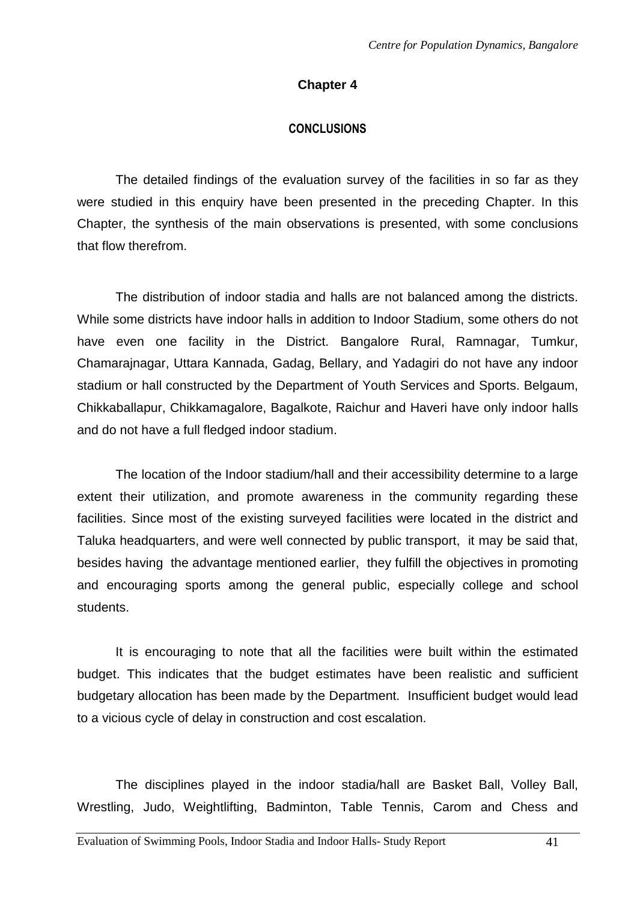# Chapter 4

## CONCLUSIONS

The detailed findings of the evaluation survey of the facilities in so far as they were studied in this enquiry have been presented in the preceding Chapter. In this Chapter, the synthesis of the main observations is presented, with some conclusions that flow therefrom.

The distribution of indoor stadia and halls are not balanced among the districts. While some districts have indoor halls in addition to Indoor Stadium, some others do not have even one facility in the District. Bangalore Rural, Ramnagar, Tumkur, Chamarajnagar, Uttara Kannada, Gadag, Bellary, and Yadagiri do not have any indoor stadium or hall constructed by the Department of Youth Services and Sports. Belgaum, Chikkaballapur, Chikkamagalore, Bagalkote, Raichur and Haveri have only indoor halls and do not have a full fledged indoor stadium.

The location of the Indoor stadium/hall and their accessibility determine to a large extent their utilization, and promote awareness in the community regarding these facilities. Since most of the existing surveyed facilities were located in the district and Taluka headquarters, and were well connected by public transport, it may be said that, besides having the advantage mentioned earlier, they fulfill the objectives in promoting and encouraging sports among the general public, especially college and school students.

It is encouraging to note that all the facilities were built within the estimated budget. This indicates that the budget estimates have been realistic and sufficient budgetary allocation has been made by the Department. Insufficient budget would lead to a vicious cycle of delay in construction and cost escalation.

The disciplines played in the indoor stadia/hall are Basket Ball, Volley Ball, Wrestling, Judo, Weightlifting, Badminton, Table Tennis, Carom and Chess and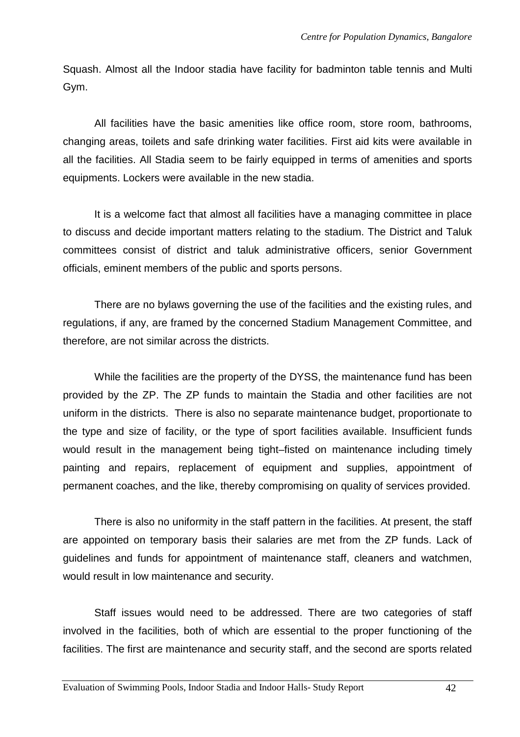Squash. Almost all the Indoor stadia have facility for badminton table tennis and Multi Gym.

All facilities have the basic amenities like office room, store room, bathrooms, changing areas, toilets and safe drinking water facilities. First aid kits were available in all the facilities. All Stadia seem to be fairly equipped in terms of amenities and sports equipments. Lockers were available in the new stadia.

It is a welcome fact that almost all facilities have a managing committee in place to discuss and decide important matters relating to the stadium. The District and Taluk committees consist of district and taluk administrative officers, senior Government officials, eminent members of the public and sports persons.

There are no bylaws governing the use of the facilities and the existing rules, and regulations, if any, are framed by the concerned Stadium Management Committee, and therefore, are not similar across the districts.

While the facilities are the property of the DYSS, the maintenance fund has been provided by the ZP. The ZP funds to maintain the Stadia and other facilities are not uniform in the districts. There is also no separate maintenance budget, proportionate to the type and size of facility, or the type of sport facilities available. Insufficient funds would result in the management being tight–fisted on maintenance including timely painting and repairs, replacement of equipment and supplies, appointment of permanent coaches, and the like, thereby compromising on quality of services provided.

There is also no uniformity in the staff pattern in the facilities. At present, the staff are appointed on temporary basis their salaries are met from the ZP funds. Lack of guidelines and funds for appointment of maintenance staff, cleaners and watchmen, would result in low maintenance and security.

Staff issues would need to be addressed. There are two categories of staff involved in the facilities, both of which are essential to the proper functioning of the facilities. The first are maintenance and security staff, and the second are sports related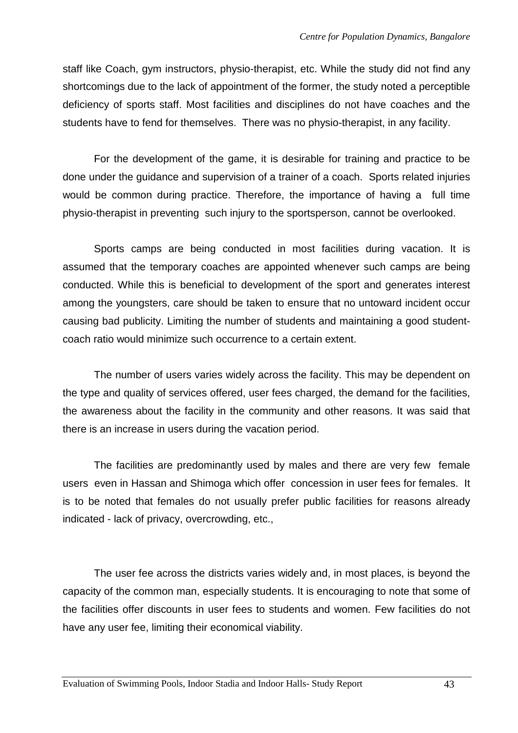staff like Coach, gym instructors, physio-therapist, etc. While the study did not find any shortcomings due to the lack of appointment of the former, the study noted a perceptible deficiency of sports staff. Most facilities and disciplines do not have coaches and the students have to fend for themselves. There was no physio-therapist, in any facility.

For the development of the game, it is desirable for training and practice to be done under the guidance and supervision of a trainer of a coach. Sports related injuries would be common during practice. Therefore, the importance of having a full time physio-therapist in preventing such injury to the sportsperson, cannot be overlooked.

Sports camps are being conducted in most facilities during vacation. It is assumed that the temporary coaches are appointed whenever such camps are being conducted. While this is beneficial to development of the sport and generates interest among the youngsters, care should be taken to ensure that no untoward incident occur causing bad publicity. Limiting the number of students and maintaining a good student-coach ratio would minimize such occurrence to a certain extent.

The number of users varies widely across the facility. This may be dependent on the type and quality of services offered, user fees charged, the demand for the facilities, the awareness about the facility in the community and other reasons. It was said that there is an increase in users during the vacation period.

The facilities are predominantly used by males and there are very few female users even in Hassan and Shimoga which offer concession in user fees for females. It is to be noted that females do not usually prefer public facilities for reasons already indicated - lack of privacy, overcrowding, etc.,

The user fee across the districts varies widely and, in most places, is beyond the capacity of the common man, especially students. It is encouraging to note that some of the facilities offer discounts in user fees to students and women. Few facilities do not have any user fee, limiting their economical viability.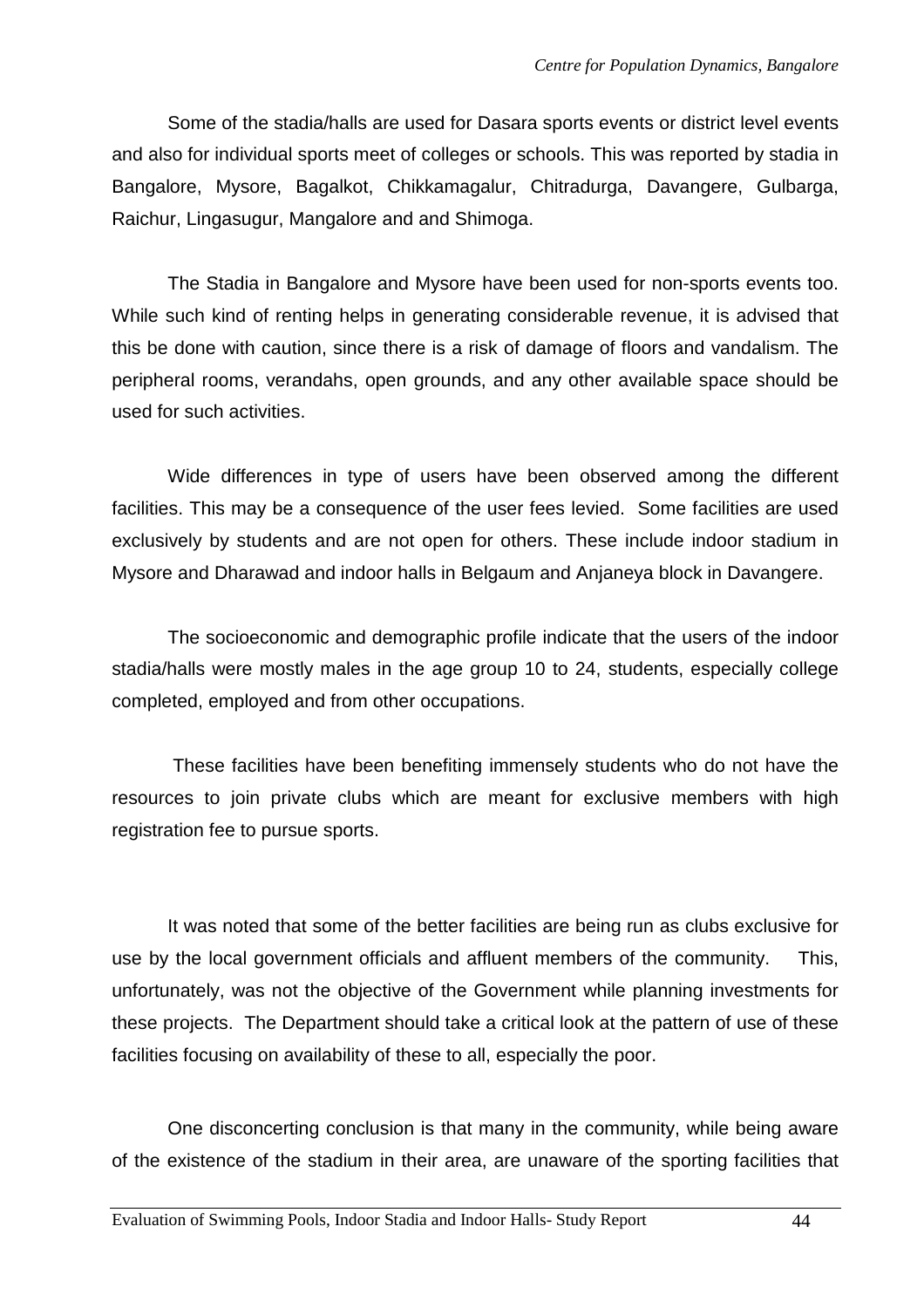Some of the stadia/halls are used for Dasara sports events or district level events and also for individual sports meet of colleges or schools. This was reported by stadia in Bangalore, Mysore, Bagalkot, Chikkamagalur, Chitradurga, Davangere, Gulbarga, Raichur, Lingasugur, Mangalore and and Shimoga.

The Stadia in Bangalore and Mysore have been used for non-sports events too. While such kind of renting helps in generating considerable revenue, it is advised that this be done with caution, since there is a risk of damage of floors and vandalism. The peripheral rooms, verandahs, open grounds, and any other available space should be used for such activities.

Wide differences in type of users have been observed among the different facilities. This may be a consequence of the user fees levied. Some facilities are used exclusively by students and are not open for others. These include indoor stadium in Mysore and Dharawad and indoor halls in Belgaum and Anjaneya block in Davangere.

The socioeconomic and demographic profile indicate that the users of the indoor stadia/halls were mostly males in the age group 10 to 24, students, especially college completed, employed and from other occupations.

These facilities have been benefiting immensely students who do not have the resources to join private clubs which are meant for exclusive members with high registration fee to pursue sports.

It was noted that some of the better facilities are being run as clubs exclusive for use by the local government officials and affluent members of the community. This, unfortunately, was not the objective of the Government while planning investments for these projects. The Department should take a critical look at the pattern of use of these facilities focusing on availability of these to all, especially the poor.

One disconcerting conclusion is that many in the community, while being aware of the existence of the stadium in their area, are unaware of the sporting facilities that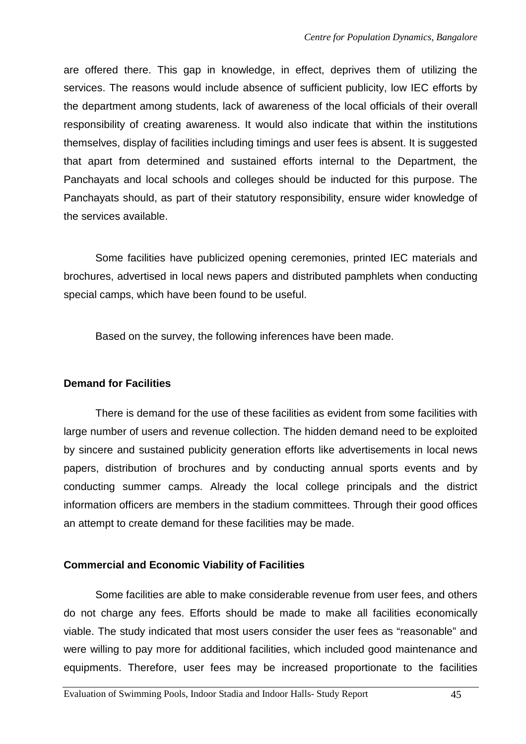are offered there. This gap in knowledge, in effect, deprives them of utilizing the services. The reasons would include absence of sufficient publicity, low IEC efforts by the department among students, lack of awareness of the local officials of their overall responsibility of creating awareness. It would also indicate that within the institutions themselves, display of facilities including timings and user fees is absent. It is suggested that apart from determined and sustained efforts internal to the Department, the Panchayats and local schools and colleges should be inducted for this purpose. The Panchayats should, as part of their statutory responsibility, ensure wider knowledge of the services available.

Some facilities have publicized opening ceremonies, printed IEC materials and brochures, advertised in local news papers and distributed pamphlets when conducting special camps, which have been found to be useful.

Based on the survey, the following inferences have been made.

**Demand for Facilities**

There is demand for the use of these facilities as evident from some facilities with large number of users and revenue collection. The hidden demand need to be exploited by sincere and sustained publicity generation efforts like advertisements in local news papers, distribution of brochures and by conducting annual sports events and by conducting summer camps. Already the local college principals and the district information officers are members in the stadium committees. Through their good offices an attempt to create demand for these facilities may be made.

**Commercial and Economic Viability of Facilities**

Some facilities are able to make considerable revenue from user fees, and others do not charge any fees. Efforts should be made to make all facilities economically viable. The study indicated that most users consider the user fees as "reasonable" and were willing to pay more for additional facilities, which included good maintenance and equipments. Therefore, user fees may be increased proportionate to the facilities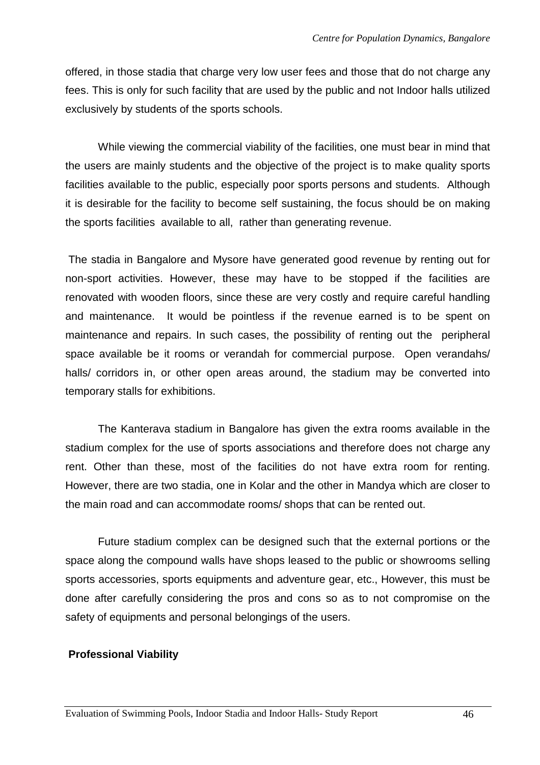offered, in those stadia that charge very low user fees and those that do not charge any fees. This is only for such facility that are used by the public and not Indoor halls utilized exclusively by students of the sports schools.

While viewing the commercial viability of the facilities, one must bear in mind that the users are mainly students and the objective of the project is to make quality sports facilities available to the public, especially poor sports persons and students. Although it is desirable for the facility to become self sustaining, the focus should be on making the sports facilities available to all, rather than generating revenue.

The stadia in Bangalore and Mysore have generated good revenue by renting out for non-sport activities. However, these may have to be stopped if the facilities are renovated with wooden floors, since these are very costly and require careful handling and maintenance. It would be pointless if the revenue earned is to be spent on maintenance and repairs. In such cases, the possibility of renting out the peripheral space available be it rooms or verandah for commercial purpose. Open verandahs/ halls/ corridors in, or other open areas around, the stadium may be converted into temporary stalls for exhibitions.

The Kanterava stadium in Bangalore has given the extra rooms available in the stadium complex for the use of sports associations and therefore does not charge any rent. Other than these, most of the facilities do not have extra room for renting. However, there are two stadia, one in Kolar and the other in Mandya which are closer to the main road and can accommodate rooms/ shops that can be rented out.

Future stadium complex can be designed such that the external portions or the space along the compound walls have shops leased to the public or showrooms selling sports accessories, sports equipments and adventure gear, etc., However, this must be done after carefully considering the pros and cons so as to not compromise on the safety of equipments and personal belongings of the users.

**Professional Viability**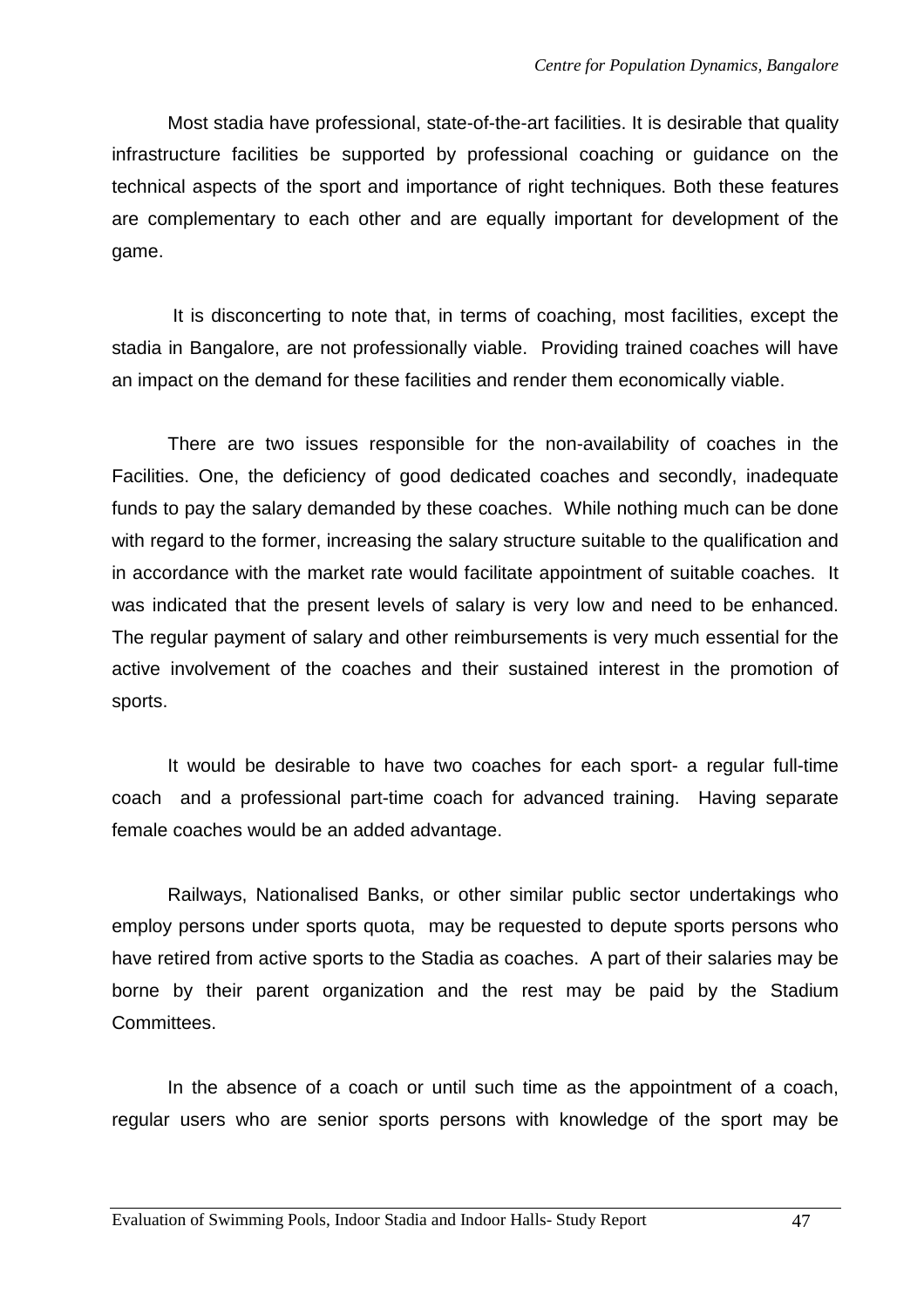Most stadia have professional, state-of-the-art facilities. It is desirable that quality infrastructure facilities be supported by professional coaching or guidance on the technical aspects of the sport and importance of right techniques. Both these features are complementary to each other and are equally important for development of the game.

It is disconcerting to note that, in terms of coaching, most facilities, except the stadia in Bangalore, are not professionally viable. Providing trained coaches will have an impact on the demand for these facilities and render them economically viable.

There are two issues responsible for the non-availability of coaches in the Facilities. One, the deficiency of good dedicated coaches and secondly, inadequate funds to pay the salary demanded by these coaches. While nothing much can be done with regard to the former, increasing the salary structure suitable to the qualification and in accordance with the market rate would facilitate appointment of suitable coaches. It was indicated that the present levels of salary is very low and need to be enhanced. The regular payment of salary and other reimbursements is very much essential for the active involvement of the coaches and their sustained interest in the promotion of sports.

It would be desirable to have two coaches for each sport- a regular full-time coach and a professional part-time coach for advanced training. Having separate female coaches would be an added advantage.

Railways, Nationalised Banks, or other similar public sector undertakings who employ persons under sports quota, may be requested to depute sports persons who have retired from active sports to the Stadia as coaches. A part of their salaries may be borne by their parent organization and the rest may be paid by the Stadium Committees.

In the absence of a coach or until such time as the appointment of a coach, regular users who are senior sports persons with knowledge of the sport may be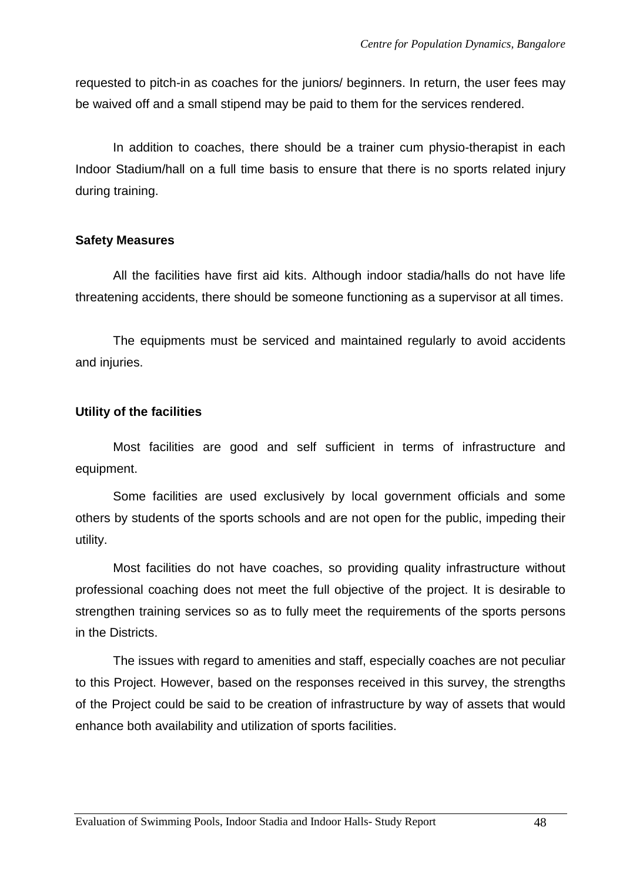requested to pitch-in as coaches for the juniors/ beginners. In return, the user fees may be waived off and a small stipend may be paid to them for the services rendered.

In addition to coaches, there should be a trainer cum physio-therapist in each Indoor Stadium/hall on a full time basis to ensure that there is no sports related injury during training.

**Safety Measures**

All the facilities have first aid kits. Although indoor stadia/halls do not have life threatening accidents, there should be someone functioning as a supervisor at all times.

The equipments must be serviced and maintained regularly to avoid accidents and injuries.

**Utility of the facilities**

Most facilities are good and self sufficient in terms of infrastructure and equipment.

Some facilities are used exclusively by local government officials and some others by students of the sports schools and are not open for the public, impeding their utility.

Most facilities do not have coaches, so providing quality infrastructure without professional coaching does not meet the full objective of the project. It is desirable to strengthen training services so as to fully meet the requirements of the sports persons in the Districts.

The issues with regard to amenities and staff, especially coaches are not peculiar to this Project. However, based on the responses received in this survey, the strengths of the Project could be said to be creation of infrastructure by way of assets that would enhance both availability and utilization of sports facilities.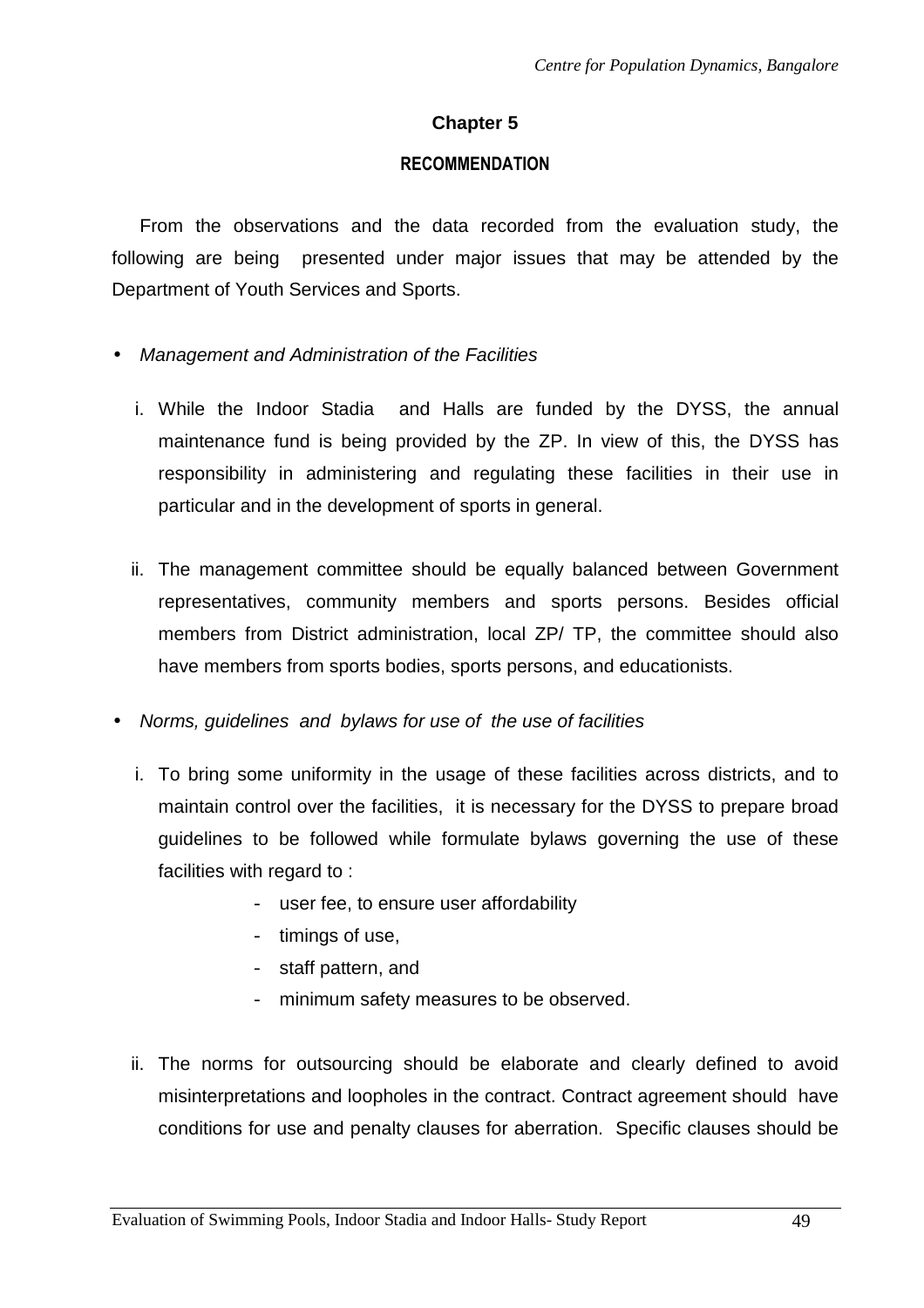# Chapter 5

## RECOMMENDATION

From the observations and the data recorded from the evaluation study, the following are being presented under major issues that may be attended by the Department of Youth Services and Sports.

- *Management and Administration of the Facilities*

   i. While the Indoor Stadia and Halls are funded by the DYSS, the annual maintenance fund is being provided by the ZP. In view of this, the DYSS has responsibility in administering and regulating these facilities in their use in particular and in the development of sports in general.

   ii. The management committee should be equally balanced between Government representatives, community members and sports persons. Besides official members from District administration, local ZP/ TP, the committee should also have members from sports bodies, sports persons, and educationists.

- *Norms, guidelines and bylaws for use of the use of facilities*

   i. To bring some uniformity in the usage of these facilities across districts, and to maintain control over the facilities, it is necessary for the DYSS to prepare broad guidelines to be followed while formulate bylaws governing the use of these facilities with regard to :

      - user fee, to ensure user affordability
      - timings of use,
      - staff pattern, and
      - minimum safety measures to be observed.

   ii. The norms for outsourcing should be elaborate and clearly defined to avoid misinterpretations and loopholes in the contract. Contract agreement should have conditions for use and penalty clauses for aberration. Specific clauses should be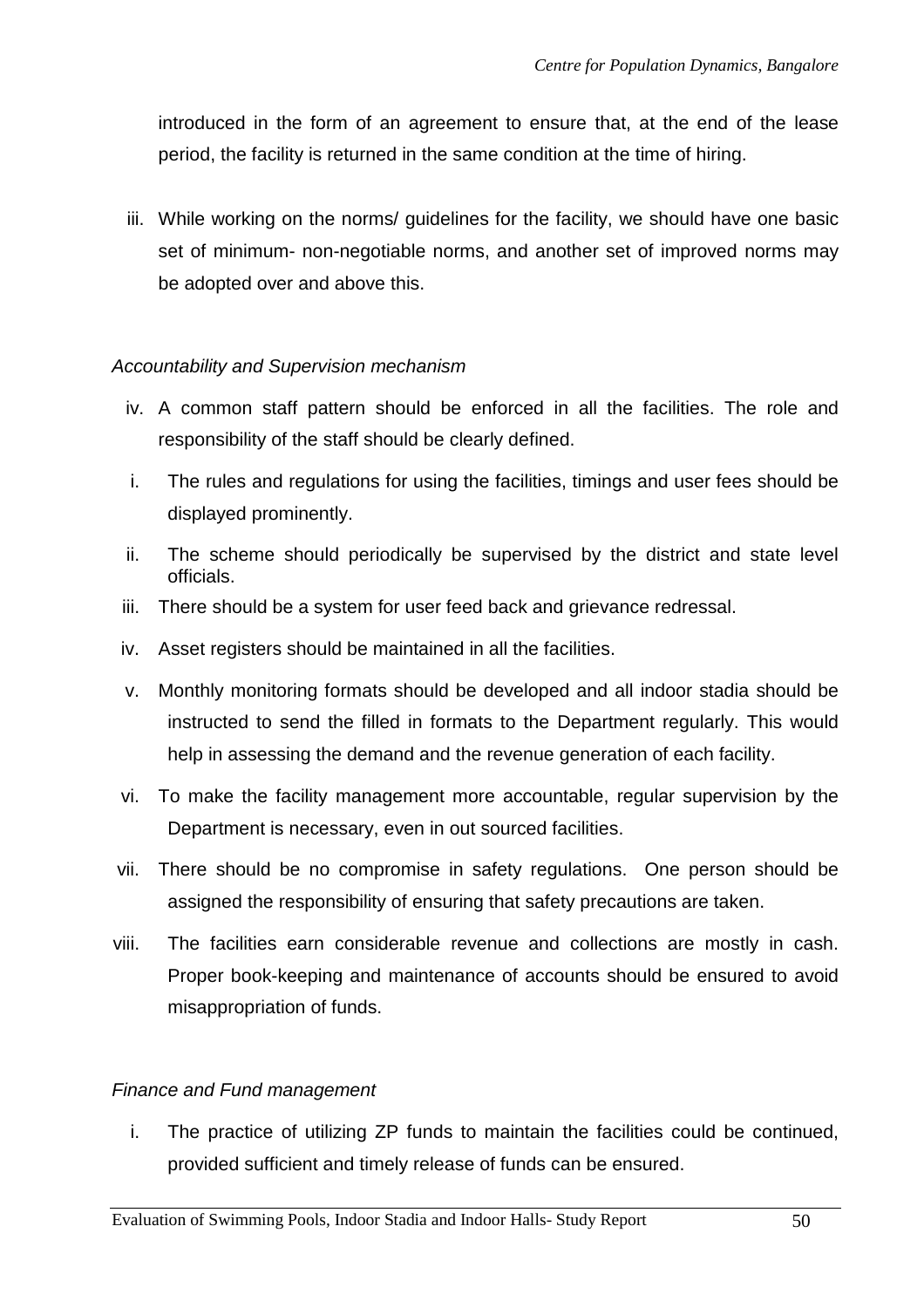introduced in the form of an agreement to ensure that, at the end of the lease period, the facility is returned in the same condition at the time of hiring.

iii. While working on the norms/ guidelines for the facility, we should have one basic set of minimum- non-negotiable norms, and another set of improved norms may be adopted over and above this.

*Accountability and Supervision mechanism*

iv. A common staff pattern should be enforced in all the facilities. The role and responsibility of the staff should be clearly defined.

i. The rules and regulations for using the facilities, timings and user fees should be displayed prominently.

ii. The scheme should periodically be supervised by the district and state level officials.

iii. There should be a system for user feed back and grievance redressal.

iv. Asset registers should be maintained in all the facilities.

v. Monthly monitoring formats should be developed and all indoor stadia should be instructed to send the filled in formats to the Department regularly. This would help in assessing the demand and the revenue generation of each facility.

vi. To make the facility management more accountable, regular supervision by the Department is necessary, even in out sourced facilities.

vii. There should be no compromise in safety regulations. One person should be assigned the responsibility of ensuring that safety precautions are taken.

viii. The facilities earn considerable revenue and collections are mostly in cash. Proper book-keeping and maintenance of accounts should be ensured to avoid misappropriation of funds.

*Finance and Fund management*

i. The practice of utilizing ZP funds to maintain the facilities could be continued, provided sufficient and timely release of funds can be ensured.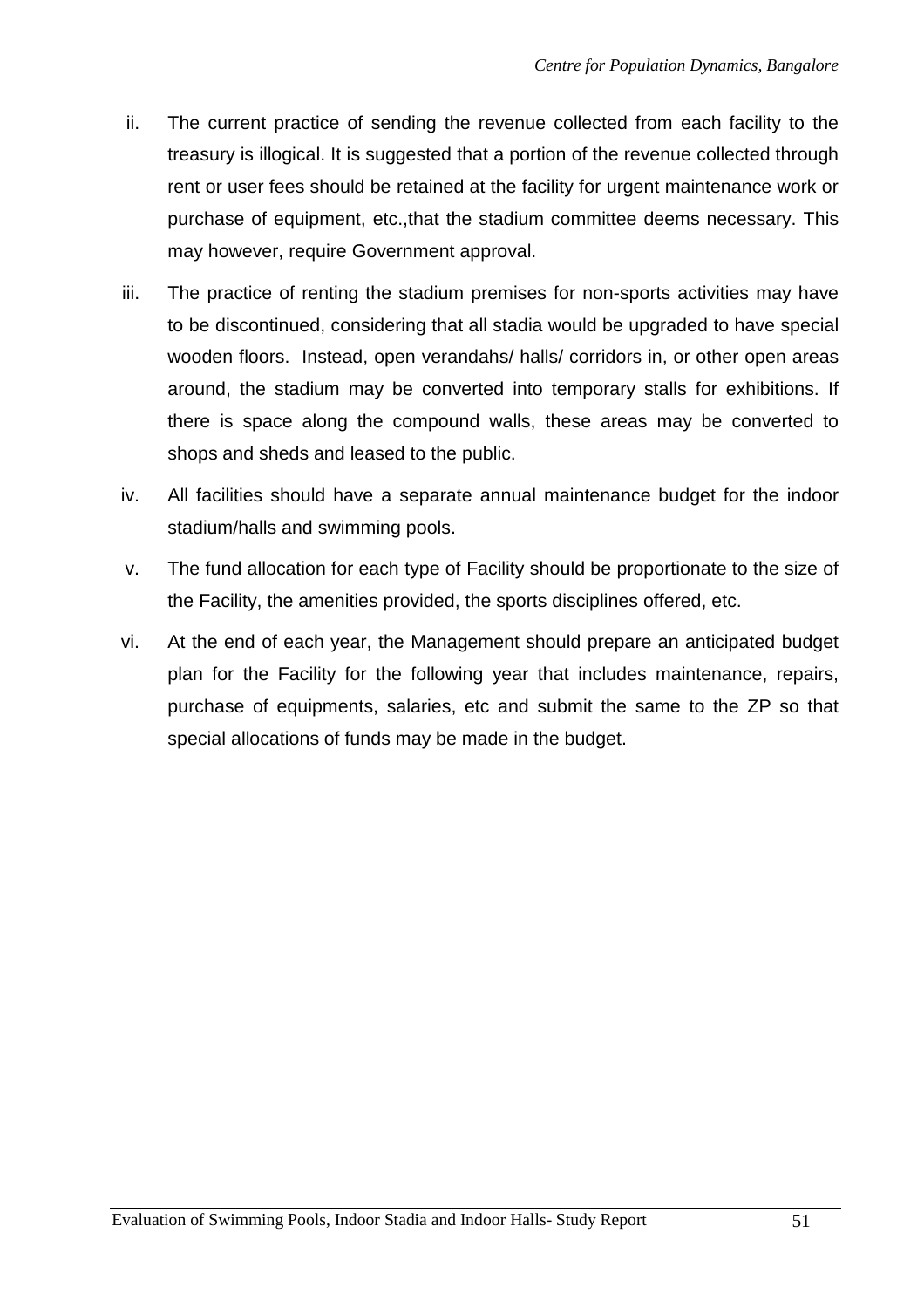ii. The current practice of sending the revenue collected from each facility to the treasury is illogical. It is suggested that a portion of the revenue collected through rent or user fees should be retained at the facility for urgent maintenance work or purchase of equipment, etc.,that the stadium committee deems necessary. This may however, require Government approval.

iii. The practice of renting the stadium premises for non-sports activities may have to be discontinued, considering that all stadia would be upgraded to have special wooden floors. Instead, open verandahs/ halls/ corridors in, or other open areas around, the stadium may be converted into temporary stalls for exhibitions. If there is space along the compound walls, these areas may be converted to shops and sheds and leased to the public.

iv. All facilities should have a separate annual maintenance budget for the indoor stadium/halls and swimming pools.

v. The fund allocation for each type of Facility should be proportionate to the size of the Facility, the amenities provided, the sports disciplines offered, etc.

vi. At the end of each year, the Management should prepare an anticipated budget plan for the Facility for the following year that includes maintenance, repairs, purchase of equipments, salaries, etc and submit the same to the ZP so that special allocations of funds may be made in the budget.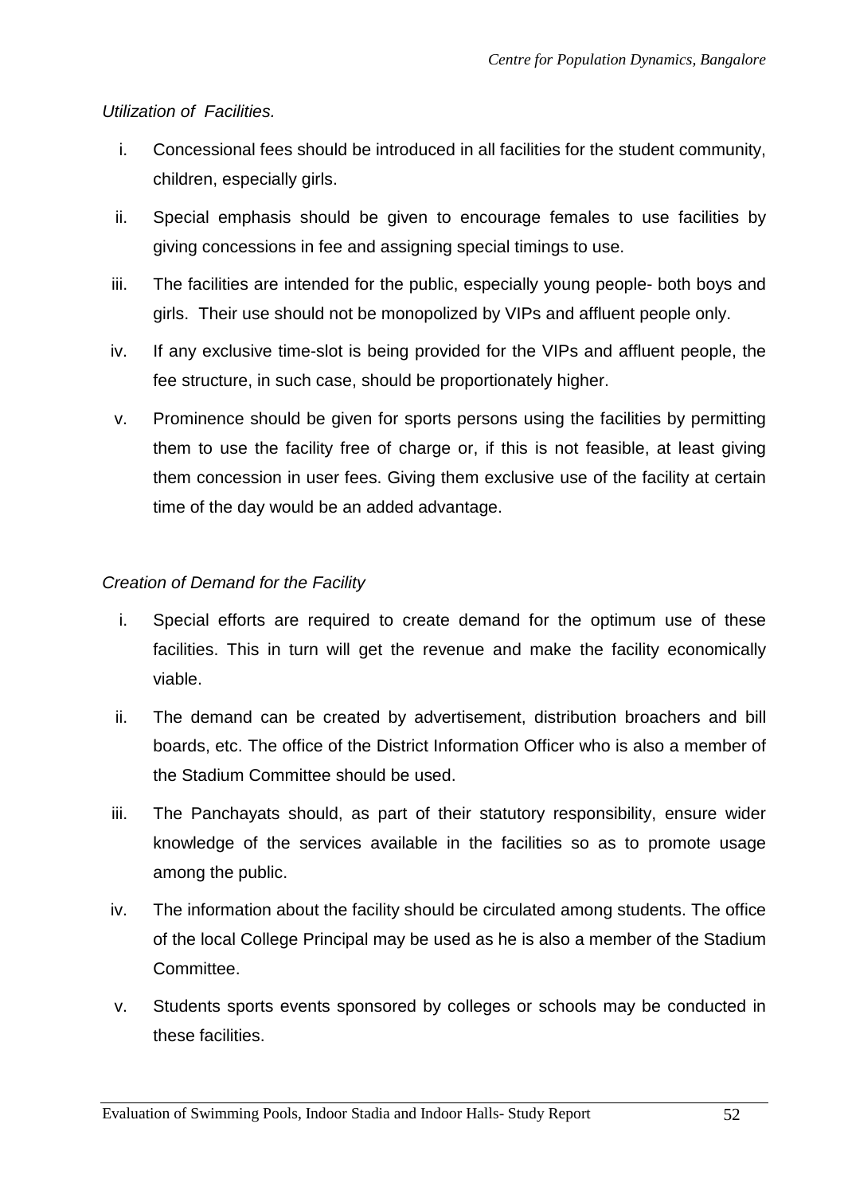*Utilization of Facilities.*

i. Concessional fees should be introduced in all facilities for the student community, children, especially girls.

ii. Special emphasis should be given to encourage females to use facilities by giving concessions in fee and assigning special timings to use.

iii. The facilities are intended for the public, especially young people- both boys and girls. Their use should not be monopolized by VIPs and affluent people only.

iv. If any exclusive time-slot is being provided for the VIPs and affluent people, the fee structure, in such case, should be proportionately higher.

v. Prominence should be given for sports persons using the facilities by permitting them to use the facility free of charge or, if this is not feasible, at least giving them concession in user fees. Giving them exclusive use of the facility at certain time of the day would be an added advantage.

*Creation of Demand for the Facility*

i. Special efforts are required to create demand for the optimum use of these facilities. This in turn will get the revenue and make the facility economically viable.

ii. The demand can be created by advertisement, distribution broachers and bill boards, etc. The office of the District Information Officer who is also a member of the Stadium Committee should be used.

iii. The Panchayats should, as part of their statutory responsibility, ensure wider knowledge of the services available in the facilities so as to promote usage among the public.

iv. The information about the facility should be circulated among students. The office of the local College Principal may be used as he is also a member of the Stadium Committee.

v. Students sports events sponsored by colleges or schools may be conducted in these facilities.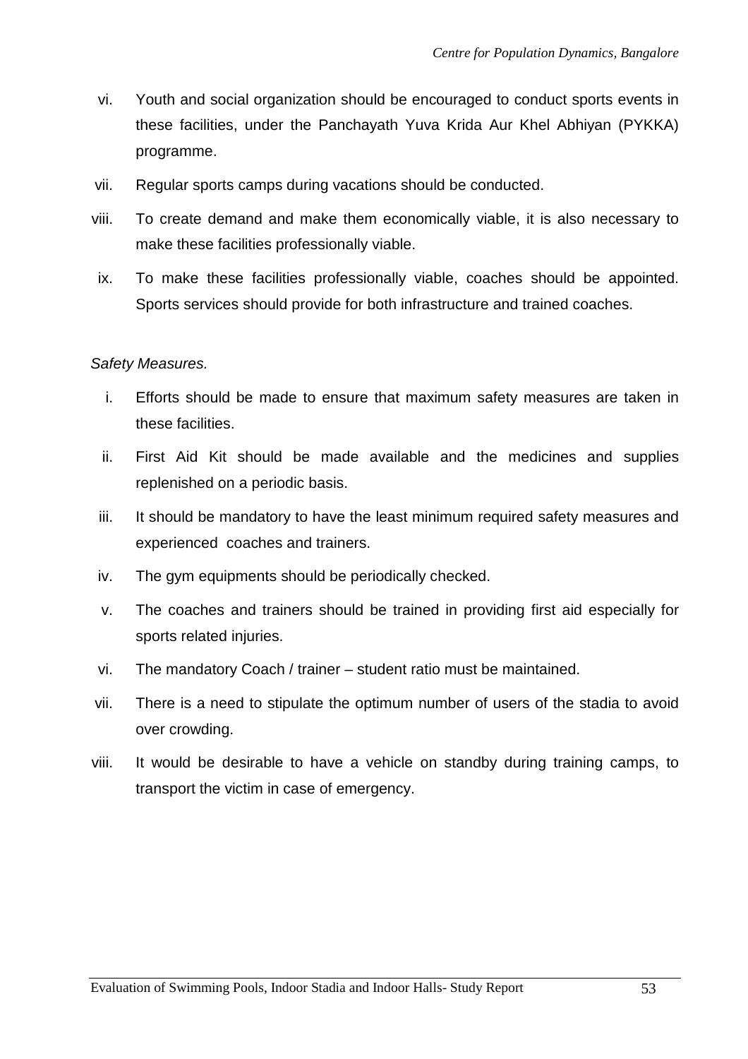vi. Youth and social organization should be encouraged to conduct sports events in these facilities, under the Panchayath Yuva Krida Aur Khel Abhiyan (PYKKA) programme.

vii. Regular sports camps during vacations should be conducted.

viii. To create demand and make them economically viable, it is also necessary to make these facilities professionally viable.

ix. To make these facilities professionally viable, coaches should be appointed. Sports services should provide for both infrastructure and trained coaches.

*Safety Measures.*

i. Efforts should be made to ensure that maximum safety measures are taken in these facilities.

ii. First Aid Kit should be made available and the medicines and supplies replenished on a periodic basis.

iii. It should be mandatory to have the least minimum required safety measures and experienced coaches and trainers.

iv. The gym equipments should be periodically checked.

v. The coaches and trainers should be trained in providing first aid especially for sports related injuries.

vi. The mandatory Coach / trainer – student ratio must be maintained.

vii. There is a need to stipulate the optimum number of users of the stadia to avoid over crowding.

viii. It would be desirable to have a vehicle on standby during training camps, to transport the victim in case of emergency.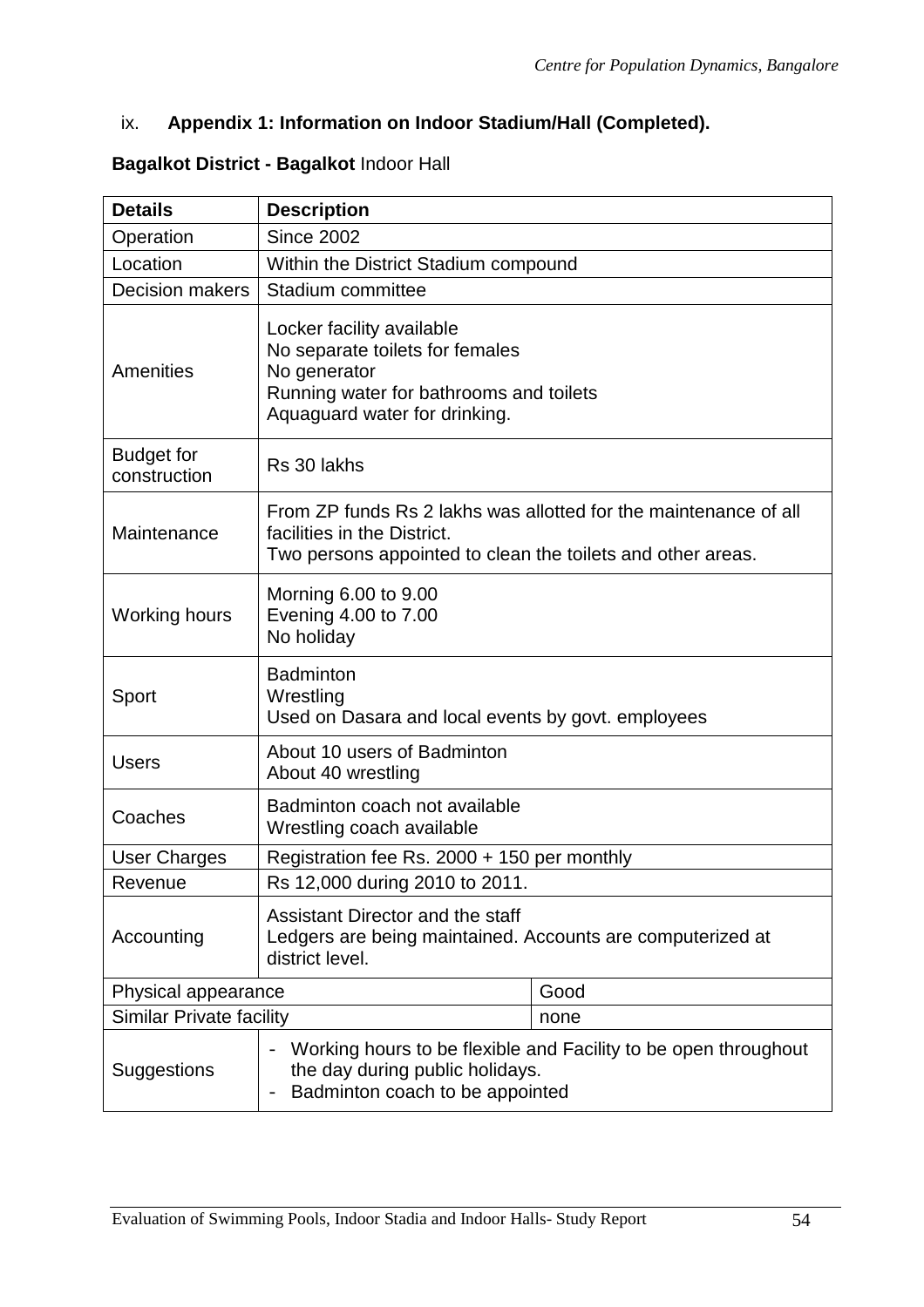## ix. Appendix 1: Information on Indoor Stadium/Hall (Completed).

**Bagalkot District - Bagalkot** Indoor Hall

| Details | Description | |
|---|---|---|
| Operation | Since 2002 | |
| Location | Within the District Stadium compound | |
| Decision makers | Stadium committee | |
| Amenities | Locker facility available<br>No separate toilets for females<br>No generator<br>Running water for bathrooms and toilets<br>Aquaguard water for drinking. | |
| Budget for construction | Rs 30 lakhs | |
| Maintenance | From ZP funds Rs 2 lakhs was allotted for the maintenance of all facilities in the District.<br>Two persons appointed to clean the toilets and other areas. | |
| Working hours | Morning 6.00 to 9.00<br>Evening 4.00 to 7.00<br>No holiday | |
| Sport | Badminton<br>Wrestling<br>Used on Dasara and local events by govt. employees | |
| Users | About 10 users of Badminton<br>About 40 wrestling | |
| Coaches | Badminton coach not available<br>Wrestling coach available | |
| User Charges | Registration fee Rs. 2000 + 150 per monthly | |
| Revenue | Rs 12,000 during 2010 to 2011. | |
| Accounting | Assistant Director and the staff<br>Ledgers are being maintained. Accounts are computerized at district level. | |
| Physical appearance | | Good |
| Similar Private facility | | none |
| Suggestions | - Working hours to be flexible and Facility to be open throughout the day during public holidays.<br>- Badminton coach to be appointed | |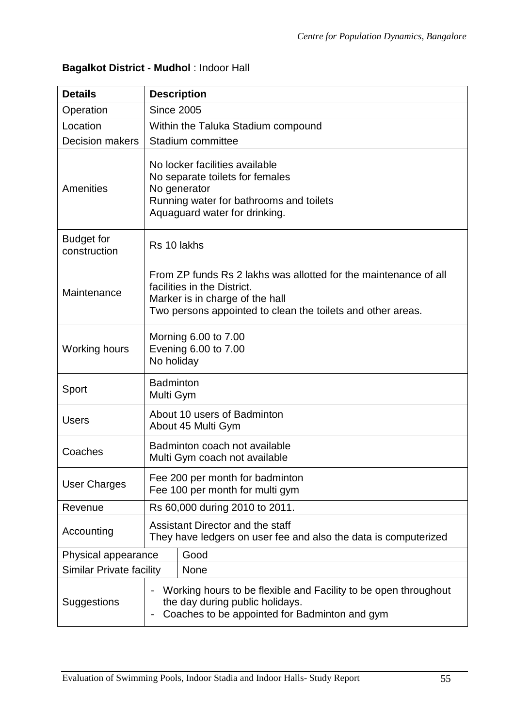**Bagalkot District - Mudhol** : Indoor Hall

| Details | Description |
|---|---|
| Operation | Since 2005 |
| Location | Within the Taluka Stadium compound |
| Decision makers | Stadium committee |
| Amenities | No locker facilities available<br>No separate toilets for females<br>No generator<br>Running water for bathrooms and toilets<br>Aquaguard water for drinking. |
| Budget for construction | Rs 10 lakhs |
| Maintenance | From ZP funds Rs 2 lakhs was allotted for the maintenance of all facilities in the District.<br>Marker is in charge of the hall<br>Two persons appointed to clean the toilets and other areas. |
| Working hours | Morning 6.00 to 7.00<br>Evening 6.00 to 7.00<br>No holiday |
| Sport | Badminton<br>Multi Gym |
| Users | About 10 users of Badminton<br>About 45 Multi Gym |
| Coaches | Badminton coach not available<br>Multi Gym coach not available |
| User Charges | Fee 200 per month for badminton<br>Fee 100 per month for multi gym |
| Revenue | Rs 60,000 during 2010 to 2011. |
| Accounting | Assistant Director and the staff<br>They have ledgers on user fee and also the data is computerized |
| Physical appearance | Good |
| Similar Private facility | None |
| Suggestions | - Working hours to be flexible and Facility to be open throughout the day during public holidays.<br>- Coaches to be appointed for Badminton and gym |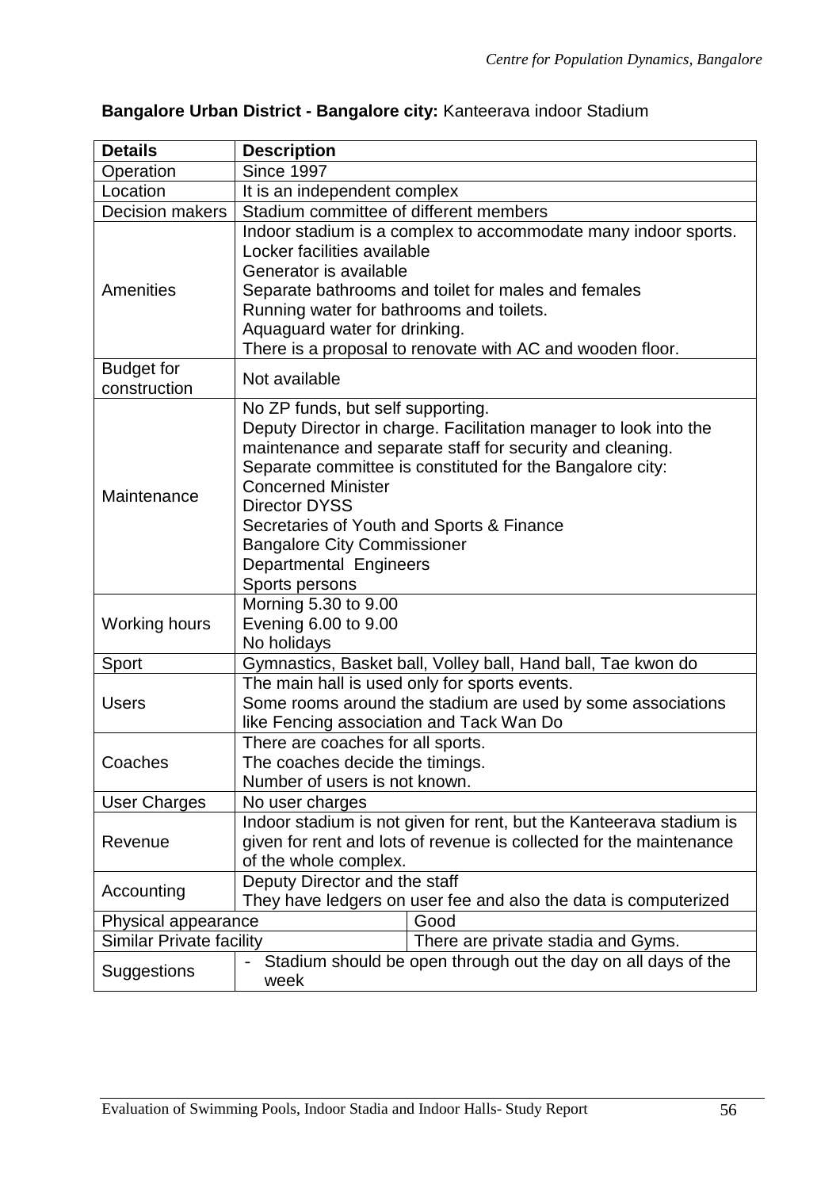**Bangalore Urban District - Bangalore city:** Kanteerava indoor Stadium

| Details | Description | |
|---|---|---|
| Operation | Since 1997 | |
| Location | It is an independent complex | |
| Decision makers | Stadium committee of different members | |
| Amenities | Indoor stadium is a complex to accommodate many indoor sports.<br>Locker facilities available<br>Generator is available<br>Separate bathrooms and toilet for males and females<br>Running water for bathrooms and toilets.<br>Aquaguard water for drinking.<br>There is a proposal to renovate with AC and wooden floor. | |
| Budget for construction | Not available | |
| Maintenance | No ZP funds, but self supporting.<br>Deputy Director in charge. Facilitation manager to look into the maintenance and separate staff for security and cleaning.<br>Separate committee is constituted for the Bangalore city:<br>Concerned Minister<br>Director DYSS<br>Secretaries of Youth and Sports & Finance<br>Bangalore City Commissioner<br>Departmental Engineers<br>Sports persons | |
| Working hours | Morning 5.30 to 9.00<br>Evening 6.00 to 9.00<br>No holidays | |
| Sport | Gymnastics, Basket ball, Volley ball, Hand ball, Tae kwon do | |
| Users | The main hall is used only for sports events.<br>Some rooms around the stadium are used by some associations like Fencing association and Tack Wan Do | |
| Coaches | There are coaches for all sports.<br>The coaches decide the timings.<br>Number of users is not known. | |
| User Charges | No user charges | |
| Revenue | Indoor stadium is not given for rent, but the Kanteerava stadium is given for rent and lots of revenue is collected for the maintenance of the whole complex. | |
| Accounting | Deputy Director and the staff<br>They have ledgers on user fee and also the data is computerized | |
| Physical appearance | | Good |
| Similar Private facility | | There are private stadia and Gyms. |
| Suggestions | - Stadium should be open through out the day on all days of the week | |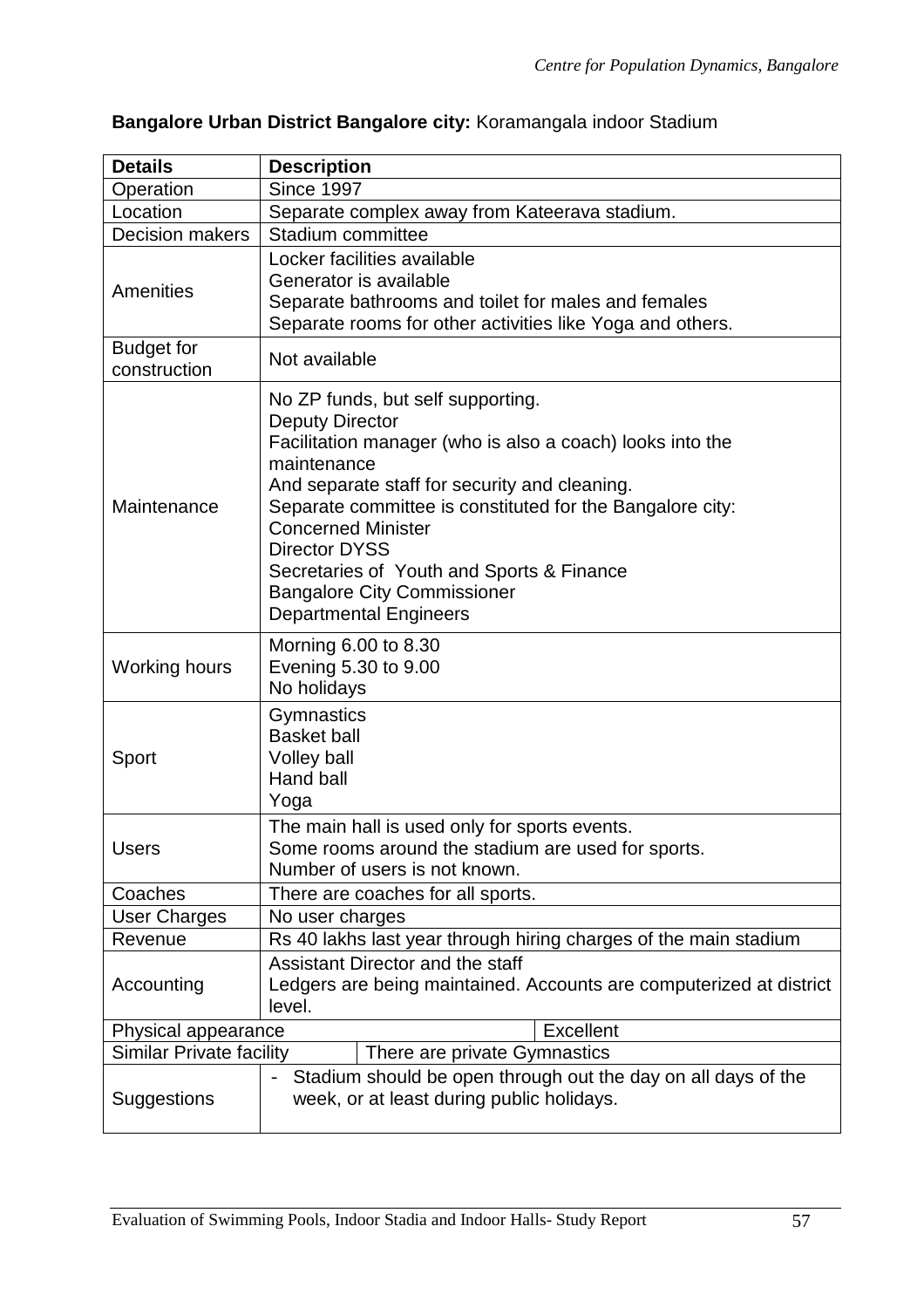**Bangalore Urban District Bangalore city:** Koramangala indoor Stadium

| **Details** | **Description** |
|---|---|
| Operation | Since 1997 |
| Location | Separate complex away from Kateerava stadium. |
| Decision makers | Stadium committee |
| Amenities | Locker facilities available<br>Generator is available<br>Separate bathrooms and toilet for males and females<br>Separate rooms for other activities like Yoga and others. |
| Budget for construction | Not available |
| Maintenance | No ZP funds, but self supporting.<br>Deputy Director<br>Facilitation manager (who is also a coach) looks into the maintenance<br>And separate staff for security and cleaning.<br>Separate committee is constituted for the Bangalore city:<br>Concerned Minister<br>Director DYSS<br>Secretaries of Youth and Sports & Finance<br>Bangalore City Commissioner<br>Departmental Engineers |
| Working hours | Morning 6.00 to 8.30<br>Evening 5.30 to 9.00<br>No holidays |
| Sport | Gymnastics<br>Basket ball<br>Volley ball<br>Hand ball<br>Yoga |
| Users | The main hall is used only for sports events.<br>Some rooms around the stadium are used for sports.<br>Number of users is not known. |
| Coaches | There are coaches for all sports. |
| User Charges | No user charges |
| Revenue | Rs 40 lakhs last year through hiring charges of the main stadium |
| Accounting | Assistant Director and the staff<br>Ledgers are being maintained. Accounts are computerized at district level. |
| Physical appearance | Excellent |
| Similar Private facility | There are private Gymnastics |
| Suggestions | - Stadium should be open through out the day on all days of the week, or at least during public holidays. |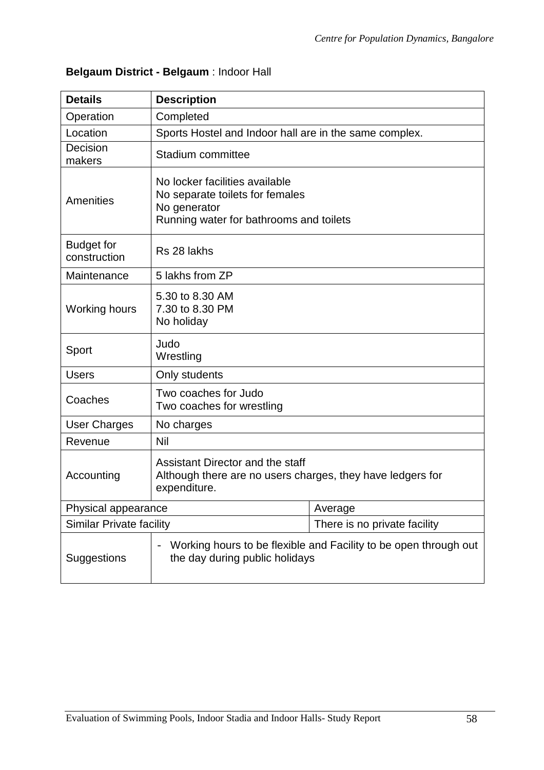**Belgaum District - Belgaum** : Indoor Hall

| **Details** | **Description** | |
|---|---|---|
| Operation | Completed | |
| Location | Sports Hostel and Indoor hall are in the same complex. | |
| Decision makers | Stadium committee | |
| Amenities | No locker facilities available<br>No separate toilets for females<br>No generator<br>Running water for bathrooms and toilets | |
| Budget for construction | Rs 28 lakhs | |
| Maintenance | 5 lakhs from ZP | |
| Working hours | 5.30 to 8.30 AM<br>7.30 to 8.30 PM<br>No holiday | |
| Sport | Judo<br>Wrestling | |
| Users | Only students | |
| Coaches | Two coaches for Judo<br>Two coaches for wrestling | |
| User Charges | No charges | |
| Revenue | Nil | |
| Accounting | Assistant Director and the staff<br>Although there are no users charges, they have ledgers for expenditure. | |
| Physical appearance | | Average |
| Similar Private facility | | There is no private facility |
| Suggestions | - Working hours to be flexible and Facility to be open through out the day during public holidays | |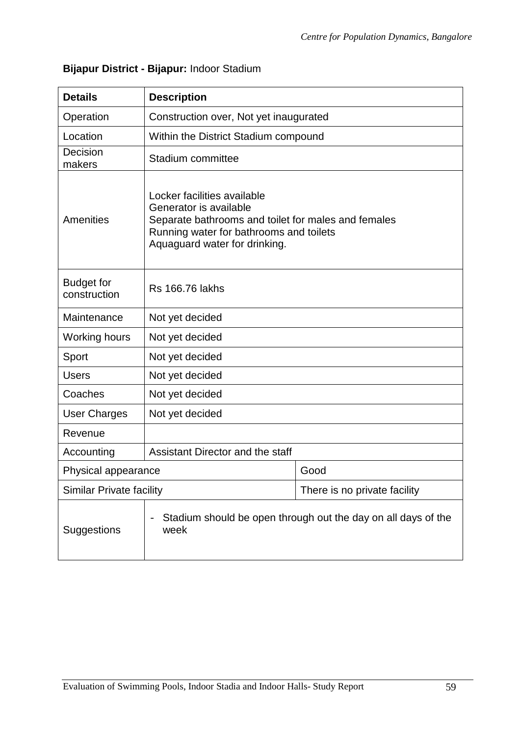**Bijapur District - Bijapur:** Indoor Stadium

| Details | Description | |
|---|---|---|
| Operation | Construction over, Not yet inaugurated | |
| Location | Within the District Stadium compound | |
| Decision makers | Stadium committee | |
| Amenities | Locker facilities available<br>Generator is available<br>Separate bathrooms and toilet for males and females<br>Running water for bathrooms and toilets<br>Aquaguard water for drinking. | |
| Budget for construction | Rs 166.76 lakhs | |
| Maintenance | Not yet decided | |
| Working hours | Not yet decided | |
| Sport | Not yet decided | |
| Users | Not yet decided | |
| Coaches | Not yet decided | |
| User Charges | Not yet decided | |
| Revenue | | |
| Accounting | Assistant Director and the staff | |
| Physical appearance | | Good |
| Similar Private facility | | There is no private facility |
| Suggestions | - Stadium should be open through out the day on all days of the week | |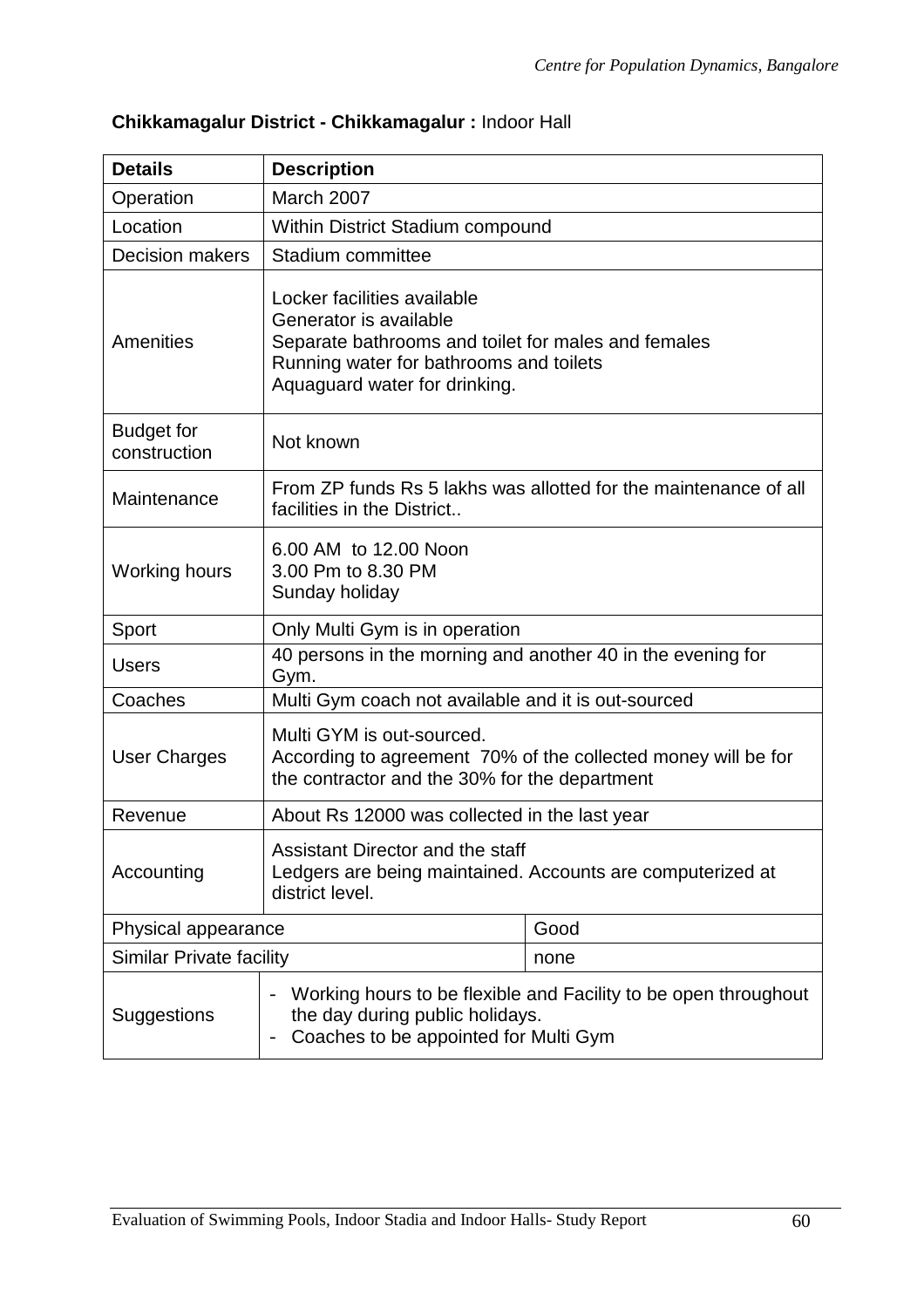**Chikkamagalur District - Chikkamagalur :** Indoor Hall

| **Details** | **Description** |
|---|---|
| Operation | March 2007 |
| Location | Within District Stadium compound |
| Decision makers | Stadium committee |
| Amenities | Locker facilities available<br>Generator is available<br>Separate bathrooms and toilet for males and females<br>Running water for bathrooms and toilets<br>Aquaguard water for drinking. |
| Budget for construction | Not known |
| Maintenance | From ZP funds Rs 5 lakhs was allotted for the maintenance of all facilities in the District.. |
| Working hours | 6.00 AM to 12.00 Noon<br>3.00 Pm to 8.30 PM<br>Sunday holiday |
| Sport | Only Multi Gym is in operation |
| Users | 40 persons in the morning and another 40 in the evening for Gym. |
| Coaches | Multi Gym coach not available and it is out-sourced |
| User Charges | Multi GYM is out-sourced.<br>According to agreement 70% of the collected money will be for the contractor and the 30% for the department |
| Revenue | About Rs 12000 was collected in the last year |
| Accounting | Assistant Director and the staff<br>Ledgers are being maintained. Accounts are computerized at district level. |
| Physical appearance | Good |
| Similar Private facility | none |
| Suggestions | - Working hours to be flexible and Facility to be open throughout the day during public holidays.<br>- Coaches to be appointed for Multi Gym |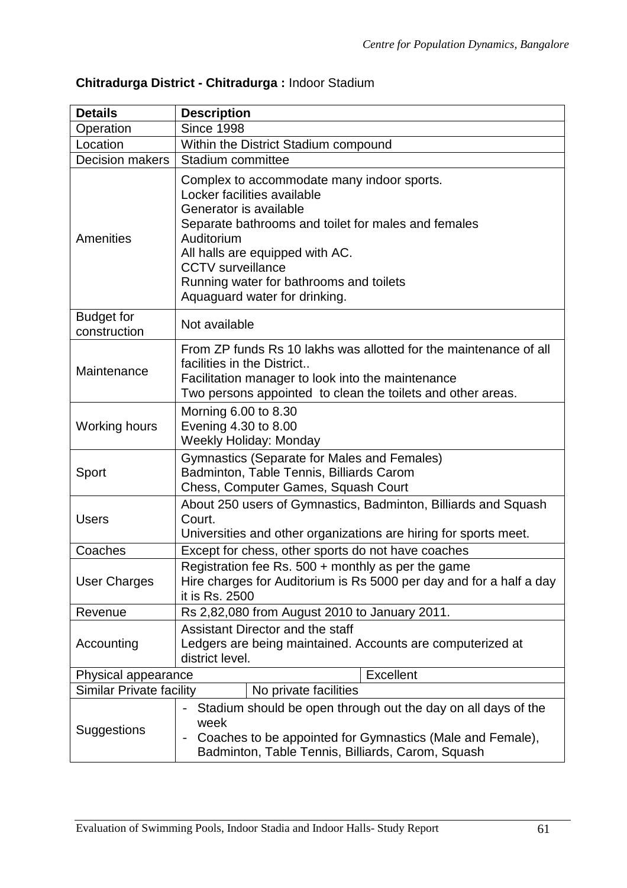**Chitradurga District - Chitradurga :** Indoor Stadium

| **Details** | **Description** |
|---|---|
| Operation | Since 1998 |
| Location | Within the District Stadium compound |
| Decision makers | Stadium committee |
| Amenities | Complex to accommodate many indoor sports.<br>Locker facilities available<br>Generator is available<br>Separate bathrooms and toilet for males and females<br>Auditorium<br>All halls are equipped with AC.<br>CCTV surveillance<br>Running water for bathrooms and toilets<br>Aquaguard water for drinking. |
| Budget for construction | Not available |
| Maintenance | From ZP funds Rs 10 lakhs was allotted for the maintenance of all facilities in the District..<br>Facilitation manager to look into the maintenance<br>Two persons appointed to clean the toilets and other areas. |
| Working hours | Morning 6.00 to 8.30<br>Evening 4.30 to 8.00<br>Weekly Holiday: Monday |
| Sport | Gymnastics (Separate for Males and Females)<br>Badminton, Table Tennis, Billiards Carom<br>Chess, Computer Games, Squash Court |
| Users | About 250 users of Gymnastics, Badminton, Billiards and Squash Court.<br>Universities and other organizations are hiring for sports meet. |
| Coaches | Except for chess, other sports do not have coaches |
| User Charges | Registration fee Rs. 500 + monthly as per the game<br>Hire charges for Auditorium is Rs 5000 per day and for a half a day it is Rs. 2500 |
| Revenue | Rs 2,82,080 from August 2010 to January 2011. |
| Accounting | Assistant Director and the staff<br>Ledgers are being maintained. Accounts are computerized at district level. |
| Physical appearance | Excellent |
| Similar Private facility | No private facilities |
| Suggestions | - Stadium should be open through out the day on all days of the week<br>- Coaches to be appointed for Gymnastics (Male and Female), Badminton, Table Tennis, Billiards, Carom, Squash |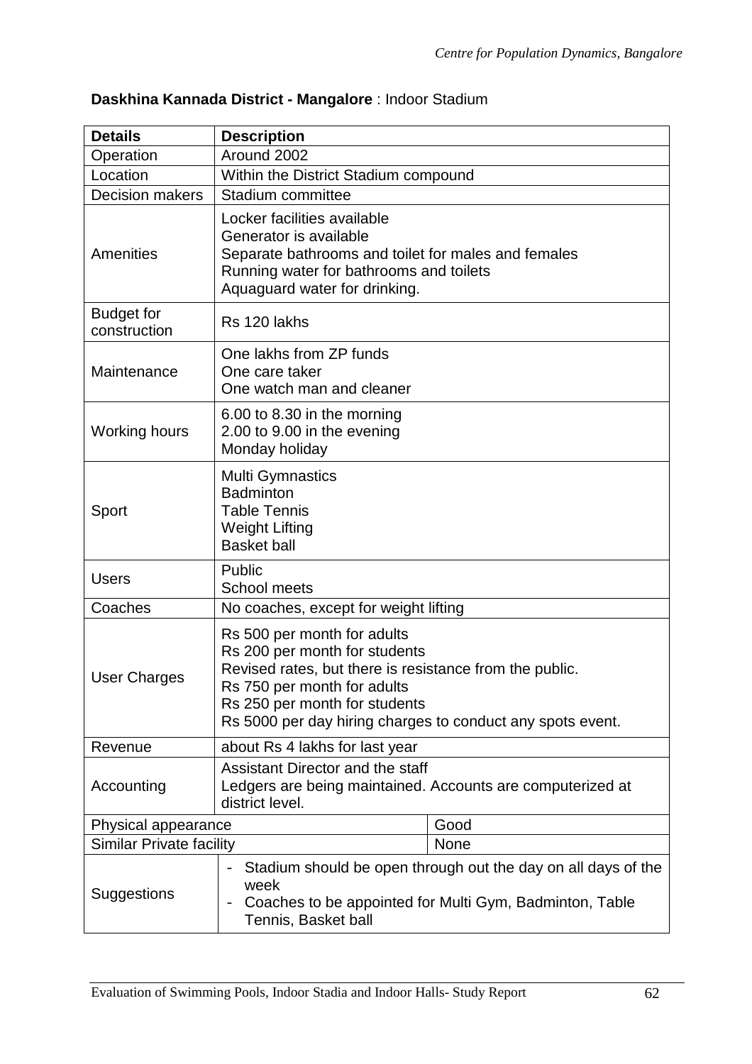**Daskhina Kannada District - Mangalore** : Indoor Stadium

| Details | Description | |
|---|---|---|
| Operation | Around 2002 | |
| Location | Within the District Stadium compound | |
| Decision makers | Stadium committee | |
| Amenities | Locker facilities available<br>Generator is available<br>Separate bathrooms and toilet for males and females<br>Running water for bathrooms and toilets<br>Aquaguard water for drinking. | |
| Budget for construction | Rs 120 lakhs | |
| Maintenance | One lakhs from ZP funds<br>One care taker<br>One watch man and cleaner | |
| Working hours | 6.00 to 8.30 in the morning<br>2.00 to 9.00 in the evening<br>Monday holiday | |
| Sport | Multi Gymnastics<br>Badminton<br>Table Tennis<br>Weight Lifting<br>Basket ball | |
| Users | Public<br>School meets | |
| Coaches | No coaches, except for weight lifting | |
| User Charges | Rs 500 per month for adults<br>Rs 200 per month for students<br>Revised rates, but there is resistance from the public.<br>Rs 750 per month for adults<br>Rs 250 per month for students<br>Rs 5000 per day hiring charges to conduct any spots event. | |
| Revenue | about Rs 4 lakhs for last year | |
| Accounting | Assistant Director and the staff<br>Ledgers are being maintained. Accounts are computerized at district level. | |
| Physical appearance | | Good |
| Similar Private facility | | None |
| Suggestions | - Stadium should be open through out the day on all days of the week<br>- Coaches to be appointed for Multi Gym, Badminton, Table Tennis, Basket ball | |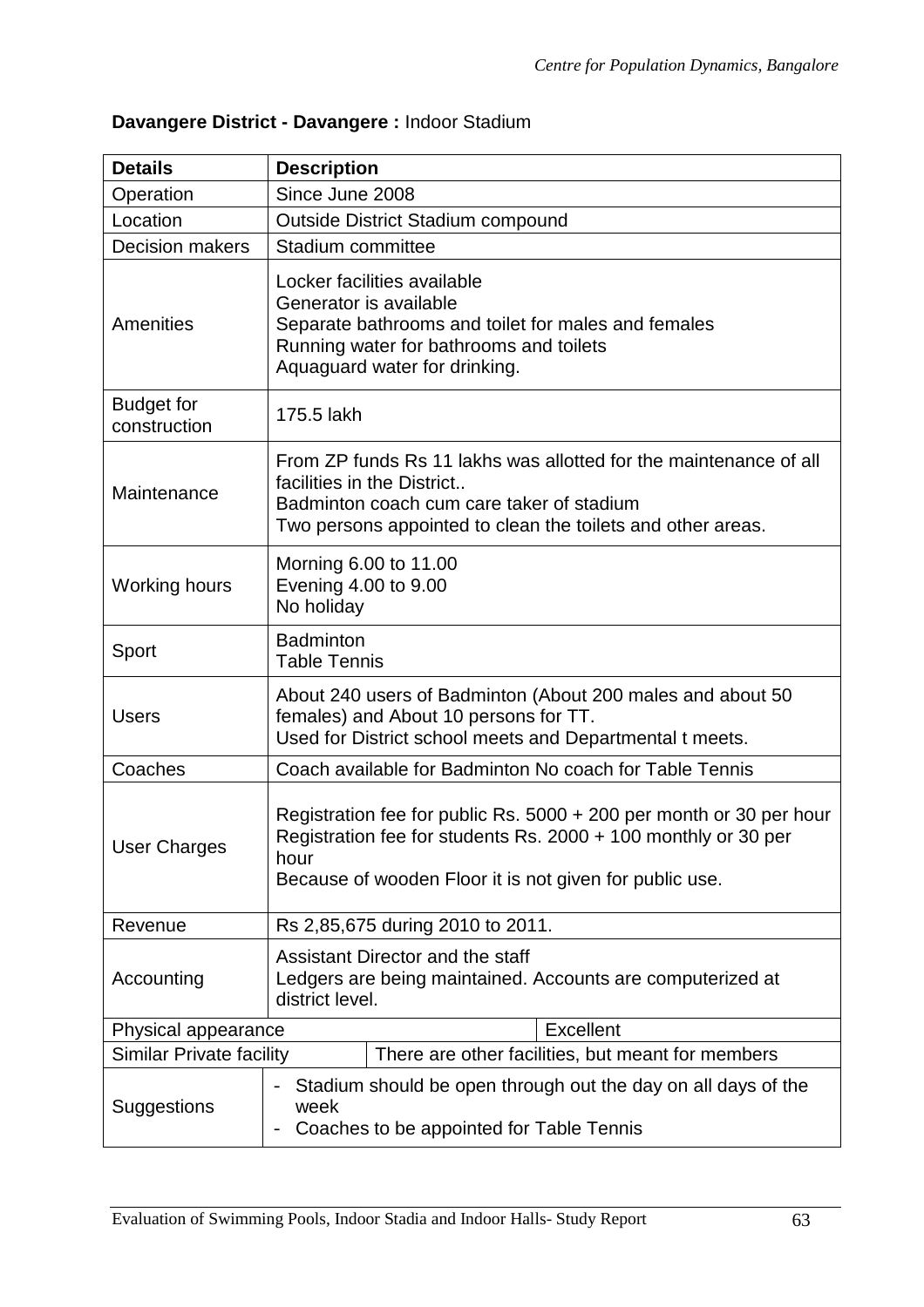**Davangere District - Davangere :** Indoor Stadium

| **Details** | **Description** |
|---|---|
| Operation | Since June 2008 |
| Location | Outside District Stadium compound |
| Decision makers | Stadium committee |
| Amenities | Locker facilities available<br>Generator is available<br>Separate bathrooms and toilet for males and females<br>Running water for bathrooms and toilets<br>Aquaguard water for drinking. |
| Budget for construction | 175.5 lakh |
| Maintenance | From ZP funds Rs 11 lakhs was allotted for the maintenance of all facilities in the District..<br>Badminton coach cum care taker of stadium<br>Two persons appointed to clean the toilets and other areas. |
| Working hours | Morning 6.00 to 11.00<br>Evening 4.00 to 9.00<br>No holiday |
| Sport | Badminton<br>Table Tennis |
| Users | About 240 users of Badminton (About 200 males and about 50 females) and About 10 persons for TT.<br>Used for District school meets and Departmental t meets. |
| Coaches | Coach available for Badminton No coach for Table Tennis |
| User Charges | Registration fee for public Rs. 5000 + 200 per month or 30 per hour<br>Registration fee for students Rs. 2000 + 100 monthly or 30 per hour<br>Because of wooden Floor it is not given for public use. |
| Revenue | Rs 2,85,675 during 2010 to 2011. |
| Accounting | Assistant Director and the staff<br>Ledgers are being maintained. Accounts are computerized at district level. |
| Physical appearance | Excellent |
| Similar Private facility | There are other facilities, but meant for members |
| Suggestions | - Stadium should be open through out the day on all days of the week<br>- Coaches to be appointed for Table Tennis |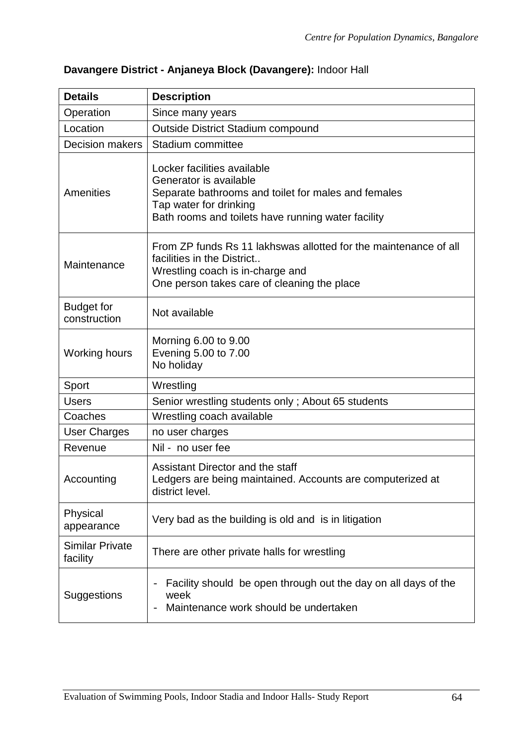**Davangere District - Anjaneya Block (Davangere):** Indoor Hall

| Details | Description |
|---|---|
| Operation | Since many years |
| Location | Outside District Stadium compound |
| Decision makers | Stadium committee |
| Amenities | Locker facilities available<br>Generator is available<br>Separate bathrooms and toilet for males and females<br>Tap water for drinking<br>Bath rooms and toilets have running water facility |
| Maintenance | From ZP funds Rs 11 lakhswas allotted for the maintenance of all facilities in the District..<br>Wrestling coach is in-charge and<br>One person takes care of cleaning the place |
| Budget for construction | Not available |
| Working hours | Morning 6.00 to 9.00<br>Evening 5.00 to 7.00<br>No holiday |
| Sport | Wrestling |
| Users | Senior wrestling students only ; About 65 students |
| Coaches | Wrestling coach available |
| User Charges | no user charges |
| Revenue | Nil - no user fee |
| Accounting | Assistant Director and the staff<br>Ledgers are being maintained. Accounts are computerized at district level. |
| Physical appearance | Very bad as the building is old and is in litigation |
| Similar Private facility | There are other private halls for wrestling |
| Suggestions | - Facility should be open through out the day on all days of the week<br>- Maintenance work should be undertaken |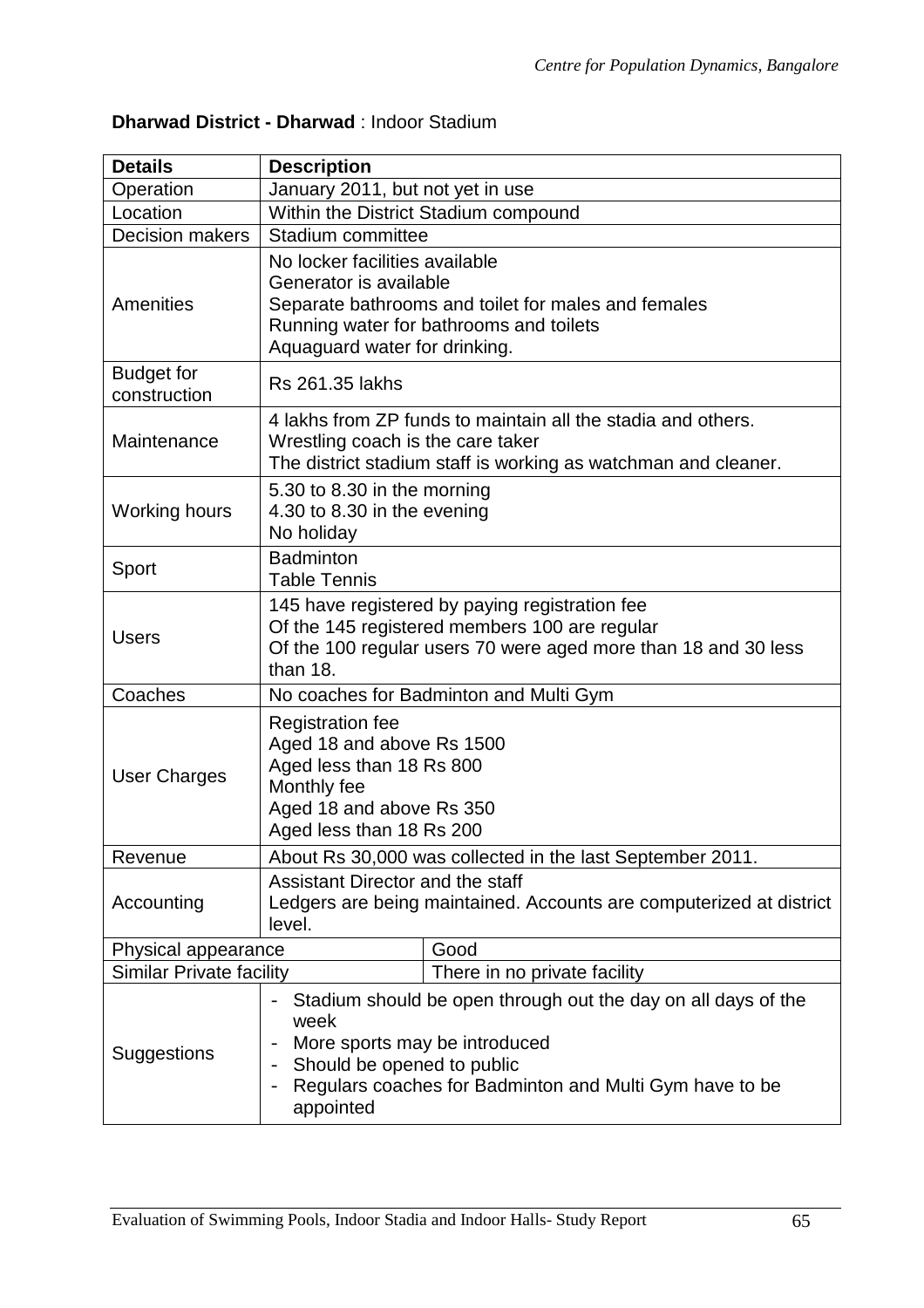**Dharwad District - Dharwad** : Indoor Stadium

| Details | Description |
|---|---|
| Operation | January 2011, but not yet in use |
| Location | Within the District Stadium compound |
| Decision makers | Stadium committee |
| Amenities | No locker facilities available<br>Generator is available<br>Separate bathrooms and toilet for males and females<br>Running water for bathrooms and toilets<br>Aquaguard water for drinking. |
| Budget for construction | Rs 261.35 lakhs |
| Maintenance | 4 lakhs from ZP funds to maintain all the stadia and others.<br>Wrestling coach is the care taker<br>The district stadium staff is working as watchman and cleaner. |
| Working hours | 5.30 to 8.30 in the morning<br>4.30 to 8.30 in the evening<br>No holiday |
| Sport | Badminton<br>Table Tennis |
| Users | 145 have registered by paying registration fee<br>Of the 145 registered members 100 are regular<br>Of the 100 regular users 70 were aged more than 18 and 30 less than 18. |
| Coaches | No coaches for Badminton and Multi Gym |
| User Charges | Registration fee<br>Aged 18 and above Rs 1500<br>Aged less than 18 Rs 800<br>Monthly fee<br>Aged 18 and above Rs 350<br>Aged less than 18 Rs 200 |
| Revenue | About Rs 30,000 was collected in the last September 2011. |
| Accounting | Assistant Director and the staff<br>Ledgers are being maintained. Accounts are computerized at district level. |
| Physical appearance | Good |
| Similar Private facility | There in no private facility |
| Suggestions | - Stadium should be open through out the day on all days of the week<br>- More sports may be introduced<br>- Should be opened to public<br>- Regulars coaches for Badminton and Multi Gym have to be appointed |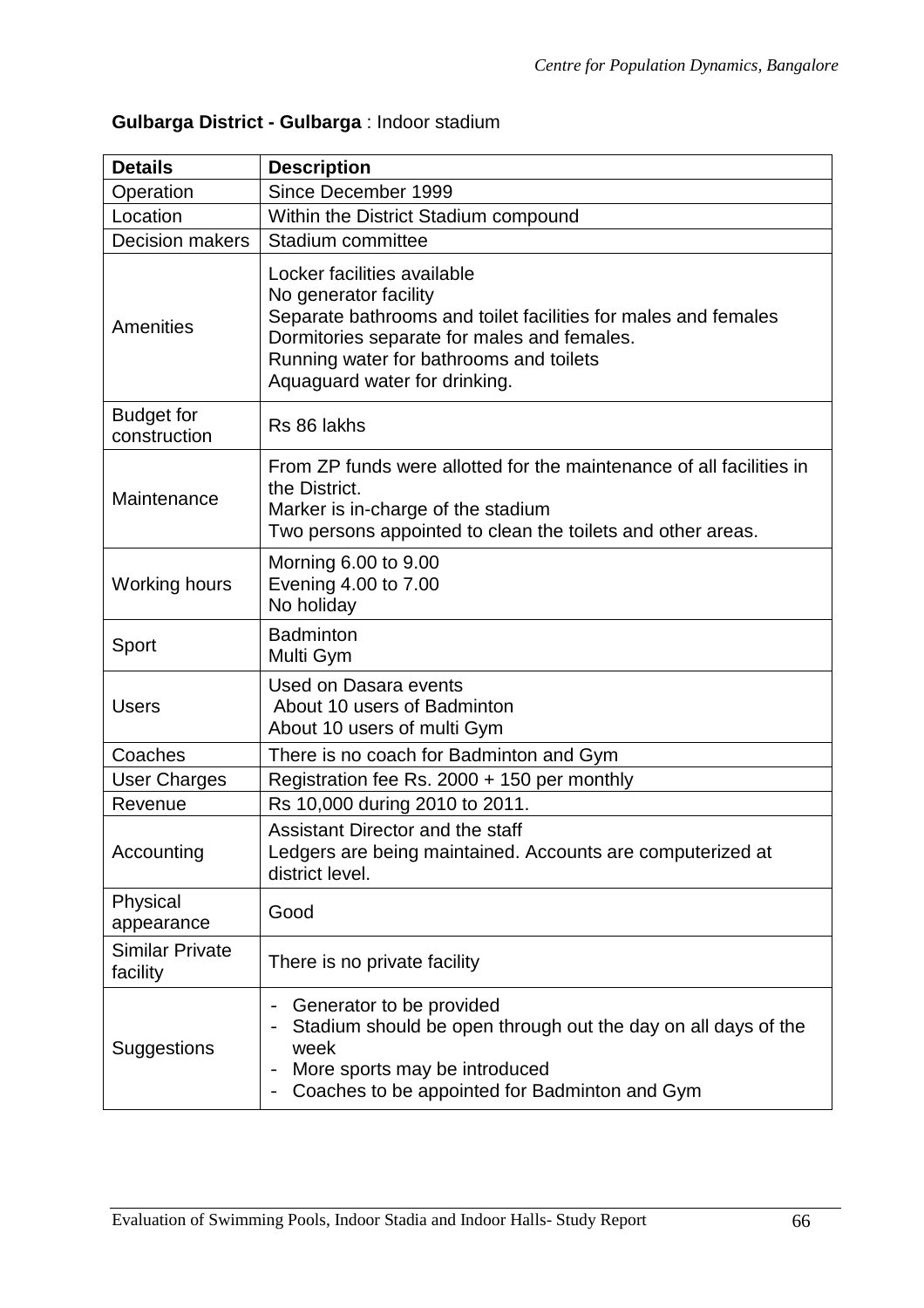**Gulbarga District - Gulbarga** : Indoor stadium

| Details | Description |
|---|---|
| Operation | Since December 1999 |
| Location | Within the District Stadium compound |
| Decision makers | Stadium committee |
| Amenities | Locker facilities available<br>No generator facility<br>Separate bathrooms and toilet facilities for males and females<br>Dormitories separate for males and females.<br>Running water for bathrooms and toilets<br>Aquaguard water for drinking. |
| Budget for construction | Rs 86 lakhs |
| Maintenance | From ZP funds were allotted for the maintenance of all facilities in the District.<br>Marker is in-charge of the stadium<br>Two persons appointed to clean the toilets and other areas. |
| Working hours | Morning 6.00 to 9.00<br>Evening 4.00 to 7.00<br>No holiday |
| Sport | Badminton<br>Multi Gym |
| Users | Used on Dasara events<br>About 10 users of Badminton<br>About 10 users of multi Gym |
| Coaches | There is no coach for Badminton and Gym |
| User Charges | Registration fee Rs. 2000 + 150 per monthly |
| Revenue | Rs 10,000 during 2010 to 2011. |
| Accounting | Assistant Director and the staff<br>Ledgers are being maintained. Accounts are computerized at district level. |
| Physical appearance | Good |
| Similar Private facility | There is no private facility |
| Suggestions | - Generator to be provided<br>- Stadium should be open through out the day on all days of the week<br>- More sports may be introduced<br>- Coaches to be appointed for Badminton and Gym |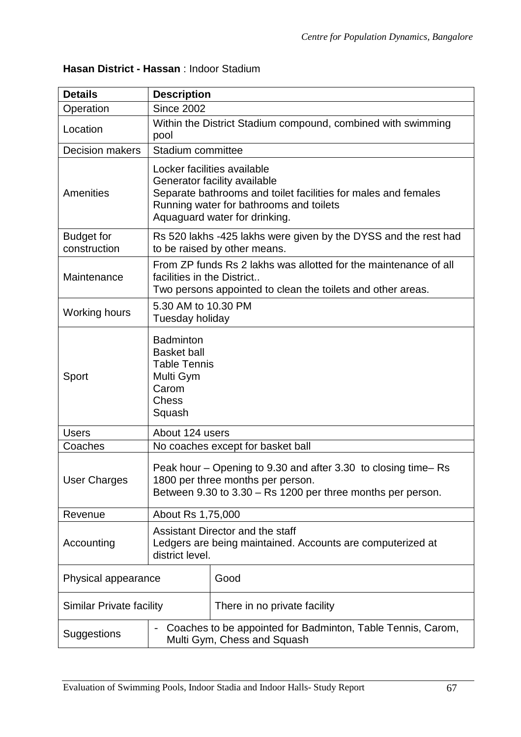**Hasan District - Hassan** : Indoor Stadium

| Details | Description |
|---|---|
| Operation | Since 2002 |
| Location | Within the District Stadium compound, combined with swimming pool |
| Decision makers | Stadium committee |
| Amenities | Locker facilities available<br>Generator facility available<br>Separate bathrooms and toilet facilities for males and females<br>Running water for bathrooms and toilets<br>Aquaguard water for drinking. |
| Budget for construction | Rs 520 lakhs -425 lakhs were given by the DYSS and the rest had to be raised by other means. |
| Maintenance | From ZP funds Rs 2 lakhs was allotted for the maintenance of all facilities in the District..<br>Two persons appointed to clean the toilets and other areas. |
| Working hours | 5.30 AM to 10.30 PM<br>Tuesday holiday |
| Sport | Badminton<br>Basket ball<br>Table Tennis<br>Multi Gym<br>Carom<br>Chess<br>Squash |
| Users | About 124 users |
| Coaches | No coaches except for basket ball |
| User Charges | Peak hour – Opening to 9.30 and after 3.30 to closing time– Rs 1800 per three months per person.<br>Between 9.30 to 3.30 – Rs 1200 per three months per person. |
| Revenue | About Rs 1,75,000 |
| Accounting | Assistant Director and the staff<br>Ledgers are being maintained. Accounts are computerized at district level. |
| Physical appearance | Good |
| Similar Private facility | There in no private facility |
| Suggestions | - Coaches to be appointed for Badminton, Table Tennis, Carom, Multi Gym, Chess and Squash |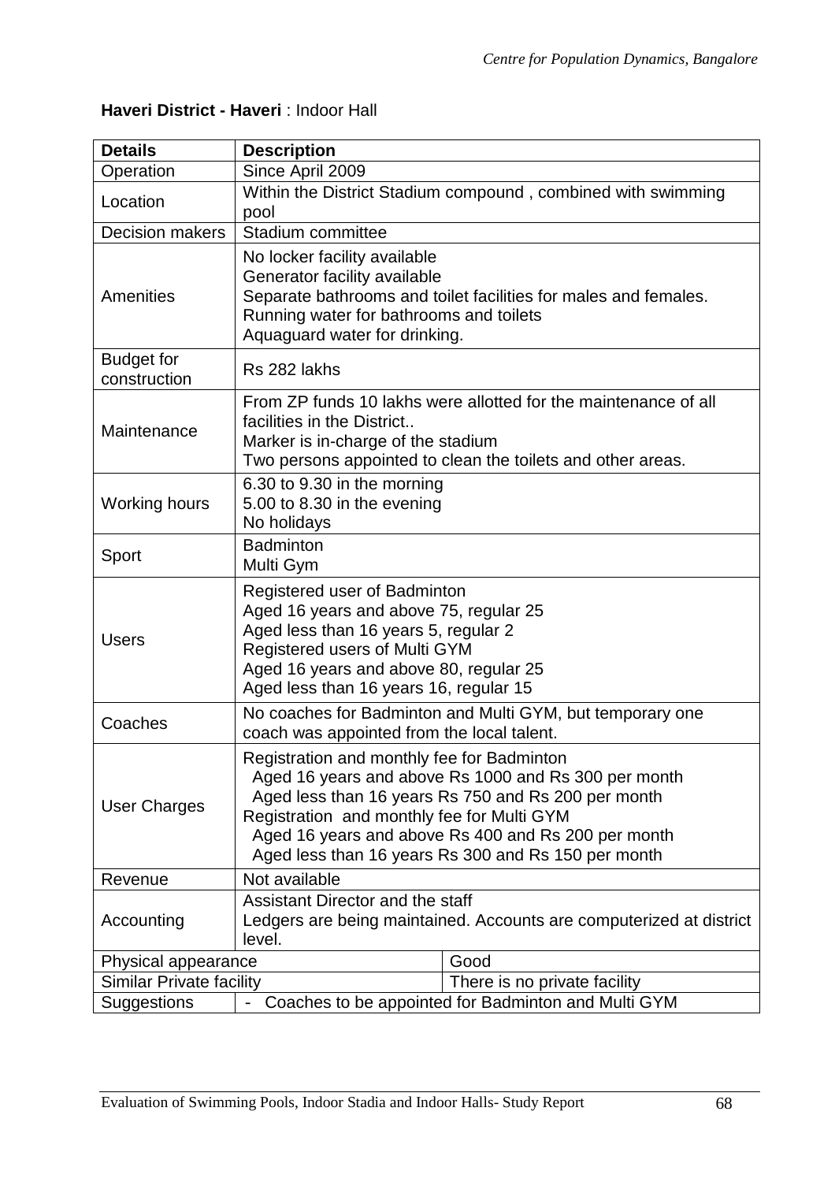**Haveri District - Haveri** : Indoor Hall

| Details | Description | |
|---|---|---|
| Operation | Since April 2009 | |
| Location | Within the District Stadium compound , combined with swimming pool | |
| Decision makers | Stadium committee | |
| Amenities | No locker facility available<br>Generator facility available<br>Separate bathrooms and toilet facilities for males and females.<br>Running water for bathrooms and toilets<br>Aquaguard water for drinking. | |
| Budget for construction | Rs 282 lakhs | |
| Maintenance | From ZP funds 10 lakhs were allotted for the maintenance of all facilities in the District..<br>Marker is in-charge of the stadium<br>Two persons appointed to clean the toilets and other areas. | |
| Working hours | 6.30 to 9.30 in the morning<br>5.00 to 8.30 in the evening<br>No holidays | |
| Sport | Badminton<br>Multi Gym | |
| Users | Registered user of Badminton<br>Aged 16 years and above 75, regular 25<br>Aged less than 16 years 5, regular 2<br>Registered users of Multi GYM<br>Aged 16 years and above 80, regular 25<br>Aged less than 16 years 16, regular 15 | |
| Coaches | No coaches for Badminton and Multi GYM, but temporary one coach was appointed from the local talent. | |
| User Charges | Registration and monthly fee for Badminton<br>Aged 16 years and above Rs 1000 and Rs 300 per month<br>Aged less than 16 years Rs 750 and Rs 200 per month<br>Registration and monthly fee for Multi GYM<br>Aged 16 years and above Rs 400 and Rs 200 per month<br>Aged less than 16 years Rs 300 and Rs 150 per month | |
| Revenue | Not available | |
| Accounting | Assistant Director and the staff<br>Ledgers are being maintained. Accounts are computerized at district level. | |
| Physical appearance | | Good |
| Similar Private facility | | There is no private facility |
| Suggestions | - Coaches to be appointed for Badminton and Multi GYM | |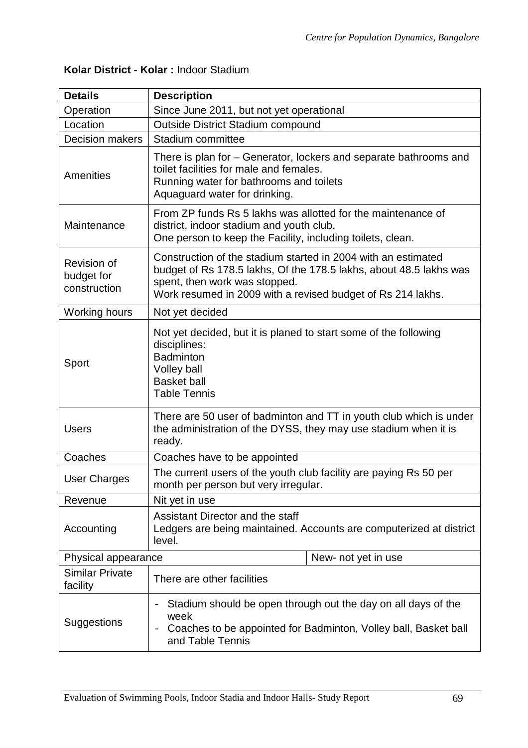**Kolar District - Kolar :** Indoor Stadium

| Details | Description | |
|---|---|---|
| Operation | Since June 2011, but not yet operational | |
| Location | Outside District Stadium compound | |
| Decision makers | Stadium committee | |
| Amenities | There is plan for – Generator, lockers and separate bathrooms and toilet facilities for male and females.<br>Running water for bathrooms and toilets<br>Aquaguard water for drinking. | |
| Maintenance | From ZP funds Rs 5 lakhs was allotted for the maintenance of district, indoor stadium and youth club.<br>One person to keep the Facility, including toilets, clean. | |
| Revision of budget for construction | Construction of the stadium started in 2004 with an estimated budget of Rs 178.5 lakhs, Of the 178.5 lakhs, about 48.5 lakhs was spent, then work was stopped.<br>Work resumed in 2009 with a revised budget of Rs 214 lakhs. | |
| Working hours | Not yet decided | |
| Sport | Not yet decided, but it is planed to start some of the following disciplines:<br>Badminton<br>Volley ball<br>Basket ball<br>Table Tennis | |
| Users | There are 50 user of badminton and TT in youth club which is under the administration of the DYSS, they may use stadium when it is ready. | |
| Coaches | Coaches have to be appointed | |
| User Charges | The current users of the youth club facility are paying Rs 50 per month per person but very irregular. | |
| Revenue | Nit yet in use | |
| Accounting | Assistant Director and the staff<br>Ledgers are being maintained. Accounts are computerized at district level. | |
| Physical appearance | | New- not yet in use |
| Similar Private facility | There are other facilities | |
| Suggestions | - Stadium should be open through out the day on all days of the week<br>- Coaches to be appointed for Badminton, Volley ball, Basket ball and Table Tennis | |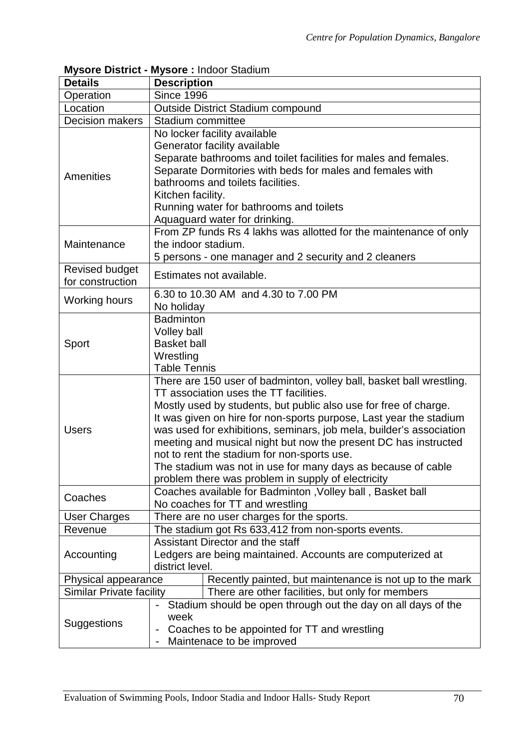**Mysore District - Mysore :** Indoor Stadium

| Details | Description |
|---|---|
| Operation | Since 1996 |
| Location | Outside District Stadium compound |
| Decision makers | Stadium committee |
| Amenities | No locker facility available<br>Generator facility available<br>Separate bathrooms and toilet facilities for males and females.<br>Separate Dormitories with beds for males and females with bathrooms and toilets facilities.<br>Kitchen facility.<br>Running water for bathrooms and toilets<br>Aquaguard water for drinking. |
| Maintenance | From ZP funds Rs 4 lakhs was allotted for the maintenance of only the indoor stadium.<br>5 persons - one manager and 2 security and 2 cleaners |
| Revised budget for construction | Estimates not available. |
| Working hours | 6.30 to 10.30 AM and 4.30 to 7.00 PM<br>No holiday |
| Sport | Badminton<br>Volley ball<br>Basket ball<br>Wrestling<br>Table Tennis |
| Users | There are 150 user of badminton, volley ball, basket ball wrestling. TT association uses the TT facilities.<br>Mostly used by students, but public also use for free of charge.<br>It was given on hire for non-sports purpose, Last year the stadium was used for exhibitions, seminars, job mela, builder's association meeting and musical night but now the present DC has instructed not to rent the stadium for non-sports use.<br>The stadium was not in use for many days as because of cable problem there was problem in supply of electricity |
| Coaches | Coaches available for Badminton ,Volley ball , Basket ball<br>No coaches for TT and wrestling |
| User Charges | There are no user charges for the sports. |
| Revenue | The stadium got Rs 633,412 from non-sports events. |
| Accounting | Assistant Director and the staff<br>Ledgers are being maintained. Accounts are computerized at district level. |
| Physical appearance | Recently painted, but maintenance is not up to the mark |
| Similar Private facility | There are other facilities, but only for members |
| Suggestions | - Stadium should be open through out the day on all days of the week<br>- Coaches to be appointed for TT and wrestling<br>- Maintenace to be improved |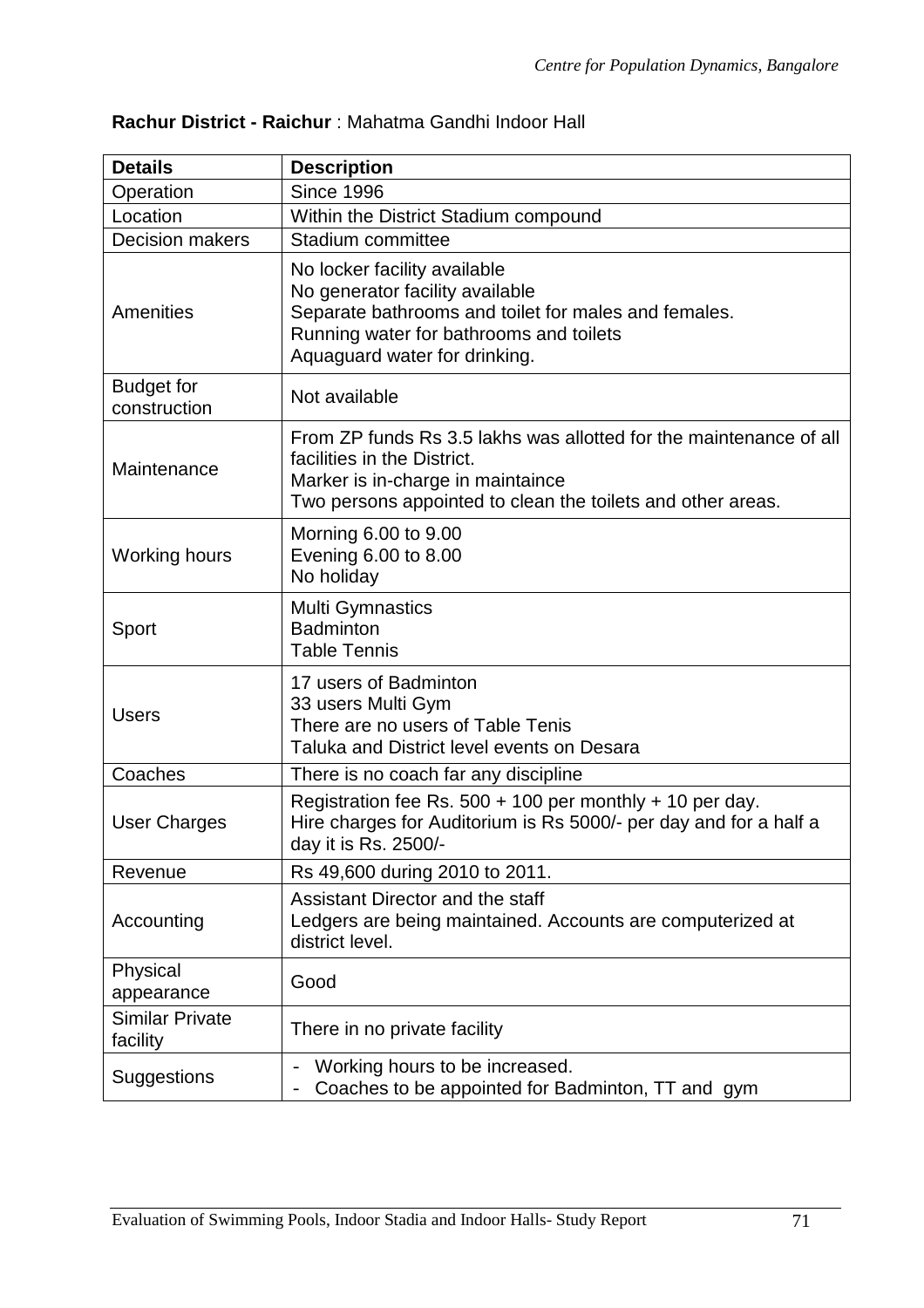**Rachur District - Raichur** : Mahatma Gandhi Indoor Hall

| Details | Description |
|---|---|
| Operation | Since 1996 |
| Location | Within the District Stadium compound |
| Decision makers | Stadium committee |
| Amenities | No locker facility available<br>No generator facility available<br>Separate bathrooms and toilet for males and females.<br>Running water for bathrooms and toilets<br>Aquaguard water for drinking. |
| Budget for construction | Not available |
| Maintenance | From ZP funds Rs 3.5 lakhs was allotted for the maintenance of all facilities in the District.<br>Marker is in-charge in maintaince<br>Two persons appointed to clean the toilets and other areas. |
| Working hours | Morning 6.00 to 9.00<br>Evening 6.00 to 8.00<br>No holiday |
| Sport | Multi Gymnastics<br>Badminton<br>Table Tennis |
| Users | 17 users of Badminton<br>33 users Multi Gym<br>There are no users of Table Tenis<br>Taluka and District level events on Desara |
| Coaches | There is no coach far any discipline |
| User Charges | Registration fee Rs. 500 + 100 per monthly + 10 per day.<br>Hire charges for Auditorium is Rs 5000/- per day and for a half a day it is Rs. 2500/- |
| Revenue | Rs 49,600 during 2010 to 2011. |
| Accounting | Assistant Director and the staff<br>Ledgers are being maintained. Accounts are computerized at district level. |
| Physical appearance | Good |
| Similar Private facility | There in no private facility |
| Suggestions | - Working hours to be increased.<br>- Coaches to be appointed for Badminton, TT and gym |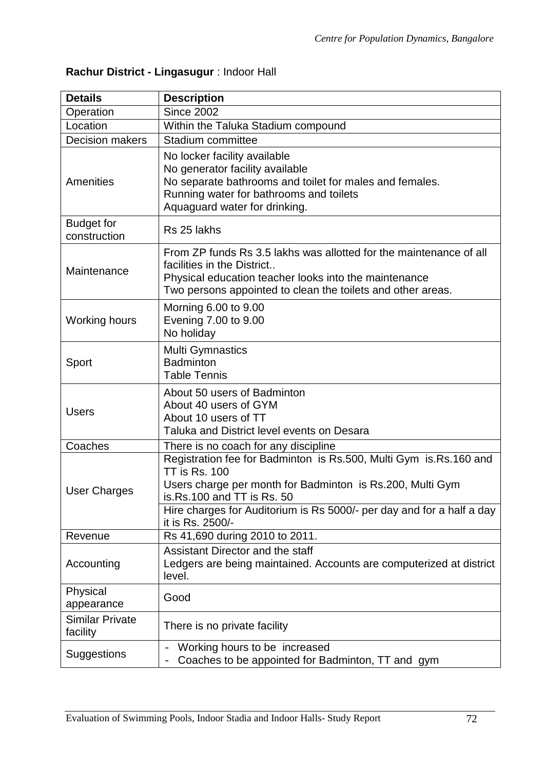**Rachur District - Lingasugur** : Indoor Hall

| Details | Description |
|---|---|
| Operation | Since 2002 |
| Location | Within the Taluka Stadium compound |
| Decision makers | Stadium committee |
| Amenities | No locker facility available<br>No generator facility available<br>No separate bathrooms and toilet for males and females.<br>Running water for bathrooms and toilets<br>Aquaguard water for drinking. |
| Budget for construction | Rs 25 lakhs |
| Maintenance | From ZP funds Rs 3.5 lakhs was allotted for the maintenance of all facilities in the District..<br>Physical education teacher looks into the maintenance<br>Two persons appointed to clean the toilets and other areas. |
| Working hours | Morning 6.00 to 9.00<br>Evening 7.00 to 9.00<br>No holiday |
| Sport | Multi Gymnastics<br>Badminton<br>Table Tennis |
| Users | About 50 users of Badminton<br>About 40 users of GYM<br>About 10 users of TT<br>Taluka and District level events on Desara |
| Coaches | There is no coach for any discipline |
| User Charges | Registration fee for Badminton is Rs.500, Multi Gym is.Rs.160 and TT is Rs. 100<br>Users charge per month for Badminton is Rs.200, Multi Gym is.Rs.100 and TT is Rs. 50<br>Hire charges for Auditorium is Rs 5000/- per day and for a half a day it is Rs. 2500/- |
| Revenue | Rs 41,690 during 2010 to 2011. |
| Accounting | Assistant Director and the staff<br>Ledgers are being maintained. Accounts are computerized at district level. |
| Physical appearance | Good |
| Similar Private facility | There is no private facility |
| Suggestions | - Working hours to be increased<br>- Coaches to be appointed for Badminton, TT and gym |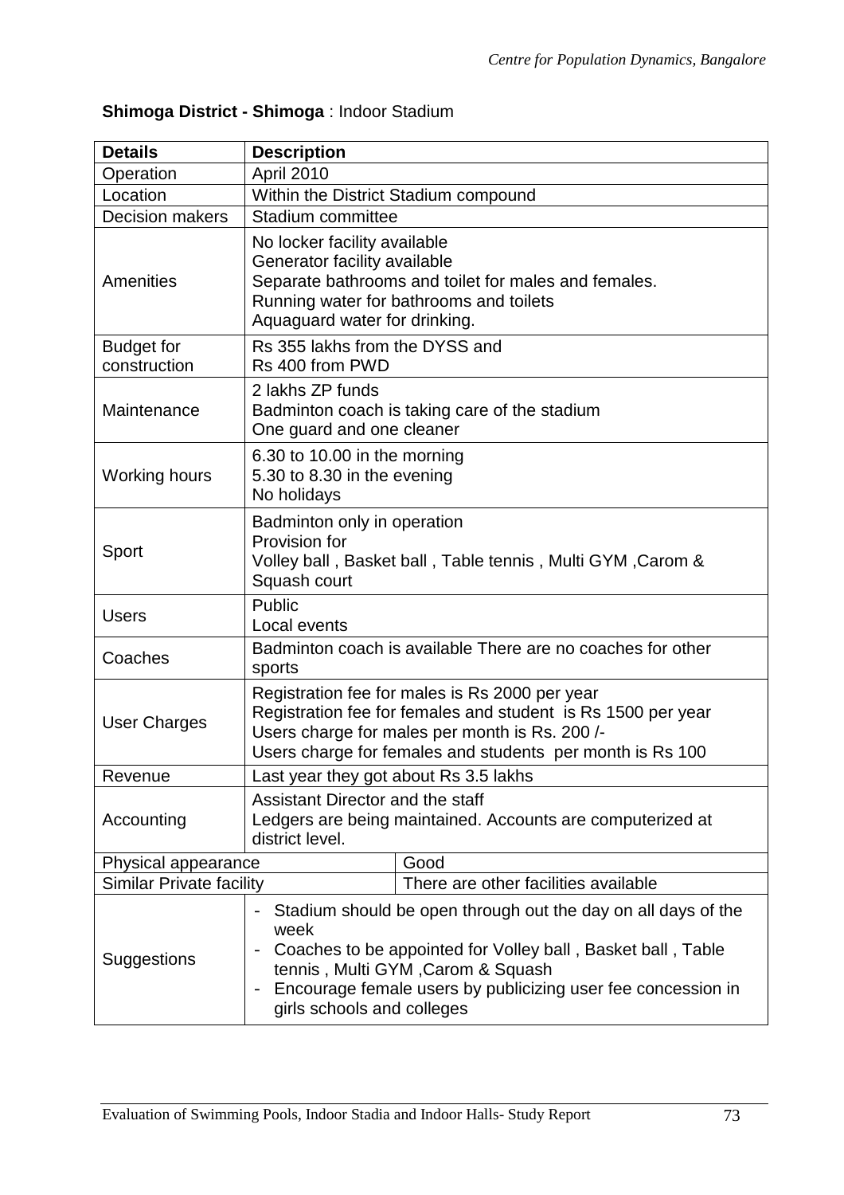**Shimoga District - Shimoga** : Indoor Stadium

| **Details** | **Description** |
|---|---|
| Operation | April 2010 |
| Location | Within the District Stadium compound |
| Decision makers | Stadium committee |
| Amenities | No locker facility available<br>Generator facility available<br>Separate bathrooms and toilet for males and females.<br>Running water for bathrooms and toilets<br>Aquaguard water for drinking. |
| Budget for construction | Rs 355 lakhs from the DYSS and<br>Rs 400 from PWD |
| Maintenance | 2 lakhs ZP funds<br>Badminton coach is taking care of the stadium<br>One guard and one cleaner |
| Working hours | 6.30 to 10.00 in the morning<br>5.30 to 8.30 in the evening<br>No holidays |
| Sport | Badminton only in operation<br>Provision for<br>Volley ball , Basket ball , Table tennis , Multi GYM ,Carom & Squash court |
| Users | Public<br>Local events |
| Coaches | Badminton coach is available There are no coaches for other sports |
| User Charges | Registration fee for males is Rs 2000 per year<br>Registration fee for females and student is Rs 1500 per year<br>Users charge for males per month is Rs. 200 /-<br>Users charge for females and students per month is Rs 100 |
| Revenue | Last year they got about Rs 3.5 lakhs |
| Accounting | Assistant Director and the staff<br>Ledgers are being maintained. Accounts are computerized at district level. |
| Physical appearance | Good |
| Similar Private facility | There are other facilities available |
| Suggestions | - Stadium should be open through out the day on all days of the week<br>- Coaches to be appointed for Volley ball , Basket ball , Table tennis , Multi GYM ,Carom & Squash<br>- Encourage female users by publicizing user fee concession in girls schools and colleges |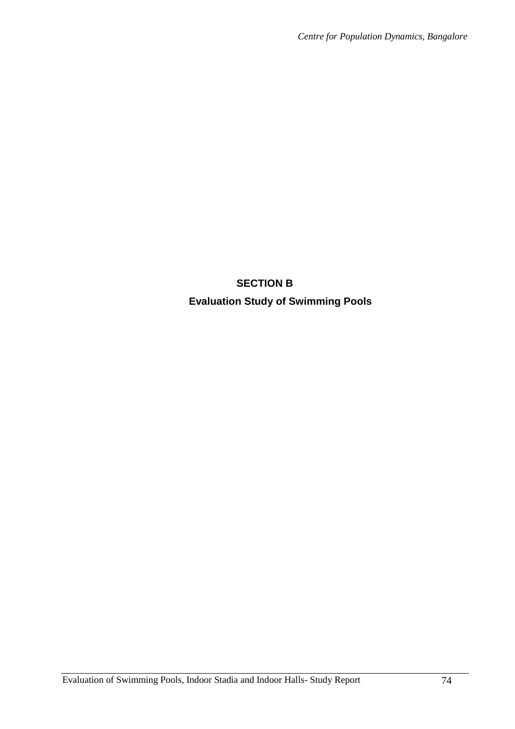# SECTION B

## Evaluation Study of Swimming Pools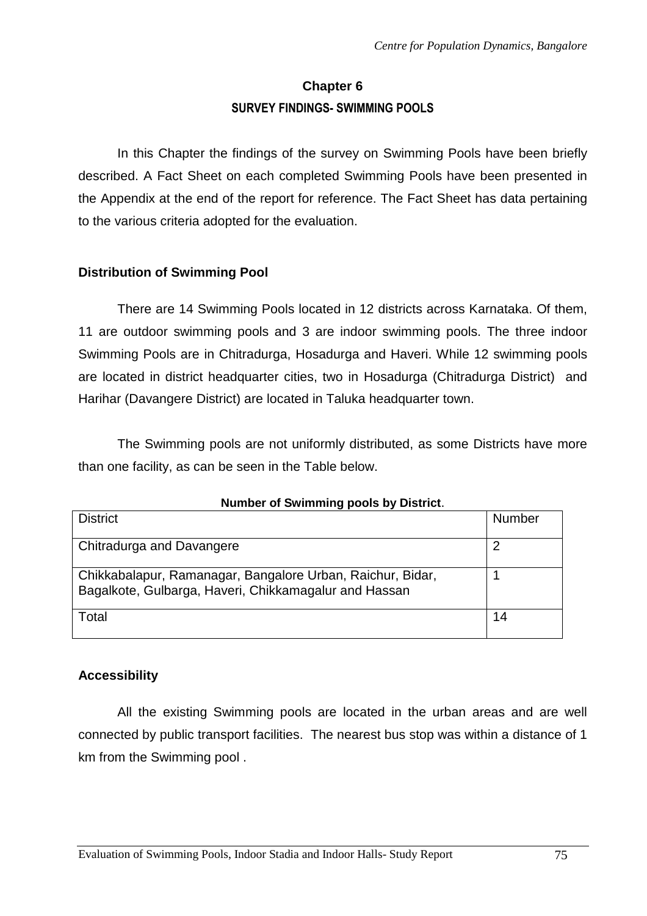# Chapter 6

## SURVEY FINDINGS- SWIMMING POOLS

In this Chapter the findings of the survey on Swimming Pools have been briefly described. A Fact Sheet on each completed Swimming Pools have been presented in the Appendix at the end of the report for reference. The Fact Sheet has data pertaining to the various criteria adopted for the evaluation.

### Distribution of Swimming Pool

There are 14 Swimming Pools located in 12 districts across Karnataka. Of them, 11 are outdoor swimming pools and 3 are indoor swimming pools. The three indoor Swimming Pools are in Chitradurga, Hosadurga and Haveri. While 12 swimming pools are located in district headquarter cities, two in Hosadurga (Chitradurga District) and Harihar (Davangere District) are located in Taluka headquarter town.

The Swimming pools are not uniformly distributed, as some Districts have more than one facility, as can be seen in the Table below.

**Number of Swimming pools by District**.

| District | Number |
|---|---|
| Chitradurga and Davangere | 2 |
| Chikkabalapur, Ramanagar, Bangalore Urban, Raichur, Bidar, Bagalkote, Gulbarga, Haveri, Chikkamagalur and Hassan | 1 |
| Total | 14 |

### Accessibility

All the existing Swimming pools are located in the urban areas and are well connected by public transport facilities. The nearest bus stop was within a distance of 1 km from the Swimming pool .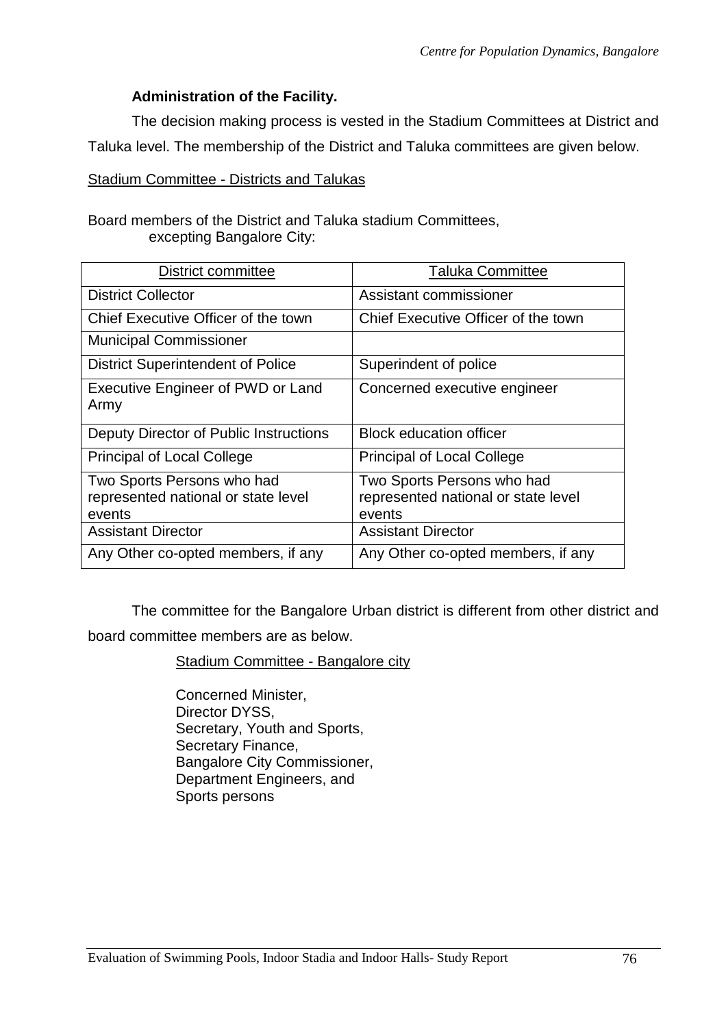### Administration of the Facility.

The decision making process is vested in the Stadium Committees at District and Taluka level. The membership of the District and Taluka committees are given below.

Stadium Committee - Districts and Talukas

Board members of the District and Taluka stadium Committees,
excepting Bangalore City:

| District committee | Taluka Committee |
|---|---|
| District Collector | Assistant commissioner |
| Chief Executive Officer of the town | Chief Executive Officer of the town |
| Municipal Commissioner | |
| District Superintendent of Police | Superindent of police |
| Executive Engineer of PWD or Land Army | Concerned executive engineer |
| Deputy Director of Public Instructions | Block education officer |
| Principal of Local College | Principal of Local College |
| Two Sports Persons who had represented national or state level events | Two Sports Persons who had represented national or state level events |
| Assistant Director | Assistant Director |
| Any Other co-opted members, if any | Any Other co-opted members, if any |

The committee for the Bangalore Urban district is different from other district and board committee members are as below.

Stadium Committee - Bangalore city

Concerned Minister,
Director DYSS,
Secretary, Youth and Sports,
Secretary Finance,
Bangalore City Commissioner,
Department Engineers, and
Sports persons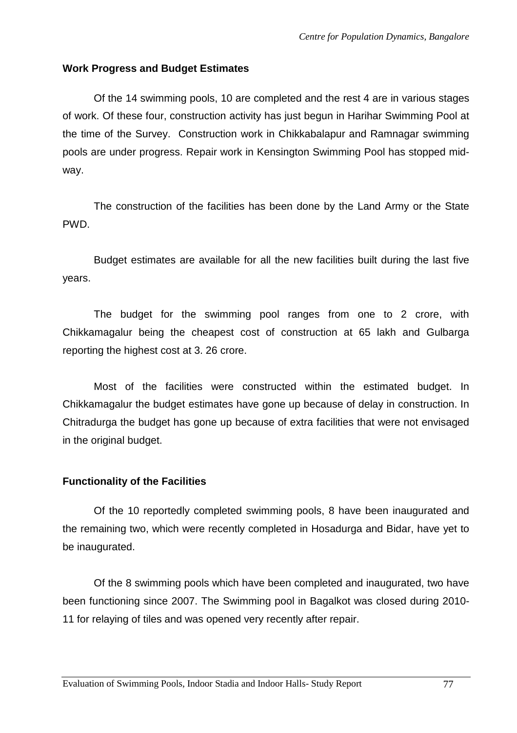**Work Progress and Budget Estimates**

Of the 14 swimming pools, 10 are completed and the rest 4 are in various stages of work. Of these four, construction activity has just begun in Harihar Swimming Pool at the time of the Survey. Construction work in Chikkabalapur and Ramnagar swimming pools are under progress. Repair work in Kensington Swimming Pool has stopped mid-way.

The construction of the facilities has been done by the Land Army or the State PWD.

Budget estimates are available for all the new facilities built during the last five years.

The budget for the swimming pool ranges from one to 2 crore, with Chikkamagalur being the cheapest cost of construction at 65 lakh and Gulbarga reporting the highest cost at 3. 26 crore.

Most of the facilities were constructed within the estimated budget. In Chikkamagalur the budget estimates have gone up because of delay in construction. In Chitradurga the budget has gone up because of extra facilities that were not envisaged in the original budget.

**Functionality of the Facilities**

Of the 10 reportedly completed swimming pools, 8 have been inaugurated and the remaining two, which were recently completed in Hosadurga and Bidar, have yet to be inaugurated.

Of the 8 swimming pools which have been completed and inaugurated, two have been functioning since 2007. The Swimming pool in Bagalkot was closed during 2010-11 for relaying of tiles and was opened very recently after repair.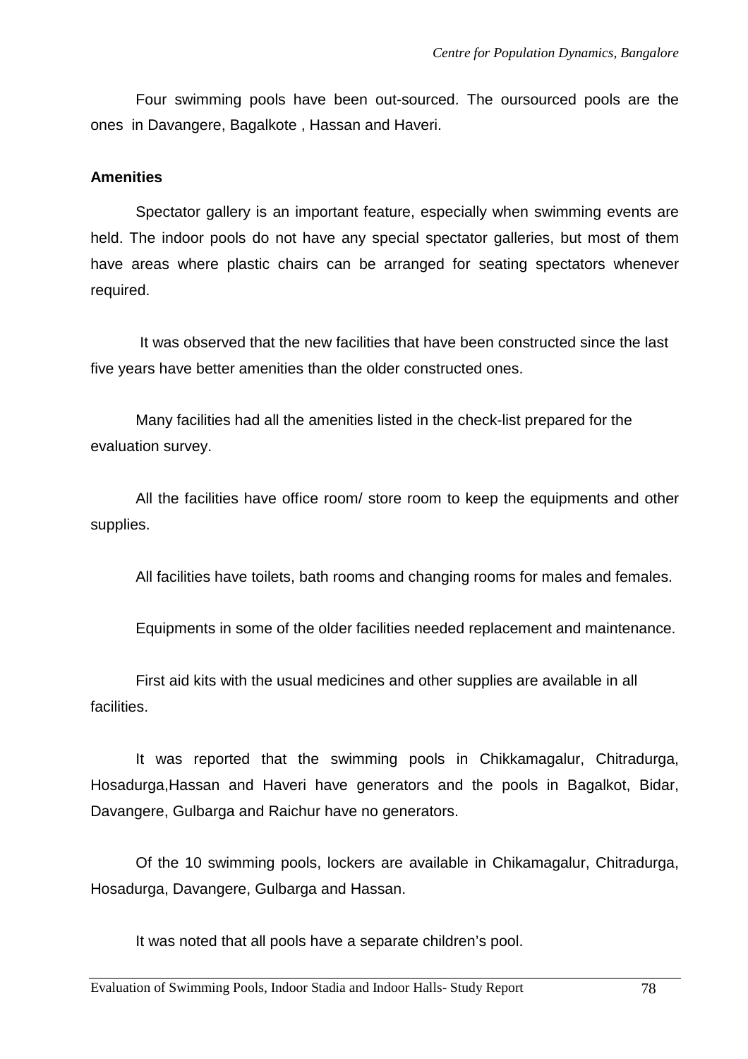Four swimming pools have been out-sourced. The oursourced pools are the ones in Davangere, Bagalkote , Hassan and Haveri.

**Amenities**

Spectator gallery is an important feature, especially when swimming events are held. The indoor pools do not have any special spectator galleries, but most of them have areas where plastic chairs can be arranged for seating spectators whenever required.

It was observed that the new facilities that have been constructed since the last five years have better amenities than the older constructed ones.

Many facilities had all the amenities listed in the check-list prepared for the evaluation survey.

All the facilities have office room/ store room to keep the equipments and other supplies.

All facilities have toilets, bath rooms and changing rooms for males and females.

Equipments in some of the older facilities needed replacement and maintenance.

First aid kits with the usual medicines and other supplies are available in all facilities.

It was reported that the swimming pools in Chikkamagalur, Chitradurga, Hosadurga,Hassan and Haveri have generators and the pools in Bagalkot, Bidar, Davangere, Gulbarga and Raichur have no generators.

Of the 10 swimming pools, lockers are available in Chikamagalur, Chitradurga, Hosadurga, Davangere, Gulbarga and Hassan.

It was noted that all pools have a separate children's pool.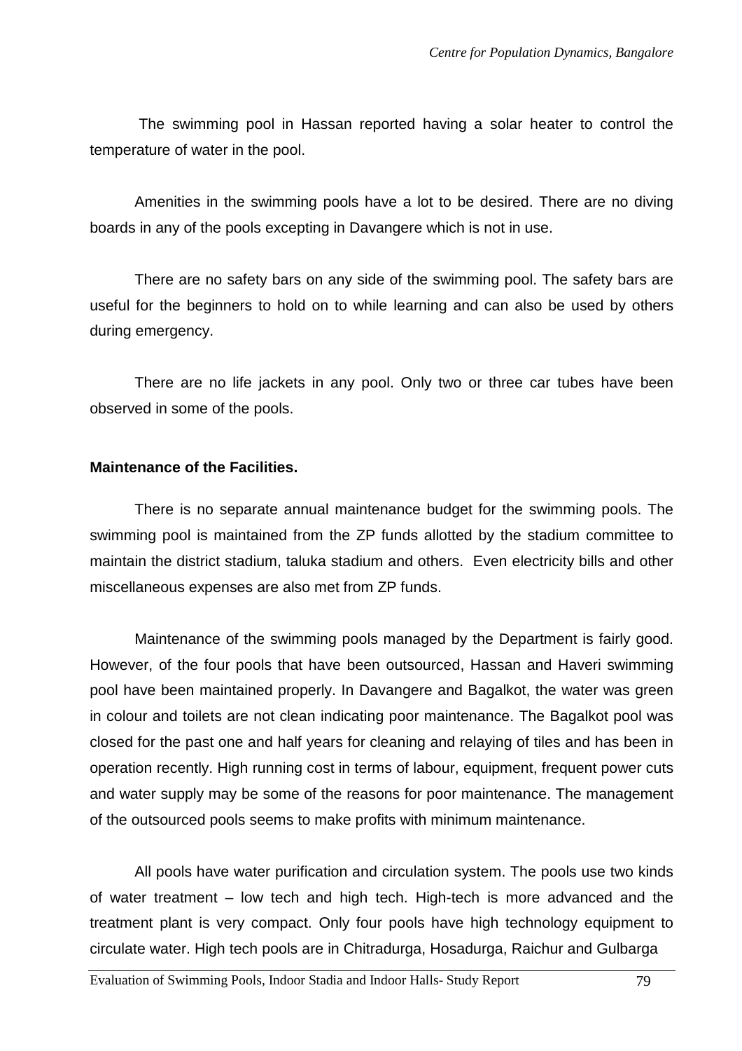The swimming pool in Hassan reported having a solar heater to control the temperature of water in the pool.

Amenities in the swimming pools have a lot to be desired. There are no diving boards in any of the pools excepting in Davangere which is not in use.

There are no safety bars on any side of the swimming pool. The safety bars are useful for the beginners to hold on to while learning and can also be used by others during emergency.

There are no life jackets in any pool. Only two or three car tubes have been observed in some of the pools.

**Maintenance of the Facilities.**

There is no separate annual maintenance budget for the swimming pools. The swimming pool is maintained from the ZP funds allotted by the stadium committee to maintain the district stadium, taluka stadium and others. Even electricity bills and other miscellaneous expenses are also met from ZP funds.

Maintenance of the swimming pools managed by the Department is fairly good. However, of the four pools that have been outsourced, Hassan and Haveri swimming pool have been maintained properly. In Davangere and Bagalkot, the water was green in colour and toilets are not clean indicating poor maintenance. The Bagalkot pool was closed for the past one and half years for cleaning and relaying of tiles and has been in operation recently. High running cost in terms of labour, equipment, frequent power cuts and water supply may be some of the reasons for poor maintenance. The management of the outsourced pools seems to make profits with minimum maintenance.

All pools have water purification and circulation system. The pools use two kinds of water treatment – low tech and high tech. High-tech is more advanced and the treatment plant is very compact. Only four pools have high technology equipment to circulate water. High tech pools are in Chitradurga, Hosadurga, Raichur and Gulbarga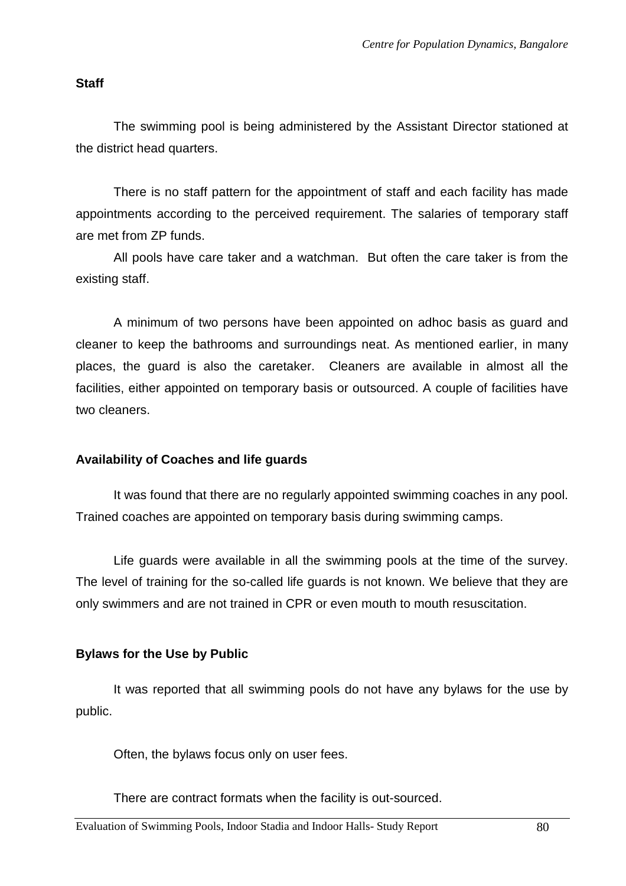**Staff**

The swimming pool is being administered by the Assistant Director stationed at the district head quarters.

There is no staff pattern for the appointment of staff and each facility has made appointments according to the perceived requirement. The salaries of temporary staff are met from ZP funds.

All pools have care taker and a watchman. But often the care taker is from the existing staff.

A minimum of two persons have been appointed on adhoc basis as guard and cleaner to keep the bathrooms and surroundings neat. As mentioned earlier, in many places, the guard is also the caretaker. Cleaners are available in almost all the facilities, either appointed on temporary basis or outsourced. A couple of facilities have two cleaners.

**Availability of Coaches and life guards**

It was found that there are no regularly appointed swimming coaches in any pool. Trained coaches are appointed on temporary basis during swimming camps.

Life guards were available in all the swimming pools at the time of the survey. The level of training for the so-called life guards is not known. We believe that they are only swimmers and are not trained in CPR or even mouth to mouth resuscitation.

**Bylaws for the Use by Public**

It was reported that all swimming pools do not have any bylaws for the use by public.

Often, the bylaws focus only on user fees.

There are contract formats when the facility is out-sourced.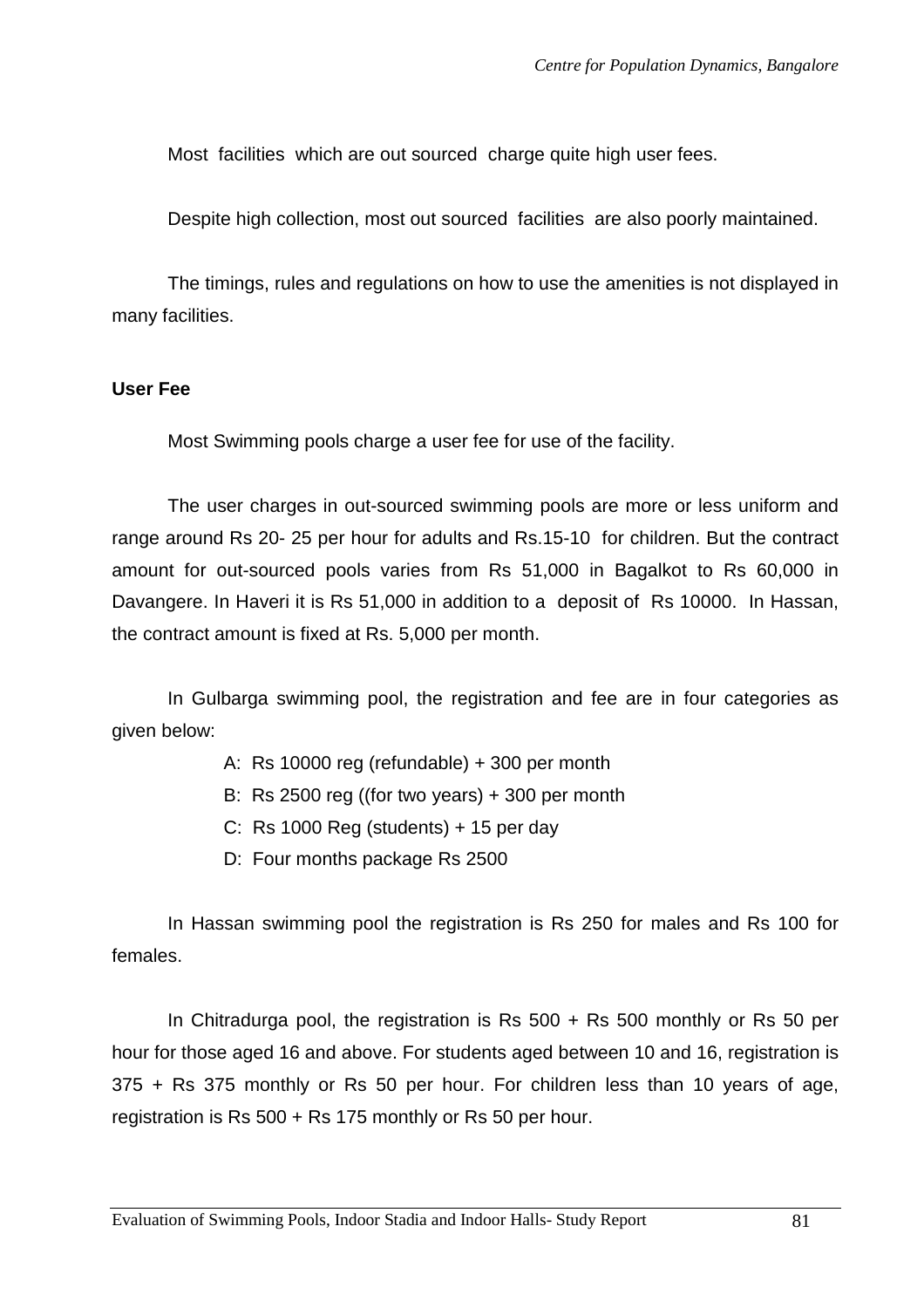Most facilities which are out sourced charge quite high user fees.

Despite high collection, most out sourced facilities are also poorly maintained.

The timings, rules and regulations on how to use the amenities is not displayed in many facilities.

**User Fee**

Most Swimming pools charge a user fee for use of the facility.

The user charges in out-sourced swimming pools are more or less uniform and range around Rs 20- 25 per hour for adults and Rs.15-10 for children. But the contract amount for out-sourced pools varies from Rs 51,000 in Bagalkot to Rs 60,000 in Davangere. In Haveri it is Rs 51,000 in addition to a deposit of Rs 10000. In Hassan, the contract amount is fixed at Rs. 5,000 per month.

In Gulbarga swimming pool, the registration and fee are in four categories as given below:

A: Rs 10000 reg (refundable) + 300 per month
B: Rs 2500 reg ((for two years) + 300 per month
C: Rs 1000 Reg (students) + 15 per day
D: Four months package Rs 2500

In Hassan swimming pool the registration is Rs 250 for males and Rs 100 for females.

In Chitradurga pool, the registration is Rs 500 + Rs 500 monthly or Rs 50 per hour for those aged 16 and above. For students aged between 10 and 16, registration is 375 + Rs 375 monthly or Rs 50 per hour. For children less than 10 years of age, registration is Rs 500 + Rs 175 monthly or Rs 50 per hour.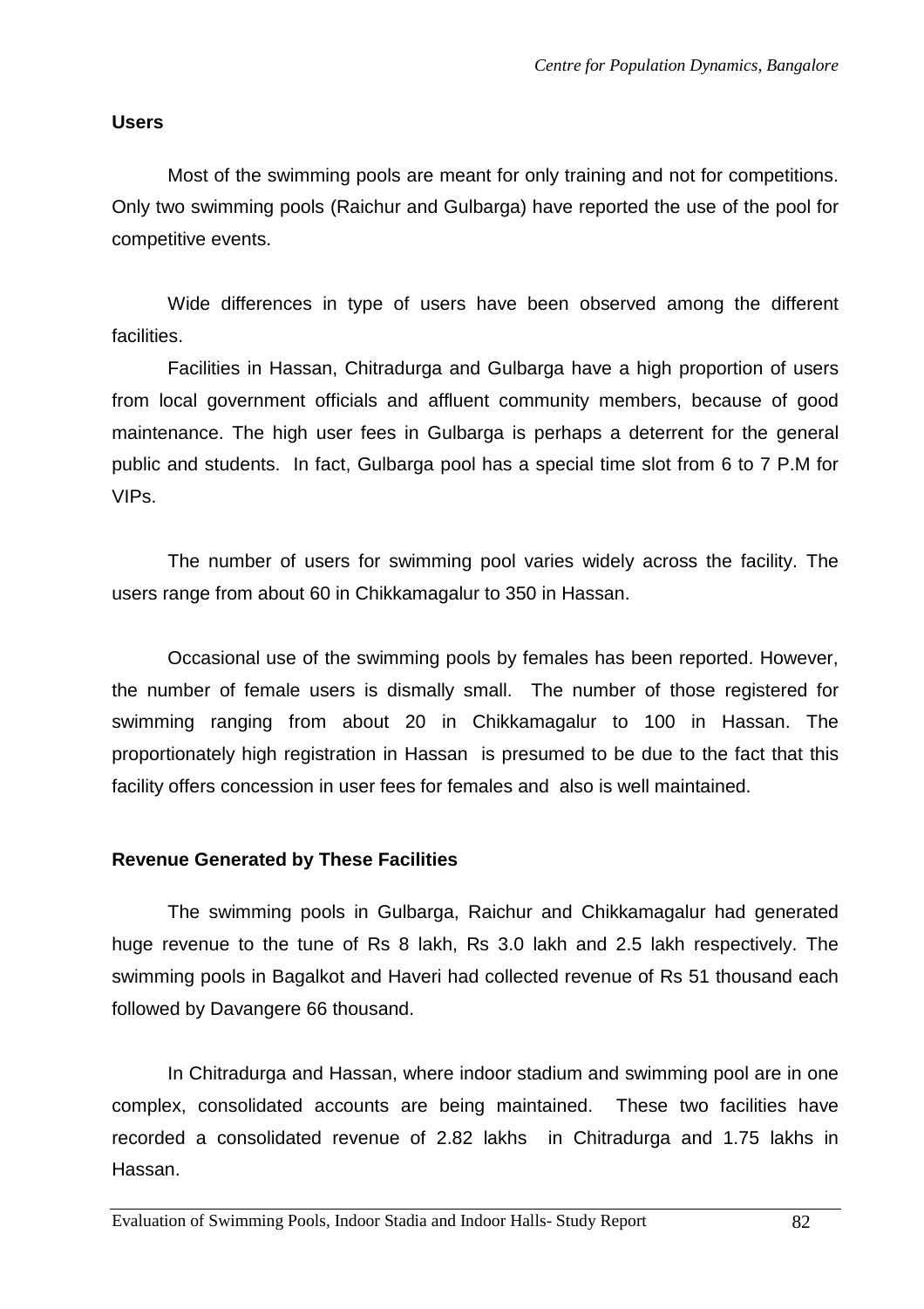**Users**

Most of the swimming pools are meant for only training and not for competitions. Only two swimming pools (Raichur and Gulbarga) have reported the use of the pool for competitive events.

Wide differences in type of users have been observed among the different facilities.

Facilities in Hassan, Chitradurga and Gulbarga have a high proportion of users from local government officials and affluent community members, because of good maintenance. The high user fees in Gulbarga is perhaps a deterrent for the general public and students. In fact, Gulbarga pool has a special time slot from 6 to 7 P.M for VIPs.

The number of users for swimming pool varies widely across the facility. The users range from about 60 in Chikkamagalur to 350 in Hassan.

Occasional use of the swimming pools by females has been reported. However, the number of female users is dismally small. The number of those registered for swimming ranging from about 20 in Chikkamagalur to 100 in Hassan. The proportionately high registration in Hassan is presumed to be due to the fact that this facility offers concession in user fees for females and also is well maintained.

**Revenue Generated by These Facilities**

The swimming pools in Gulbarga, Raichur and Chikkamagalur had generated huge revenue to the tune of Rs 8 lakh, Rs 3.0 lakh and 2.5 lakh respectively. The swimming pools in Bagalkot and Haveri had collected revenue of Rs 51 thousand each followed by Davangere 66 thousand.

In Chitradurga and Hassan, where indoor stadium and swimming pool are in one complex, consolidated accounts are being maintained. These two facilities have recorded a consolidated revenue of 2.82 lakhs in Chitradurga and 1.75 lakhs in Hassan.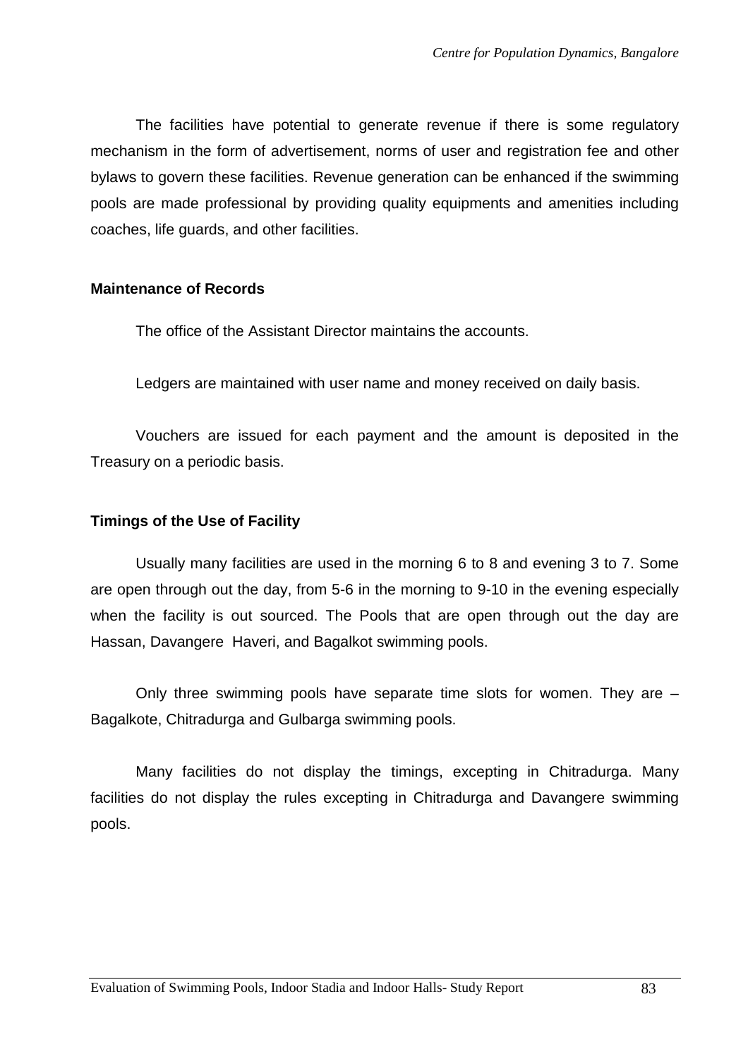The facilities have potential to generate revenue if there is some regulatory mechanism in the form of advertisement, norms of user and registration fee and other bylaws to govern these facilities. Revenue generation can be enhanced if the swimming pools are made professional by providing quality equipments and amenities including coaches, life guards, and other facilities.

**Maintenance of Records**

The office of the Assistant Director maintains the accounts.

Ledgers are maintained with user name and money received on daily basis.

Vouchers are issued for each payment and the amount is deposited in the Treasury on a periodic basis.

**Timings of the Use of Facility**

Usually many facilities are used in the morning 6 to 8 and evening 3 to 7. Some are open through out the day, from 5-6 in the morning to 9-10 in the evening especially when the facility is out sourced. The Pools that are open through out the day are Hassan, Davangere Haveri, and Bagalkot swimming pools.

Only three swimming pools have separate time slots for women. They are – Bagalkote, Chitradurga and Gulbarga swimming pools.

Many facilities do not display the timings, excepting in Chitradurga. Many facilities do not display the rules excepting in Chitradurga and Davangere swimming pools.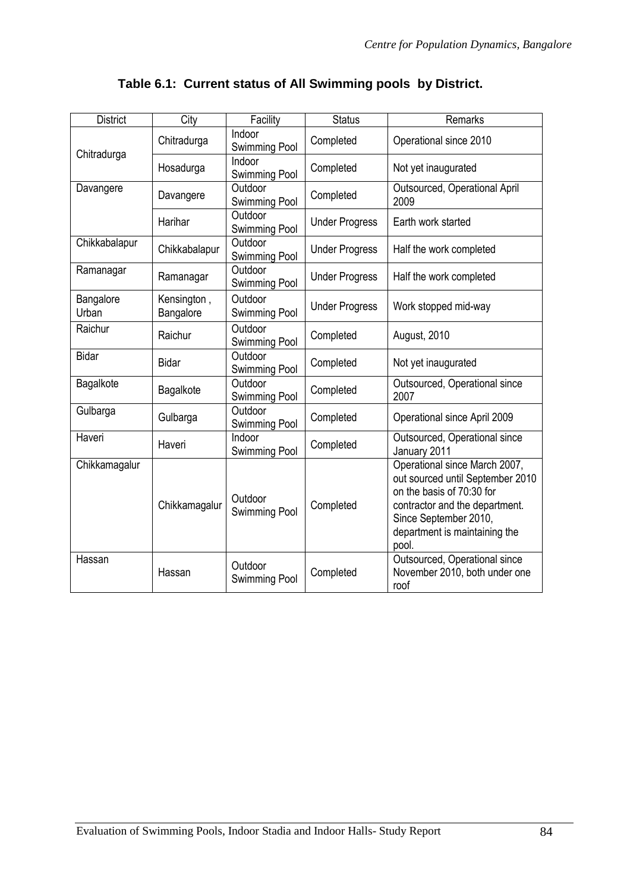**Table 6.1: Current status of All Swimming pools by District.**

| District | City | Facility | Status | Remarks |
|---|---|---|---|---|
| Chitradurga | Chitradurga | Indoor Swimming Pool | Completed | Operational since 2010 |
| | Hosadurga | Indoor Swimming Pool | Completed | Not yet inaugurated |
| Davangere | Davangere | Outdoor Swimming Pool | Completed | Outsourced, Operational April 2009 |
| | Harihar | Outdoor Swimming Pool | Under Progress | Earth work started |
| Chikkabalapur | Chikkabalapur | Outdoor Swimming Pool | Under Progress | Half the work completed |
| Ramanagar | Ramanagar | Outdoor Swimming Pool | Under Progress | Half the work completed |
| Bangalore Urban | Kensington , Bangalore | Outdoor Swimming Pool | Under Progress | Work stopped mid-way |
| Raichur | Raichur | Outdoor Swimming Pool | Completed | August, 2010 |
| Bidar | Bidar | Outdoor Swimming Pool | Completed | Not yet inaugurated |
| Bagalkote | Bagalkote | Outdoor Swimming Pool | Completed | Outsourced, Operational since 2007 |
| Gulbarga | Gulbarga | Outdoor Swimming Pool | Completed | Operational since April 2009 |
| Haveri | Haveri | Indoor Swimming Pool | Completed | Outsourced, Operational since January 2011 |
| Chikkamagalur | Chikkamagalur | Outdoor Swimming Pool | Completed | Operational since March 2007, out sourced until September 2010 on the basis of 70:30 for contractor and the department. Since September 2010, department is maintaining the pool. |
| Hassan | Hassan | Outdoor Swimming Pool | Completed | Outsourced, Operational since November 2010, both under one roof |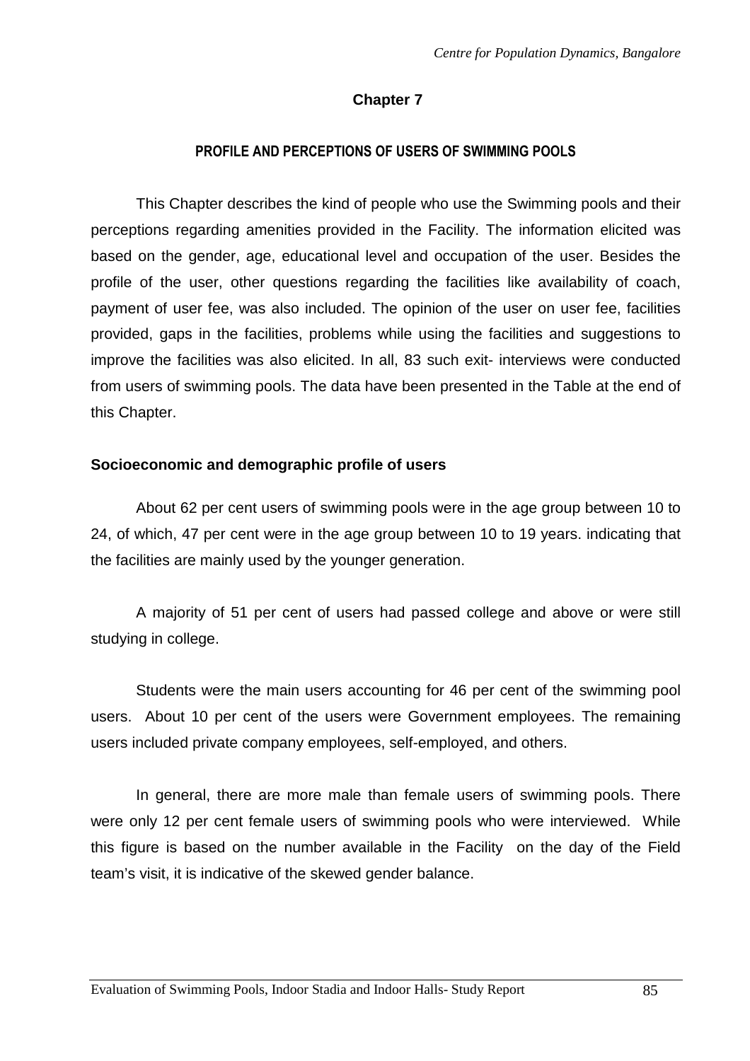## Chapter 7

### PROFILE AND PERCEPTIONS OF USERS OF SWIMMING POOLS

This Chapter describes the kind of people who use the Swimming pools and their perceptions regarding amenities provided in the Facility. The information elicited was based on the gender, age, educational level and occupation of the user. Besides the profile of the user, other questions regarding the facilities like availability of coach, payment of user fee, was also included. The opinion of the user on user fee, facilities provided, gaps in the facilities, problems while using the facilities and suggestions to improve the facilities was also elicited. In all, 83 such exit- interviews were conducted from users of swimming pools. The data have been presented in the Table at the end of this Chapter.

**Socioeconomic and demographic profile of users**

About 62 per cent users of swimming pools were in the age group between 10 to 24, of which, 47 per cent were in the age group between 10 to 19 years. indicating that the facilities are mainly used by the younger generation.

A majority of 51 per cent of users had passed college and above or were still studying in college.

Students were the main users accounting for 46 per cent of the swimming pool users. About 10 per cent of the users were Government employees. The remaining users included private company employees, self-employed, and others.

In general, there are more male than female users of swimming pools. There were only 12 per cent female users of swimming pools who were interviewed. While this figure is based on the number available in the Facility on the day of the Field team's visit, it is indicative of the skewed gender balance.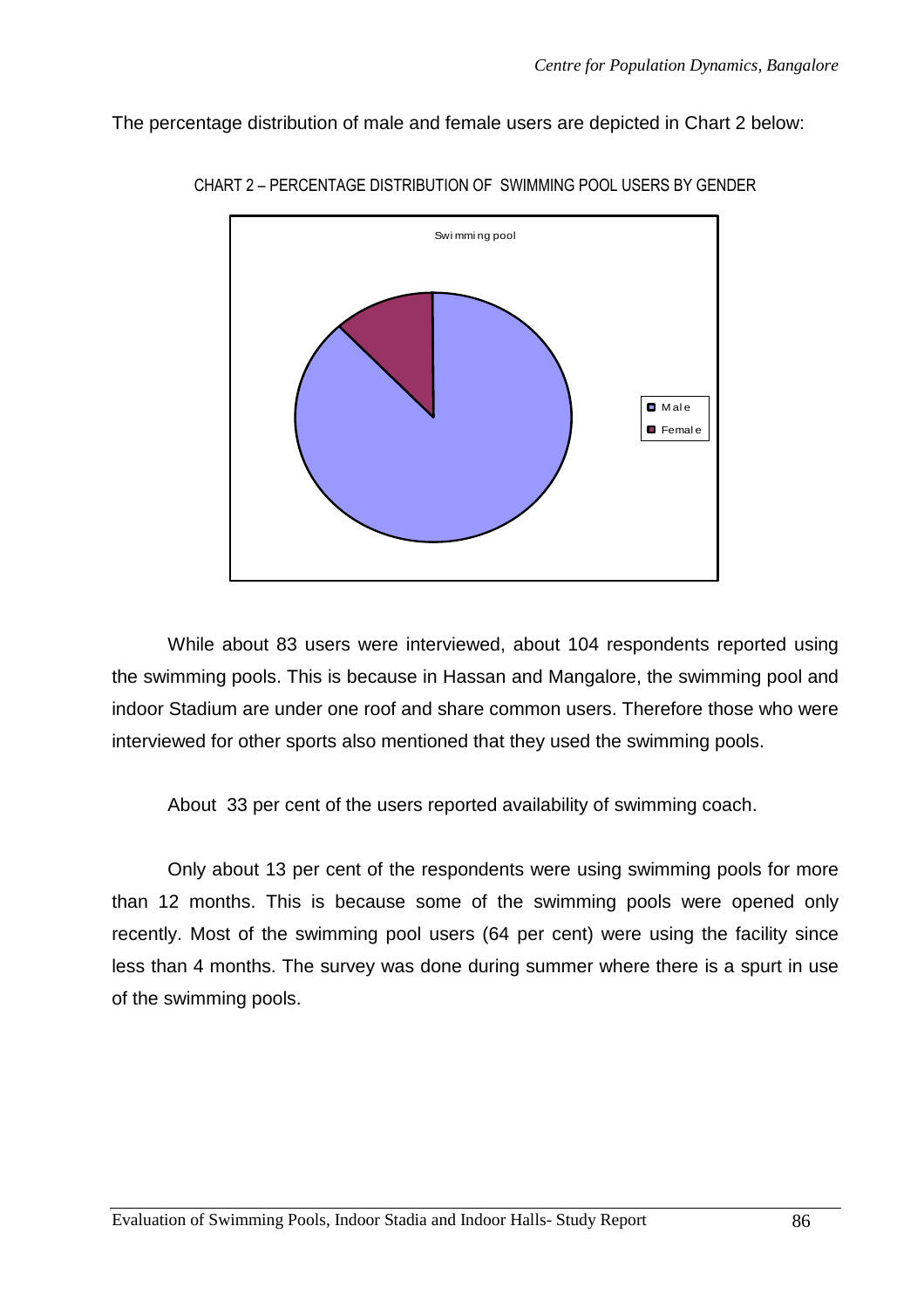The percentage distribution of male and female users are depicted in Chart 2 below:

CHART 2 – PERCENTAGE DISTRIBUTION OF SWIMMING POOL USERS BY GENDER

While about 83 users were interviewed, about 104 respondents reported using the swimming pools. This is because in Hassan and Mangalore, the swimming pool and indoor Stadium are under one roof and share common users. Therefore those who were interviewed for other sports also mentioned that they used the swimming pools.

About 33 per cent of the users reported availability of swimming coach.

Only about 13 per cent of the respondents were using swimming pools for more than 12 months. This is because some of the swimming pools were opened only recently. Most of the swimming pool users (64 per cent) were using the facility since less than 4 months. The survey was done during summer where there is a spurt in use of the swimming pools.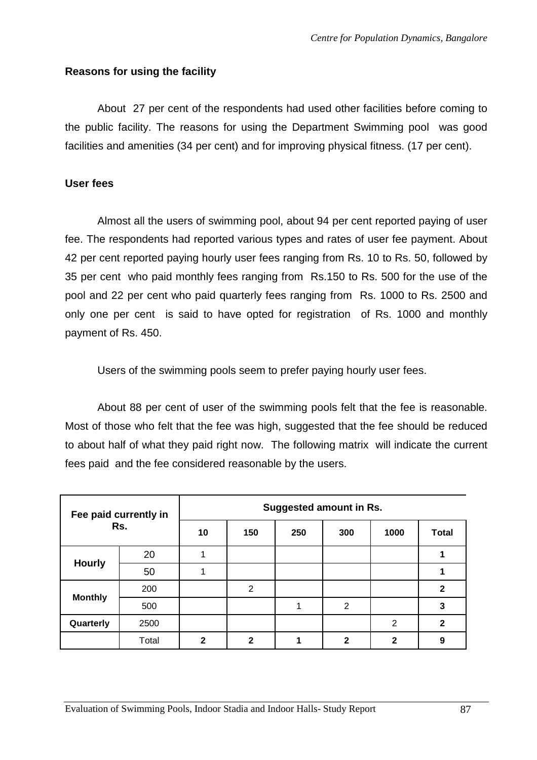**Reasons for using the facility**

About 27 per cent of the respondents had used other facilities before coming to the public facility. The reasons for using the Department Swimming pool was good facilities and amenities (34 per cent) and for improving physical fitness. (17 per cent).

**User fees**

Almost all the users of swimming pool, about 94 per cent reported paying of user fee. The respondents had reported various types and rates of user fee payment. About 42 per cent reported paying hourly user fees ranging from Rs. 10 to Rs. 50, followed by 35 per cent who paid monthly fees ranging from Rs.150 to Rs. 500 for the use of the pool and 22 per cent who paid quarterly fees ranging from Rs. 1000 to Rs. 2500 and only one per cent is said to have opted for registration of Rs. 1000 and monthly payment of Rs. 450.

Users of the swimming pools seem to prefer paying hourly user fees.

About 88 per cent of user of the swimming pools felt that the fee is reasonable. Most of those who felt that the fee was high, suggested that the fee should be reduced to about half of what they paid right now. The following matrix will indicate the current fees paid and the fee considered reasonable by the users.

| Fee paid currently in Rs. | | Suggested amount in Rs. | | | | | |
|---|---|---|---|---|---|---|---|
| | | 10 | 150 | 250 | 300 | 1000 | Total |
| Hourly | 20 | 1 | | | | | **1** |
| | 50 | 1 | | | | | **1** |
| Monthly | 200 | | 2 | | | | **2** |
| | 500 | | | 1 | 2 | | **3** |
| Quarterly | 2500 | | | | | 2 | **2** |
| | Total | **2** | **2** | **1** | **2** | **2** | **9** |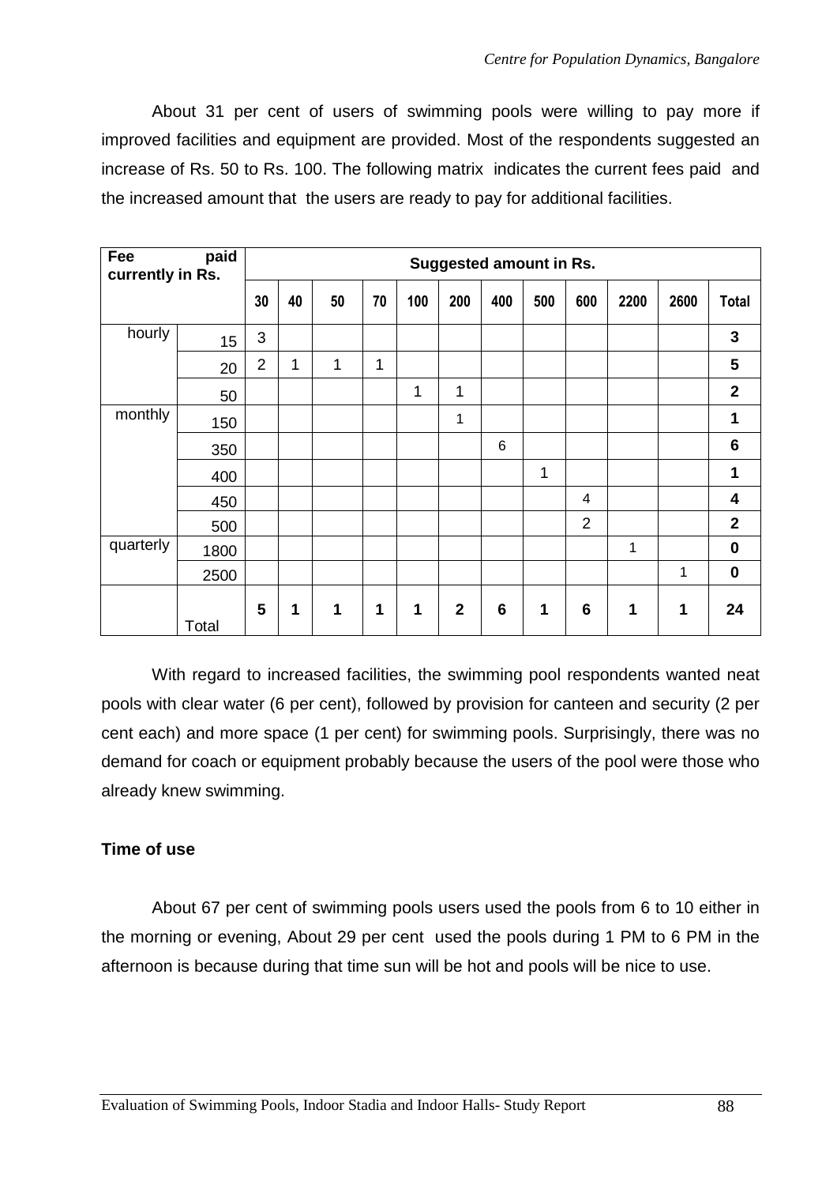About 31 per cent of users of swimming pools were willing to pay more if improved facilities and equipment are provided. Most of the respondents suggested an increase of Rs. 50 to Rs. 100. The following matrix indicates the current fees paid and the increased amount that the users are ready to pay for additional facilities.

| **Fee paid currently in Rs.** | | **Suggested amount in Rs.** | | | | | | | | | | | |
|---|---|---|---|---|---|---|---|---|---|---|---|---|---|
| | | **30** | **40** | **50** | **70** | **100** | **200** | **400** | **500** | **600** | **2200** | **2600** | **Total** |
| hourly | 15 | 3 | | | | | | | | | | | **3** |
| | 20 | 2 | 1 | 1 | 1 | | | | | | | | **5** |
| | 50 | | | | | 1 | 1 | | | | | | **2** |
| monthly | 150 | | | | | | 1 | | | | | | **1** |
| | 350 | | | | | | | 6 | | | | | **6** |
| | 400 | | | | | | | | 1 | | | | **1** |
| | 450 | | | | | | | | | 4 | | | **4** |
| | 500 | | | | | | | | | 2 | | | **2** |
| quarterly | 1800 | | | | | | | | | | 1 | | **0** |
| | 2500 | | | | | | | | | | | 1 | **0** |
| | Total | **5** | **1** | **1** | **1** | **1** | **2** | **6** | **1** | **6** | **1** | **1** | **24** |

With regard to increased facilities, the swimming pool respondents wanted neat pools with clear water (6 per cent), followed by provision for canteen and security (2 per cent each) and more space (1 per cent) for swimming pools. Surprisingly, there was no demand for coach or equipment probably because the users of the pool were those who already knew swimming.

**Time of use**

About 67 per cent of swimming pools users used the pools from 6 to 10 either in the morning or evening, About 29 per cent used the pools during 1 PM to 6 PM in the afternoon is because during that time sun will be hot and pools will be nice to use.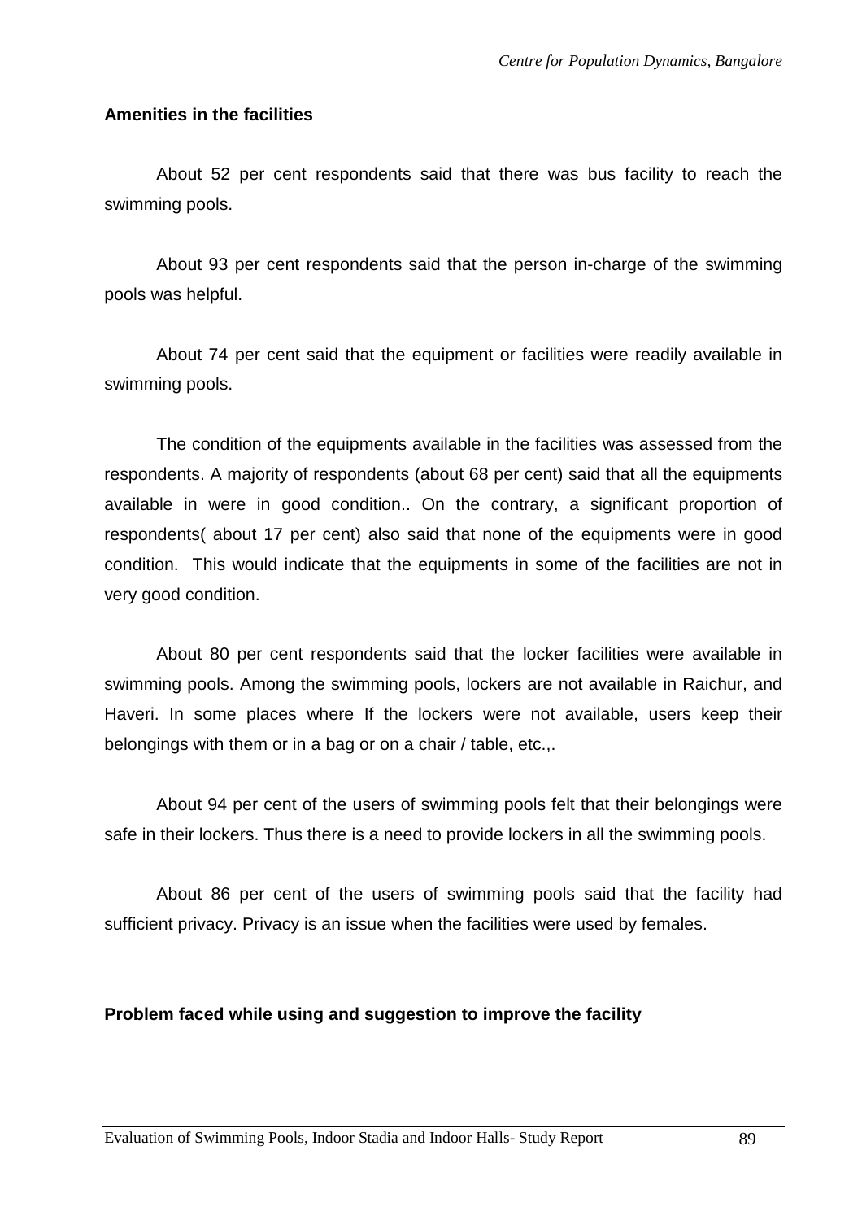**Amenities in the facilities**

About 52 per cent respondents said that there was bus facility to reach the swimming pools.

About 93 per cent respondents said that the person in-charge of the swimming pools was helpful.

About 74 per cent said that the equipment or facilities were readily available in swimming pools.

The condition of the equipments available in the facilities was assessed from the respondents. A majority of respondents (about 68 per cent) said that all the equipments available in were in good condition.. On the contrary, a significant proportion of respondents( about 17 per cent) also said that none of the equipments were in good condition. This would indicate that the equipments in some of the facilities are not in very good condition.

About 80 per cent respondents said that the locker facilities were available in swimming pools. Among the swimming pools, lockers are not available in Raichur, and Haveri. In some places where If the lockers were not available, users keep their belongings with them or in a bag or on a chair / table, etc.,.

About 94 per cent of the users of swimming pools felt that their belongings were safe in their lockers. Thus there is a need to provide lockers in all the swimming pools.

About 86 per cent of the users of swimming pools said that the facility had sufficient privacy. Privacy is an issue when the facilities were used by females.

**Problem faced while using and suggestion to improve the facility**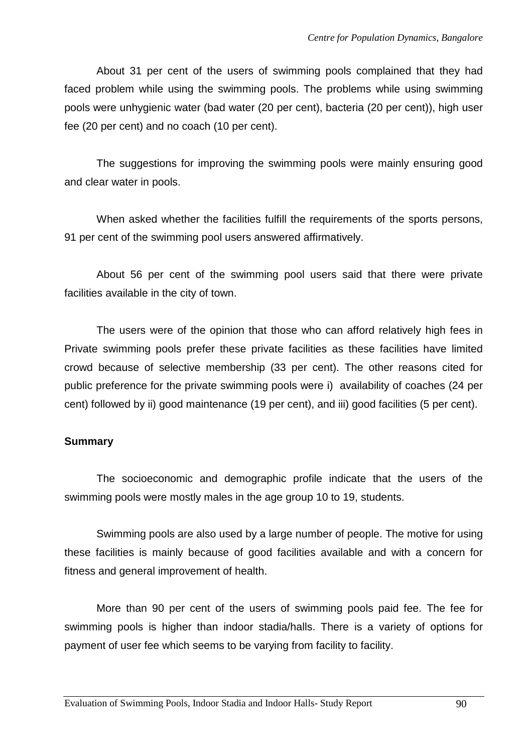About 31 per cent of the users of swimming pools complained that they had faced problem while using the swimming pools. The problems while using swimming pools were unhygienic water (bad water (20 per cent), bacteria (20 per cent)), high user fee (20 per cent) and no coach (10 per cent).

The suggestions for improving the swimming pools were mainly ensuring good and clear water in pools.

When asked whether the facilities fulfill the requirements of the sports persons, 91 per cent of the swimming pool users answered affirmatively.

About 56 per cent of the swimming pool users said that there were private facilities available in the city of town.

The users were of the opinion that those who can afford relatively high fees in Private swimming pools prefer these private facilities as these facilities have limited crowd because of selective membership (33 per cent). The other reasons cited for public preference for the private swimming pools were i) availability of coaches (24 per cent) followed by ii) good maintenance (19 per cent), and iii) good facilities (5 per cent).

**Summary**

The socioeconomic and demographic profile indicate that the users of the swimming pools were mostly males in the age group 10 to 19, students.

Swimming pools are also used by a large number of people. The motive for using these facilities is mainly because of good facilities available and with a concern for fitness and general improvement of health.

More than 90 per cent of the users of swimming pools paid fee. The fee for swimming pools is higher than indoor stadia/halls. There is a variety of options for payment of user fee which seems to be varying from facility to facility.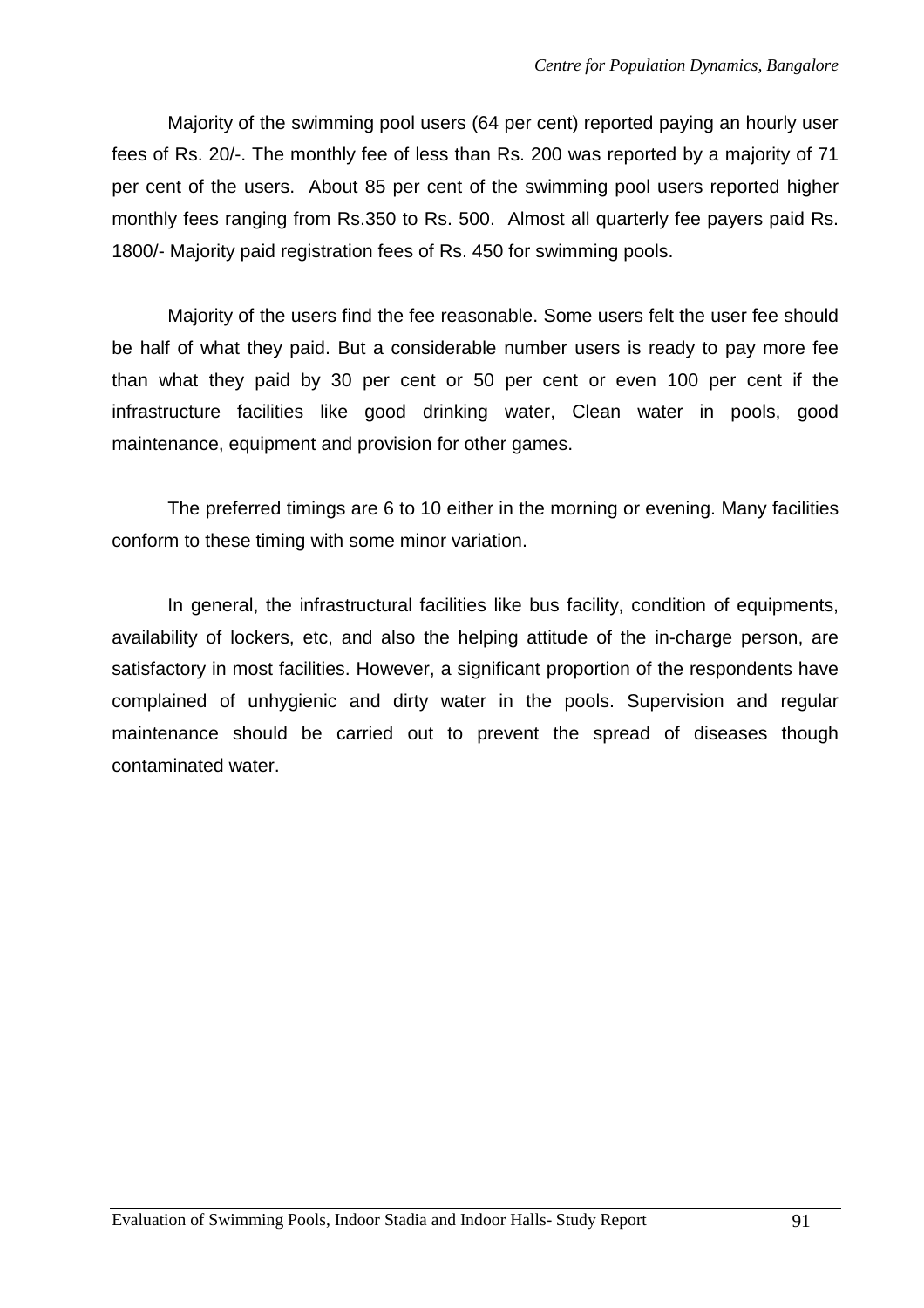Majority of the swimming pool users (64 per cent) reported paying an hourly user fees of Rs. 20/-. The monthly fee of less than Rs. 200 was reported by a majority of 71 per cent of the users. About 85 per cent of the swimming pool users reported higher monthly fees ranging from Rs.350 to Rs. 500. Almost all quarterly fee payers paid Rs. 1800/- Majority paid registration fees of Rs. 450 for swimming pools.

Majority of the users find the fee reasonable. Some users felt the user fee should be half of what they paid. But a considerable number users is ready to pay more fee than what they paid by 30 per cent or 50 per cent or even 100 per cent if the infrastructure facilities like good drinking water, Clean water in pools, good maintenance, equipment and provision for other games.

The preferred timings are 6 to 10 either in the morning or evening. Many facilities conform to these timing with some minor variation.

In general, the infrastructural facilities like bus facility, condition of equipments, availability of lockers, etc, and also the helping attitude of the in-charge person, are satisfactory in most facilities. However, a significant proportion of the respondents have complained of unhygienic and dirty water in the pools. Supervision and regular maintenance should be carried out to prevent the spread of diseases though contaminated water.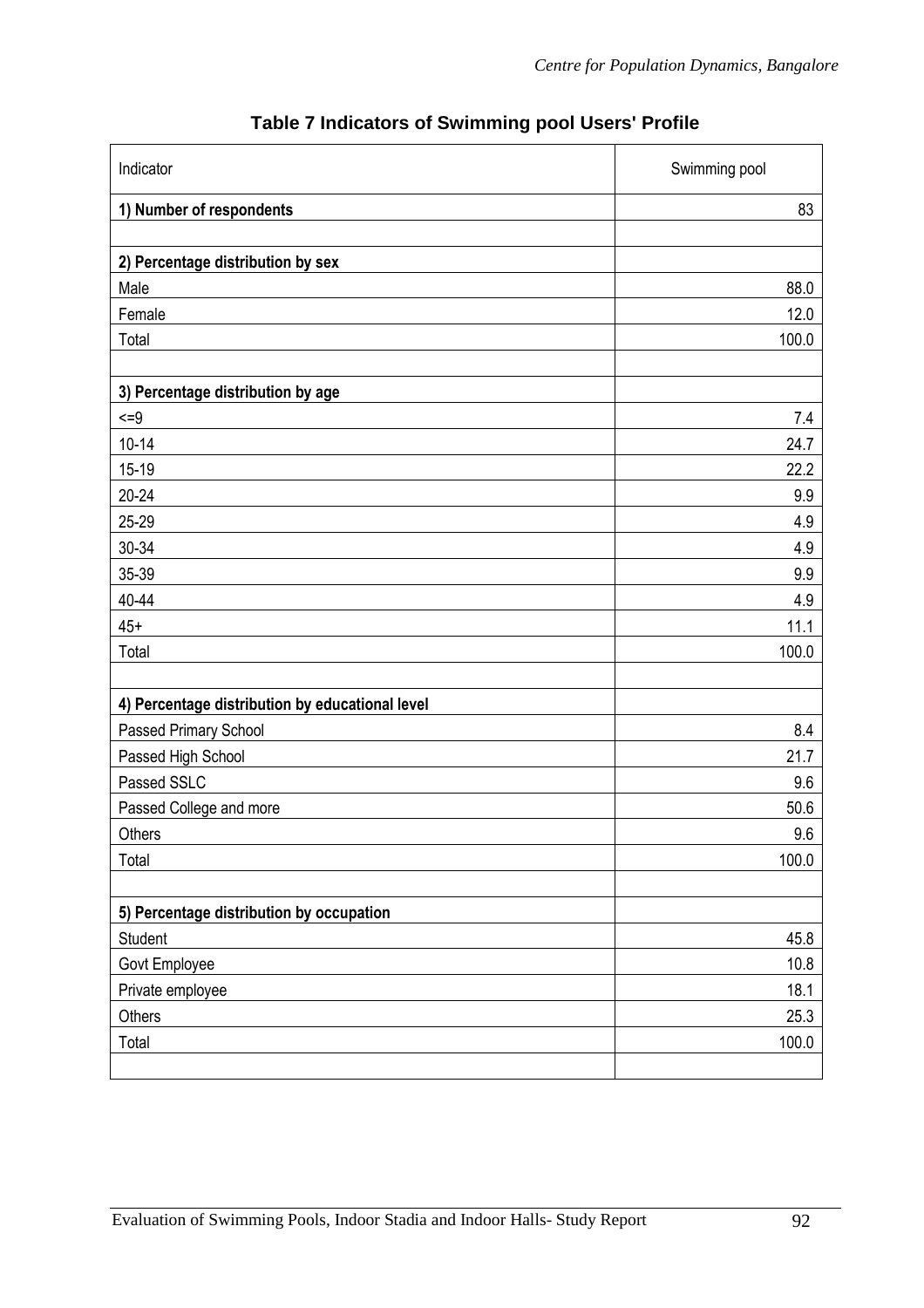## Table 7 Indicators of Swimming pool Users' Profile

| Indicator | Swimming pool |
|---|---|
| **1) Number of respondents** | 83 |
| | |
| **2) Percentage distribution by sex** | |
| Male | 88.0 |
| Female | 12.0 |
| Total | 100.0 |
| | |
| **3) Percentage distribution by age** | |
| <=9 | 7.4 |
| 10-14 | 24.7 |
| 15-19 | 22.2 |
| 20-24 | 9.9 |
| 25-29 | 4.9 |
| 30-34 | 4.9 |
| 35-39 | 9.9 |
| 40-44 | 4.9 |
| 45+ | 11.1 |
| Total | 100.0 |
| | |
| **4) Percentage distribution by educational level** | |
| Passed Primary School | 8.4 |
| Passed High School | 21.7 |
| Passed SSLC | 9.6 |
| Passed College and more | 50.6 |
| Others | 9.6 |
| Total | 100.0 |
| | |
| **5) Percentage distribution by occupation** | |
| Student | 45.8 |
| Govt Employee | 10.8 |
| Private employee | 18.1 |
| Others | 25.3 |
| Total | 100.0 |
| | |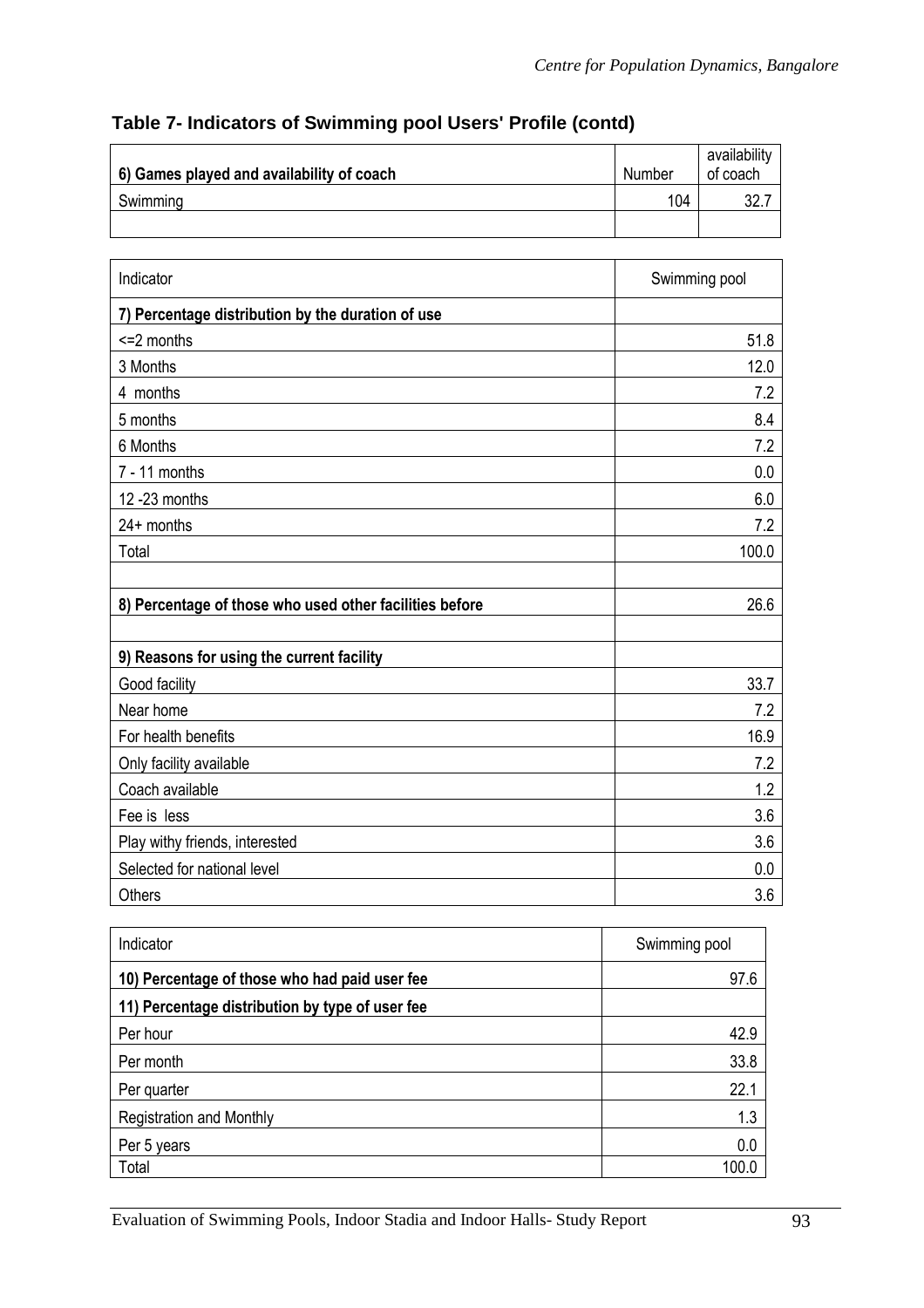## Table 7- Indicators of Swimming pool Users' Profile (contd)

| 6) Games played and availability of coach | Number | availability of coach |
|---|---|---|
| Swimming | 104 | 32.7 |
| | | |

| Indicator | Swimming pool |
|---|---|
| **7) Percentage distribution by the duration of use** | |
| <=2 months | 51.8 |
| 3 Months | 12.0 |
| 4 months | 7.2 |
| 5 months | 8.4 |
| 6 Months | 7.2 |
| 7 - 11 months | 0.0 |
| 12 -23 months | 6.0 |
| 24+ months | 7.2 |
| Total | 100.0 |
| | |
| **8) Percentage of those who used other facilities before** | 26.6 |
| | |
| **9) Reasons for using the current facility** | |
| Good facility | 33.7 |
| Near home | 7.2 |
| For health benefits | 16.9 |
| Only facility available | 7.2 |
| Coach available | 1.2 |
| Fee is less | 3.6 |
| Play withy friends, interested | 3.6 |
| Selected for national level | 0.0 |
| Others | 3.6 |

| Indicator | Swimming pool |
|---|---|
| **10) Percentage of those who had paid user fee** | 97.6 |
| **11) Percentage distribution by type of user fee** | |
| Per hour | 42.9 |
| Per month | 33.8 |
| Per quarter | 22.1 |
| Registration and Monthly | 1.3 |
| Per 5 years | 0.0 |
| Total | 100.0 |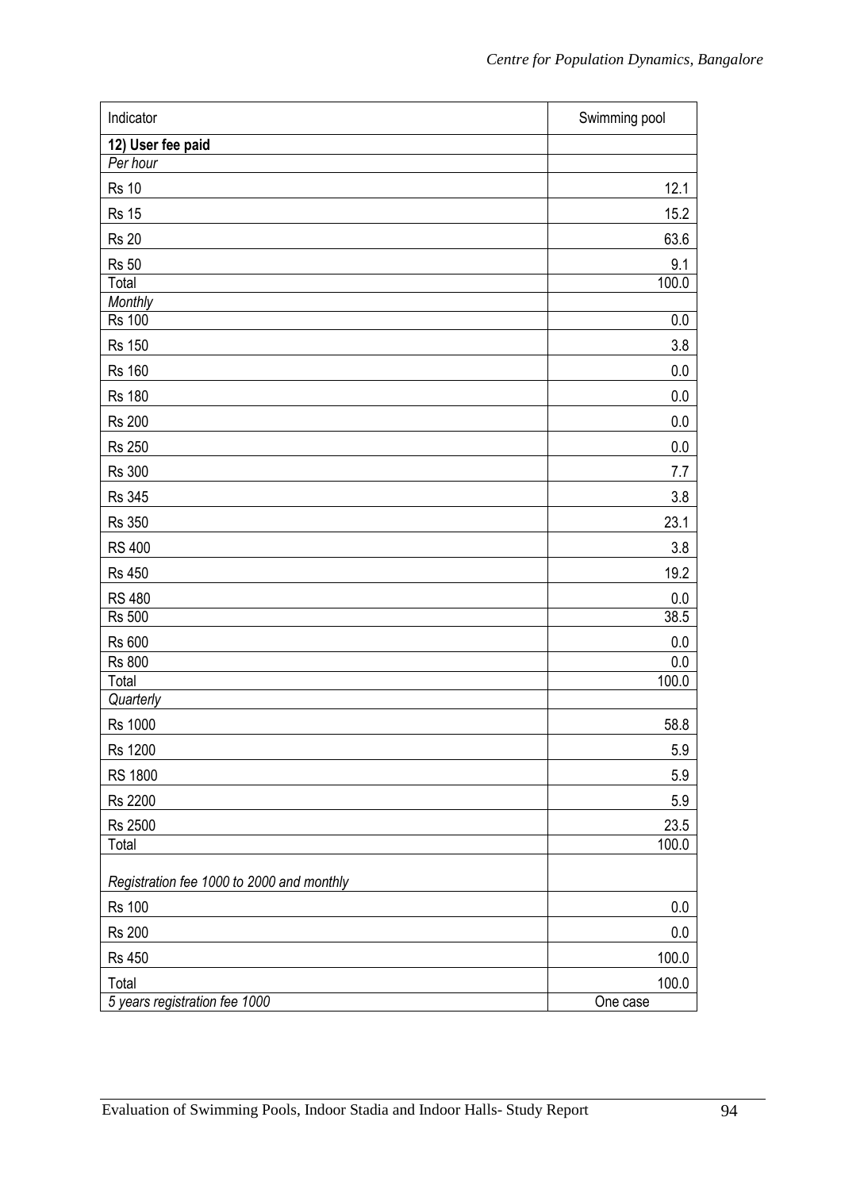| Indicator | Swimming pool |
|---|---|
| **12) User fee paid** | |
| *Per hour* | |
| Rs 10 | 12.1 |
| Rs 15 | 15.2 |
| Rs 20 | 63.6 |
| Rs 50 | 9.1 |
| Total | 100.0 |
| *Monthly* | |
| Rs 100 | 0.0 |
| Rs 150 | 3.8 |
| Rs 160 | 0.0 |
| Rs 180 | 0.0 |
| Rs 200 | 0.0 |
| Rs 250 | 0.0 |
| Rs 300 | 7.7 |
| Rs 345 | 3.8 |
| Rs 350 | 23.1 |
| RS 400 | 3.8 |
| Rs 450 | 19.2 |
| RS 480 | 0.0 |
| Rs 500 | 38.5 |
| Rs 600 | 0.0 |
| Rs 800 | 0.0 |
| Total | 100.0 |
| *Quarterly* | |
| Rs 1000 | 58.8 |
| Rs 1200 | 5.9 |
| RS 1800 | 5.9 |
| Rs 2200 | 5.9 |
| Rs 2500 | 23.5 |
| Total | 100.0 |
| *Registration fee 1000 to 2000 and monthly* | |
| Rs 100 | 0.0 |
| Rs 200 | 0.0 |
| Rs 450 | 100.0 |
| Total | 100.0 |
| *5 years registration fee 1000* | One case |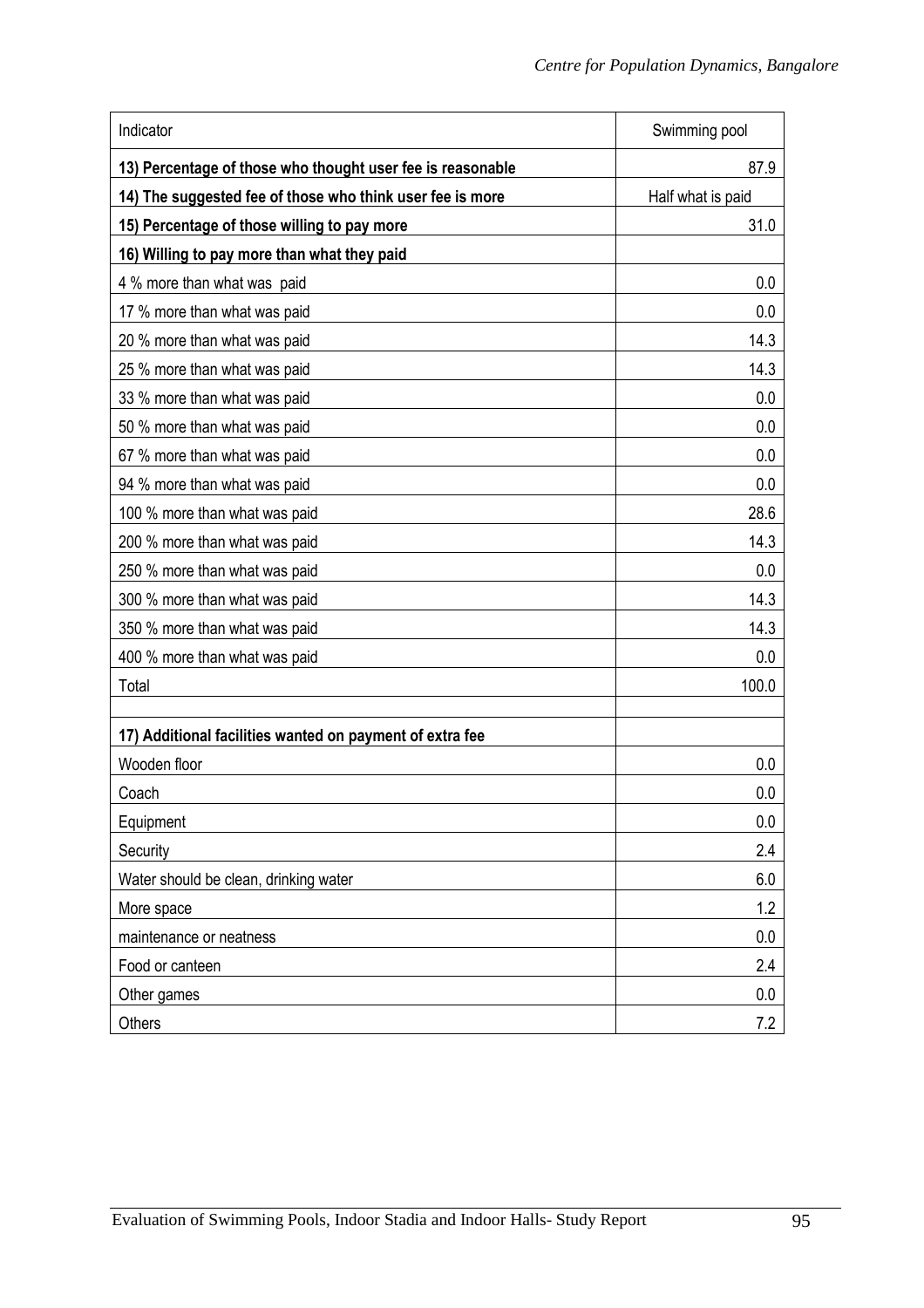| Indicator | Swimming pool |
|---|---|
| **13) Percentage of those who thought user fee is reasonable** | 87.9 |
| **14) The suggested fee of those who think user fee is more** | Half what is paid |
| **15) Percentage of those willing to pay more** | 31.0 |
| **16) Willing to pay more than what they paid** | |
| 4 % more than what was paid | 0.0 |
| 17 % more than what was paid | 0.0 |
| 20 % more than what was paid | 14.3 |
| 25 % more than what was paid | 14.3 |
| 33 % more than what was paid | 0.0 |
| 50 % more than what was paid | 0.0 |
| 67 % more than what was paid | 0.0 |
| 94 % more than what was paid | 0.0 |
| 100 % more than what was paid | 28.6 |
| 200 % more than what was paid | 14.3 |
| 250 % more than what was paid | 0.0 |
| 300 % more than what was paid | 14.3 |
| 350 % more than what was paid | 14.3 |
| 400 % more than what was paid | 0.0 |
| Total | 100.0 |
| | |
| **17) Additional facilities wanted on payment of extra fee** | |
| Wooden floor | 0.0 |
| Coach | 0.0 |
| Equipment | 0.0 |
| Security | 2.4 |
| Water should be clean, drinking water | 6.0 |
| More space | 1.2 |
| maintenance or neatness | 0.0 |
| Food or canteen | 2.4 |
| Other games | 0.0 |
| Others | 7.2 |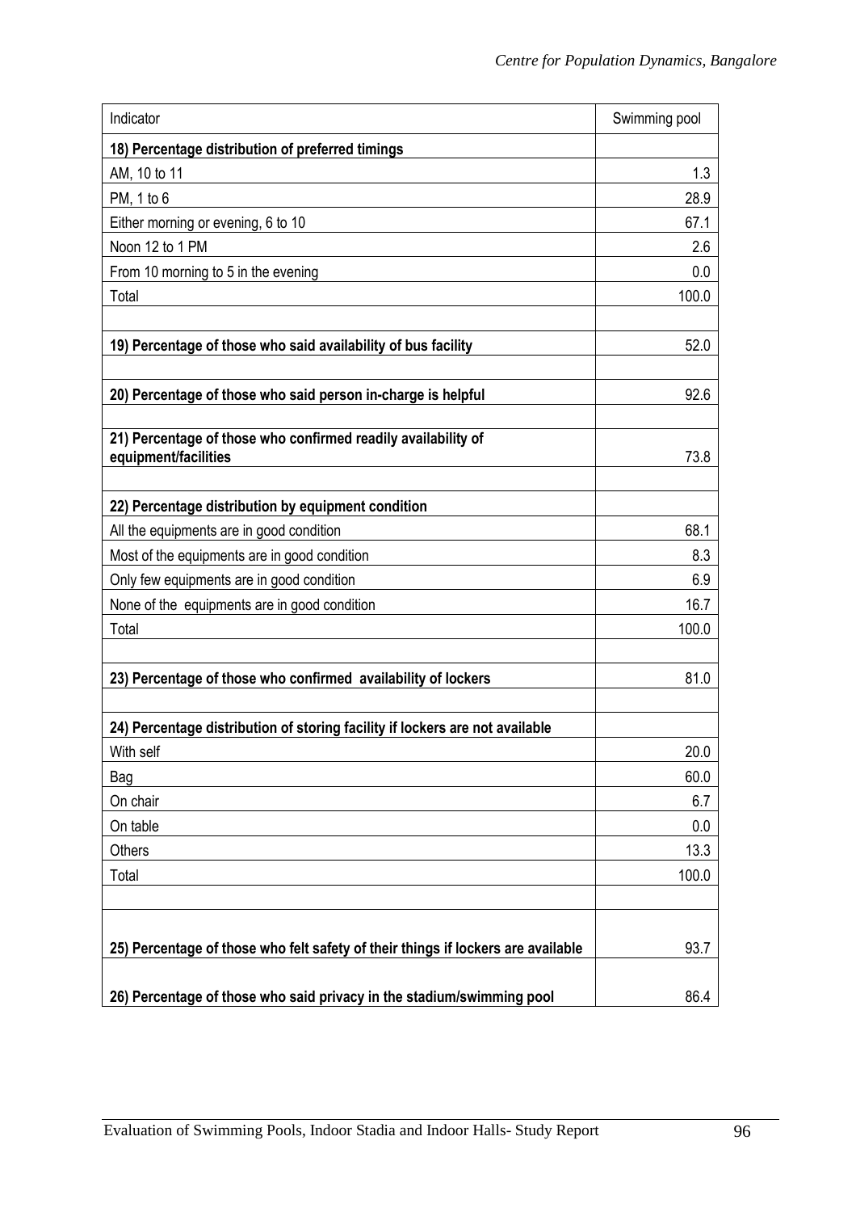| Indicator | Swimming pool |
|---|---|
| **18) Percentage distribution of preferred timings** | |
| AM, 10 to 11 | 1.3 |
| PM, 1 to 6 | 28.9 |
| Either morning or evening, 6 to 10 | 67.1 |
| Noon 12 to 1 PM | 2.6 |
| From 10 morning to 5 in the evening | 0.0 |
| Total | 100.0 |
| | |
| **19) Percentage of those who said availability of bus facility** | 52.0 |
| | |
| **20) Percentage of those who said person in-charge is helpful** | 92.6 |
| | |
| **21) Percentage of those who confirmed readily availability of equipment/facilities** | 73.8 |
| | |
| **22) Percentage distribution by equipment condition** | |
| All the equipments are in good condition | 68.1 |
| Most of the equipments are in good condition | 8.3 |
| Only few equipments are in good condition | 6.9 |
| None of the equipments are in good condition | 16.7 |
| Total | 100.0 |
| | |
| **23) Percentage of those who confirmed availability of lockers** | 81.0 |
| | |
| **24) Percentage distribution of storing facility if lockers are not available** | |
| With self | 20.0 |
| Bag | 60.0 |
| On chair | 6.7 |
| On table | 0.0 |
| Others | 13.3 |
| Total | 100.0 |
| | |
| **25) Percentage of those who felt safety of their things if lockers are available** | 93.7 |
| **26) Percentage of those who said privacy in the stadium/swimming pool** | 86.4 |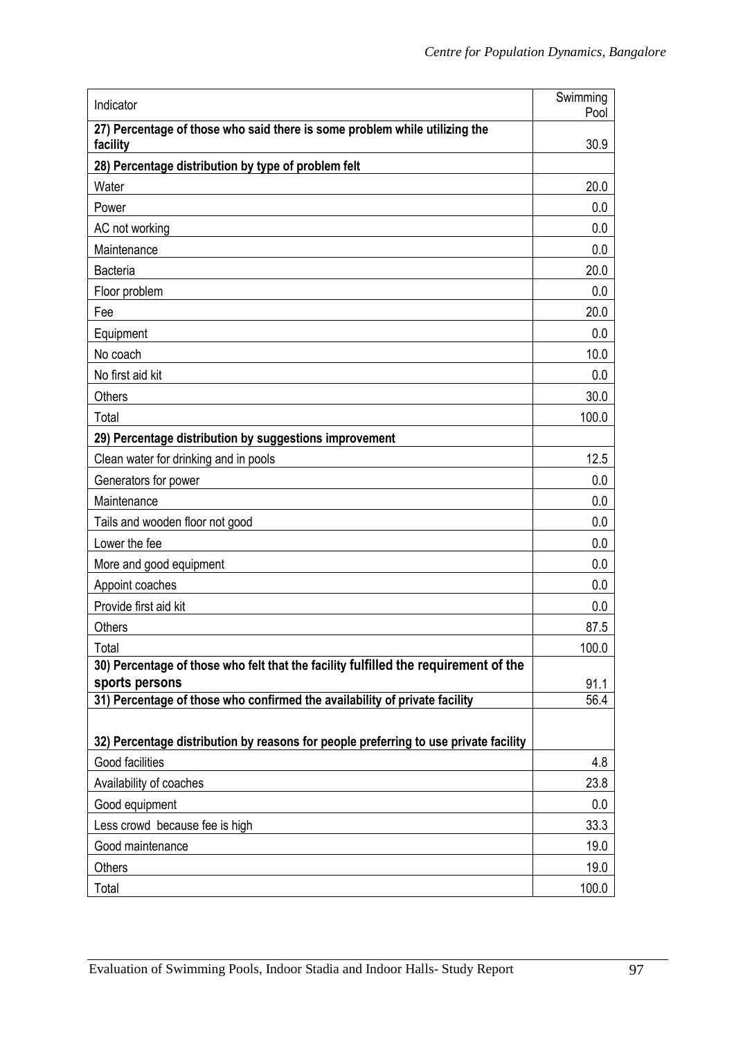| Indicator | Swimming Pool |
|---|---|
| **27) Percentage of those who said there is some problem while utilizing the facility** | 30.9 |
| **28) Percentage distribution by type of problem felt** | |
| Water | 20.0 |
| Power | 0.0 |
| AC not working | 0.0 |
| Maintenance | 0.0 |
| Bacteria | 20.0 |
| Floor problem | 0.0 |
| Fee | 20.0 |
| Equipment | 0.0 |
| No coach | 10.0 |
| No first aid kit | 0.0 |
| Others | 30.0 |
| Total | 100.0 |
| **29) Percentage distribution by suggestions improvement** | |
| Clean water for drinking and in pools | 12.5 |
| Generators for power | 0.0 |
| Maintenance | 0.0 |
| Tails and wooden floor not good | 0.0 |
| Lower the fee | 0.0 |
| More and good equipment | 0.0 |
| Appoint coaches | 0.0 |
| Provide first aid kit | 0.0 |
| Others | 87.5 |
| Total | 100.0 |
| **30) Percentage of those who felt that the facility fulfilled the requirement of the sports persons** | 91.1 |
| **31) Percentage of those who confirmed the availability of private facility** | 56.4 |
| **32) Percentage distribution by reasons for people preferring to use private facility** | |
| Good facilities | 4.8 |
| Availability of coaches | 23.8 |
| Good equipment | 0.0 |
| Less crowd because fee is high | 33.3 |
| Good maintenance | 19.0 |
| Others | 19.0 |
| Total | 100.0 |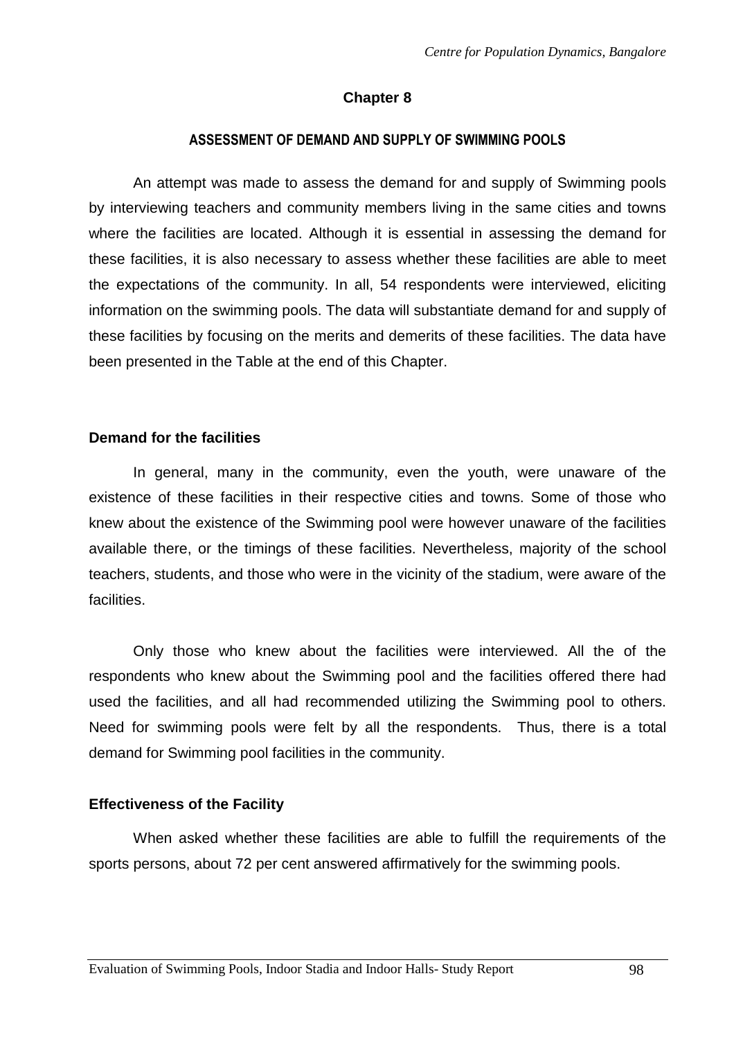# Chapter 8

## ASSESSMENT OF DEMAND AND SUPPLY OF SWIMMING POOLS

An attempt was made to assess the demand for and supply of Swimming pools by interviewing teachers and community members living in the same cities and towns where the facilities are located. Although it is essential in assessing the demand for these facilities, it is also necessary to assess whether these facilities are able to meet the expectations of the community. In all, 54 respondents were interviewed, eliciting information on the swimming pools. The data will substantiate demand for and supply of these facilities by focusing on the merits and demerits of these facilities. The data have been presented in the Table at the end of this Chapter.

### Demand for the facilities

In general, many in the community, even the youth, were unaware of the existence of these facilities in their respective cities and towns. Some of those who knew about the existence of the Swimming pool were however unaware of the facilities available there, or the timings of these facilities. Nevertheless, majority of the school teachers, students, and those who were in the vicinity of the stadium, were aware of the facilities.

Only those who knew about the facilities were interviewed. All the of the respondents who knew about the Swimming pool and the facilities offered there had used the facilities, and all had recommended utilizing the Swimming pool to others. Need for swimming pools were felt by all the respondents. Thus, there is a total demand for Swimming pool facilities in the community.

### Effectiveness of the Facility

When asked whether these facilities are able to fulfill the requirements of the sports persons, about 72 per cent answered affirmatively for the swimming pools.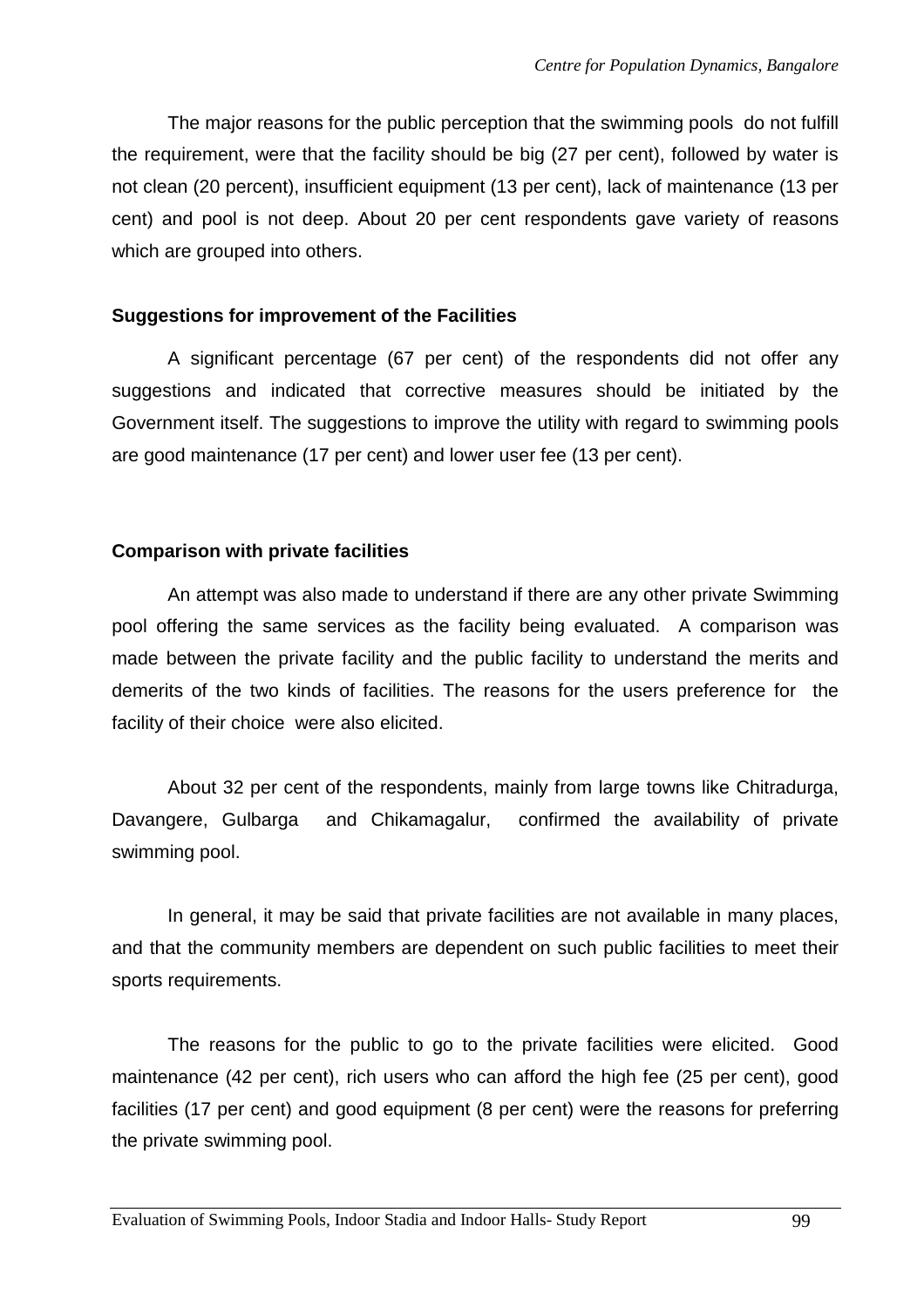The major reasons for the public perception that the swimming pools do not fulfill the requirement, were that the facility should be big (27 per cent), followed by water is not clean (20 percent), insufficient equipment (13 per cent), lack of maintenance (13 per cent) and pool is not deep. About 20 per cent respondents gave variety of reasons which are grouped into others.

**Suggestions for improvement of the Facilities**

A significant percentage (67 per cent) of the respondents did not offer any suggestions and indicated that corrective measures should be initiated by the Government itself. The suggestions to improve the utility with regard to swimming pools are good maintenance (17 per cent) and lower user fee (13 per cent).

**Comparison with private facilities**

An attempt was also made to understand if there are any other private Swimming pool offering the same services as the facility being evaluated. A comparison was made between the private facility and the public facility to understand the merits and demerits of the two kinds of facilities. The reasons for the users preference for the facility of their choice were also elicited.

About 32 per cent of the respondents, mainly from large towns like Chitradurga, Davangere, Gulbarga and Chikamagalur, confirmed the availability of private swimming pool.

In general, it may be said that private facilities are not available in many places, and that the community members are dependent on such public facilities to meet their sports requirements.

The reasons for the public to go to the private facilities were elicited. Good maintenance (42 per cent), rich users who can afford the high fee (25 per cent), good facilities (17 per cent) and good equipment (8 per cent) were the reasons for preferring the private swimming pool.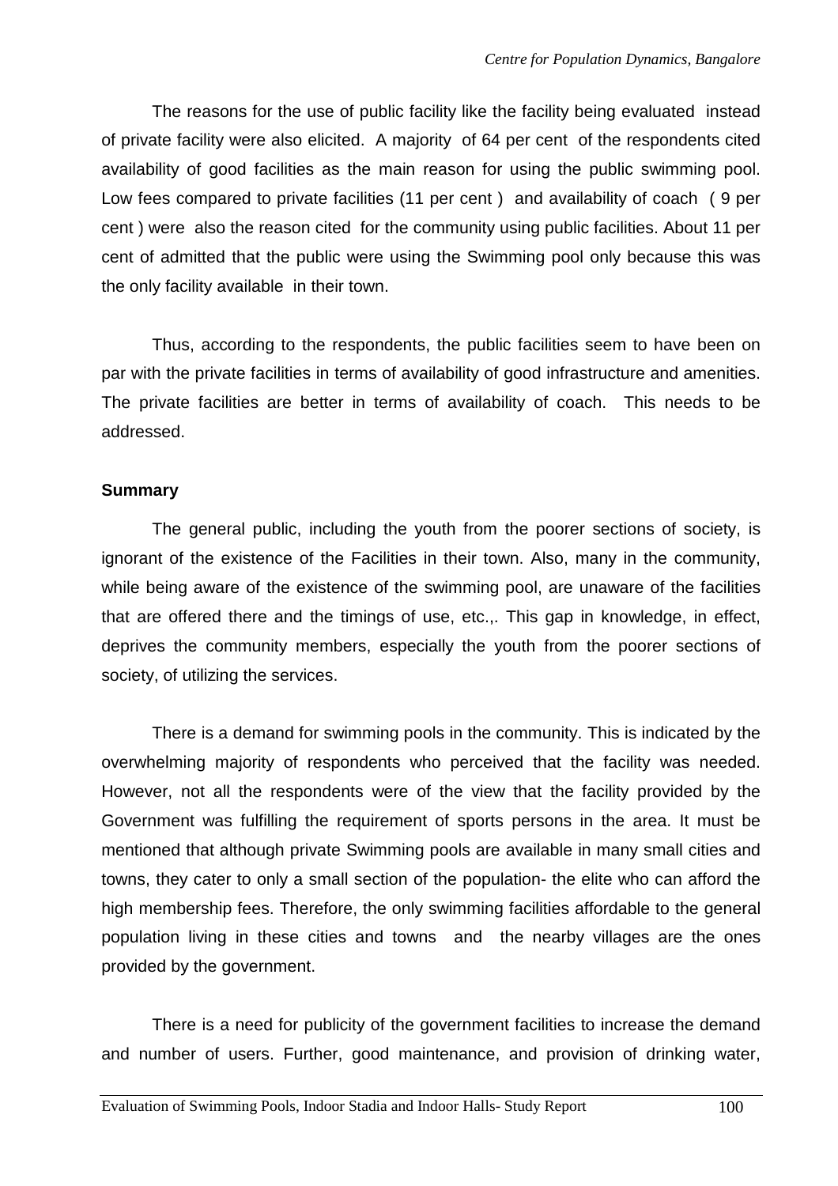The reasons for the use of public facility like the facility being evaluated instead of private facility were also elicited. A majority of 64 per cent of the respondents cited availability of good facilities as the main reason for using the public swimming pool. Low fees compared to private facilities (11 per cent ) and availability of coach ( 9 per cent ) were also the reason cited for the community using public facilities. About 11 per cent of admitted that the public were using the Swimming pool only because this was the only facility available in their town.

Thus, according to the respondents, the public facilities seem to have been on par with the private facilities in terms of availability of good infrastructure and amenities. The private facilities are better in terms of availability of coach. This needs to be addressed.

**Summary**

The general public, including the youth from the poorer sections of society, is ignorant of the existence of the Facilities in their town. Also, many in the community, while being aware of the existence of the swimming pool, are unaware of the facilities that are offered there and the timings of use, etc.,. This gap in knowledge, in effect, deprives the community members, especially the youth from the poorer sections of society, of utilizing the services.

There is a demand for swimming pools in the community. This is indicated by the overwhelming majority of respondents who perceived that the facility was needed. However, not all the respondents were of the view that the facility provided by the Government was fulfilling the requirement of sports persons in the area. It must be mentioned that although private Swimming pools are available in many small cities and towns, they cater to only a small section of the population- the elite who can afford the high membership fees. Therefore, the only swimming facilities affordable to the general population living in these cities and towns and the nearby villages are the ones provided by the government.

There is a need for publicity of the government facilities to increase the demand and number of users. Further, good maintenance, and provision of drinking water,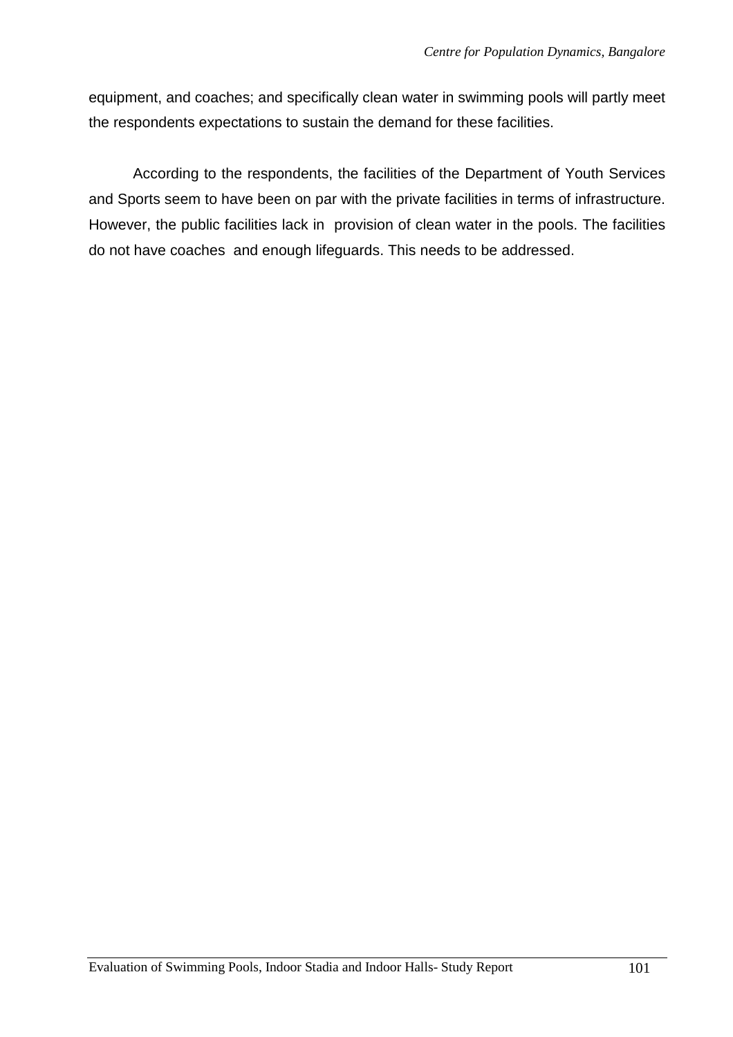equipment, and coaches; and specifically clean water in swimming pools will partly meet the respondents expectations to sustain the demand for these facilities.

According to the respondents, the facilities of the Department of Youth Services and Sports seem to have been on par with the private facilities in terms of infrastructure. However, the public facilities lack in provision of clean water in the pools. The facilities do not have coaches and enough lifeguards. This needs to be addressed.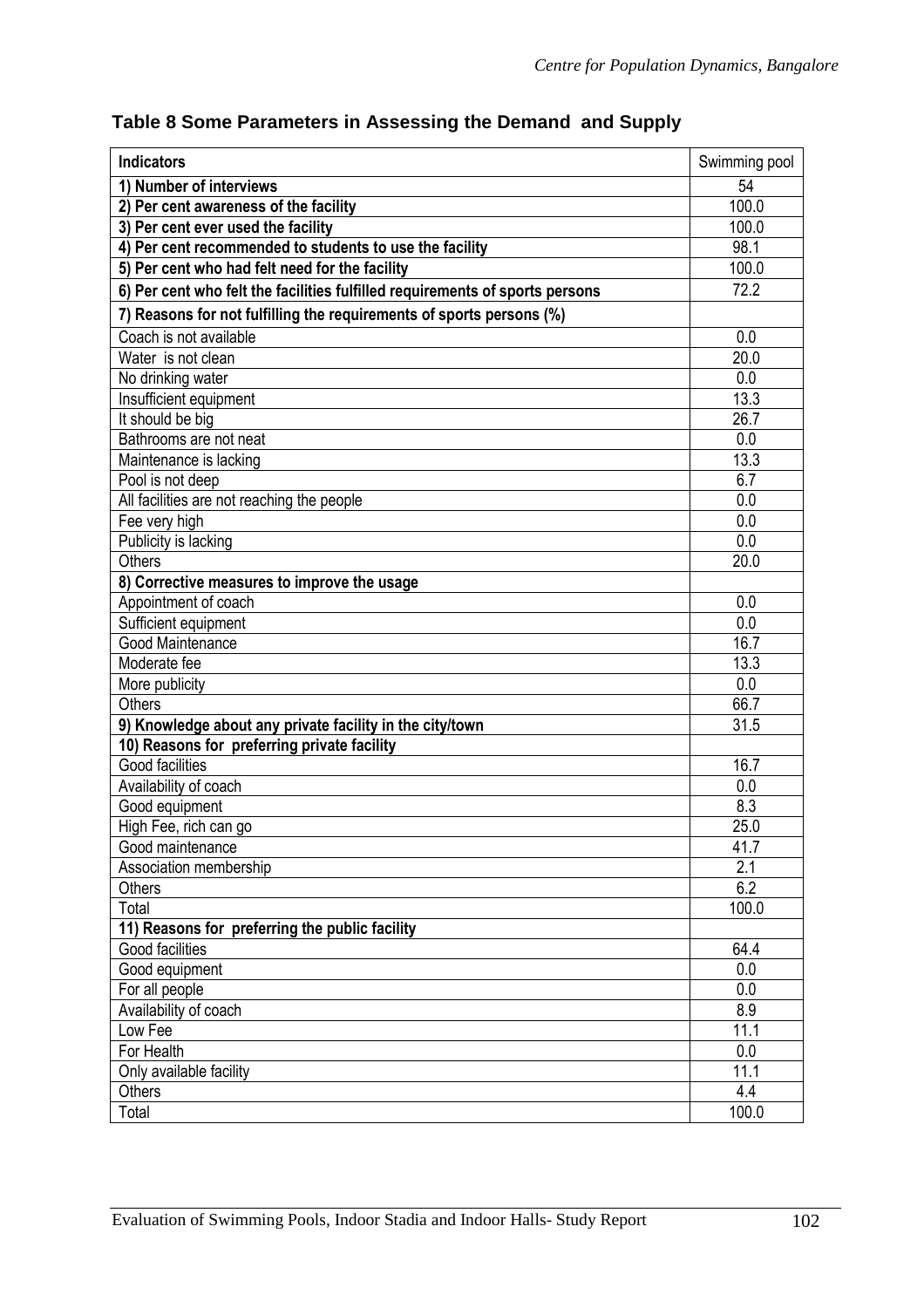## Table 8 Some Parameters in Assessing the Demand and Supply

| Indicators | Swimming pool |
|---|---|
| **1) Number of interviews** | 54 |
| **2) Per cent awareness of the facility** | 100.0 |
| **3) Per cent ever used the facility** | 100.0 |
| **4) Per cent recommended to students to use the facility** | 98.1 |
| **5) Per cent who had felt need for the facility** | 100.0 |
| **6) Per cent who felt the facilities fulfilled requirements of sports persons** | 72.2 |
| **7) Reasons for not fulfilling the requirements of sports persons (%)** | |
| Coach is not available | 0.0 |
| Water is not clean | 20.0 |
| No drinking water | 0.0 |
| Insufficient equipment | 13.3 |
| It should be big | 26.7 |
| Bathrooms are not neat | 0.0 |
| Maintenance is lacking | 13.3 |
| Pool is not deep | 6.7 |
| All facilities are not reaching the people | 0.0 |
| Fee very high | 0.0 |
| Publicity is lacking | 0.0 |
| Others | 20.0 |
| **8) Corrective measures to improve the usage** | |
| Appointment of coach | 0.0 |
| Sufficient equipment | 0.0 |
| Good Maintenance | 16.7 |
| Moderate fee | 13.3 |
| More publicity | 0.0 |
| Others | 66.7 |
| **9) Knowledge about any private facility in the city/town** | 31.5 |
| **10) Reasons for preferring private facility** | |
| Good facilities | 16.7 |
| Availability of coach | 0.0 |
| Good equipment | 8.3 |
| High Fee, rich can go | 25.0 |
| Good maintenance | 41.7 |
| Association membership | 2.1 |
| Others | 6.2 |
| Total | 100.0 |
| **11) Reasons for preferring the public facility** | |
| Good facilities | 64.4 |
| Good equipment | 0.0 |
| For all people | 0.0 |
| Availability of coach | 8.9 |
| Low Fee | 11.1 |
| For Health | 0.0 |
| Only available facility | 11.1 |
| Others | 4.4 |
| Total | 100.0 |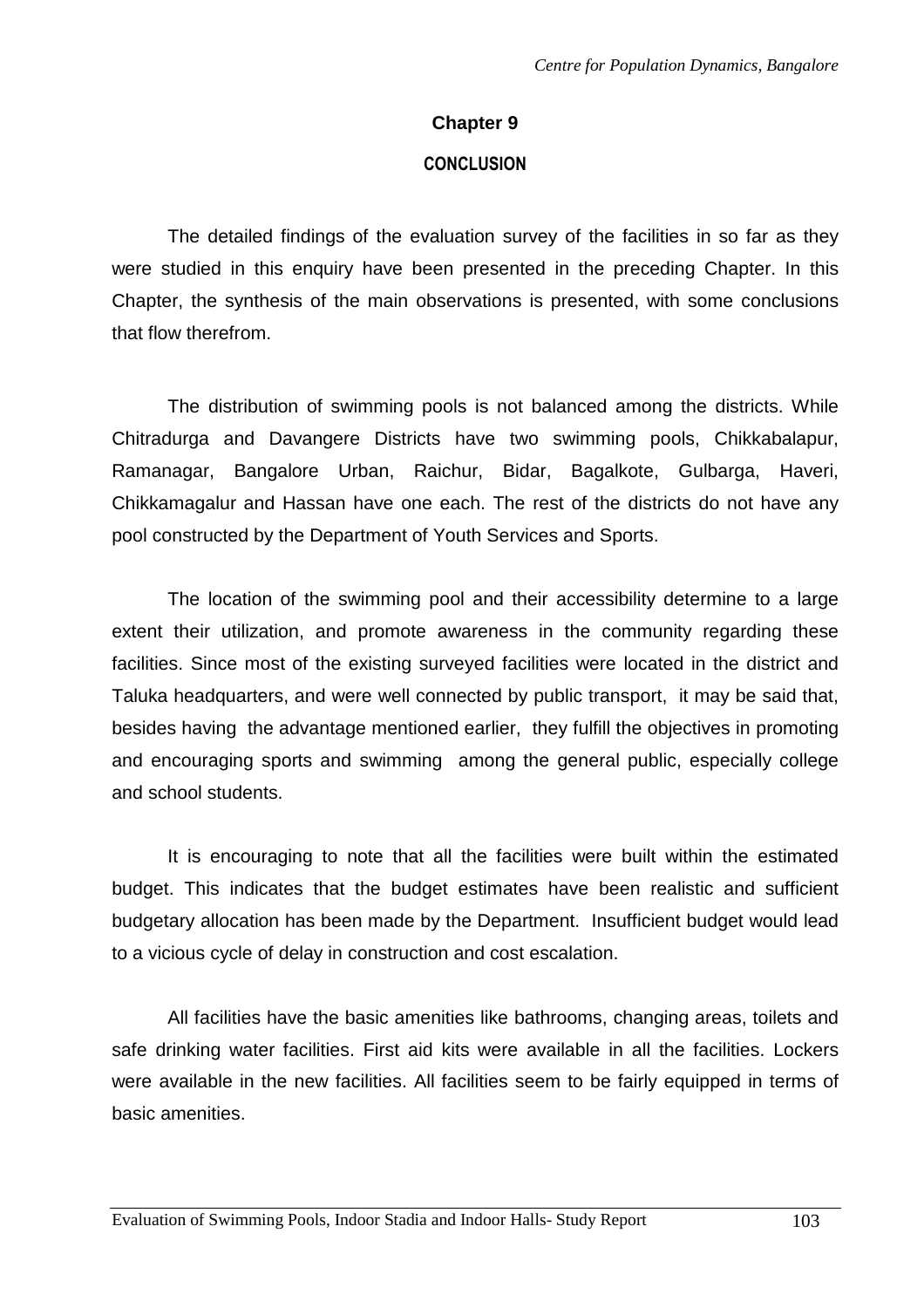## Chapter 9

### CONCLUSION

The detailed findings of the evaluation survey of the facilities in so far as they were studied in this enquiry have been presented in the preceding Chapter. In this Chapter, the synthesis of the main observations is presented, with some conclusions that flow therefrom.

The distribution of swimming pools is not balanced among the districts. While Chitradurga and Davangere Districts have two swimming pools, Chikkabalapur, Ramanagar, Bangalore Urban, Raichur, Bidar, Bagalkote, Gulbarga, Haveri, Chikkamagalur and Hassan have one each. The rest of the districts do not have any pool constructed by the Department of Youth Services and Sports.

The location of the swimming pool and their accessibility determine to a large extent their utilization, and promote awareness in the community regarding these facilities. Since most of the existing surveyed facilities were located in the district and Taluka headquarters, and were well connected by public transport, it may be said that, besides having the advantage mentioned earlier, they fulfill the objectives in promoting and encouraging sports and swimming among the general public, especially college and school students.

It is encouraging to note that all the facilities were built within the estimated budget. This indicates that the budget estimates have been realistic and sufficient budgetary allocation has been made by the Department. Insufficient budget would lead to a vicious cycle of delay in construction and cost escalation.

All facilities have the basic amenities like bathrooms, changing areas, toilets and safe drinking water facilities. First aid kits were available in all the facilities. Lockers were available in the new facilities. All facilities seem to be fairly equipped in terms of basic amenities.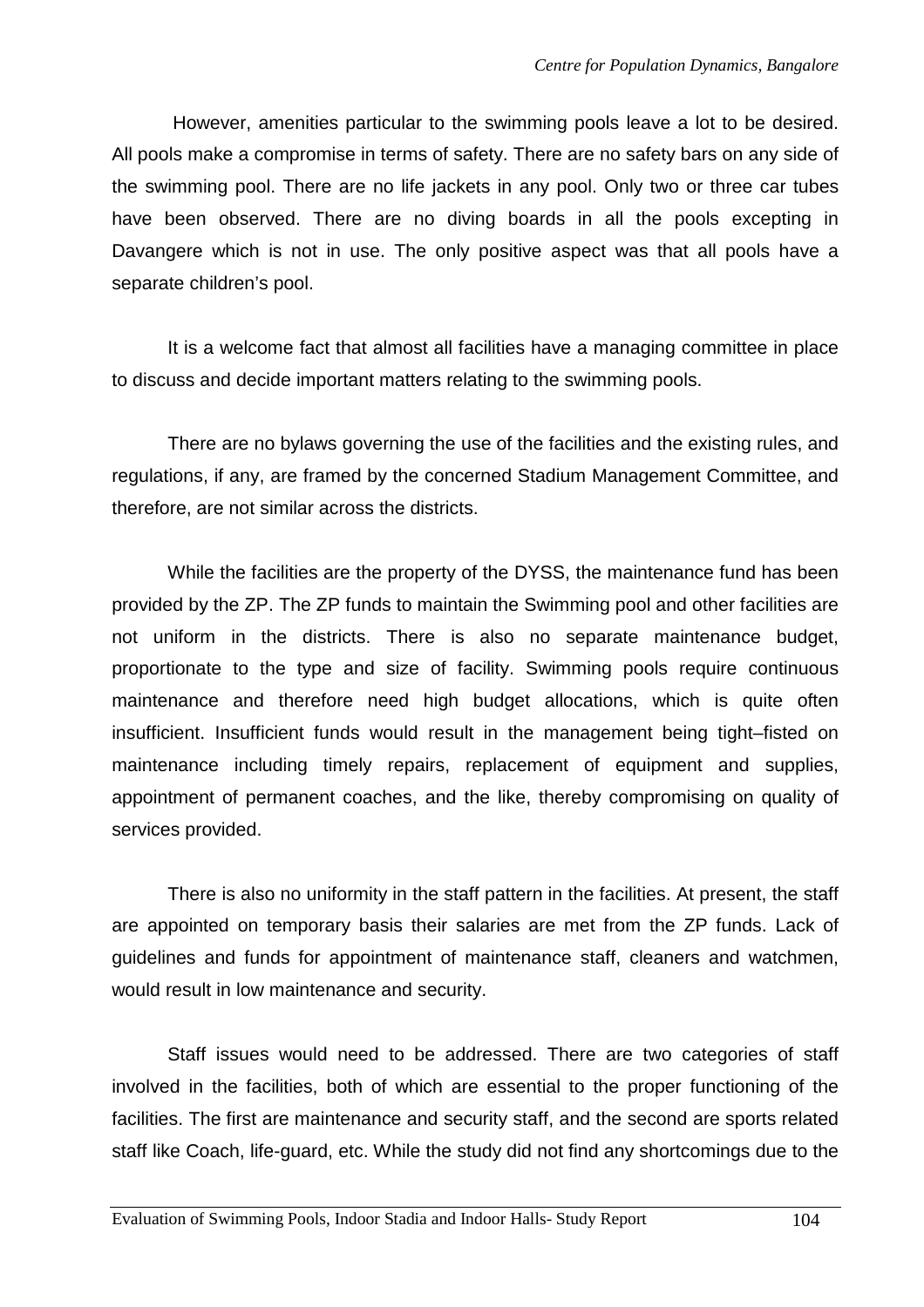However, amenities particular to the swimming pools leave a lot to be desired. All pools make a compromise in terms of safety. There are no safety bars on any side of the swimming pool. There are no life jackets in any pool. Only two or three car tubes have been observed. There are no diving boards in all the pools excepting in Davangere which is not in use. The only positive aspect was that all pools have a separate children's pool.

It is a welcome fact that almost all facilities have a managing committee in place to discuss and decide important matters relating to the swimming pools.

There are no bylaws governing the use of the facilities and the existing rules, and regulations, if any, are framed by the concerned Stadium Management Committee, and therefore, are not similar across the districts.

While the facilities are the property of the DYSS, the maintenance fund has been provided by the ZP. The ZP funds to maintain the Swimming pool and other facilities are not uniform in the districts. There is also no separate maintenance budget, proportionate to the type and size of facility. Swimming pools require continuous maintenance and therefore need high budget allocations, which is quite often insufficient. Insufficient funds would result in the management being tight–fisted on maintenance including timely repairs, replacement of equipment and supplies, appointment of permanent coaches, and the like, thereby compromising on quality of services provided.

There is also no uniformity in the staff pattern in the facilities. At present, the staff are appointed on temporary basis their salaries are met from the ZP funds. Lack of guidelines and funds for appointment of maintenance staff, cleaners and watchmen, would result in low maintenance and security.

Staff issues would need to be addressed. There are two categories of staff involved in the facilities, both of which are essential to the proper functioning of the facilities. The first are maintenance and security staff, and the second are sports related staff like Coach, life-guard, etc. While the study did not find any shortcomings due to the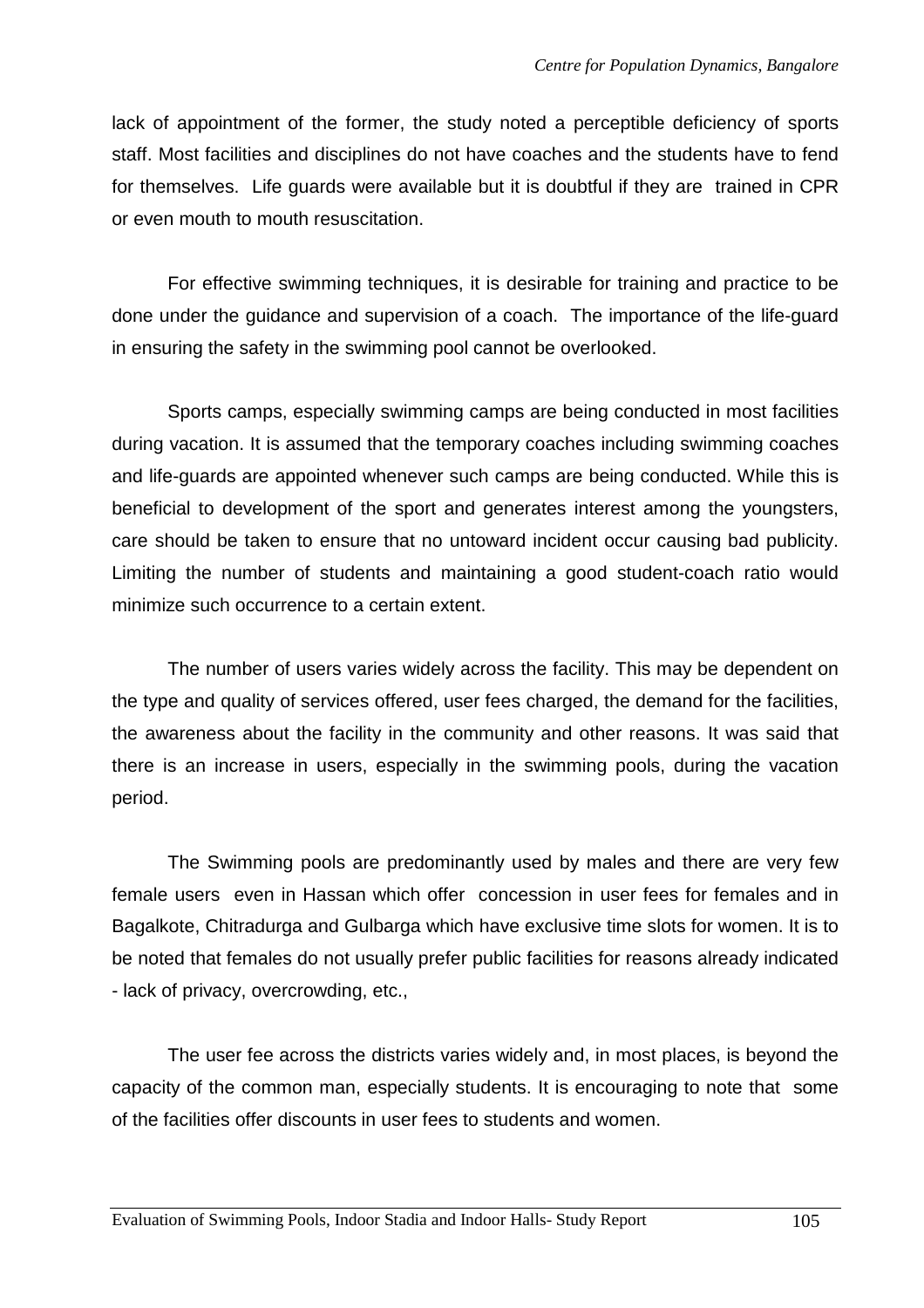lack of appointment of the former, the study noted a perceptible deficiency of sports staff. Most facilities and disciplines do not have coaches and the students have to fend for themselves. Life guards were available but it is doubtful if they are trained in CPR or even mouth to mouth resuscitation.

For effective swimming techniques, it is desirable for training and practice to be done under the guidance and supervision of a coach. The importance of the life-guard in ensuring the safety in the swimming pool cannot be overlooked.

Sports camps, especially swimming camps are being conducted in most facilities during vacation. It is assumed that the temporary coaches including swimming coaches and life-guards are appointed whenever such camps are being conducted. While this is beneficial to development of the sport and generates interest among the youngsters, care should be taken to ensure that no untoward incident occur causing bad publicity. Limiting the number of students and maintaining a good student-coach ratio would minimize such occurrence to a certain extent.

The number of users varies widely across the facility. This may be dependent on the type and quality of services offered, user fees charged, the demand for the facilities, the awareness about the facility in the community and other reasons. It was said that there is an increase in users, especially in the swimming pools, during the vacation period.

The Swimming pools are predominantly used by males and there are very few female users even in Hassan which offer concession in user fees for females and in Bagalkote, Chitradurga and Gulbarga which have exclusive time slots for women. It is to be noted that females do not usually prefer public facilities for reasons already indicated - lack of privacy, overcrowding, etc.,

The user fee across the districts varies widely and, in most places, is beyond the capacity of the common man, especially students. It is encouraging to note that some of the facilities offer discounts in user fees to students and women.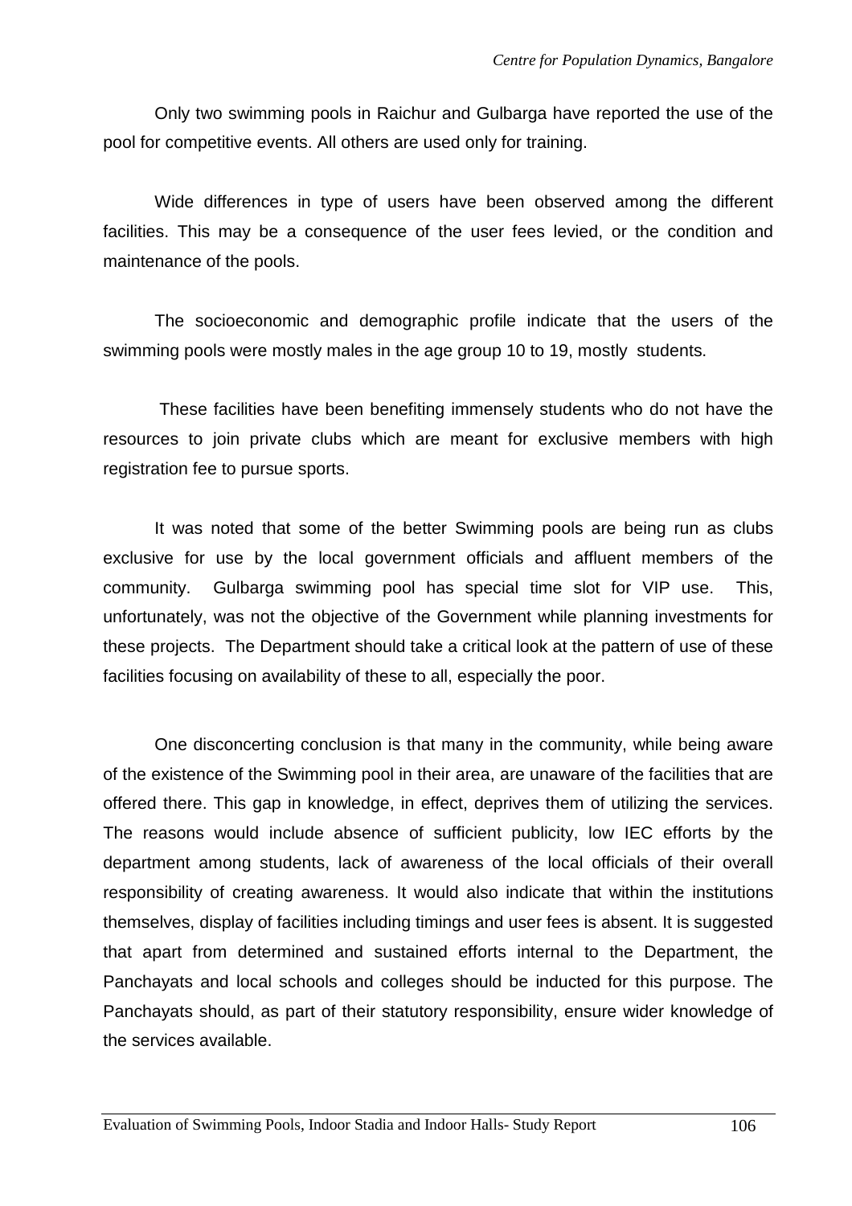Only two swimming pools in Raichur and Gulbarga have reported the use of the pool for competitive events. All others are used only for training.

Wide differences in type of users have been observed among the different facilities. This may be a consequence of the user fees levied, or the condition and maintenance of the pools.

The socioeconomic and demographic profile indicate that the users of the swimming pools were mostly males in the age group 10 to 19, mostly students.

These facilities have been benefiting immensely students who do not have the resources to join private clubs which are meant for exclusive members with high registration fee to pursue sports.

It was noted that some of the better Swimming pools are being run as clubs exclusive for use by the local government officials and affluent members of the community. Gulbarga swimming pool has special time slot for VIP use. This, unfortunately, was not the objective of the Government while planning investments for these projects. The Department should take a critical look at the pattern of use of these facilities focusing on availability of these to all, especially the poor.

One disconcerting conclusion is that many in the community, while being aware of the existence of the Swimming pool in their area, are unaware of the facilities that are offered there. This gap in knowledge, in effect, deprives them of utilizing the services. The reasons would include absence of sufficient publicity, low IEC efforts by the department among students, lack of awareness of the local officials of their overall responsibility of creating awareness. It would also indicate that within the institutions themselves, display of facilities including timings and user fees is absent. It is suggested that apart from determined and sustained efforts internal to the Department, the Panchayats and local schools and colleges should be inducted for this purpose. The Panchayats should, as part of their statutory responsibility, ensure wider knowledge of the services available.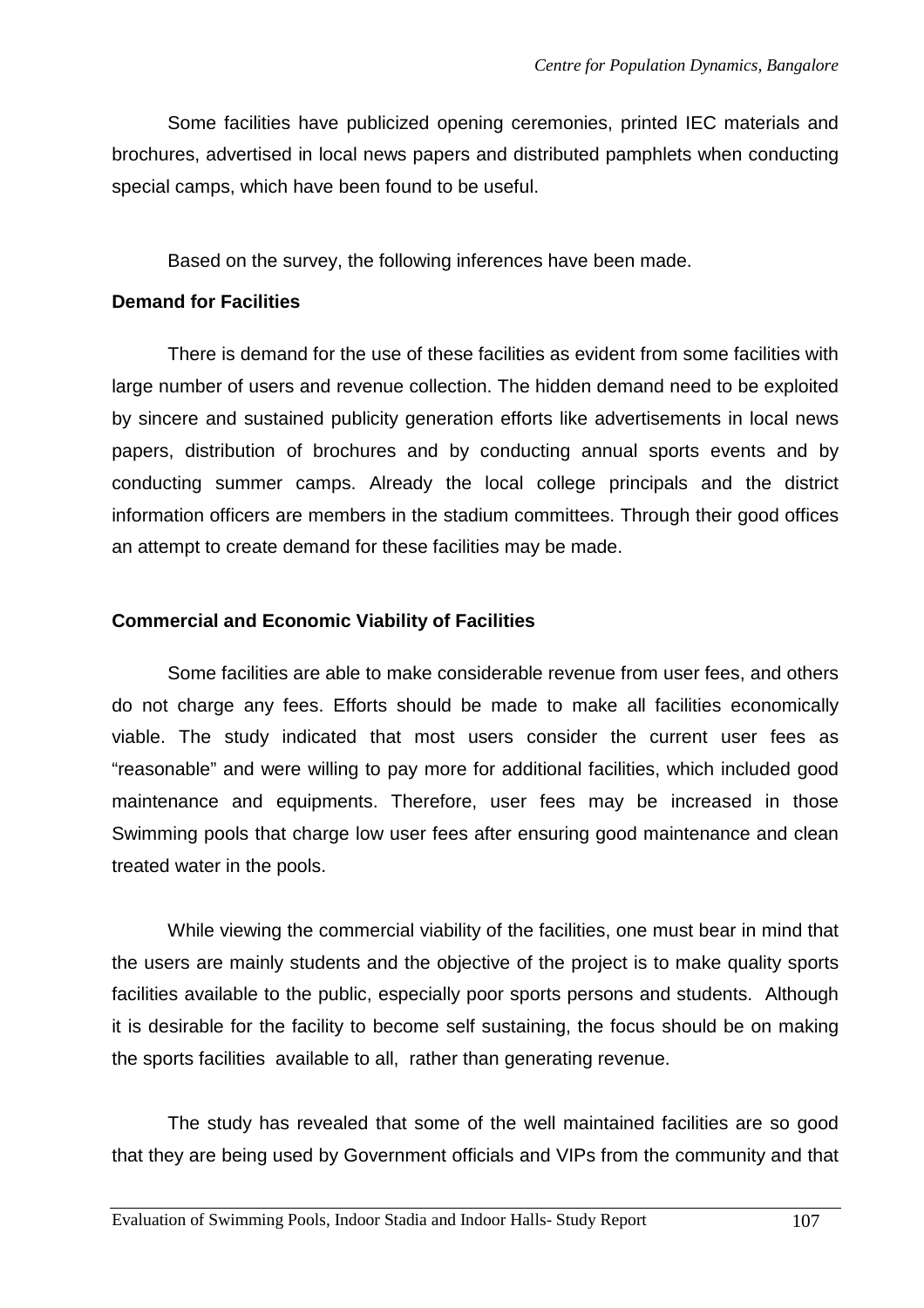Some facilities have publicized opening ceremonies, printed IEC materials and brochures, advertised in local news papers and distributed pamphlets when conducting special camps, which have been found to be useful.

Based on the survey, the following inferences have been made.

**Demand for Facilities**

There is demand for the use of these facilities as evident from some facilities with large number of users and revenue collection. The hidden demand need to be exploited by sincere and sustained publicity generation efforts like advertisements in local news papers, distribution of brochures and by conducting annual sports events and by conducting summer camps. Already the local college principals and the district information officers are members in the stadium committees. Through their good offices an attempt to create demand for these facilities may be made.

**Commercial and Economic Viability of Facilities**

Some facilities are able to make considerable revenue from user fees, and others do not charge any fees. Efforts should be made to make all facilities economically viable. The study indicated that most users consider the current user fees as "reasonable" and were willing to pay more for additional facilities, which included good maintenance and equipments. Therefore, user fees may be increased in those Swimming pools that charge low user fees after ensuring good maintenance and clean treated water in the pools.

While viewing the commercial viability of the facilities, one must bear in mind that the users are mainly students and the objective of the project is to make quality sports facilities available to the public, especially poor sports persons and students. Although it is desirable for the facility to become self sustaining, the focus should be on making the sports facilities available to all, rather than generating revenue.

The study has revealed that some of the well maintained facilities are so good that they are being used by Government officials and VIPs from the community and that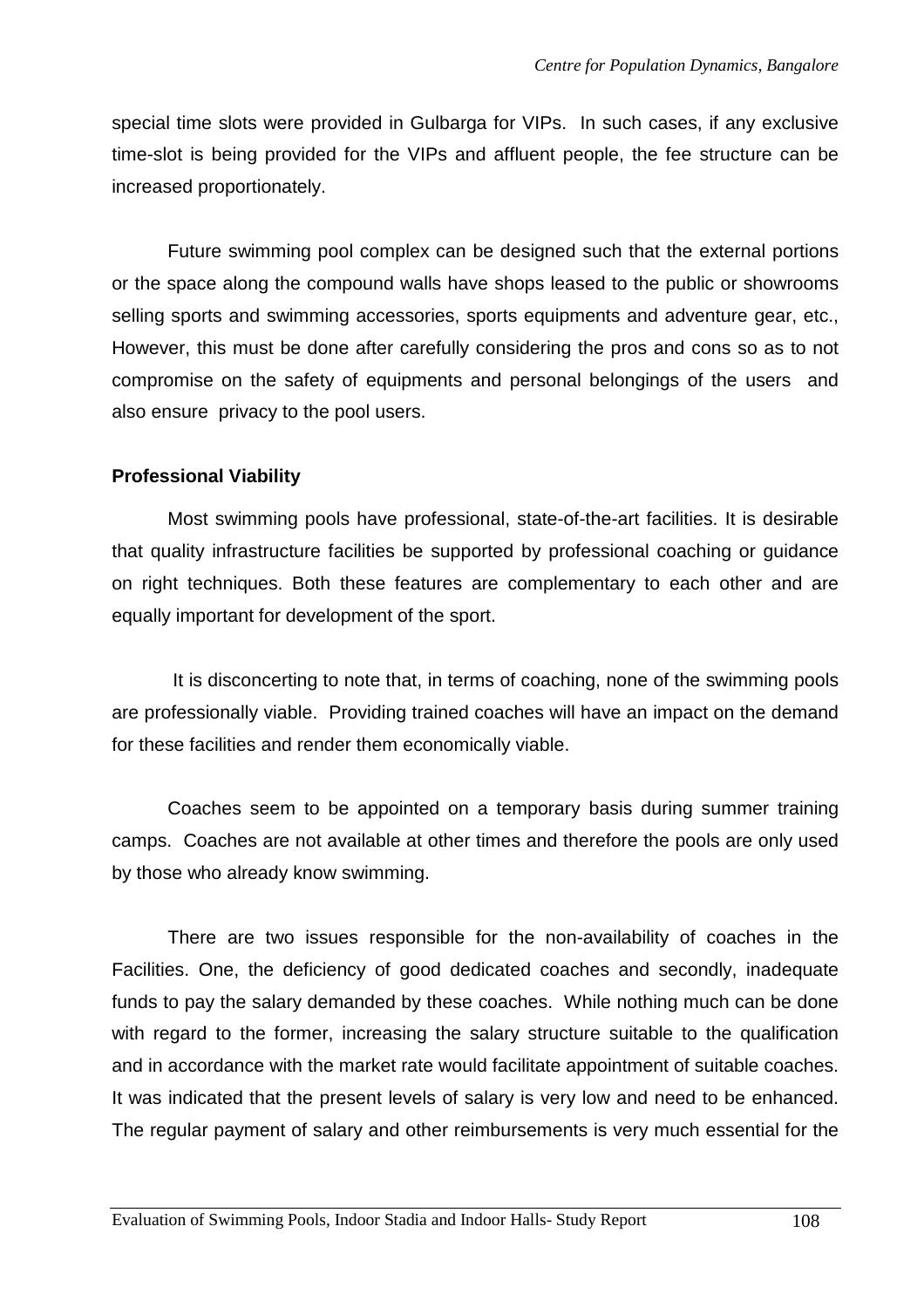special time slots were provided in Gulbarga for VIPs. In such cases, if any exclusive time-slot is being provided for the VIPs and affluent people, the fee structure can be increased proportionately.

Future swimming pool complex can be designed such that the external portions or the space along the compound walls have shops leased to the public or showrooms selling sports and swimming accessories, sports equipments and adventure gear, etc., However, this must be done after carefully considering the pros and cons so as to not compromise on the safety of equipments and personal belongings of the users and also ensure privacy to the pool users.

**Professional Viability**

Most swimming pools have professional, state-of-the-art facilities. It is desirable that quality infrastructure facilities be supported by professional coaching or guidance on right techniques. Both these features are complementary to each other and are equally important for development of the sport.

It is disconcerting to note that, in terms of coaching, none of the swimming pools are professionally viable. Providing trained coaches will have an impact on the demand for these facilities and render them economically viable.

Coaches seem to be appointed on a temporary basis during summer training camps. Coaches are not available at other times and therefore the pools are only used by those who already know swimming.

There are two issues responsible for the non-availability of coaches in the Facilities. One, the deficiency of good dedicated coaches and secondly, inadequate funds to pay the salary demanded by these coaches. While nothing much can be done with regard to the former, increasing the salary structure suitable to the qualification and in accordance with the market rate would facilitate appointment of suitable coaches. It was indicated that the present levels of salary is very low and need to be enhanced. The regular payment of salary and other reimbursements is very much essential for the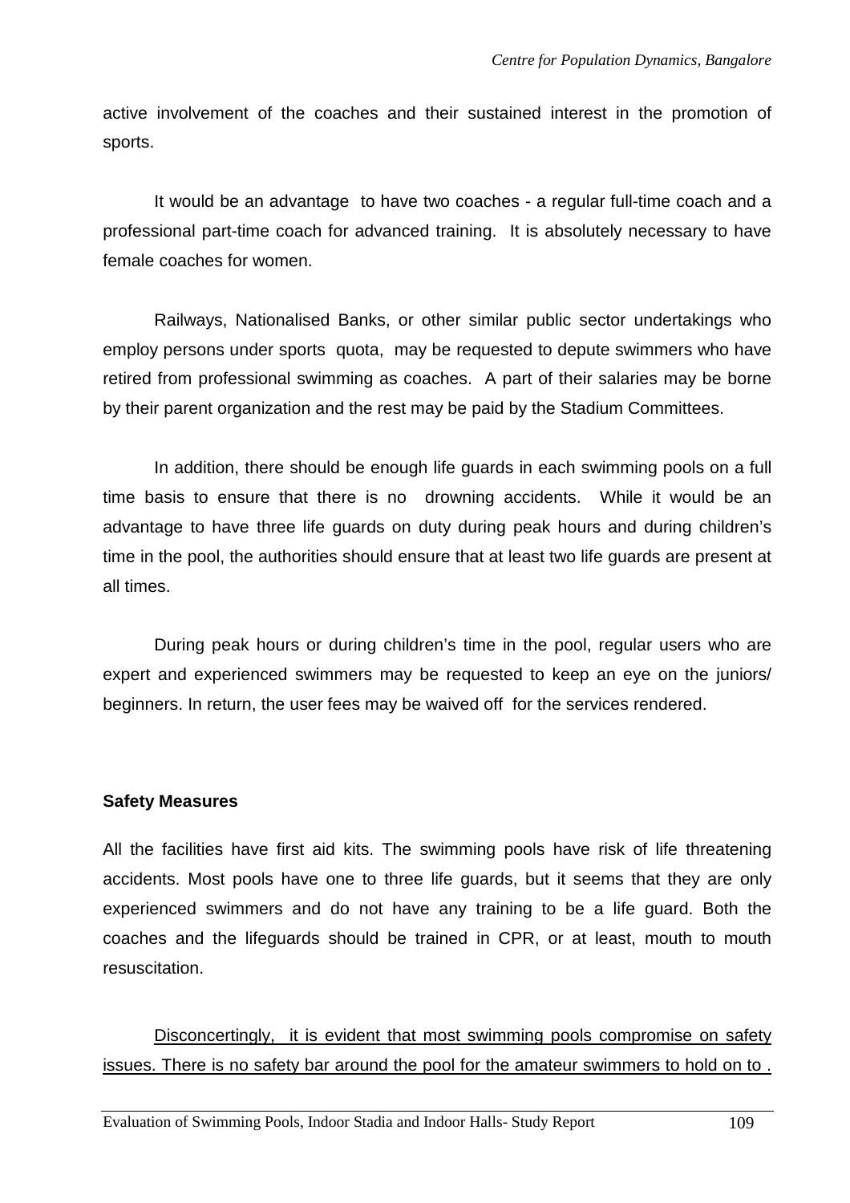active involvement of the coaches and their sustained interest in the promotion of sports.

It would be an advantage to have two coaches - a regular full-time coach and a professional part-time coach for advanced training. It is absolutely necessary to have female coaches for women.

Railways, Nationalised Banks, or other similar public sector undertakings who employ persons under sports quota, may be requested to depute swimmers who have retired from professional swimming as coaches. A part of their salaries may be borne by their parent organization and the rest may be paid by the Stadium Committees.

In addition, there should be enough life guards in each swimming pools on a full time basis to ensure that there is no drowning accidents. While it would be an advantage to have three life guards on duty during peak hours and during children's time in the pool, the authorities should ensure that at least two life guards are present at all times.

During peak hours or during children's time in the pool, regular users who are expert and experienced swimmers may be requested to keep an eye on the juniors/ beginners. In return, the user fees may be waived off for the services rendered.

**Safety Measures**

All the facilities have first aid kits. The swimming pools have risk of life threatening accidents. Most pools have one to three life guards, but it seems that they are only experienced swimmers and do not have any training to be a life guard. Both the coaches and the lifeguards should be trained in CPR, or at least, mouth to mouth resuscitation.

<u>Disconcertingly, it is evident that most swimming pools compromise on safety issues. There is no safety bar around the pool for the amateur swimmers to hold on to .</u>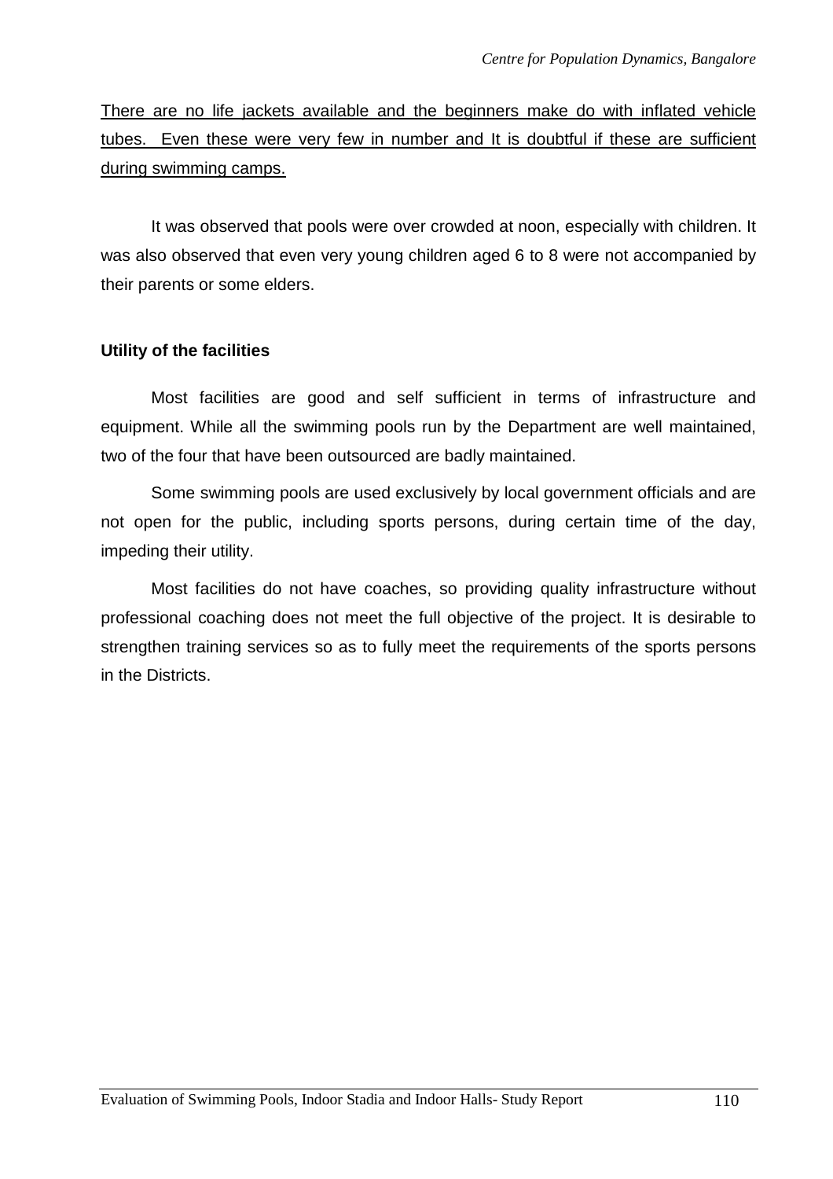There are no life jackets available and the beginners make do with inflated vehicle tubes. Even these were very few in number and It is doubtful if these are sufficient during swimming camps.

It was observed that pools were over crowded at noon, especially with children. It was also observed that even very young children aged 6 to 8 were not accompanied by their parents or some elders.

**Utility of the facilities**

Most facilities are good and self sufficient in terms of infrastructure and equipment. While all the swimming pools run by the Department are well maintained, two of the four that have been outsourced are badly maintained.

Some swimming pools are used exclusively by local government officials and are not open for the public, including sports persons, during certain time of the day, impeding their utility.

Most facilities do not have coaches, so providing quality infrastructure without professional coaching does not meet the full objective of the project. It is desirable to strengthen training services so as to fully meet the requirements of the sports persons in the Districts.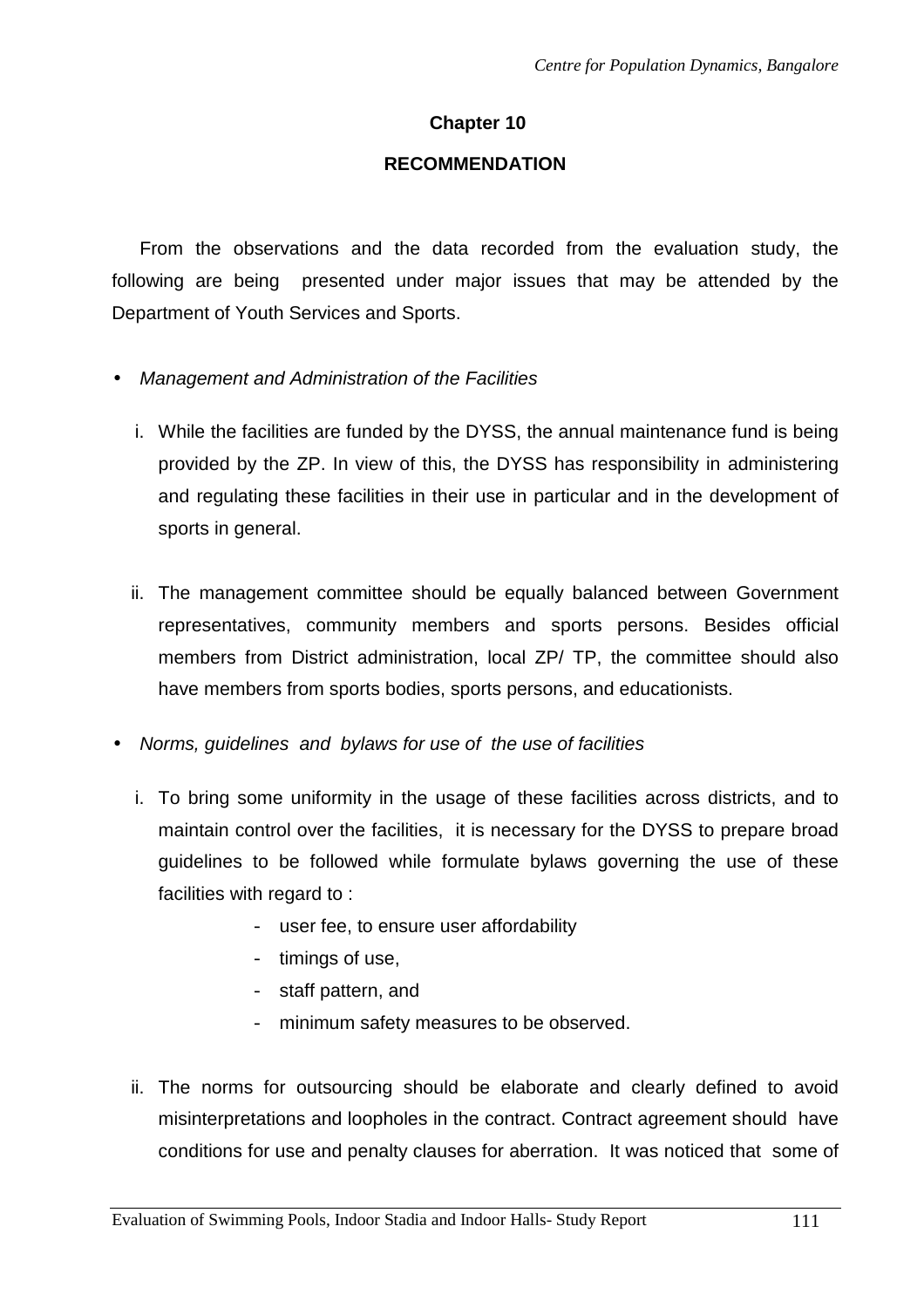# Chapter 10

## RECOMMENDATION

From the observations and the data recorded from the evaluation study, the following are being presented under major issues that may be attended by the Department of Youth Services and Sports.

- *Management and Administration of the Facilities*

  i. While the facilities are funded by the DYSS, the annual maintenance fund is being provided by the ZP. In view of this, the DYSS has responsibility in administering and regulating these facilities in their use in particular and in the development of sports in general.

  ii. The management committee should be equally balanced between Government representatives, community members and sports persons. Besides official members from District administration, local ZP/ TP, the committee should also have members from sports bodies, sports persons, and educationists.

- *Norms, guidelines and bylaws for use of the use of facilities*

  i. To bring some uniformity in the usage of these facilities across districts, and to maintain control over the facilities, it is necessary for the DYSS to prepare broad guidelines to be followed while formulate bylaws governing the use of these facilities with regard to :

     - user fee, to ensure user affordability
     - timings of use,
     - staff pattern, and
     - minimum safety measures to be observed.

  ii. The norms for outsourcing should be elaborate and clearly defined to avoid misinterpretations and loopholes in the contract. Contract agreement should have conditions for use and penalty clauses for aberration. It was noticed that some of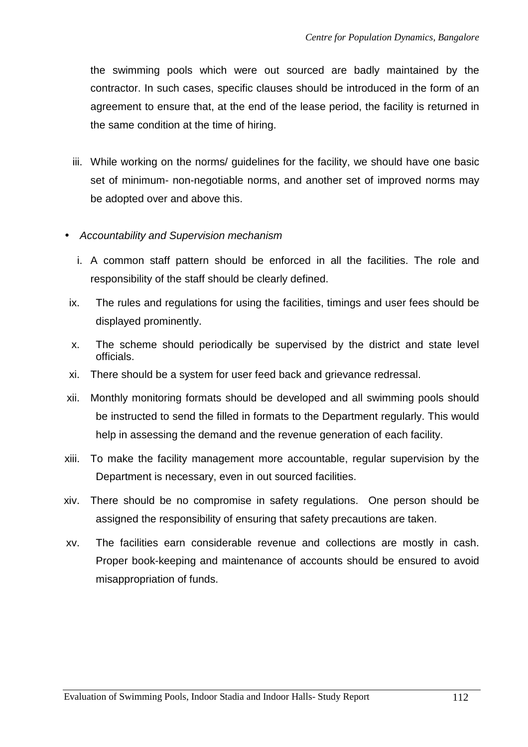the swimming pools which were out sourced are badly maintained by the contractor. In such cases, specific clauses should be introduced in the form of an agreement to ensure that, at the end of the lease period, the facility is returned in the same condition at the time of hiring.

iii. While working on the norms/ guidelines for the facility, we should have one basic set of minimum- non-negotiable norms, and another set of improved norms may be adopted over and above this.

- *Accountability and Supervision mechanism*

i. A common staff pattern should be enforced in all the facilities. The role and responsibility of the staff should be clearly defined.

ix. The rules and regulations for using the facilities, timings and user fees should be displayed prominently.

x. The scheme should periodically be supervised by the district and state level officials.

xi. There should be a system for user feed back and grievance redressal.

xii. Monthly monitoring formats should be developed and all swimming pools should be instructed to send the filled in formats to the Department regularly. This would help in assessing the demand and the revenue generation of each facility.

xiii. To make the facility management more accountable, regular supervision by the Department is necessary, even in out sourced facilities.

xiv. There should be no compromise in safety regulations. One person should be assigned the responsibility of ensuring that safety precautions are taken.

xv. The facilities earn considerable revenue and collections are mostly in cash. Proper book-keeping and maintenance of accounts should be ensured to avoid misappropriation of funds.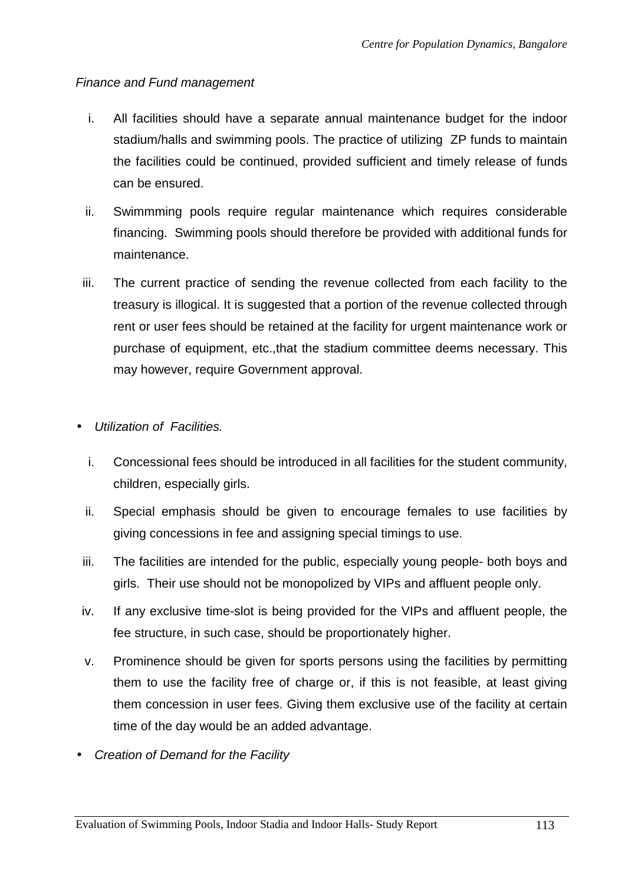*Finance and Fund management*

i. All facilities should have a separate annual maintenance budget for the indoor stadium/halls and swimming pools. The practice of utilizing ZP funds to maintain the facilities could be continued, provided sufficient and timely release of funds can be ensured.

ii. Swimmming pools require regular maintenance which requires considerable financing. Swimming pools should therefore be provided with additional funds for maintenance.

iii. The current practice of sending the revenue collected from each facility to the treasury is illogical. It is suggested that a portion of the revenue collected through rent or user fees should be retained at the facility for urgent maintenance work or purchase of equipment, etc.,that the stadium committee deems necessary. This may however, require Government approval.

- *Utilization of Facilities.*

i. Concessional fees should be introduced in all facilities for the student community, children, especially girls.

ii. Special emphasis should be given to encourage females to use facilities by giving concessions in fee and assigning special timings to use.

iii. The facilities are intended for the public, especially young people- both boys and girls. Their use should not be monopolized by VIPs and affluent people only.

iv. If any exclusive time-slot is being provided for the VIPs and affluent people, the fee structure, in such case, should be proportionately higher.

v. Prominence should be given for sports persons using the facilities by permitting them to use the facility free of charge or, if this is not feasible, at least giving them concession in user fees. Giving them exclusive use of the facility at certain time of the day would be an added advantage.

- *Creation of Demand for the Facility*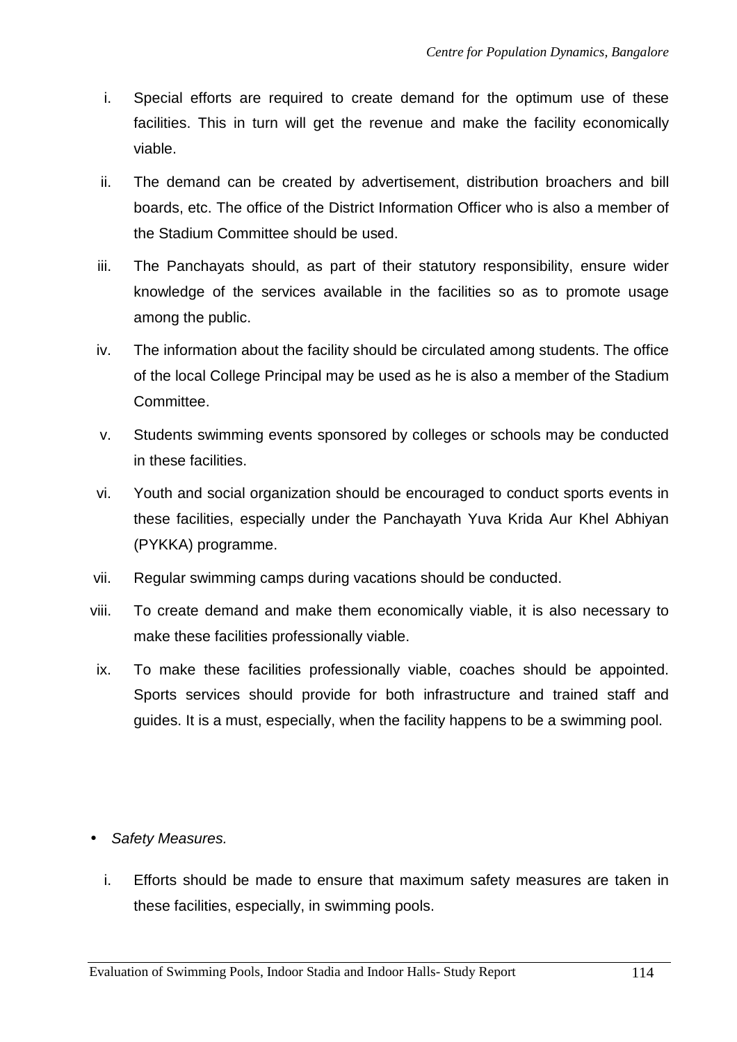i. Special efforts are required to create demand for the optimum use of these facilities. This in turn will get the revenue and make the facility economically viable.

ii. The demand can be created by advertisement, distribution broachers and bill boards, etc. The office of the District Information Officer who is also a member of the Stadium Committee should be used.

iii. The Panchayats should, as part of their statutory responsibility, ensure wider knowledge of the services available in the facilities so as to promote usage among the public.

iv. The information about the facility should be circulated among students. The office of the local College Principal may be used as he is also a member of the Stadium Committee.

v. Students swimming events sponsored by colleges or schools may be conducted in these facilities.

vi. Youth and social organization should be encouraged to conduct sports events in these facilities, especially under the Panchayath Yuva Krida Aur Khel Abhiyan (PYKKA) programme.

vii. Regular swimming camps during vacations should be conducted.

viii. To create demand and make them economically viable, it is also necessary to make these facilities professionally viable.

ix. To make these facilities professionally viable, coaches should be appointed. Sports services should provide for both infrastructure and trained staff and guides. It is a must, especially, when the facility happens to be a swimming pool.

- *Safety Measures.*

i. Efforts should be made to ensure that maximum safety measures are taken in these facilities, especially, in swimming pools.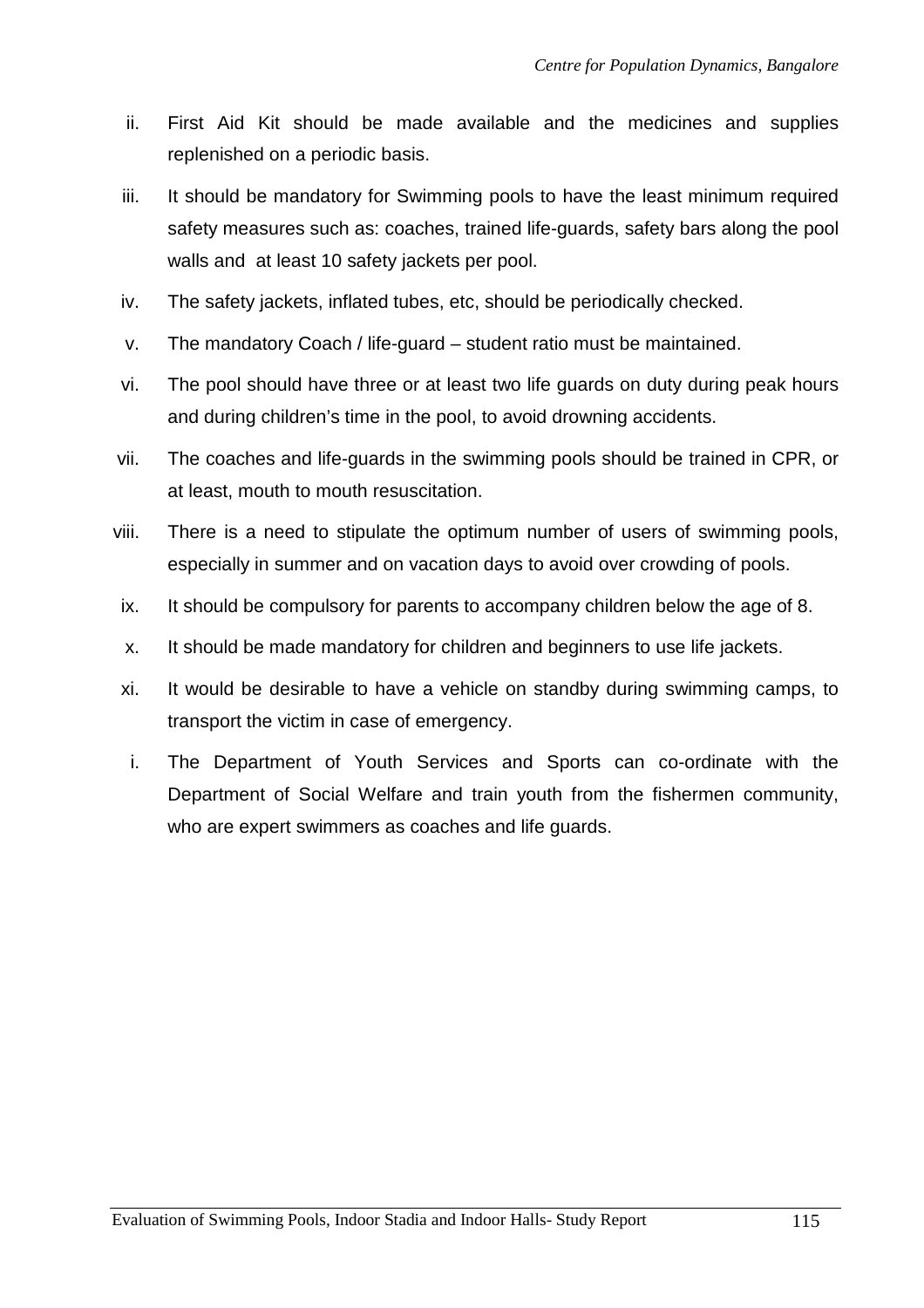ii. First Aid Kit should be made available and the medicines and supplies replenished on a periodic basis.

iii. It should be mandatory for Swimming pools to have the least minimum required safety measures such as: coaches, trained life-guards, safety bars along the pool walls and at least 10 safety jackets per pool.

iv. The safety jackets, inflated tubes, etc, should be periodically checked.

v. The mandatory Coach / life-guard – student ratio must be maintained.

vi. The pool should have three or at least two life guards on duty during peak hours and during children's time in the pool, to avoid drowning accidents.

vii. The coaches and life-guards in the swimming pools should be trained in CPR, or at least, mouth to mouth resuscitation.

viii. There is a need to stipulate the optimum number of users of swimming pools, especially in summer and on vacation days to avoid over crowding of pools.

ix. It should be compulsory for parents to accompany children below the age of 8.

x. It should be made mandatory for children and beginners to use life jackets.

xi. It would be desirable to have a vehicle on standby during swimming camps, to transport the victim in case of emergency.

i. The Department of Youth Services and Sports can co-ordinate with the Department of Social Welfare and train youth from the fishermen community, who are expert swimmers as coaches and life guards.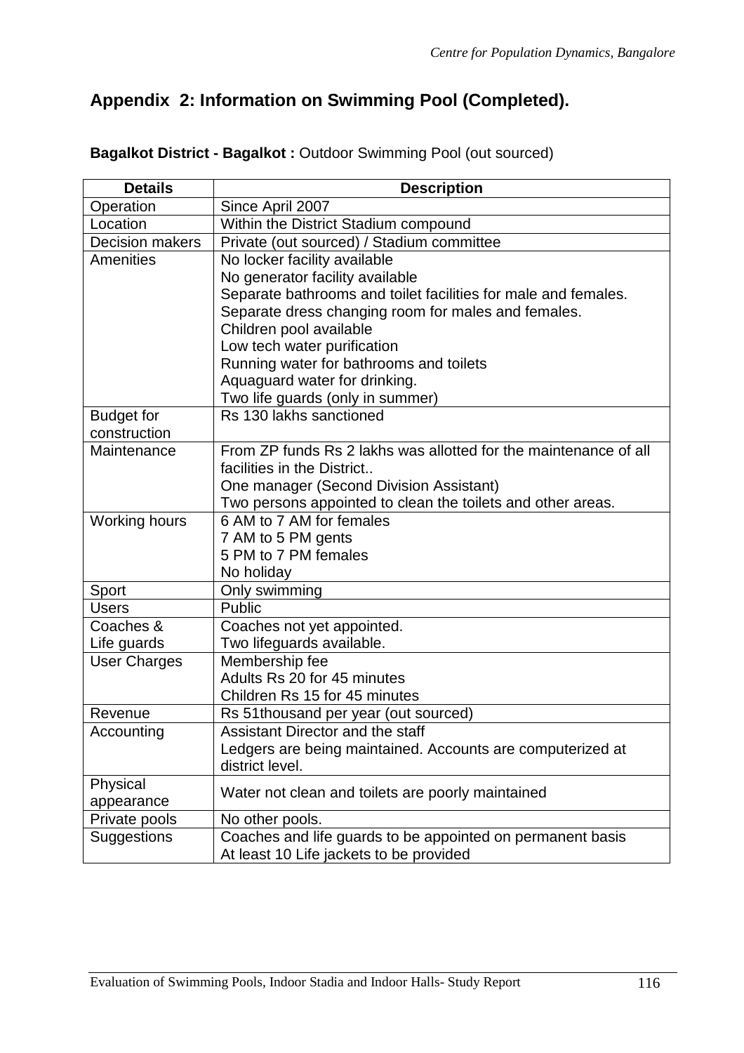# Appendix 2: Information on Swimming Pool (Completed).

**Bagalkot District - Bagalkot :** Outdoor Swimming Pool (out sourced)

| Details | Description |
|---|---|
| Operation | Since April 2007 |
| Location | Within the District Stadium compound |
| Decision makers | Private (out sourced) / Stadium committee |
| Amenities | No locker facility available<br>No generator facility available<br>Separate bathrooms and toilet facilities for male and females.<br>Separate dress changing room for males and females.<br>Children pool available<br>Low tech water purification<br>Running water for bathrooms and toilets<br>Aquaguard water for drinking.<br>Two life guards (only in summer) |
| Budget for construction | Rs 130 lakhs sanctioned |
| Maintenance | From ZP funds Rs 2 lakhs was allotted for the maintenance of all facilities in the District..<br>One manager (Second Division Assistant)<br>Two persons appointed to clean the toilets and other areas. |
| Working hours | 6 AM to 7 AM for females<br>7 AM to 5 PM gents<br>5 PM to 7 PM females<br>No holiday |
| Sport | Only swimming |
| Users | Public |
| Coaches & Life guards | Coaches not yet appointed.<br>Two lifeguards available. |
| User Charges | Membership fee<br>Adults Rs 20 for 45 minutes<br>Children Rs 15 for 45 minutes |
| Revenue | Rs 51thousand per year (out sourced) |
| Accounting | Assistant Director and the staff<br>Ledgers are being maintained. Accounts are computerized at district level. |
| Physical appearance | Water not clean and toilets are poorly maintained |
| Private pools | No other pools. |
| Suggestions | Coaches and life guards to be appointed on permanent basis<br>At least 10 Life jackets to be provided |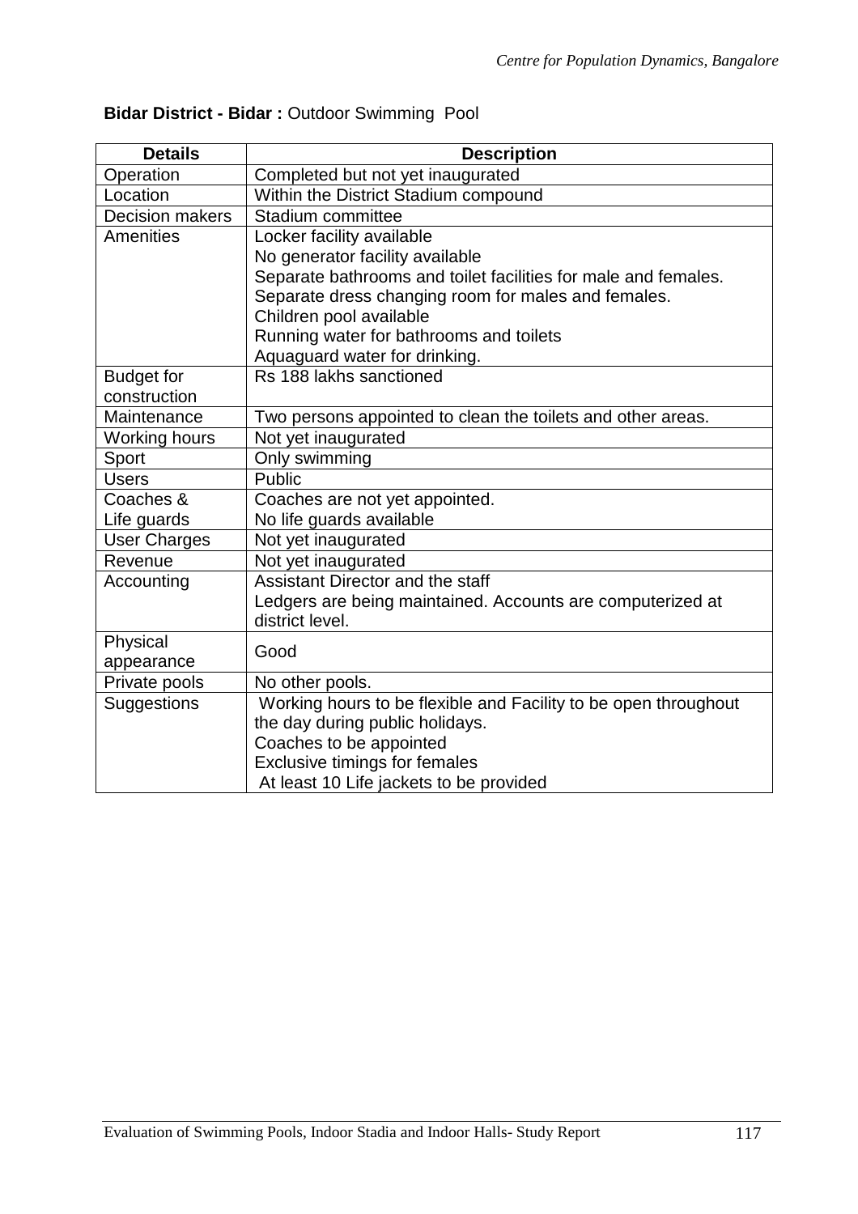**Bidar District - Bidar :** Outdoor Swimming Pool

| Details | Description |
|---|---|
| Operation | Completed but not yet inaugurated |
| Location | Within the District Stadium compound |
| Decision makers | Stadium committee |
| Amenities | Locker facility available<br>No generator facility available<br>Separate bathrooms and toilet facilities for male and females.<br>Separate dress changing room for males and females.<br>Children pool available<br>Running water for bathrooms and toilets<br>Aquaguard water for drinking. |
| Budget for construction | Rs 188 lakhs sanctioned |
| Maintenance | Two persons appointed to clean the toilets and other areas. |
| Working hours | Not yet inaugurated |
| Sport | Only swimming |
| Users | Public |
| Coaches & Life guards | Coaches are not yet appointed.<br>No life guards available |
| User Charges | Not yet inaugurated |
| Revenue | Not yet inaugurated |
| Accounting | Assistant Director and the staff<br>Ledgers are being maintained. Accounts are computerized at district level. |
| Physical appearance | Good |
| Private pools | No other pools. |
| Suggestions | Working hours to be flexible and Facility to be open throughout the day during public holidays.<br>Coaches to be appointed<br>Exclusive timings for females<br>At least 10 Life jackets to be provided |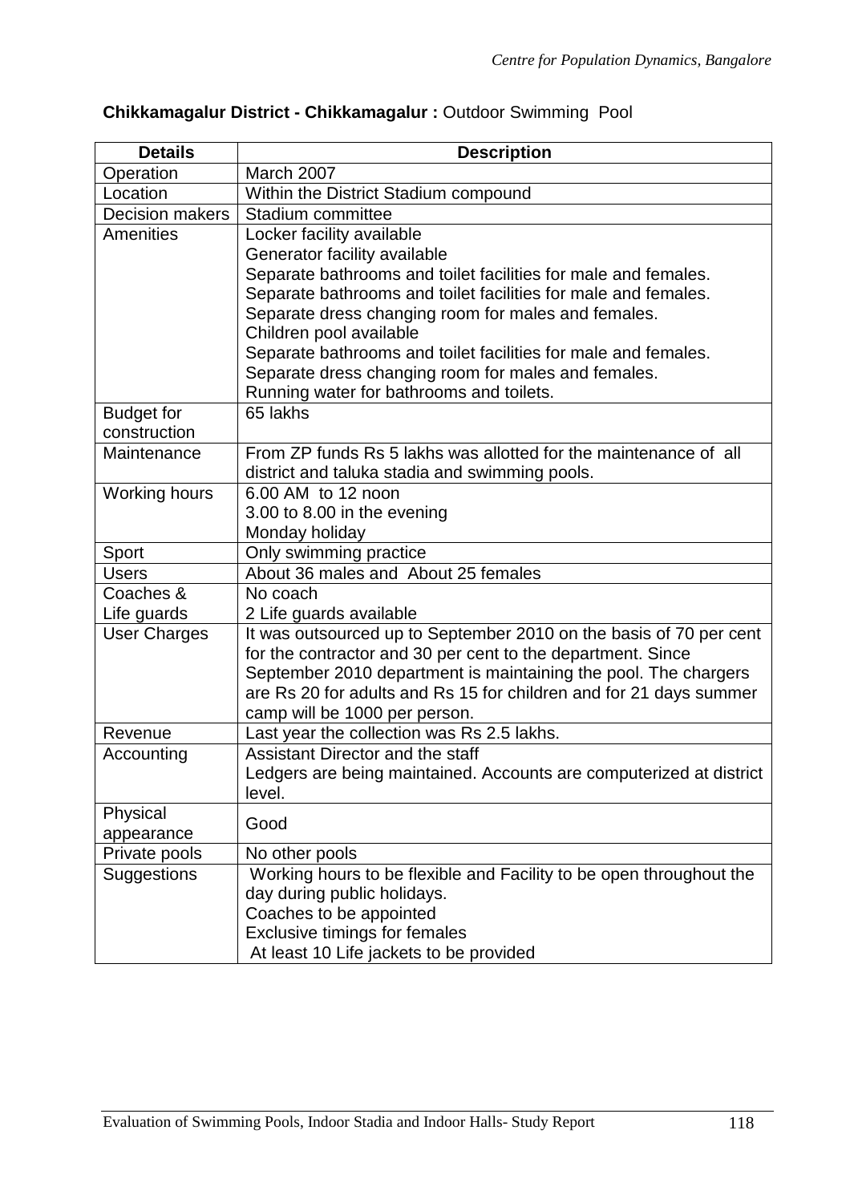**Chikkamagalur District - Chikkamagalur :** Outdoor Swimming Pool

| Details | Description |
|---|---|
| Operation | March 2007 |
| Location | Within the District Stadium compound |
| Decision makers | Stadium committee |
| Amenities | Locker facility available<br>Generator facility available<br>Separate bathrooms and toilet facilities for male and females.<br>Separate bathrooms and toilet facilities for male and females.<br>Separate dress changing room for males and females.<br>Children pool available<br>Separate bathrooms and toilet facilities for male and females.<br>Separate dress changing room for males and females.<br>Running water for bathrooms and toilets. |
| Budget for construction | 65 lakhs |
| Maintenance | From ZP funds Rs 5 lakhs was allotted for the maintenance of all district and taluka stadia and swimming pools. |
| Working hours | 6.00 AM to 12 noon<br>3.00 to 8.00 in the evening<br>Monday holiday |
| Sport | Only swimming practice |
| Users | About 36 males and About 25 females |
| Coaches & Life guards | No coach<br>2 Life guards available |
| User Charges | It was outsourced up to September 2010 on the basis of 70 per cent for the contractor and 30 per cent to the department. Since September 2010 department is maintaining the pool. The chargers are Rs 20 for adults and Rs 15 for children and for 21 days summer camp will be 1000 per person. |
| Revenue | Last year the collection was Rs 2.5 lakhs. |
| Accounting | Assistant Director and the staff<br>Ledgers are being maintained. Accounts are computerized at district level. |
| Physical appearance | Good |
| Private pools | No other pools |
| Suggestions | Working hours to be flexible and Facility to be open throughout the day during public holidays.<br>Coaches to be appointed<br>Exclusive timings for females<br>At least 10 Life jackets to be provided |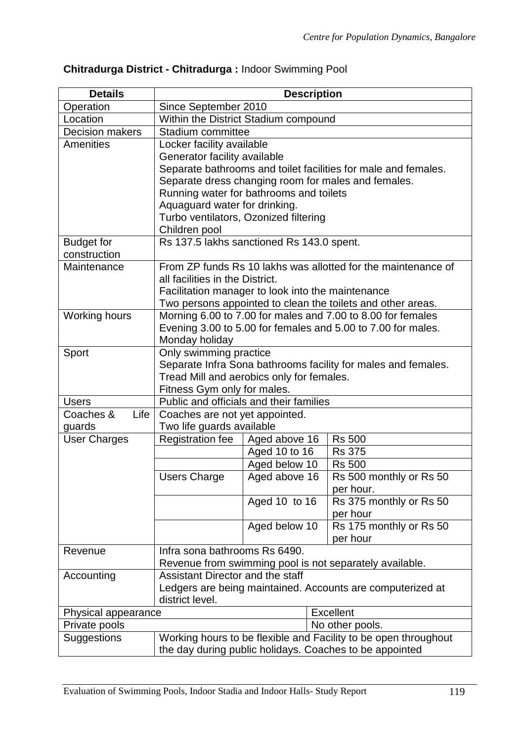**Chitradurga District - Chitradurga :** Indoor Swimming Pool

| Details | Description | | |
|---|---|---|---|
| Operation | Since September 2010 | | |
| Location | Within the District Stadium compound | | |
| Decision makers | Stadium committee | | |
| Amenities | Locker facility available<br>Generator facility available<br>Separate bathrooms and toilet facilities for male and females.<br>Separate dress changing room for males and females.<br>Running water for bathrooms and toilets<br>Aquaguard water for drinking.<br>Turbo ventilators, Ozonized filtering<br>Children pool | | |
| Budget for construction | Rs 137.5 lakhs sanctioned Rs 143.0 spent. | | |
| Maintenance | From ZP funds Rs 10 lakhs was allotted for the maintenance of all facilities in the District.<br>Facilitation manager to look into the maintenance<br>Two persons appointed to clean the toilets and other areas. | | |
| Working hours | Morning 6.00 to 7.00 for males and 7.00 to 8.00 for females<br>Evening 3.00 to 5.00 for females and 5.00 to 7.00 for males.<br>Monday holiday | | |
| Sport | Only swimming practice<br>Separate Infra Sona bathrooms facility for males and females.<br>Tread Mill and aerobics only for females.<br>Fitness Gym only for males. | | |
| Users | Public and officials and their families | | |
| Coaches & Life guards | Coaches are not yet appointed.<br>Two life guards available | | |
| User Charges | Registration fee | Aged above 16 | Rs 500 |
| | | Aged 10 to 16 | Rs 375 |
| | | Aged below 10 | Rs 500 |
| | Users Charge | Aged above 16 | Rs 500 monthly or Rs 50 per hour. |
| | | Aged 10 to 16 | Rs 375 monthly or Rs 50 per hour |
| | | Aged below 10 | Rs 175 monthly or Rs 50 per hour |
| Revenue | Infra sona bathrooms Rs 6490.<br>Revenue from swimming pool is not separately available. | | |
| Accounting | Assistant Director and the staff<br>Ledgers are being maintained. Accounts are computerized at district level. | | |
| Physical appearance | | | Excellent |
| Private pools | | | No other pools. |
| Suggestions | Working hours to be flexible and Facility to be open throughout the day during public holidays. Coaches to be appointed | | |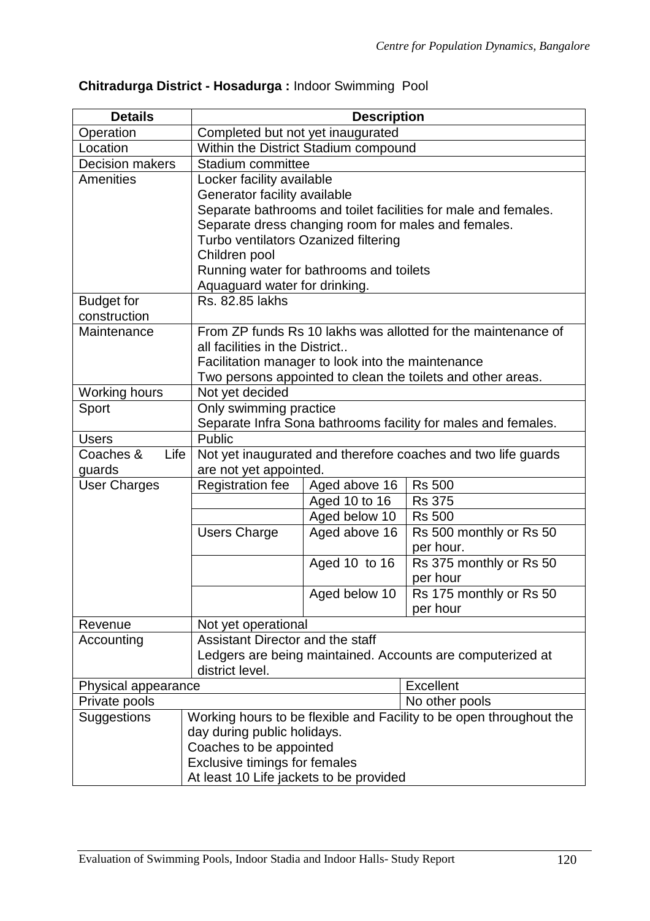**Chitradurga District - Hosadurga :** Indoor Swimming Pool

| Details | Description | | |
|---|---|---|---|
| Operation | Completed but not yet inaugurated | | |
| Location | Within the District Stadium compound | | |
| Decision makers | Stadium committee | | |
| Amenities | Locker facility available<br>Generator facility available<br>Separate bathrooms and toilet facilities for male and females.<br>Separate dress changing room for males and females.<br>Turbo ventilators Ozanized filtering<br>Children pool<br>Running water for bathrooms and toilets<br>Aquaguard water for drinking. | | |
| Budget for construction | Rs. 82.85 lakhs | | |
| Maintenance | From ZP funds Rs 10 lakhs was allotted for the maintenance of all facilities in the District..<br>Facilitation manager to look into the maintenance<br>Two persons appointed to clean the toilets and other areas. | | |
| Working hours | Not yet decided | | |
| Sport | Only swimming practice<br>Separate Infra Sona bathrooms facility for males and females. | | |
| Users | Public | | |
| Coaches & Life guards | Not yet inaugurated and therefore coaches and two life guards are not yet appointed. | | |
| User Charges | Registration fee | Aged above 16 | Rs 500 |
| | | Aged 10 to 16 | Rs 375 |
| | | Aged below 10 | Rs 500 |
| | Users Charge | Aged above 16 | Rs 500 monthly or Rs 50 per hour. |
| | | Aged 10 to 16 | Rs 375 monthly or Rs 50 per hour |
| | | Aged below 10 | Rs 175 monthly or Rs 50 per hour |
| Revenue | Not yet operational | | |
| Accounting | Assistant Director and the staff<br>Ledgers are being maintained. Accounts are computerized at district level. | | |
| Physical appearance | | | Excellent |
| Private pools | | | No other pools |
| Suggestions | Working hours to be flexible and Facility to be open throughout the day during public holidays.<br>Coaches to be appointed<br>Exclusive timings for females<br>At least 10 Life jackets to be provided | | |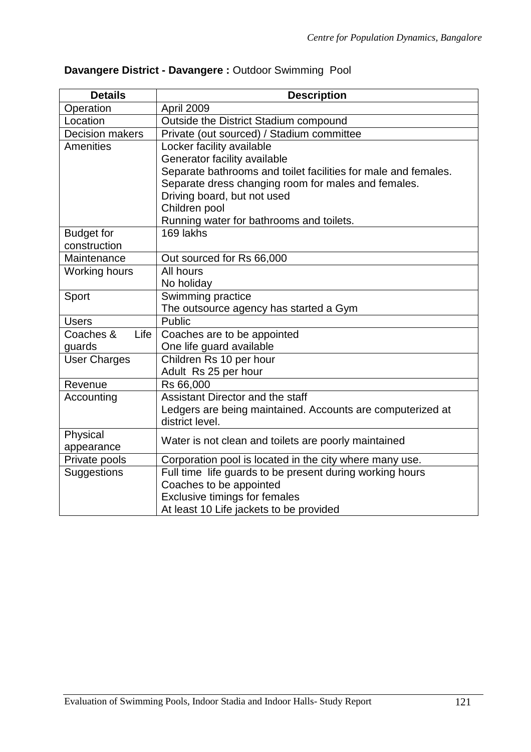**Davangere District - Davangere :** Outdoor Swimming Pool

| Details | Description |
|---|---|
| Operation | April 2009 |
| Location | Outside the District Stadium compound |
| Decision makers | Private (out sourced) / Stadium committee |
| Amenities | Locker facility available<br>Generator facility available<br>Separate bathrooms and toilet facilities for male and females.<br>Separate dress changing room for males and females.<br>Driving board, but not used<br>Children pool<br>Running water for bathrooms and toilets. |
| Budget for construction | 169 lakhs |
| Maintenance | Out sourced for Rs 66,000 |
| Working hours | All hours<br>No holiday |
| Sport | Swimming practice<br>The outsource agency has started a Gym |
| Users | Public |
| Coaches & Life guards | Coaches are to be appointed<br>One life guard available |
| User Charges | Children Rs 10 per hour<br>Adult Rs 25 per hour |
| Revenue | Rs 66,000 |
| Accounting | Assistant Director and the staff<br>Ledgers are being maintained. Accounts are computerized at district level. |
| Physical appearance | Water is not clean and toilets are poorly maintained |
| Private pools | Corporation pool is located in the city where many use. |
| Suggestions | Full time life guards to be present during working hours<br>Coaches to be appointed<br>Exclusive timings for females<br>At least 10 Life jackets to be provided |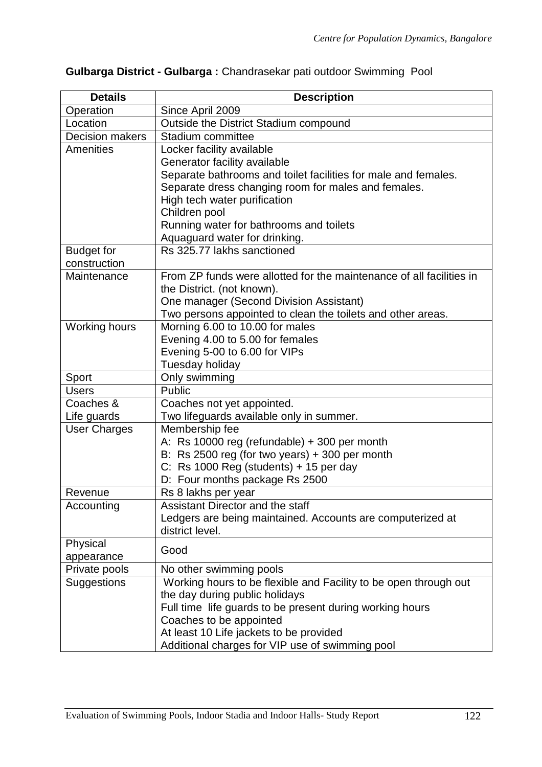**Gulbarga District - Gulbarga :** Chandrasekar pati outdoor Swimming Pool

| Details | Description |
|---|---|
| Operation | Since April 2009 |
| Location | Outside the District Stadium compound |
| Decision makers | Stadium committee |
| Amenities | Locker facility available<br>Generator facility available<br>Separate bathrooms and toilet facilities for male and females.<br>Separate dress changing room for males and females.<br>High tech water purification<br>Children pool<br>Running water for bathrooms and toilets<br>Aquaguard water for drinking. |
| Budget for construction | Rs 325.77 lakhs sanctioned |
| Maintenance | From ZP funds were allotted for the maintenance of all facilities in the District. (not known).<br>One manager (Second Division Assistant)<br>Two persons appointed to clean the toilets and other areas. |
| Working hours | Morning 6.00 to 10.00 for males<br>Evening 4.00 to 5.00 for females<br>Evening 5-00 to 6.00 for VIPs<br>Tuesday holiday |
| Sport | Only swimming |
| Users | Public |
| Coaches & Life guards | Coaches not yet appointed.<br>Two lifeguards available only in summer. |
| User Charges | Membership fee<br>A: Rs 10000 reg (refundable) + 300 per month<br>B: Rs 2500 reg (for two years) + 300 per month<br>C: Rs 1000 Reg (students) + 15 per day<br>D: Four months package Rs 2500 |
| Revenue | Rs 8 lakhs per year |
| Accounting | Assistant Director and the staff<br>Ledgers are being maintained. Accounts are computerized at district level. |
| Physical appearance | Good |
| Private pools | No other swimming pools |
| Suggestions | Working hours to be flexible and Facility to be open through out the day during public holidays<br>Full time life guards to be present during working hours<br>Coaches to be appointed<br>At least 10 Life jackets to be provided<br>Additional charges for VIP use of swimming pool |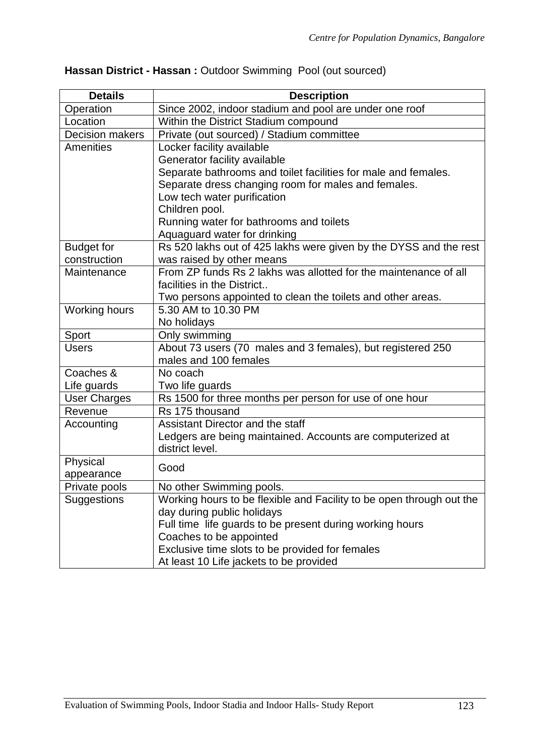**Hassan District - Hassan :** Outdoor Swimming Pool (out sourced)

| Details | Description |
|---|---|
| Operation | Since 2002, indoor stadium and pool are under one roof |
| Location | Within the District Stadium compound |
| Decision makers | Private (out sourced) / Stadium committee |
| Amenities | Locker facility available<br>Generator facility available<br>Separate bathrooms and toilet facilities for male and females.<br>Separate dress changing room for males and females.<br>Low tech water purification<br>Children pool.<br>Running water for bathrooms and toilets<br>Aquaguard water for drinking |
| Budget for construction | Rs 520 lakhs out of 425 lakhs were given by the DYSS and the rest was raised by other means |
| Maintenance | From ZP funds Rs 2 lakhs was allotted for the maintenance of all facilities in the District..<br>Two persons appointed to clean the toilets and other areas. |
| Working hours | 5.30 AM to 10.30 PM<br>No holidays |
| Sport | Only swimming |
| Users | About 73 users (70 males and 3 females), but registered 250 males and 100 females |
| Coaches & Life guards | No coach<br>Two life guards |
| User Charges | Rs 1500 for three months per person for use of one hour |
| Revenue | Rs 175 thousand |
| Accounting | Assistant Director and the staff<br>Ledgers are being maintained. Accounts are computerized at district level. |
| Physical appearance | Good |
| Private pools | No other Swimming pools. |
| Suggestions | Working hours to be flexible and Facility to be open through out the day during public holidays<br>Full time life guards to be present during working hours<br>Coaches to be appointed<br>Exclusive time slots to be provided for females<br>At least 10 Life jackets to be provided |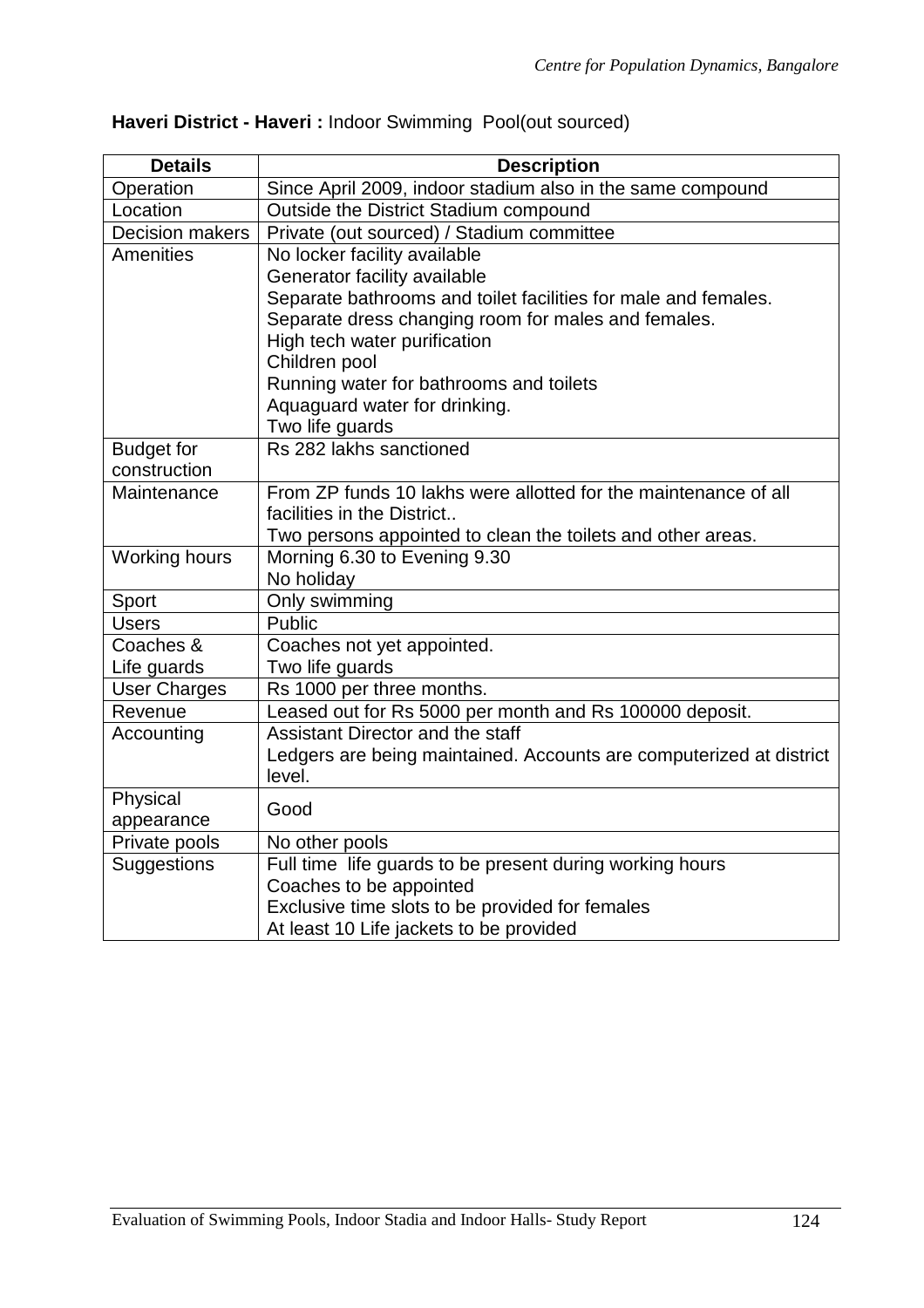**Haveri District - Haveri :** Indoor Swimming Pool(out sourced)

| Details | Description |
|---|---|
| Operation | Since April 2009, indoor stadium also in the same compound |
| Location | Outside the District Stadium compound |
| Decision makers | Private (out sourced) / Stadium committee |
| Amenities | No locker facility available<br>Generator facility available<br>Separate bathrooms and toilet facilities for male and females.<br>Separate dress changing room for males and females.<br>High tech water purification<br>Children pool<br>Running water for bathrooms and toilets<br>Aquaguard water for drinking.<br>Two life guards |
| Budget for construction | Rs 282 lakhs sanctioned |
| Maintenance | From ZP funds 10 lakhs were allotted for the maintenance of all facilities in the District..<br>Two persons appointed to clean the toilets and other areas. |
| Working hours | Morning 6.30 to Evening 9.30<br>No holiday |
| Sport | Only swimming |
| Users | Public |
| Coaches & Life guards | Coaches not yet appointed.<br>Two life guards |
| User Charges | Rs 1000 per three months. |
| Revenue | Leased out for Rs 5000 per month and Rs 100000 deposit. |
| Accounting | Assistant Director and the staff<br>Ledgers are being maintained. Accounts are computerized at district level. |
| Physical appearance | Good |
| Private pools | No other pools |
| Suggestions | Full time life guards to be present during working hours<br>Coaches to be appointed<br>Exclusive time slots to be provided for females<br>At least 10 Life jackets to be provided |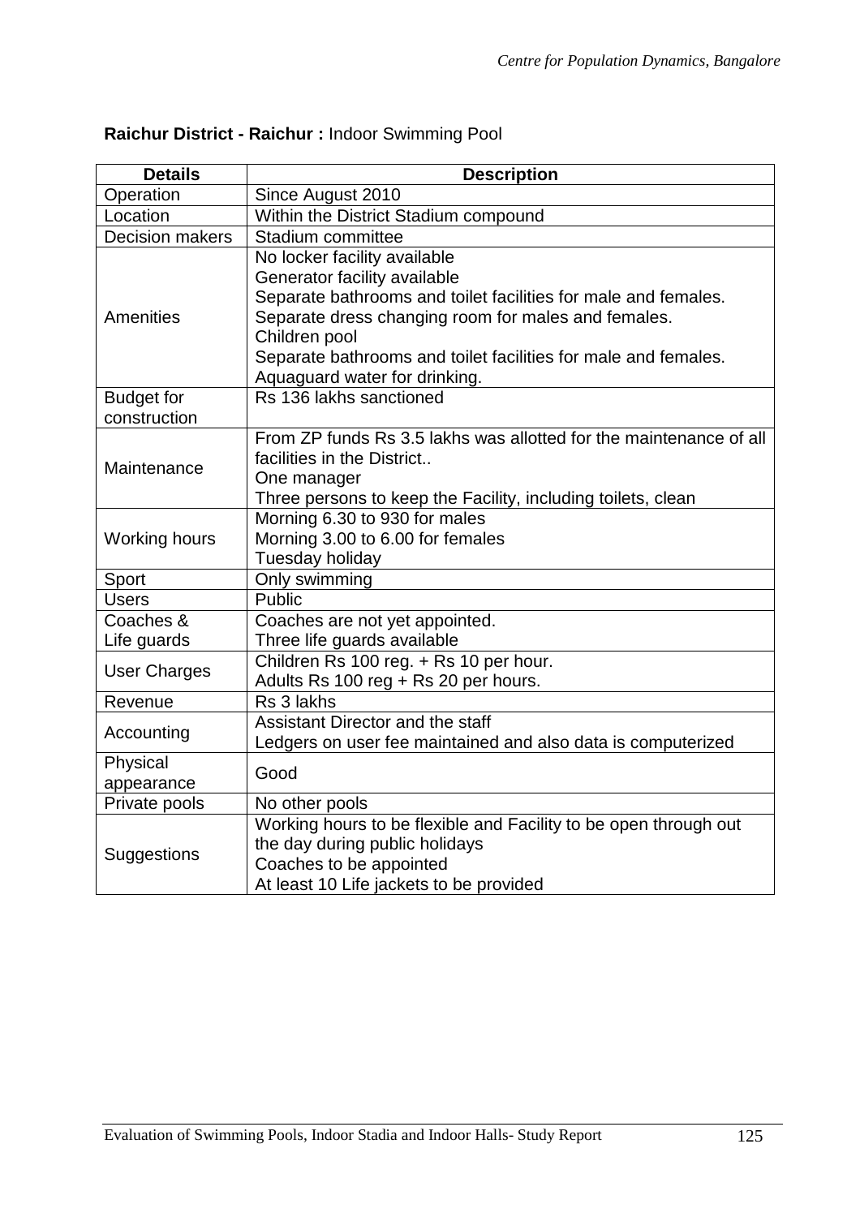**Raichur District - Raichur :** Indoor Swimming Pool

| Details | Description |
|---|---|
| Operation | Since August 2010 |
| Location | Within the District Stadium compound |
| Decision makers | Stadium committee |
| Amenities | No locker facility available<br>Generator facility available<br>Separate bathrooms and toilet facilities for male and females.<br>Separate dress changing room for males and females.<br>Children pool<br>Separate bathrooms and toilet facilities for male and females.<br>Aquaguard water for drinking. |
| Budget for construction | Rs 136 lakhs sanctioned |
| Maintenance | From ZP funds Rs 3.5 lakhs was allotted for the maintenance of all facilities in the District..<br>One manager<br>Three persons to keep the Facility, including toilets, clean |
| Working hours | Morning 6.30 to 930 for males<br>Morning 3.00 to 6.00 for females<br>Tuesday holiday |
| Sport | Only swimming |
| Users | Public |
| Coaches & Life guards | Coaches are not yet appointed.<br>Three life guards available |
| User Charges | Children Rs 100 reg. + Rs 10 per hour.<br>Adults Rs 100 reg + Rs 20 per hours. |
| Revenue | Rs 3 lakhs |
| Accounting | Assistant Director and the staff<br>Ledgers on user fee maintained and also data is computerized |
| Physical appearance | Good |
| Private pools | No other pools |
| Suggestions | Working hours to be flexible and Facility to be open through out the day during public holidays<br>Coaches to be appointed<br>At least 10 Life jackets to be provided |